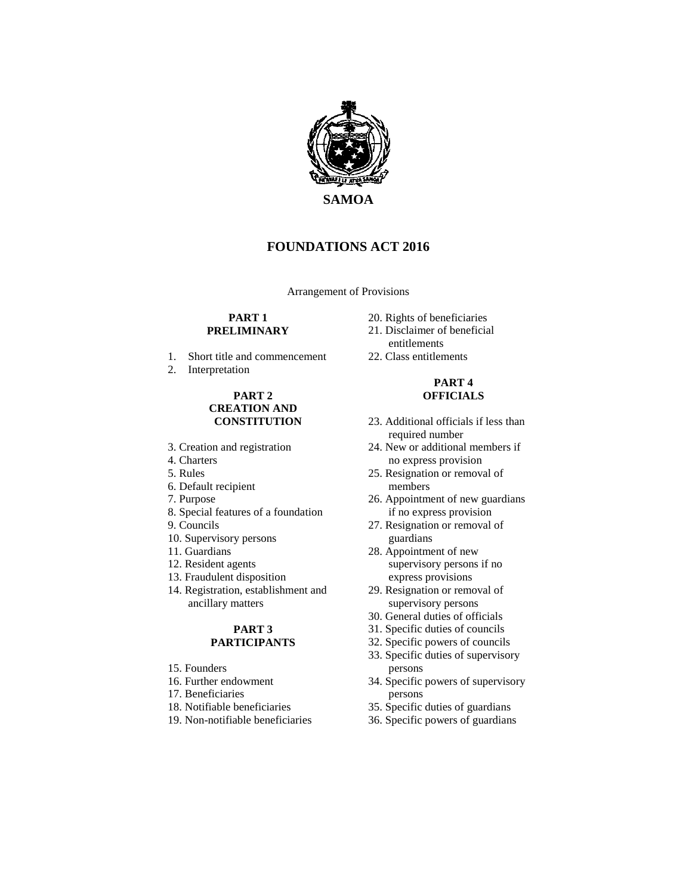**SAMOA**

# FOUNDATIONS ACT 2016

Arrangement of Provisions

**PART 1**
**PRELIMINARY**

1. Short title and commencement
2. Interpretation

**PART 2**
**CREATION AND CONSTITUTION**

3. Creation and registration
4. Charters
5. Rules
6. Default recipient
7. Purpose
8. Special features of a foundation
9. Councils
10. Supervisory persons
11. Guardians
12. Resident agents
13. Fraudulent disposition
14. Registration, establishment and ancillary matters

**PART 3**
**PARTICIPANTS**

15. Founders
16. Further endowment
17. Beneficiaries
18. Notifiable beneficiaries
19. Non-notifiable beneficiaries
20. Rights of beneficiaries
21. Disclaimer of beneficial entitlements
22. Class entitlements

**PART 4**
**OFFICIALS**

23. Additional officials if less than required number
24. New or additional members if no express provision
25. Resignation or removal of members
26. Appointment of new guardians if no express provision
27. Resignation or removal of guardians
28. Appointment of new supervisory persons if no express provisions
29. Resignation or removal of supervisory persons
30. General duties of officials
31. Specific duties of councils
32. Specific powers of councils
33. Specific duties of supervisory persons
34. Specific powers of supervisory persons
35. Specific duties of guardians
36. Specific powers of guardians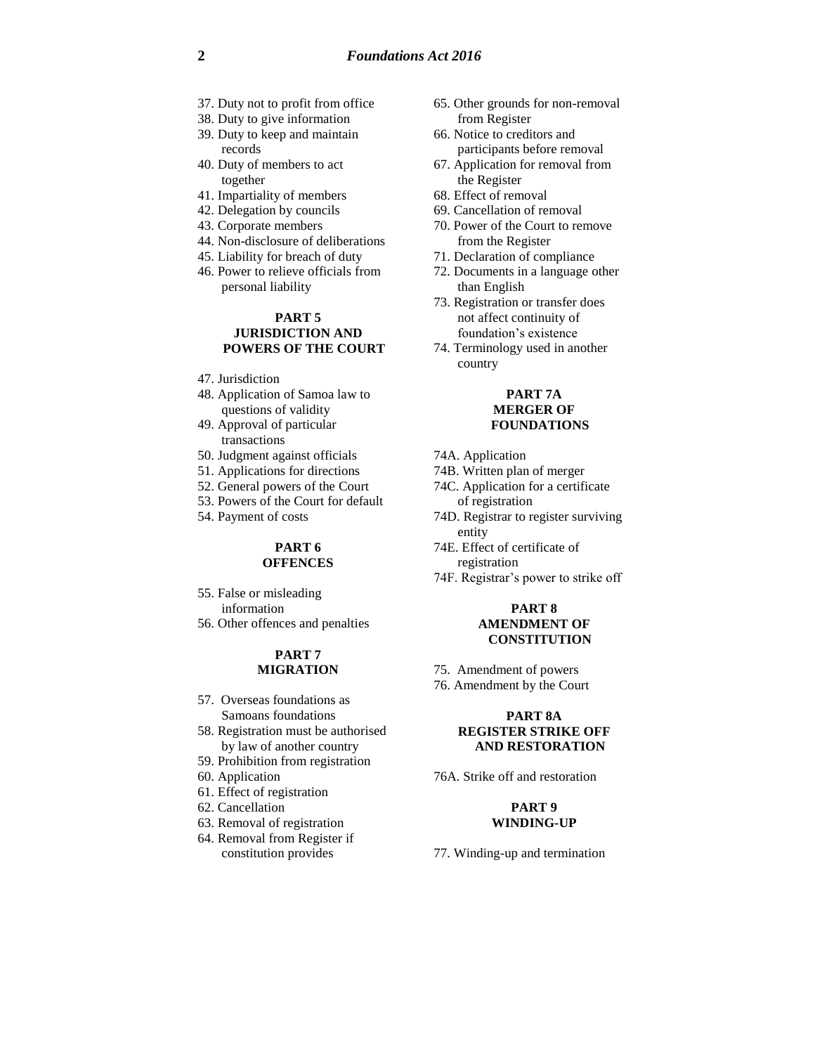37. Duty not to profit from office
38. Duty to give information
39. Duty to keep and maintain records
40. Duty of members to act together
41. Impartiality of members
42. Delegation by councils
43. Corporate members
44. Non-disclosure of deliberations
45. Liability for breach of duty
46. Power to relieve officials from personal liability

**PART 5**
**JURISDICTION AND POWERS OF THE COURT**

47. Jurisdiction
48. Application of Samoa law to questions of validity
49. Approval of particular transactions
50. Judgment against officials
51. Applications for directions
52. General powers of the Court
53. Powers of the Court for default
54. Payment of costs

**PART 6**
**OFFENCES**

55. False or misleading information
56. Other offences and penalties

**PART 7**
**MIGRATION**

57. Overseas foundations as Samoans foundations
58. Registration must be authorised by law of another country
59. Prohibition from registration
60. Application
61. Effect of registration
62. Cancellation
63. Removal of registration
64. Removal from Register if constitution provides
65. Other grounds for non-removal from Register
66. Notice to creditors and participants before removal
67. Application for removal from the Register
68. Effect of removal
69. Cancellation of removal
70. Power of the Court to remove from the Register
71. Declaration of compliance
72. Documents in a language other than English
73. Registration or transfer does not affect continuity of foundation's existence
74. Terminology used in another country

**PART 7A**
**MERGER OF FOUNDATIONS**

74A. Application
74B. Written plan of merger
74C. Application for a certificate of registration
74D. Registrar to register surviving entity
74E. Effect of certificate of registration
74F. Registrar's power to strike off

**PART 8**
**AMENDMENT OF CONSTITUTION**

75. Amendment of powers
76. Amendment by the Court

**PART 8A**
**REGISTER STRIKE OFF AND RESTORATION**

76A. Strike off and restoration

**PART 9**
**WINDING-UP**

77. Winding-up and termination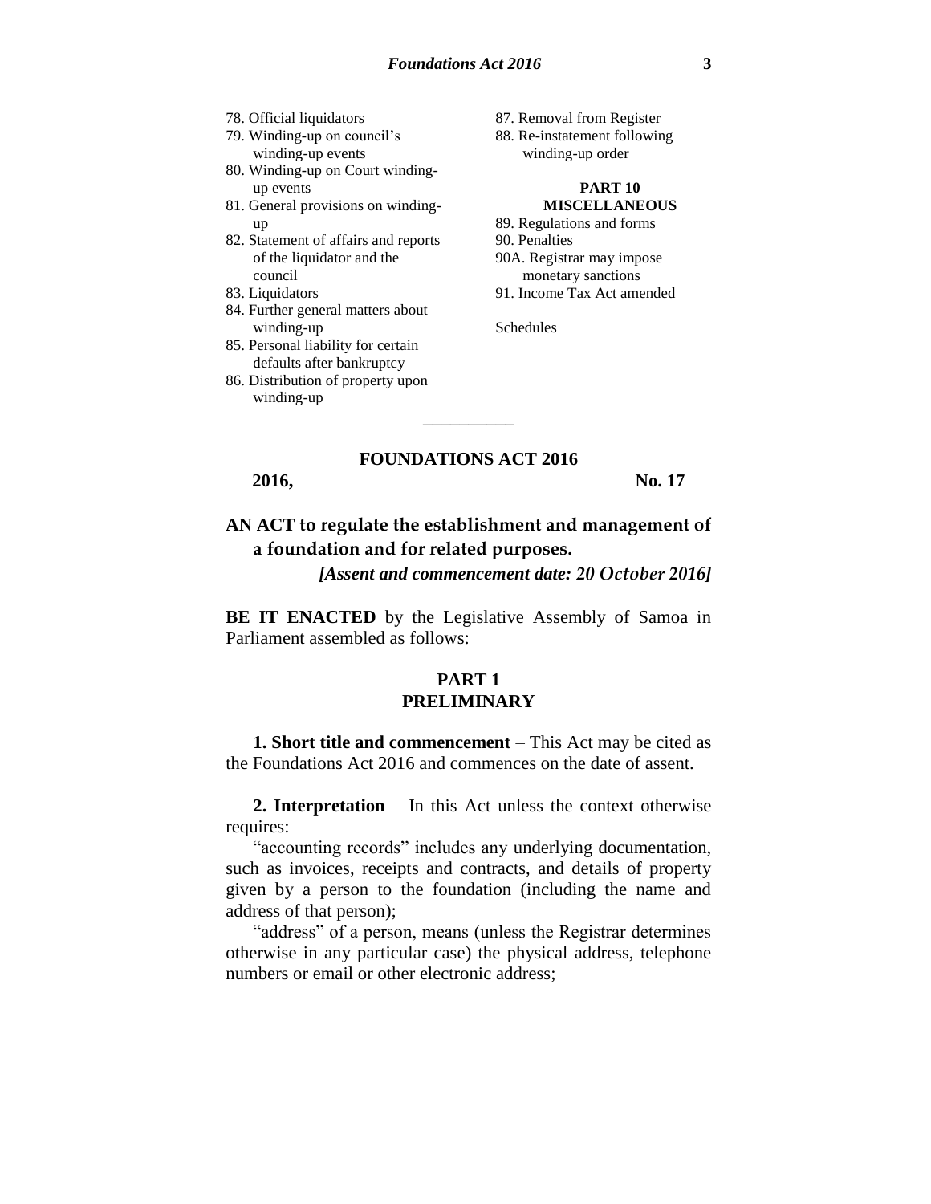78. Official liquidators
79. Winding-up on council's winding-up events
80. Winding-up on Court winding-up events
81. General provisions on winding-up
82. Statement of affairs and reports of the liquidator and the council
83. Liquidators
84. Further general matters about winding-up
85. Personal liability for certain defaults after bankruptcy
86. Distribution of property upon winding-up
87. Removal from Register
88. Re-instatement following winding-up order

**PART 10**
**MISCELLANEOUS**

89. Regulations and forms
90. Penalties
90A. Registrar may impose monetary sanctions
91. Income Tax Act amended

Schedules

---

# FOUNDATIONS ACT 2016

**2016, No. 17**

**AN ACT to regulate the establishment and management of a foundation and for related purposes.**

***[Assent and commencement date: 20 October 2016]***

**BE IT ENACTED** by the Legislative Assembly of Samoa in Parliament assembled as follows:

## PART 1
## PRELIMINARY

**1. Short title and commencement** – This Act may be cited as the Foundations Act 2016 and commences on the date of assent.

**2. Interpretation** – In this Act unless the context otherwise requires:

"accounting records" includes any underlying documentation, such as invoices, receipts and contracts, and details of property given by a person to the foundation (including the name and address of that person);

"address" of a person, means (unless the Registrar determines otherwise in any particular case) the physical address, telephone numbers or email or other electronic address;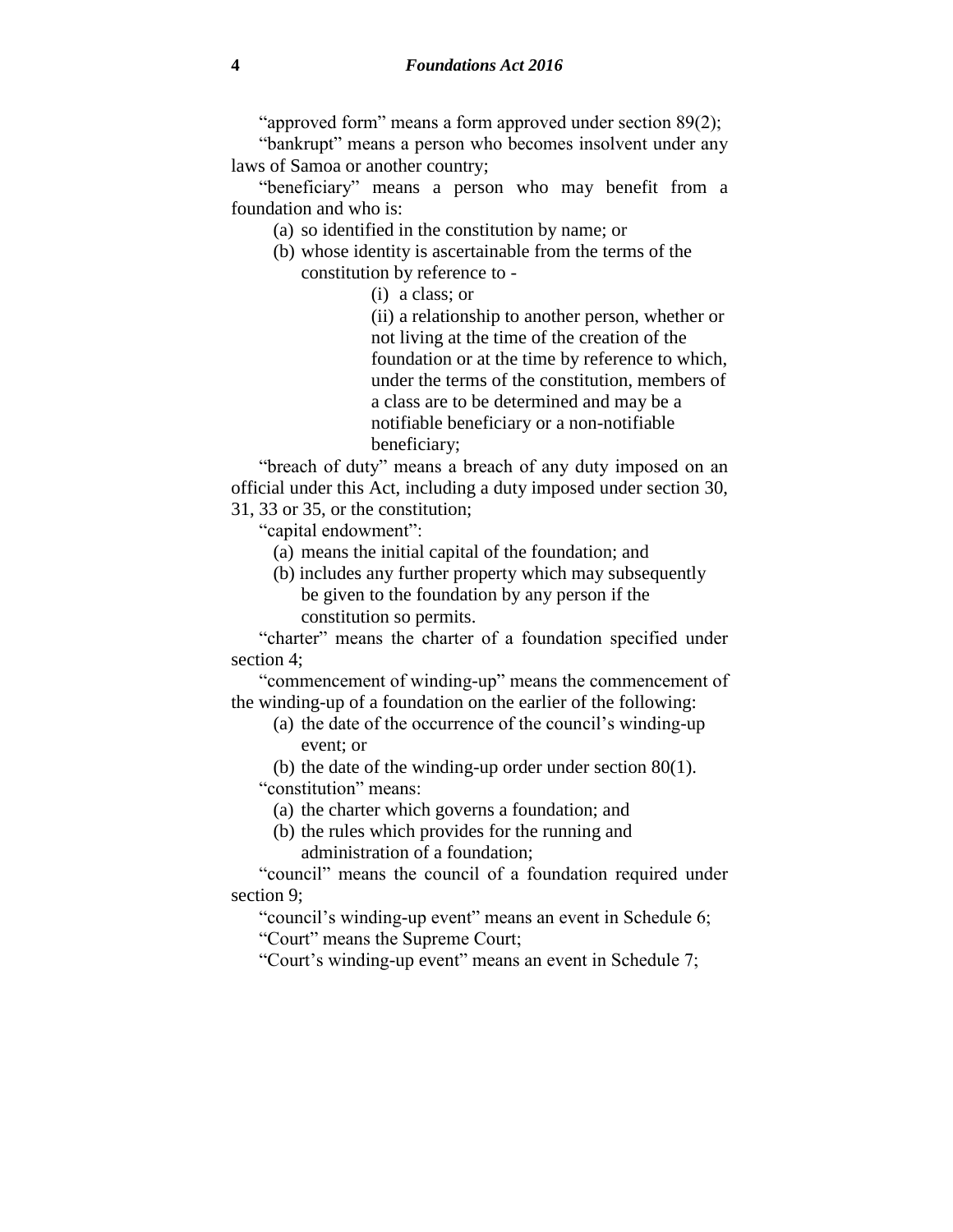"approved form" means a form approved under section 89(2);

"bankrupt" means a person who becomes insolvent under any laws of Samoa or another country;

"beneficiary" means a person who may benefit from a foundation and who is:

(a) so identified in the constitution by name; or

(b) whose identity is ascertainable from the terms of the constitution by reference to -

(i) a class; or

(ii) a relationship to another person, whether or not living at the time of the creation of the foundation or at the time by reference to which, under the terms of the constitution, members of a class are to be determined and may be a notifiable beneficiary or a non-notifiable beneficiary;

"breach of duty" means a breach of any duty imposed on an official under this Act, including a duty imposed under section 30, 31, 33 or 35, or the constitution;

"capital endowment":

(a) means the initial capital of the foundation; and

(b) includes any further property which may subsequently be given to the foundation by any person if the constitution so permits.

"charter" means the charter of a foundation specified under section 4;

"commencement of winding-up" means the commencement of the winding-up of a foundation on the earlier of the following:

(a) the date of the occurrence of the council's winding-up event; or

(b) the date of the winding-up order under section 80(1).

"constitution" means:

(a) the charter which governs a foundation; and

(b) the rules which provides for the running and administration of a foundation;

"council" means the council of a foundation required under section 9;

"council's winding-up event" means an event in Schedule 6;

"Court" means the Supreme Court;

"Court's winding-up event" means an event in Schedule 7;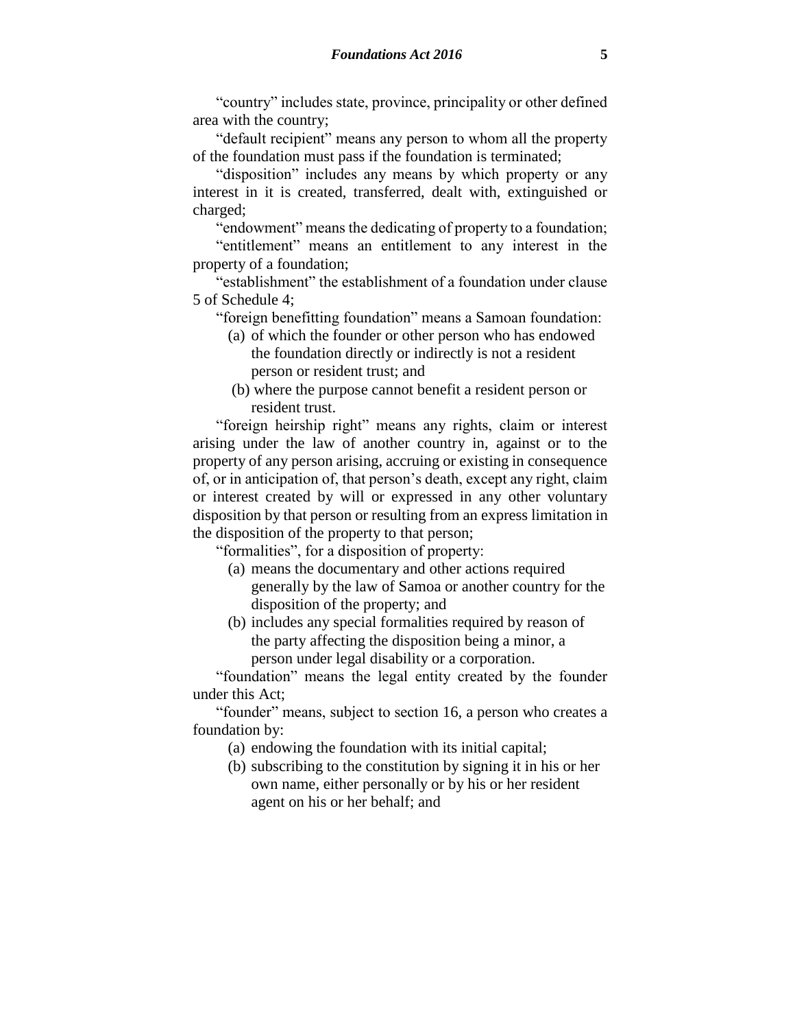"country" includes state, province, principality or other defined area with the country;

"default recipient" means any person to whom all the property of the foundation must pass if the foundation is terminated;

"disposition" includes any means by which property or any interest in it is created, transferred, dealt with, extinguished or charged;

"endowment" means the dedicating of property to a foundation;

"entitlement" means an entitlement to any interest in the property of a foundation;

"establishment" the establishment of a foundation under clause 5 of Schedule 4;

"foreign benefitting foundation" means a Samoan foundation:

(a) of which the founder or other person who has endowed the foundation directly or indirectly is not a resident person or resident trust; and

(b) where the purpose cannot benefit a resident person or resident trust.

"foreign heirship right" means any rights, claim or interest arising under the law of another country in, against or to the property of any person arising, accruing or existing in consequence of, or in anticipation of, that person's death, except any right, claim or interest created by will or expressed in any other voluntary disposition by that person or resulting from an express limitation in the disposition of the property to that person;

"formalities", for a disposition of property:

(a) means the documentary and other actions required generally by the law of Samoa or another country for the disposition of the property; and

(b) includes any special formalities required by reason of the party affecting the disposition being a minor, a person under legal disability or a corporation.

"foundation" means the legal entity created by the founder under this Act;

"founder" means, subject to section 16, a person who creates a foundation by:

(a) endowing the foundation with its initial capital;

(b) subscribing to the constitution by signing it in his or her own name, either personally or by his or her resident agent on his or her behalf; and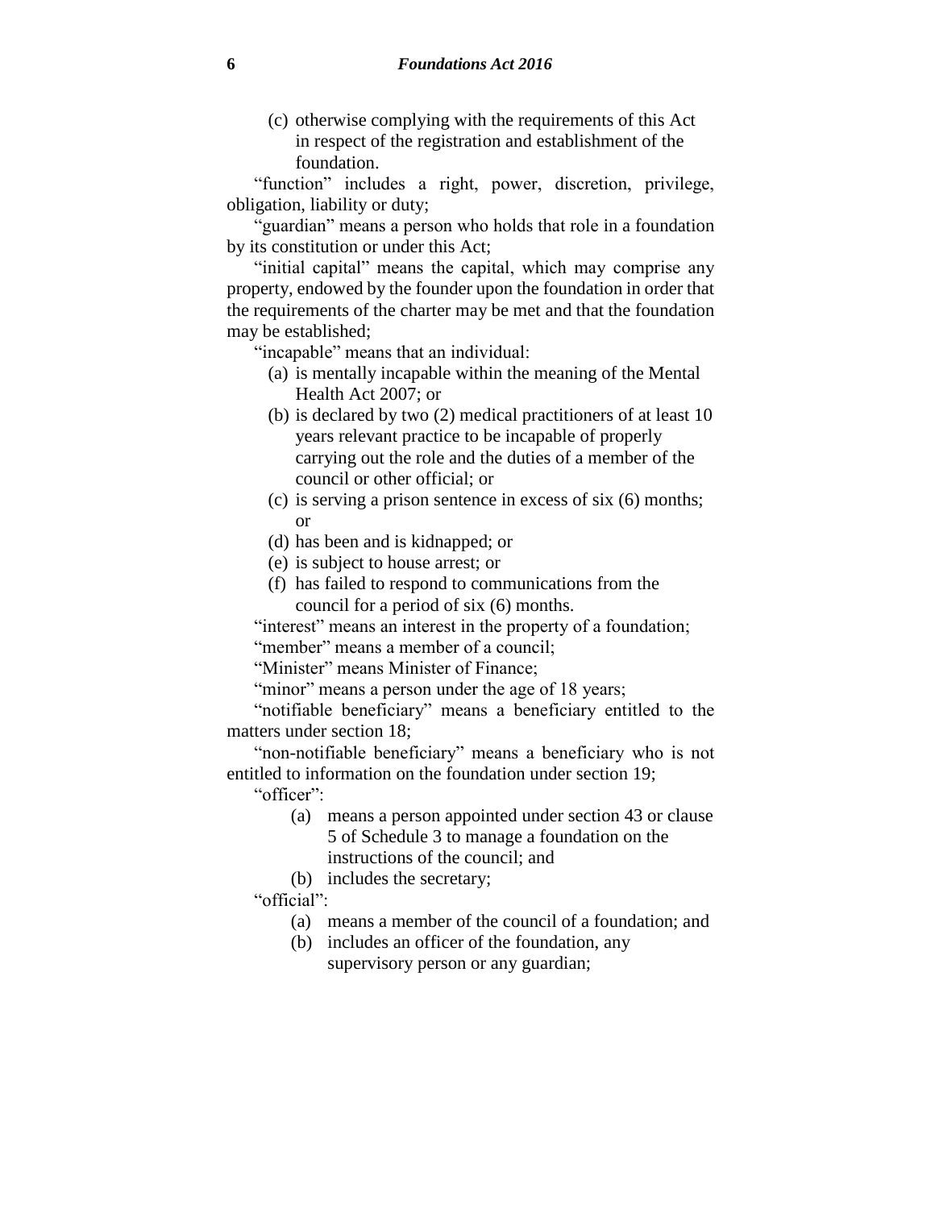(c) otherwise complying with the requirements of this Act in respect of the registration and establishment of the foundation.

"function" includes a right, power, discretion, privilege, obligation, liability or duty;

"guardian" means a person who holds that role in a foundation by its constitution or under this Act;

"initial capital" means the capital, which may comprise any property, endowed by the founder upon the foundation in order that the requirements of the charter may be met and that the foundation may be established;

"incapable" means that an individual:

(a) is mentally incapable within the meaning of the Mental Health Act 2007; or

(b) is declared by two (2) medical practitioners of at least 10 years relevant practice to be incapable of properly carrying out the role and the duties of a member of the council or other official; or

(c) is serving a prison sentence in excess of six (6) months; or

(d) has been and is kidnapped; or

(e) is subject to house arrest; or

(f) has failed to respond to communications from the council for a period of six (6) months.

"interest" means an interest in the property of a foundation;

"member" means a member of a council;

"Minister" means Minister of Finance;

"minor" means a person under the age of 18 years;

"notifiable beneficiary" means a beneficiary entitled to the matters under section 18;

"non-notifiable beneficiary" means a beneficiary who is not entitled to information on the foundation under section 19;

"officer":

(a) means a person appointed under section 43 or clause 5 of Schedule 3 to manage a foundation on the instructions of the council; and

(b) includes the secretary;

"official":

(a) means a member of the council of a foundation; and

(b) includes an officer of the foundation, any supervisory person or any guardian;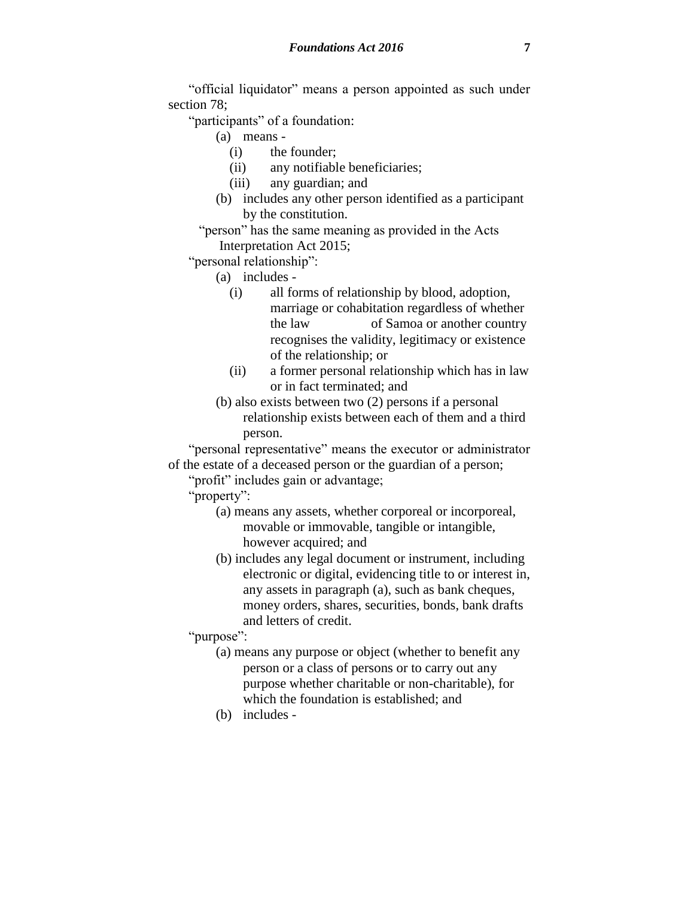"official liquidator" means a person appointed as such under section 78;

"participants" of a foundation:

(a) means -
   (i) the founder;
   (ii) any notifiable beneficiaries;
   (iii) any guardian; and

(b) includes any other person identified as a participant by the constitution.

"person" has the same meaning as provided in the Acts Interpretation Act 2015;

"personal relationship":

(a) includes -
   (i) all forms of relationship by blood, adoption, marriage or cohabitation regardless of whether the law of Samoa or another country recognises the validity, legitimacy or existence of the relationship; or
   (ii) a former personal relationship which has in law or in fact terminated; and

(b) also exists between two (2) persons if a personal relationship exists between each of them and a third person.

"personal representative" means the executor or administrator of the estate of a deceased person or the guardian of a person;

"profit" includes gain or advantage;

"property":

(a) means any assets, whether corporeal or incorporeal, movable or immovable, tangible or intangible, however acquired; and

(b) includes any legal document or instrument, including electronic or digital, evidencing title to or interest in, any assets in paragraph (a), such as bank cheques, money orders, shares, securities, bonds, bank drafts and letters of credit.

"purpose":

(a) means any purpose or object (whether to benefit any person or a class of persons or to carry out any purpose whether charitable or non-charitable), for which the foundation is established; and

(b) includes -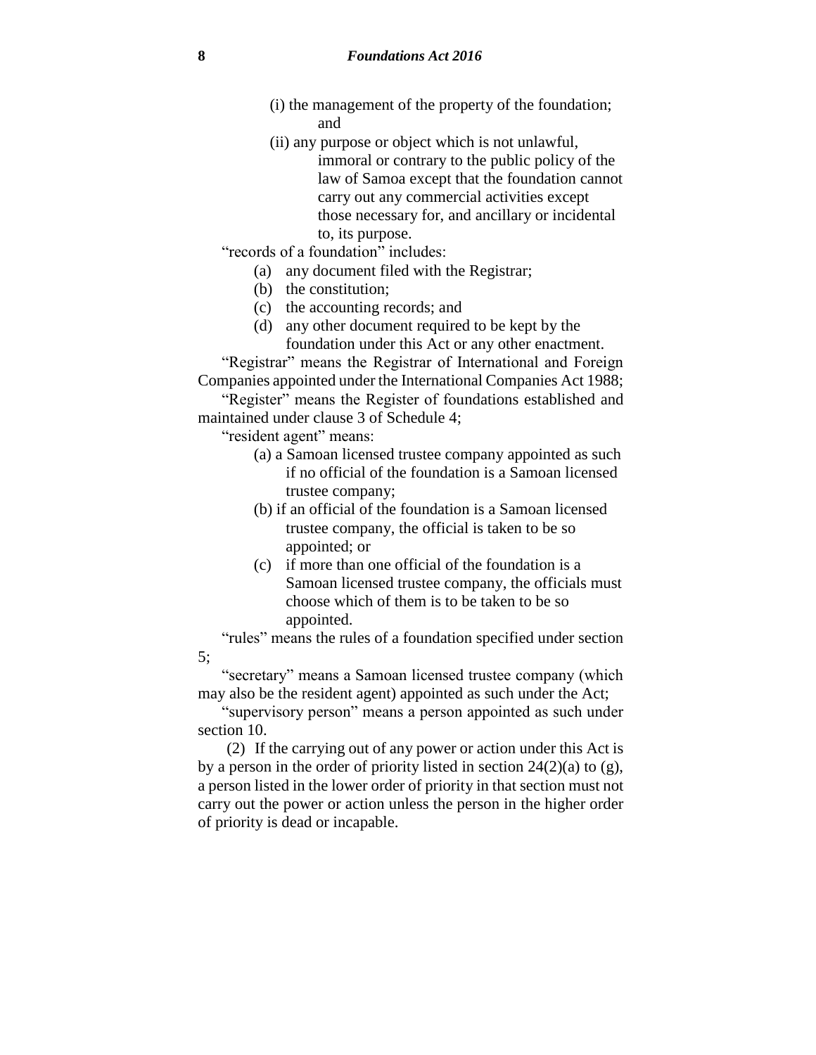(i) the management of the property of the foundation; and

(ii) any purpose or object which is not unlawful, immoral or contrary to the public policy of the law of Samoa except that the foundation cannot carry out any commercial activities except those necessary for, and ancillary or incidental to, its purpose.

"records of a foundation" includes:

(a) any document filed with the Registrar;

(b) the constitution;

(c) the accounting records; and

(d) any other document required to be kept by the foundation under this Act or any other enactment.

"Registrar" means the Registrar of International and Foreign Companies appointed under the International Companies Act 1988;

"Register" means the Register of foundations established and maintained under clause 3 of Schedule 4;

"resident agent" means:

(a) a Samoan licensed trustee company appointed as such if no official of the foundation is a Samoan licensed trustee company;

(b) if an official of the foundation is a Samoan licensed trustee company, the official is taken to be so appointed; or

(c) if more than one official of the foundation is a Samoan licensed trustee company, the officials must choose which of them is to be taken to be so appointed.

"rules" means the rules of a foundation specified under section 5;

"secretary" means a Samoan licensed trustee company (which may also be the resident agent) appointed as such under the Act;

"supervisory person" means a person appointed as such under section 10.

(2) If the carrying out of any power or action under this Act is by a person in the order of priority listed in section 24(2)(a) to (g), a person listed in the lower order of priority in that section must not carry out the power or action unless the person in the higher order of priority is dead or incapable.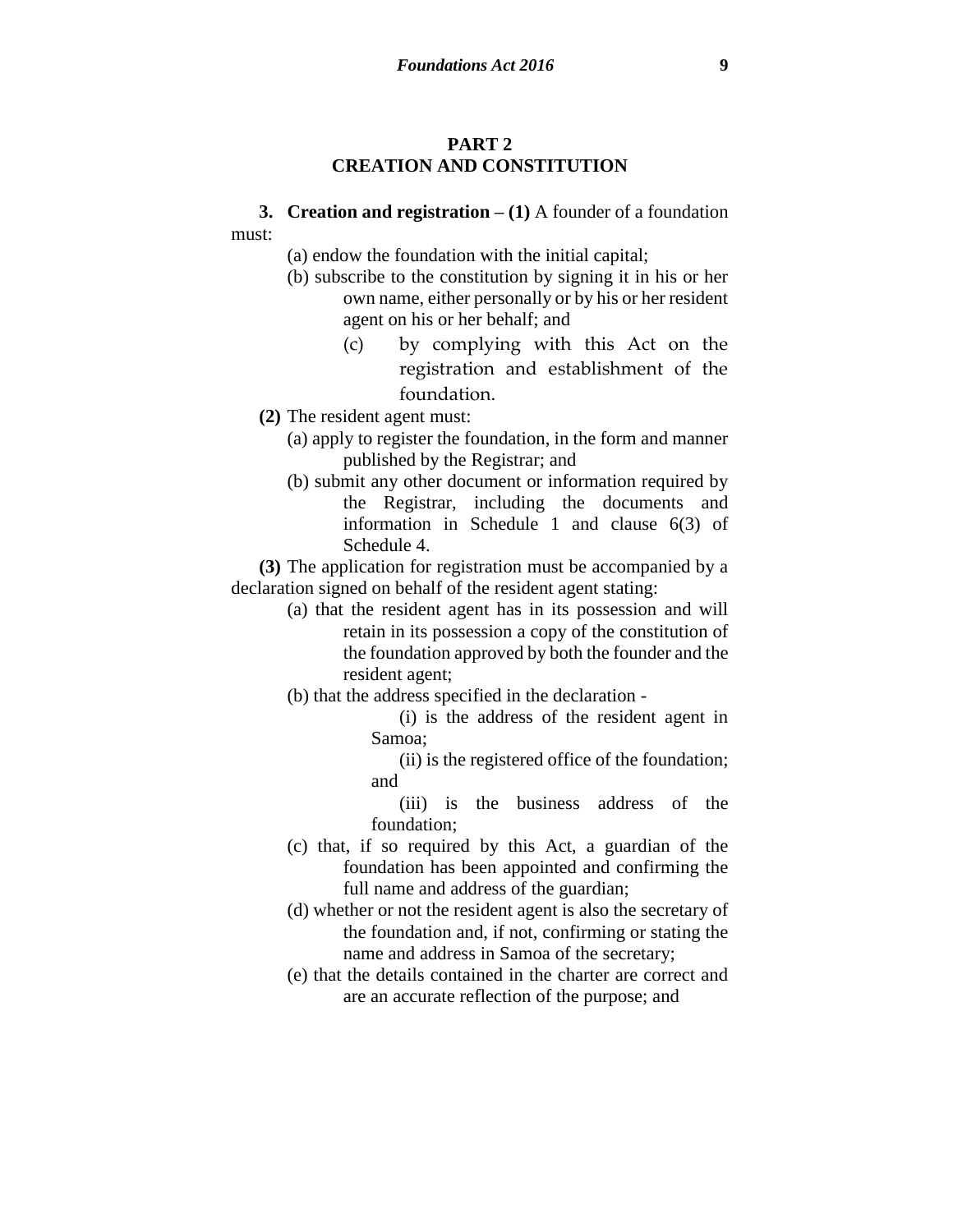## PART 2
## CREATION AND CONSTITUTION

**3. Creation and registration – (1)** A founder of a foundation must:

(a) endow the foundation with the initial capital;

(b) subscribe to the constitution by signing it in his or her own name, either personally or by his or her resident agent on his or her behalf; and

(c) by complying with this Act on the registration and establishment of the foundation.

**(2)** The resident agent must:

(a) apply to register the foundation, in the form and manner published by the Registrar; and

(b) submit any other document or information required by the Registrar, including the documents and information in Schedule 1 and clause 6(3) of Schedule 4.

**(3)** The application for registration must be accompanied by a declaration signed on behalf of the resident agent stating:

(a) that the resident agent has in its possession and will retain in its possession a copy of the constitution of the foundation approved by both the founder and the resident agent;

(b) that the address specified in the declaration -

(i) is the address of the resident agent in Samoa;

(ii) is the registered office of the foundation; and

(iii) is the business address of the foundation;

(c) that, if so required by this Act, a guardian of the foundation has been appointed and confirming the full name and address of the guardian;

(d) whether or not the resident agent is also the secretary of the foundation and, if not, confirming or stating the name and address in Samoa of the secretary;

(e) that the details contained in the charter are correct and are an accurate reflection of the purpose; and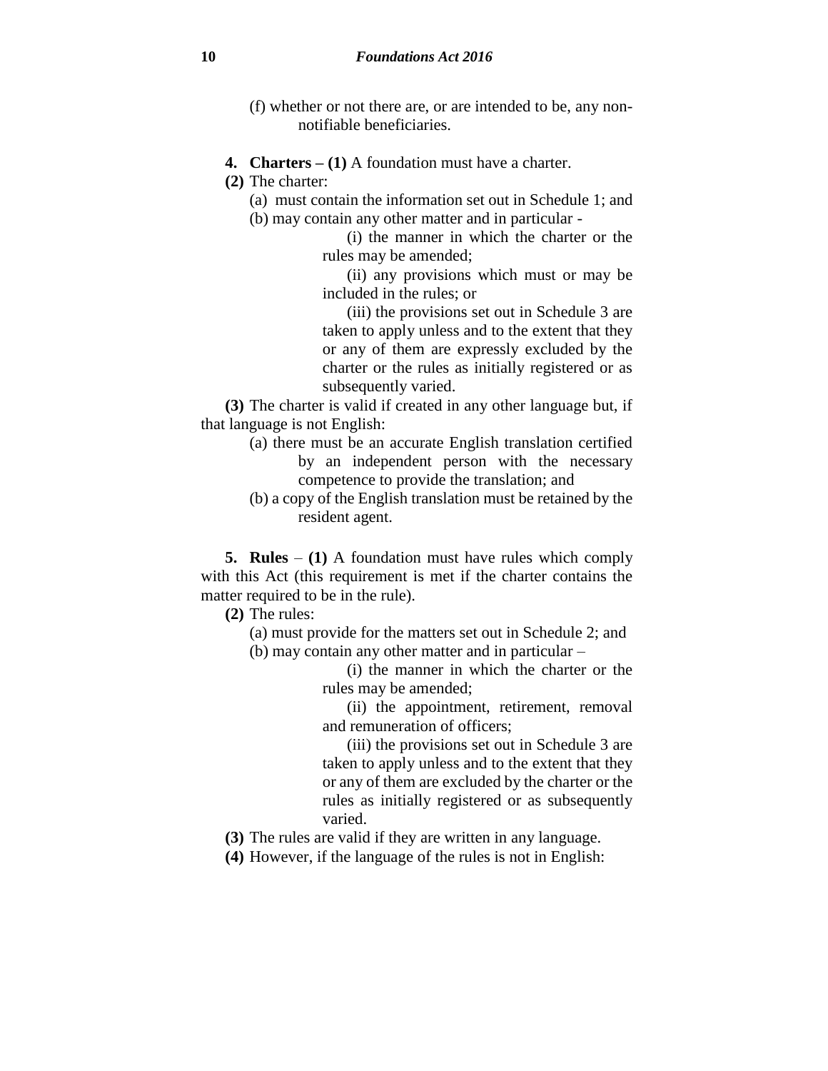(f) whether or not there are, or are intended to be, any non-notifiable beneficiaries.

**4. Charters – (1)** A foundation must have a charter.

**(2)** The charter:

(a) must contain the information set out in Schedule 1; and

(b) may contain any other matter and in particular -

(i) the manner in which the charter or the rules may be amended;

(ii) any provisions which must or may be included in the rules; or

(iii) the provisions set out in Schedule 3 are taken to apply unless and to the extent that they or any of them are expressly excluded by the charter or the rules as initially registered or as subsequently varied.

**(3)** The charter is valid if created in any other language but, if that language is not English:

(a) there must be an accurate English translation certified by an independent person with the necessary competence to provide the translation; and

(b) a copy of the English translation must be retained by the resident agent.

**5. Rules** – **(1)** A foundation must have rules which comply with this Act (this requirement is met if the charter contains the matter required to be in the rule).

**(2)** The rules:

(a) must provide for the matters set out in Schedule 2; and

(b) may contain any other matter and in particular –

(i) the manner in which the charter or the rules may be amended;

(ii) the appointment, retirement, removal and remuneration of officers;

(iii) the provisions set out in Schedule 3 are taken to apply unless and to the extent that they or any of them are excluded by the charter or the rules as initially registered or as subsequently varied.

**(3)** The rules are valid if they are written in any language.

**(4)** However, if the language of the rules is not in English: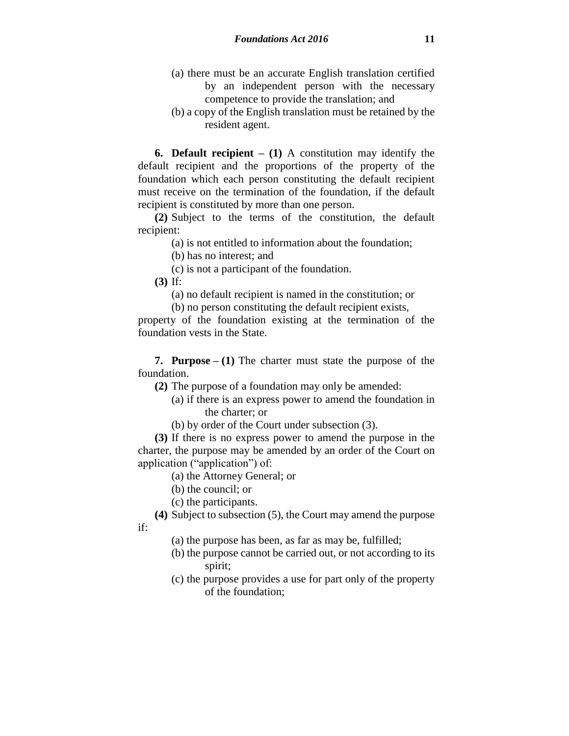(a) there must be an accurate English translation certified by an independent person with the necessary competence to provide the translation; and

(b) a copy of the English translation must be retained by the resident agent.

**6. Default recipient – (1)** A constitution may identify the default recipient and the proportions of the property of the foundation which each person constituting the default recipient must receive on the termination of the foundation, if the default recipient is constituted by more than one person.

**(2)** Subject to the terms of the constitution, the default recipient:

(a) is not entitled to information about the foundation;

(b) has no interest; and

(c) is not a participant of the foundation.

**(3)** If:

(a) no default recipient is named in the constitution; or

(b) no person constituting the default recipient exists,

property of the foundation existing at the termination of the foundation vests in the State.

**7. Purpose – (1)** The charter must state the purpose of the foundation.

**(2)** The purpose of a foundation may only be amended:

(a) if there is an express power to amend the foundation in the charter; or

(b) by order of the Court under subsection (3).

**(3)** If there is no express power to amend the purpose in the charter, the purpose may be amended by an order of the Court on application ("application") of:

(a) the Attorney General; or

(b) the council; or

(c) the participants.

**(4)** Subject to subsection (5), the Court may amend the purpose if:

(a) the purpose has been, as far as may be, fulfilled;

(b) the purpose cannot be carried out, or not according to its spirit;

(c) the purpose provides a use for part only of the property of the foundation;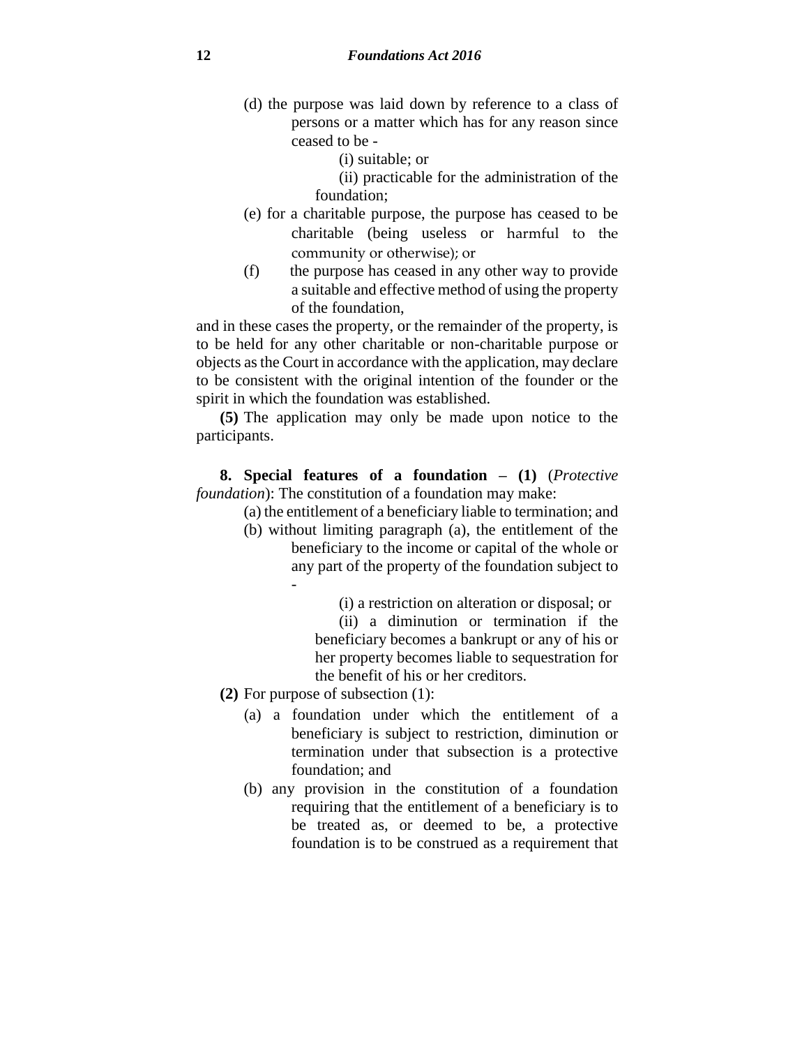(d) the purpose was laid down by reference to a class of persons or a matter which has for any reason since ceased to be -

(i) suitable; or

(ii) practicable for the administration of the foundation;

(e) for a charitable purpose, the purpose has ceased to be charitable (being useless or harmful to the community or otherwise); or

(f) the purpose has ceased in any other way to provide a suitable and effective method of using the property of the foundation,

and in these cases the property, or the remainder of the property, is to be held for any other charitable or non-charitable purpose or objects as the Court in accordance with the application, may declare to be consistent with the original intention of the founder or the spirit in which the foundation was established.

**(5)** The application may only be made upon notice to the participants.

**8. Special features of a foundation – (1)** (*Protective foundation*): The constitution of a foundation may make:

(a) the entitlement of a beneficiary liable to termination; and

(b) without limiting paragraph (a), the entitlement of the beneficiary to the income or capital of the whole or any part of the property of the foundation subject to -

(i) a restriction on alteration or disposal; or

(ii) a diminution or termination if the beneficiary becomes a bankrupt or any of his or her property becomes liable to sequestration for the benefit of his or her creditors.

**(2)** For purpose of subsection (1):

(a) a foundation under which the entitlement of a beneficiary is subject to restriction, diminution or termination under that subsection is a protective foundation; and

(b) any provision in the constitution of a foundation requiring that the entitlement of a beneficiary is to be treated as, or deemed to be, a protective foundation is to be construed as a requirement that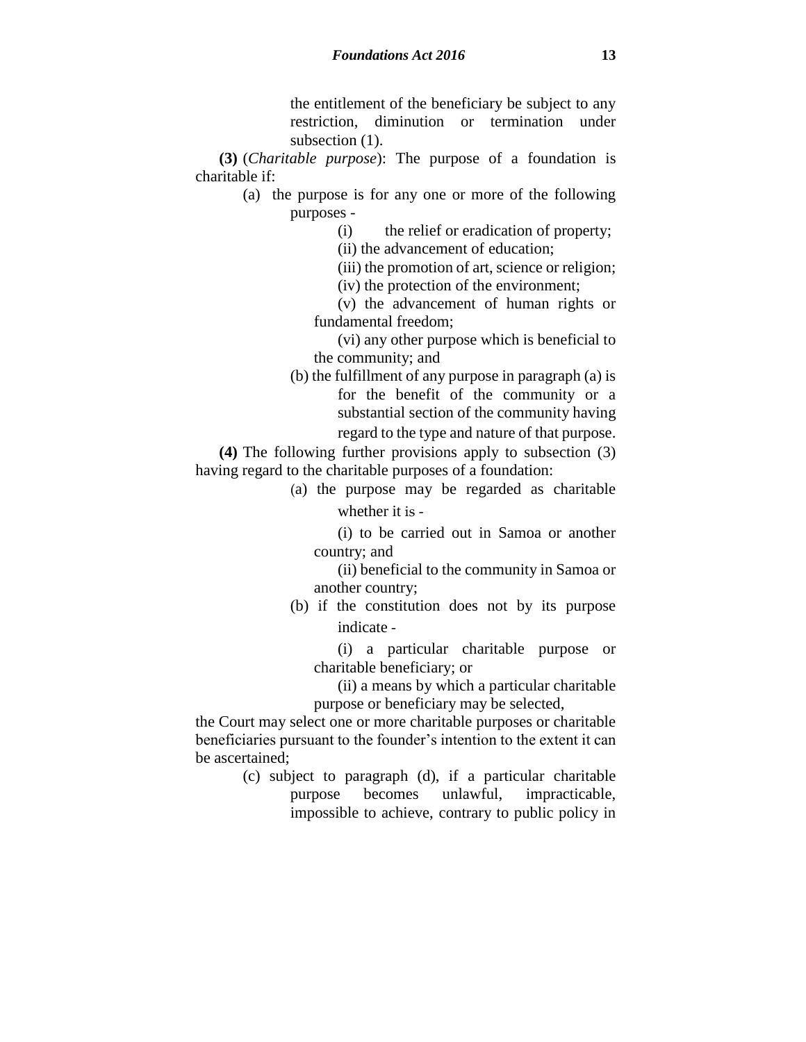the entitlement of the beneficiary be subject to any restriction, diminution or termination under subsection (1).

**(3)** (*Charitable purpose*): The purpose of a foundation is charitable if:

(a) the purpose is for any one or more of the following purposes -

(i) the relief or eradication of property;

(ii) the advancement of education;

(iii) the promotion of art, science or religion;

(iv) the protection of the environment;

(v) the advancement of human rights or fundamental freedom;

(vi) any other purpose which is beneficial to the community; and

(b) the fulfillment of any purpose in paragraph (a) is for the benefit of the community or a substantial section of the community having regard to the type and nature of that purpose.

**(4)** The following further provisions apply to subsection (3) having regard to the charitable purposes of a foundation:

(a) the purpose may be regarded as charitable whether it is -

(i) to be carried out in Samoa or another country; and

(ii) beneficial to the community in Samoa or another country;

(b) if the constitution does not by its purpose indicate -

(i) a particular charitable purpose or charitable beneficiary; or

(ii) a means by which a particular charitable purpose or beneficiary may be selected,

the Court may select one or more charitable purposes or charitable beneficiaries pursuant to the founder's intention to the extent it can be ascertained;

(c) subject to paragraph (d), if a particular charitable purpose becomes unlawful, impracticable, impossible to achieve, contrary to public policy in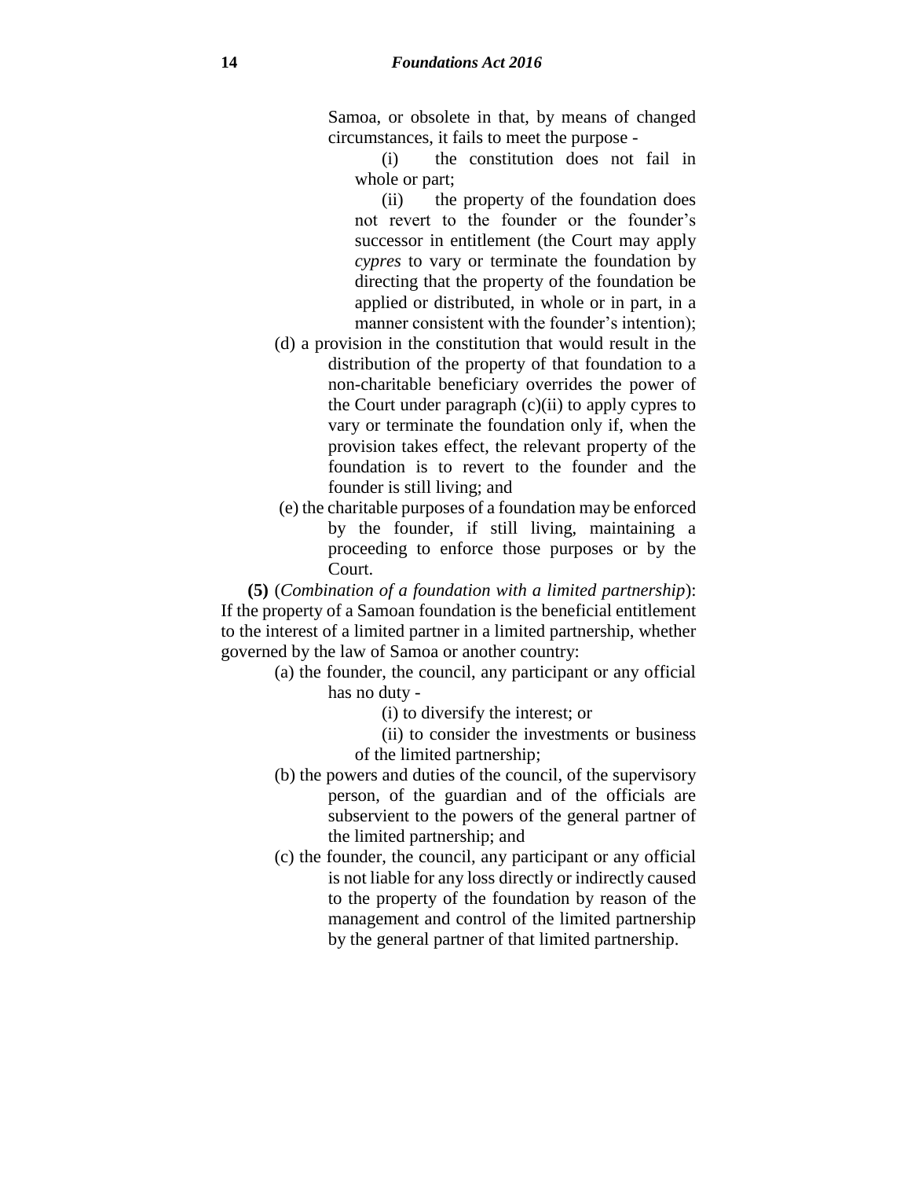Samoa, or obsolete in that, by means of changed circumstances, it fails to meet the purpose -

(i) the constitution does not fail in whole or part;

(ii) the property of the foundation does not revert to the founder or the founder's successor in entitlement (the Court may apply *cypres* to vary or terminate the foundation by directing that the property of the foundation be applied or distributed, in whole or in part, in a manner consistent with the founder's intention);

(d) a provision in the constitution that would result in the distribution of the property of that foundation to a non-charitable beneficiary overrides the power of the Court under paragraph (c)(ii) to apply cypres to vary or terminate the foundation only if, when the provision takes effect, the relevant property of the foundation is to revert to the founder and the founder is still living; and

(e) the charitable purposes of a foundation may be enforced by the founder, if still living, maintaining a proceeding to enforce those purposes or by the Court.

**(5)** (*Combination of a foundation with a limited partnership*): If the property of a Samoan foundation is the beneficial entitlement to the interest of a limited partner in a limited partnership, whether governed by the law of Samoa or another country:

(a) the founder, the council, any participant or any official has no duty -

(i) to diversify the interest; or

(ii) to consider the investments or business of the limited partnership;

(b) the powers and duties of the council, of the supervisory person, of the guardian and of the officials are subservient to the powers of the general partner of the limited partnership; and

(c) the founder, the council, any participant or any official is not liable for any loss directly or indirectly caused to the property of the foundation by reason of the management and control of the limited partnership by the general partner of that limited partnership.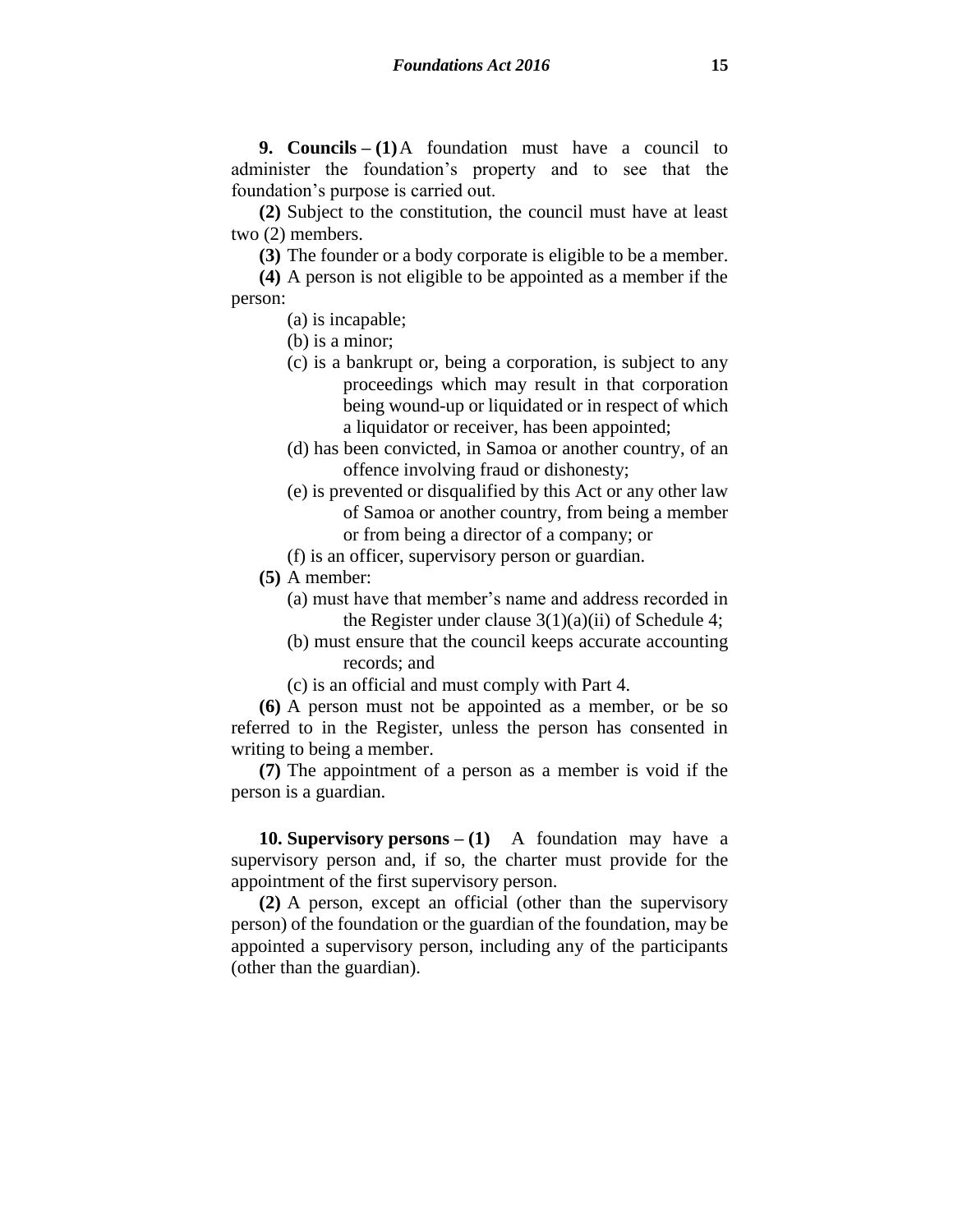**9. Councils – (1)** A foundation must have a council to administer the foundation's property and to see that the foundation's purpose is carried out.

**(2)** Subject to the constitution, the council must have at least two (2) members.

**(3)** The founder or a body corporate is eligible to be a member.

**(4)** A person is not eligible to be appointed as a member if the person:

(a) is incapable;

(b) is a minor;

(c) is a bankrupt or, being a corporation, is subject to any proceedings which may result in that corporation being wound-up or liquidated or in respect of which a liquidator or receiver, has been appointed;

(d) has been convicted, in Samoa or another country, of an offence involving fraud or dishonesty;

(e) is prevented or disqualified by this Act or any other law of Samoa or another country, from being a member or from being a director of a company; or

(f) is an officer, supervisory person or guardian.

**(5)** A member:

(a) must have that member's name and address recorded in the Register under clause 3(1)(a)(ii) of Schedule 4;

(b) must ensure that the council keeps accurate accounting records; and

(c) is an official and must comply with Part 4.

**(6)** A person must not be appointed as a member, or be so referred to in the Register, unless the person has consented in writing to being a member.

**(7)** The appointment of a person as a member is void if the person is a guardian.

**10. Supervisory persons – (1)** A foundation may have a supervisory person and, if so, the charter must provide for the appointment of the first supervisory person.

**(2)** A person, except an official (other than the supervisory person) of the foundation or the guardian of the foundation, may be appointed a supervisory person, including any of the participants (other than the guardian).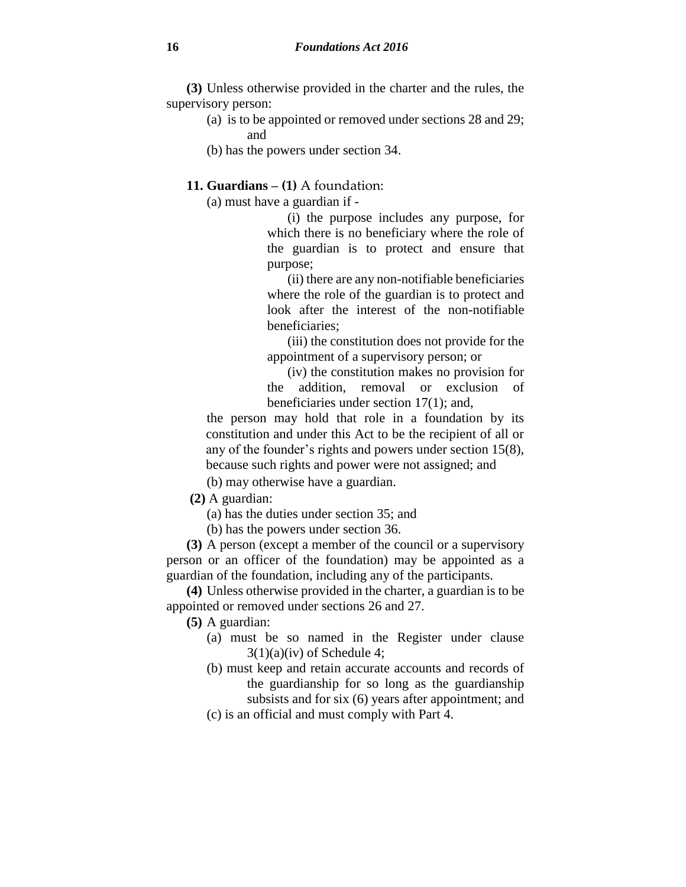**(3)** Unless otherwise provided in the charter and the rules, the supervisory person:

(a) is to be appointed or removed under sections 28 and 29; and

(b) has the powers under section 34.

**11. Guardians – (1)** A foundation:

(a) must have a guardian if -

(i) the purpose includes any purpose, for which there is no beneficiary where the role of the guardian is to protect and ensure that purpose;

(ii) there are any non-notifiable beneficiaries where the role of the guardian is to protect and look after the interest of the non-notifiable beneficiaries;

(iii) the constitution does not provide for the appointment of a supervisory person; or

(iv) the constitution makes no provision for the addition, removal or exclusion of beneficiaries under section 17(1); and,

the person may hold that role in a foundation by its constitution and under this Act to be the recipient of all or any of the founder's rights and powers under section 15(8), because such rights and power were not assigned; and

(b) may otherwise have a guardian.

**(2)** A guardian:

(a) has the duties under section 35; and

(b) has the powers under section 36.

**(3)** A person (except a member of the council or a supervisory person or an officer of the foundation) may be appointed as a guardian of the foundation, including any of the participants.

**(4)** Unless otherwise provided in the charter, a guardian is to be appointed or removed under sections 26 and 27.

**(5)** A guardian:

(a) must be so named in the Register under clause 3(1)(a)(iv) of Schedule 4;

(b) must keep and retain accurate accounts and records of the guardianship for so long as the guardianship subsists and for six (6) years after appointment; and

(c) is an official and must comply with Part 4.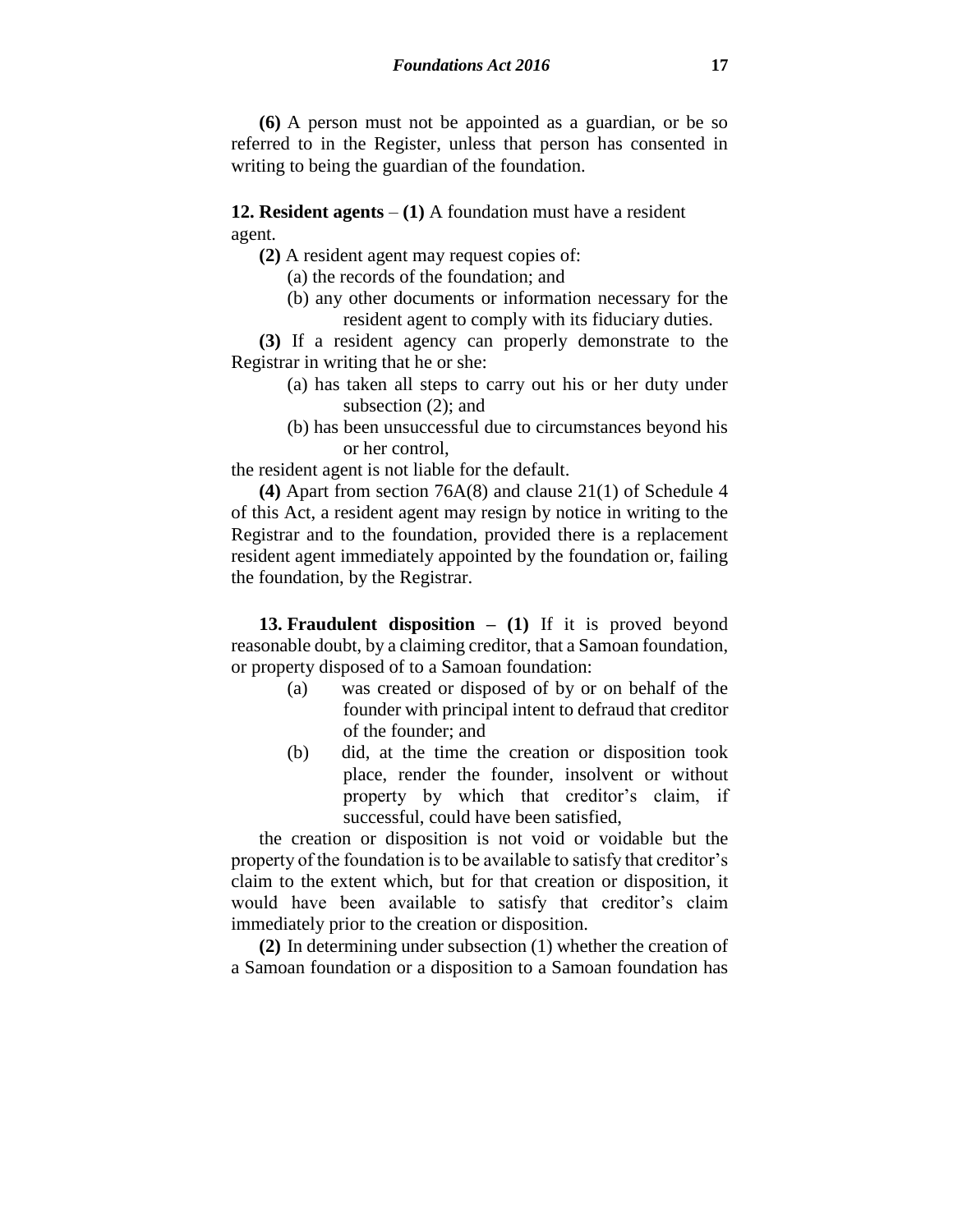**(6)** A person must not be appointed as a guardian, or be so referred to in the Register, unless that person has consented in writing to being the guardian of the foundation.

**12. Resident agents** – **(1)** A foundation must have a resident agent.

**(2)** A resident agent may request copies of:

(a) the records of the foundation; and

(b) any other documents or information necessary for the resident agent to comply with its fiduciary duties.

**(3)** If a resident agency can properly demonstrate to the Registrar in writing that he or she:

(a) has taken all steps to carry out his or her duty under subsection (2); and

(b) has been unsuccessful due to circumstances beyond his or her control,

the resident agent is not liable for the default.

**(4)** Apart from section 76A(8) and clause 21(1) of Schedule 4 of this Act, a resident agent may resign by notice in writing to the Registrar and to the foundation, provided there is a replacement resident agent immediately appointed by the foundation or, failing the foundation, by the Registrar.

**13. Fraudulent disposition – (1)** If it is proved beyond reasonable doubt, by a claiming creditor, that a Samoan foundation, or property disposed of to a Samoan foundation:

(a) was created or disposed of by or on behalf of the founder with principal intent to defraud that creditor of the founder; and

(b) did, at the time the creation or disposition took place, render the founder, insolvent or without property by which that creditor's claim, if successful, could have been satisfied,

the creation or disposition is not void or voidable but the property of the foundation is to be available to satisfy that creditor's claim to the extent which, but for that creation or disposition, it would have been available to satisfy that creditor's claim immediately prior to the creation or disposition.

**(2)** In determining under subsection (1) whether the creation of a Samoan foundation or a disposition to a Samoan foundation has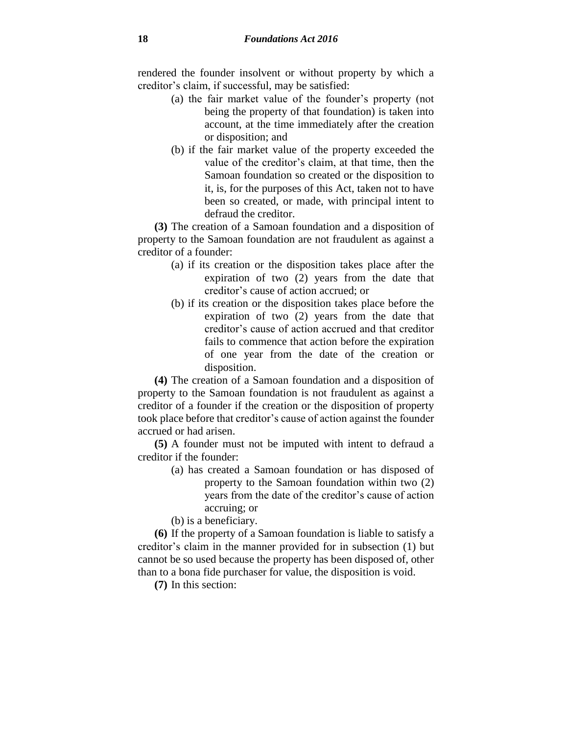rendered the founder insolvent or without property by which a creditor's claim, if successful, may be satisfied:

(a) the fair market value of the founder's property (not being the property of that foundation) is taken into account, at the time immediately after the creation or disposition; and

(b) if the fair market value of the property exceeded the value of the creditor's claim, at that time, then the Samoan foundation so created or the disposition to it, is, for the purposes of this Act, taken not to have been so created, or made, with principal intent to defraud the creditor.

**(3)** The creation of a Samoan foundation and a disposition of property to the Samoan foundation are not fraudulent as against a creditor of a founder:

(a) if its creation or the disposition takes place after the expiration of two (2) years from the date that creditor's cause of action accrued; or

(b) if its creation or the disposition takes place before the expiration of two (2) years from the date that creditor's cause of action accrued and that creditor fails to commence that action before the expiration of one year from the date of the creation or disposition.

**(4)** The creation of a Samoan foundation and a disposition of property to the Samoan foundation is not fraudulent as against a creditor of a founder if the creation or the disposition of property took place before that creditor's cause of action against the founder accrued or had arisen.

**(5)** A founder must not be imputed with intent to defraud a creditor if the founder:

(a) has created a Samoan foundation or has disposed of property to the Samoan foundation within two (2) years from the date of the creditor's cause of action accruing; or

(b) is a beneficiary.

**(6)** If the property of a Samoan foundation is liable to satisfy a creditor's claim in the manner provided for in subsection (1) but cannot be so used because the property has been disposed of, other than to a bona fide purchaser for value, the disposition is void.

**(7)** In this section: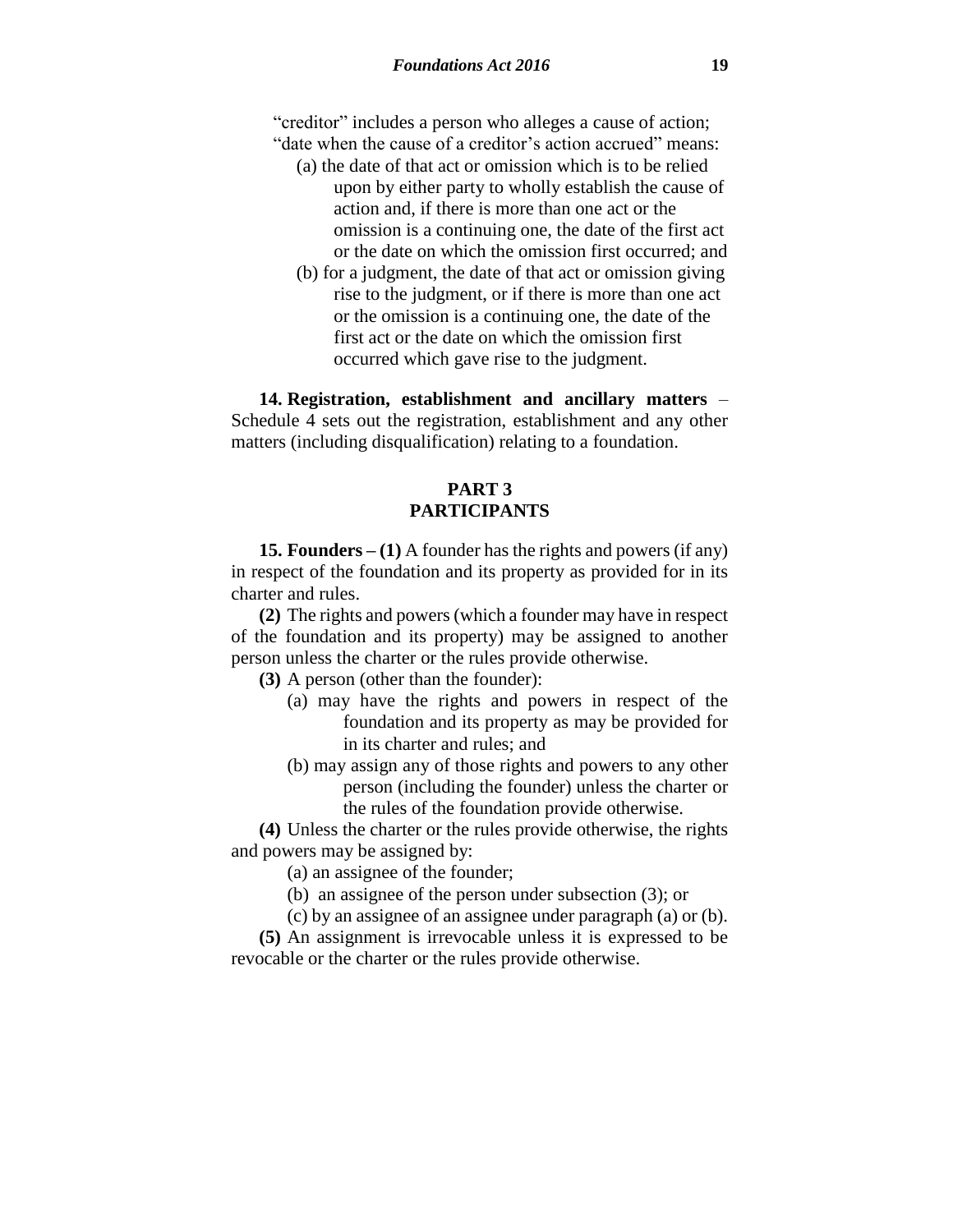"creditor" includes a person who alleges a cause of action;

"date when the cause of a creditor's action accrued" means:

(a) the date of that act or omission which is to be relied upon by either party to wholly establish the cause of action and, if there is more than one act or the omission is a continuing one, the date of the first act or the date on which the omission first occurred; and

(b) for a judgment, the date of that act or omission giving rise to the judgment, or if there is more than one act or the omission is a continuing one, the date of the first act or the date on which the omission first occurred which gave rise to the judgment.

**14. Registration, establishment and ancillary matters** – Schedule 4 sets out the registration, establishment and any other matters (including disqualification) relating to a foundation.

## PART 3
## PARTICIPANTS

**15. Founders – (1)** A founder has the rights and powers (if any) in respect of the foundation and its property as provided for in its charter and rules.

**(2)** The rights and powers (which a founder may have in respect of the foundation and its property) may be assigned to another person unless the charter or the rules provide otherwise.

**(3)** A person (other than the founder):

(a) may have the rights and powers in respect of the foundation and its property as may be provided for in its charter and rules; and

(b) may assign any of those rights and powers to any other person (including the founder) unless the charter or the rules of the foundation provide otherwise.

**(4)** Unless the charter or the rules provide otherwise, the rights and powers may be assigned by:

(a) an assignee of the founder;

(b) an assignee of the person under subsection (3); or

(c) by an assignee of an assignee under paragraph (a) or (b).

**(5)** An assignment is irrevocable unless it is expressed to be revocable or the charter or the rules provide otherwise.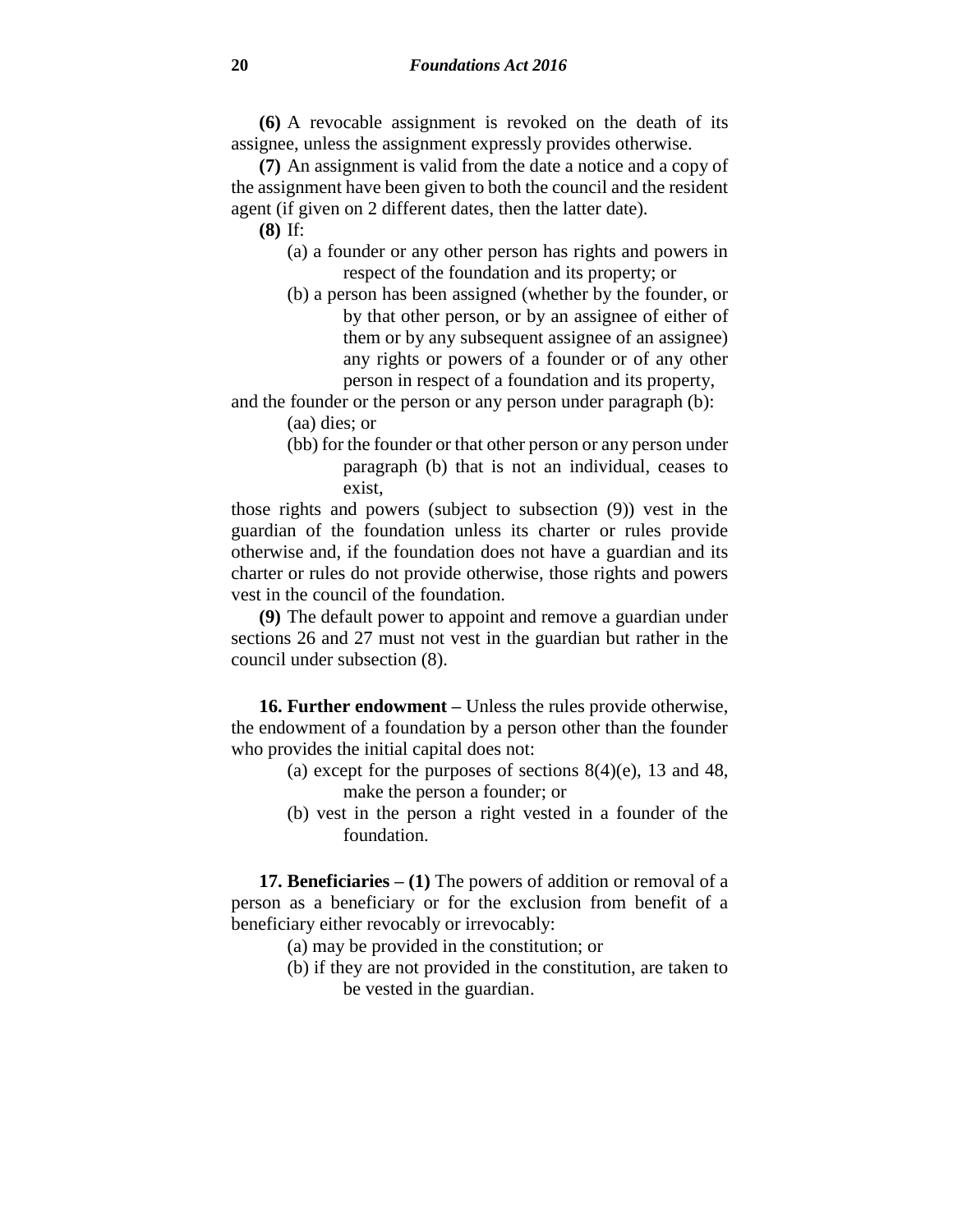**(6)** A revocable assignment is revoked on the death of its assignee, unless the assignment expressly provides otherwise.

**(7)** An assignment is valid from the date a notice and a copy of the assignment have been given to both the council and the resident agent (if given on 2 different dates, then the latter date).

**(8)** If:

(a) a founder or any other person has rights and powers in respect of the foundation and its property; or

(b) a person has been assigned (whether by the founder, or by that other person, or by an assignee of either of them or by any subsequent assignee of an assignee) any rights or powers of a founder or of any other person in respect of a foundation and its property,

and the founder or the person or any person under paragraph (b):

(aa) dies; or

(bb) for the founder or that other person or any person under paragraph (b) that is not an individual, ceases to exist,

those rights and powers (subject to subsection (9)) vest in the guardian of the foundation unless its charter or rules provide otherwise and, if the foundation does not have a guardian and its charter or rules do not provide otherwise, those rights and powers vest in the council of the foundation.

**(9)** The default power to appoint and remove a guardian under sections 26 and 27 must not vest in the guardian but rather in the council under subsection (8).

**16. Further endowment –** Unless the rules provide otherwise, the endowment of a foundation by a person other than the founder who provides the initial capital does not:

(a) except for the purposes of sections 8(4)(e), 13 and 48, make the person a founder; or

(b) vest in the person a right vested in a founder of the foundation.

**17. Beneficiaries – (1)** The powers of addition or removal of a person as a beneficiary or for the exclusion from benefit of a beneficiary either revocably or irrevocably:

(a) may be provided in the constitution; or

(b) if they are not provided in the constitution, are taken to be vested in the guardian.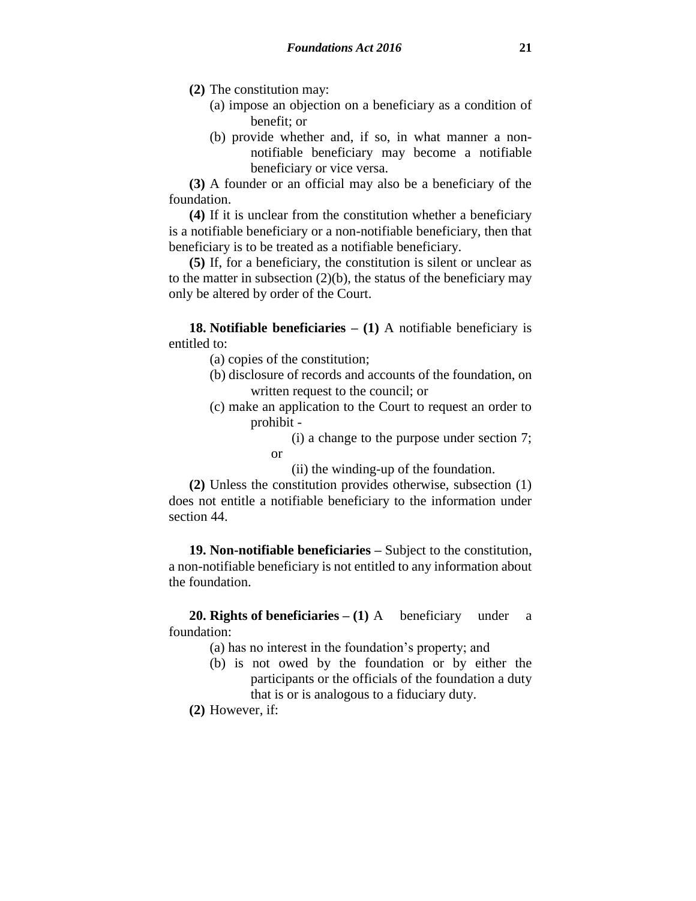**(2)** The constitution may:

(a) impose an objection on a beneficiary as a condition of benefit; or

(b) provide whether and, if so, in what manner a non-notifiable beneficiary may become a notifiable beneficiary or vice versa.

**(3)** A founder or an official may also be a beneficiary of the foundation.

**(4)** If it is unclear from the constitution whether a beneficiary is a notifiable beneficiary or a non-notifiable beneficiary, then that beneficiary is to be treated as a notifiable beneficiary.

**(5)** If, for a beneficiary, the constitution is silent or unclear as to the matter in subsection (2)(b), the status of the beneficiary may only be altered by order of the Court.

**18. Notifiable beneficiaries – (1)** A notifiable beneficiary is entitled to:

(a) copies of the constitution;

(b) disclosure of records and accounts of the foundation, on written request to the council; or

(c) make an application to the Court to request an order to prohibit -

(i) a change to the purpose under section 7; or

(ii) the winding-up of the foundation.

**(2)** Unless the constitution provides otherwise, subsection (1) does not entitle a notifiable beneficiary to the information under section 44.

**19. Non-notifiable beneficiaries –** Subject to the constitution, a non-notifiable beneficiary is not entitled to any information about the foundation.

**20. Rights of beneficiaries – (1)** A beneficiary under a foundation:

(a) has no interest in the foundation's property; and

(b) is not owed by the foundation or by either the participants or the officials of the foundation a duty that is or is analogous to a fiduciary duty.

**(2)** However, if: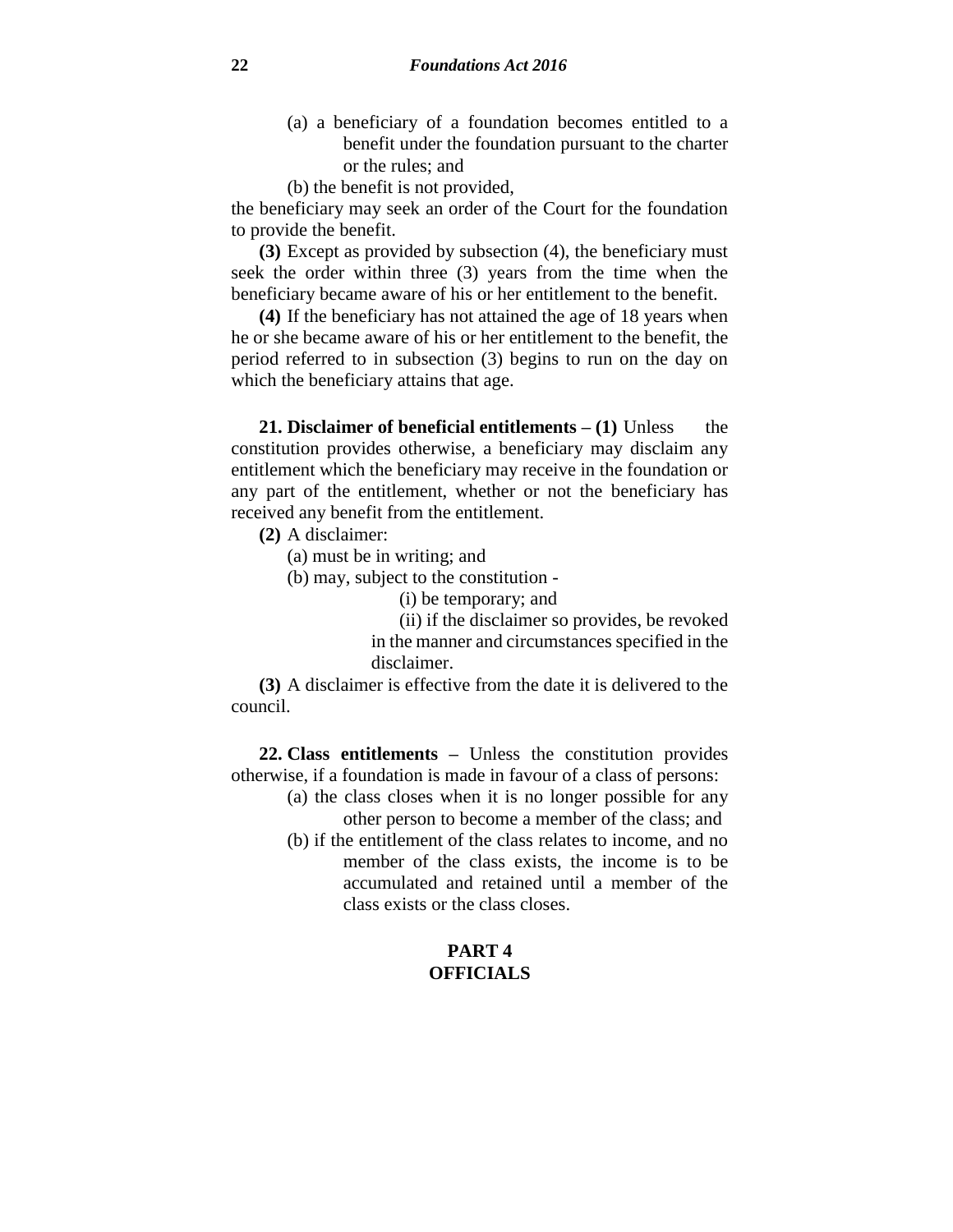(a) a beneficiary of a foundation becomes entitled to a benefit under the foundation pursuant to the charter or the rules; and

(b) the benefit is not provided,

the beneficiary may seek an order of the Court for the foundation to provide the benefit.

**(3)** Except as provided by subsection (4), the beneficiary must seek the order within three (3) years from the time when the beneficiary became aware of his or her entitlement to the benefit.

**(4)** If the beneficiary has not attained the age of 18 years when he or she became aware of his or her entitlement to the benefit, the period referred to in subsection (3) begins to run on the day on which the beneficiary attains that age.

**21. Disclaimer of beneficial entitlements – (1)** Unless the constitution provides otherwise, a beneficiary may disclaim any entitlement which the beneficiary may receive in the foundation or any part of the entitlement, whether or not the beneficiary has received any benefit from the entitlement.

**(2)** A disclaimer:

(a) must be in writing; and

(b) may, subject to the constitution -

(i) be temporary; and

(ii) if the disclaimer so provides, be revoked in the manner and circumstances specified in the disclaimer.

**(3)** A disclaimer is effective from the date it is delivered to the council.

**22. Class entitlements –** Unless the constitution provides otherwise, if a foundation is made in favour of a class of persons:

(a) the class closes when it is no longer possible for any other person to become a member of the class; and

(b) if the entitlement of the class relates to income, and no member of the class exists, the income is to be accumulated and retained until a member of the class exists or the class closes.

## PART 4
## OFFICIALS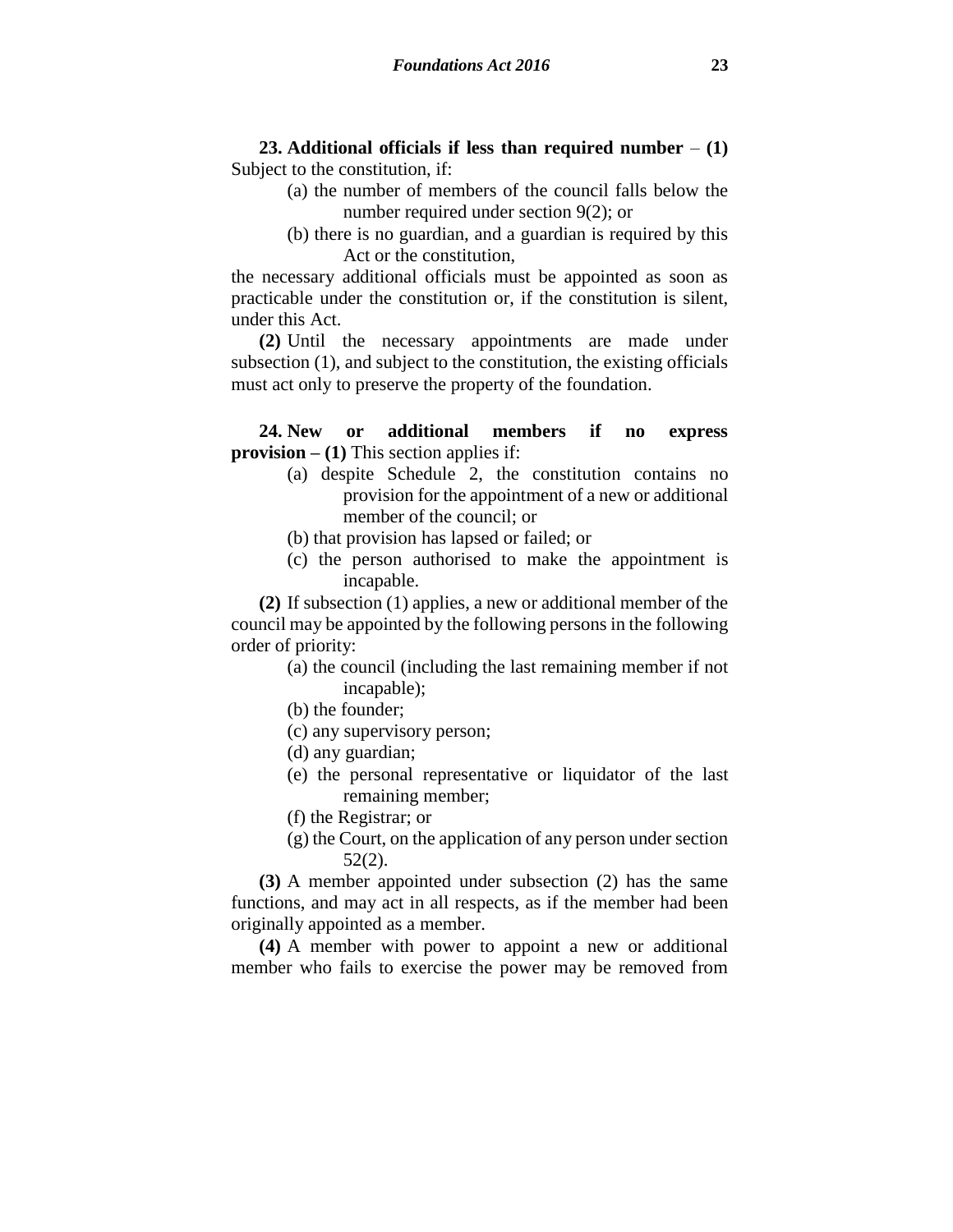**23. Additional officials if less than required number** – **(1)** Subject to the constitution, if:

(a) the number of members of the council falls below the number required under section 9(2); or

(b) there is no guardian, and a guardian is required by this Act or the constitution,

the necessary additional officials must be appointed as soon as practicable under the constitution or, if the constitution is silent, under this Act.

**(2)** Until the necessary appointments are made under subsection (1), and subject to the constitution, the existing officials must act only to preserve the property of the foundation.

**24. New or additional members if no express provision – (1)** This section applies if:

(a) despite Schedule 2, the constitution contains no provision for the appointment of a new or additional member of the council; or

(b) that provision has lapsed or failed; or

(c) the person authorised to make the appointment is incapable.

**(2)** If subsection (1) applies, a new or additional member of the council may be appointed by the following persons in the following order of priority:

(a) the council (including the last remaining member if not incapable);

(b) the founder;

(c) any supervisory person;

(d) any guardian;

(e) the personal representative or liquidator of the last remaining member;

(f) the Registrar; or

(g) the Court, on the application of any person under section 52(2).

**(3)** A member appointed under subsection (2) has the same functions, and may act in all respects, as if the member had been originally appointed as a member.

**(4)** A member with power to appoint a new or additional member who fails to exercise the power may be removed from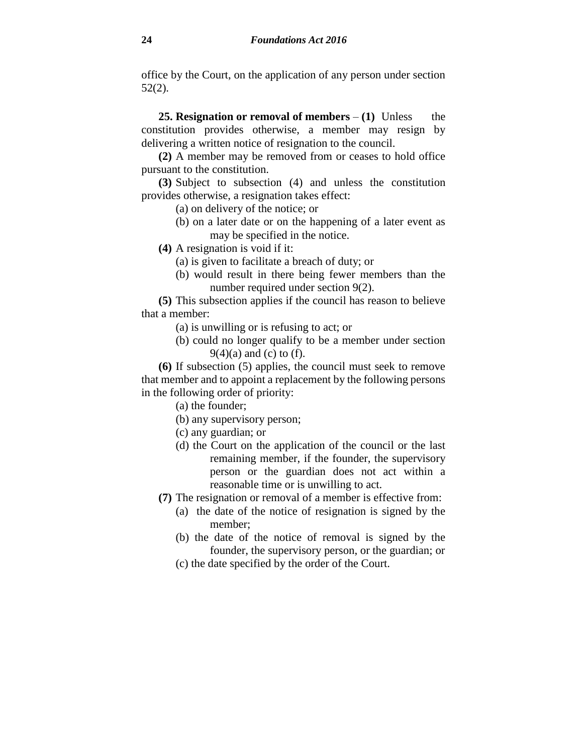office by the Court, on the application of any person under section 52(2).

**25. Resignation or removal of members** – **(1)** Unless the constitution provides otherwise, a member may resign by delivering a written notice of resignation to the council.

**(2)** A member may be removed from or ceases to hold office pursuant to the constitution.

**(3)** Subject to subsection (4) and unless the constitution provides otherwise, a resignation takes effect:

(a) on delivery of the notice; or

(b) on a later date or on the happening of a later event as may be specified in the notice.

**(4)** A resignation is void if it:

(a) is given to facilitate a breach of duty; or

(b) would result in there being fewer members than the number required under section 9(2).

**(5)** This subsection applies if the council has reason to believe that a member:

(a) is unwilling or is refusing to act; or

(b) could no longer qualify to be a member under section 9(4)(a) and (c) to (f).

**(6)** If subsection (5) applies, the council must seek to remove that member and to appoint a replacement by the following persons in the following order of priority:

(a) the founder;

(b) any supervisory person;

(c) any guardian; or

(d) the Court on the application of the council or the last remaining member, if the founder, the supervisory person or the guardian does not act within a reasonable time or is unwilling to act.

**(7)** The resignation or removal of a member is effective from:

(a) the date of the notice of resignation is signed by the member;

(b) the date of the notice of removal is signed by the founder, the supervisory person, or the guardian; or

(c) the date specified by the order of the Court.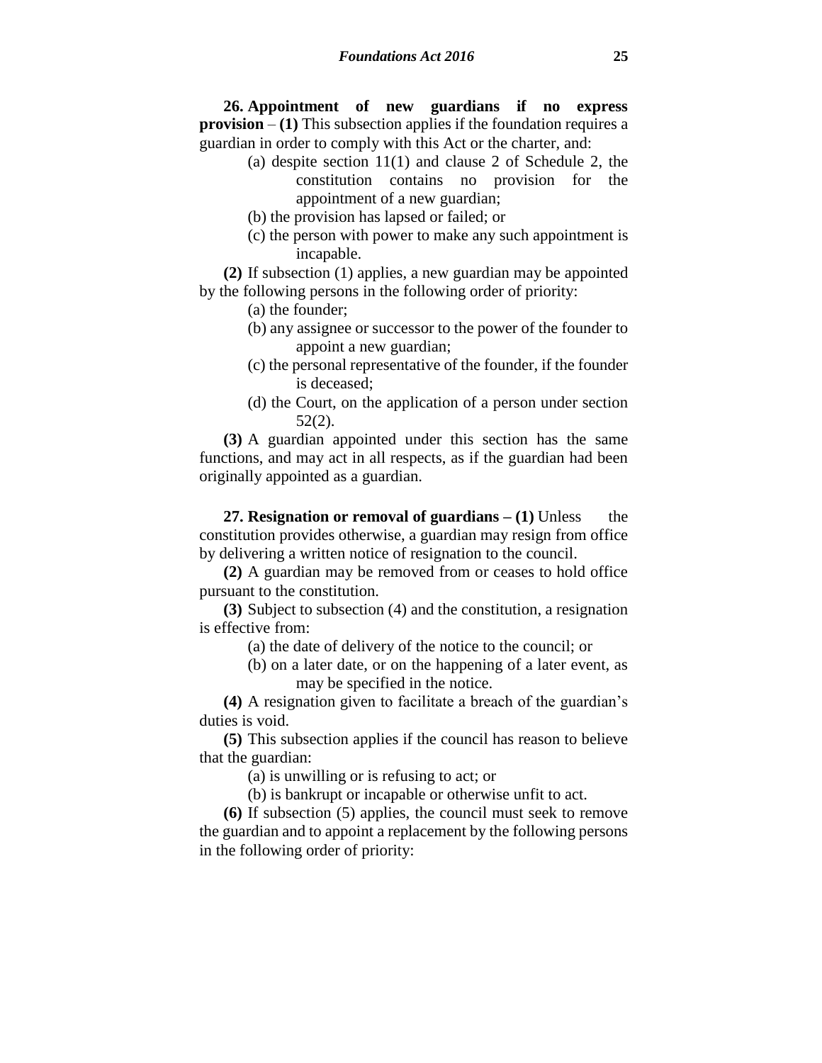**26. Appointment of new guardians if no express provision** – **(1)** This subsection applies if the foundation requires a guardian in order to comply with this Act or the charter, and:

(a) despite section 11(1) and clause 2 of Schedule 2, the constitution contains no provision for the appointment of a new guardian;

(b) the provision has lapsed or failed; or

(c) the person with power to make any such appointment is incapable.

**(2)** If subsection (1) applies, a new guardian may be appointed by the following persons in the following order of priority:

(a) the founder;

(b) any assignee or successor to the power of the founder to appoint a new guardian;

(c) the personal representative of the founder, if the founder is deceased;

(d) the Court, on the application of a person under section 52(2).

**(3)** A guardian appointed under this section has the same functions, and may act in all respects, as if the guardian had been originally appointed as a guardian.

**27. Resignation or removal of guardians – (1)** Unless the constitution provides otherwise, a guardian may resign from office by delivering a written notice of resignation to the council.

**(2)** A guardian may be removed from or ceases to hold office pursuant to the constitution.

**(3)** Subject to subsection (4) and the constitution, a resignation is effective from:

(a) the date of delivery of the notice to the council; or

(b) on a later date, or on the happening of a later event, as may be specified in the notice.

**(4)** A resignation given to facilitate a breach of the guardian's duties is void.

**(5)** This subsection applies if the council has reason to believe that the guardian:

(a) is unwilling or is refusing to act; or

(b) is bankrupt or incapable or otherwise unfit to act.

**(6)** If subsection (5) applies, the council must seek to remove the guardian and to appoint a replacement by the following persons in the following order of priority: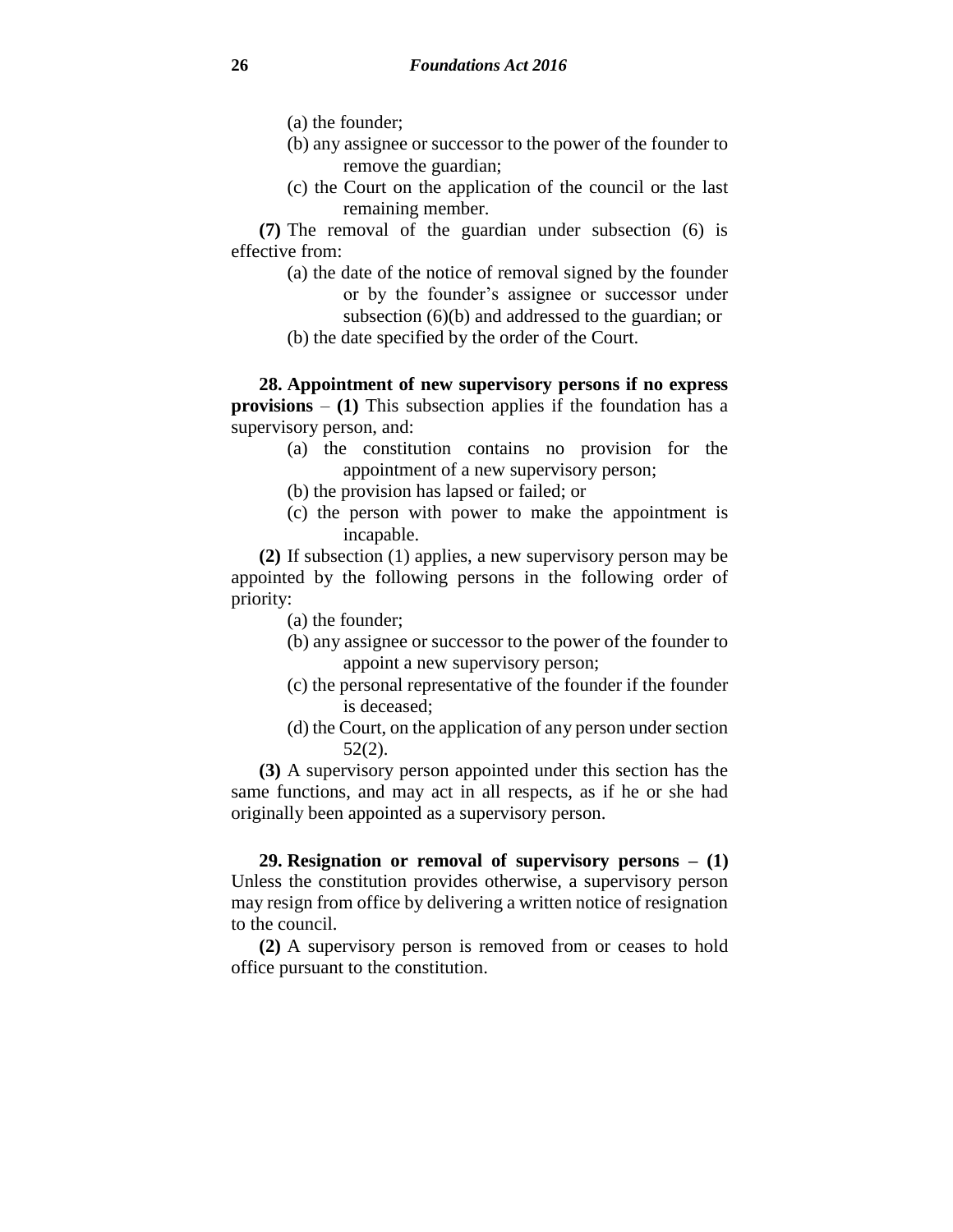(a) the founder;

(b) any assignee or successor to the power of the founder to remove the guardian;

(c) the Court on the application of the council or the last remaining member.

**(7)** The removal of the guardian under subsection (6) is effective from:

(a) the date of the notice of removal signed by the founder or by the founder's assignee or successor under subsection (6)(b) and addressed to the guardian; or

(b) the date specified by the order of the Court.

**28. Appointment of new supervisory persons if no express provisions** – **(1)** This subsection applies if the foundation has a supervisory person, and:

(a) the constitution contains no provision for the appointment of a new supervisory person;

(b) the provision has lapsed or failed; or

(c) the person with power to make the appointment is incapable.

**(2)** If subsection (1) applies, a new supervisory person may be appointed by the following persons in the following order of priority:

(a) the founder;

(b) any assignee or successor to the power of the founder to appoint a new supervisory person;

(c) the personal representative of the founder if the founder is deceased;

(d) the Court, on the application of any person under section 52(2).

**(3)** A supervisory person appointed under this section has the same functions, and may act in all respects, as if he or she had originally been appointed as a supervisory person.

**29. Resignation or removal of supervisory persons – (1)** Unless the constitution provides otherwise, a supervisory person may resign from office by delivering a written notice of resignation to the council.

**(2)** A supervisory person is removed from or ceases to hold office pursuant to the constitution.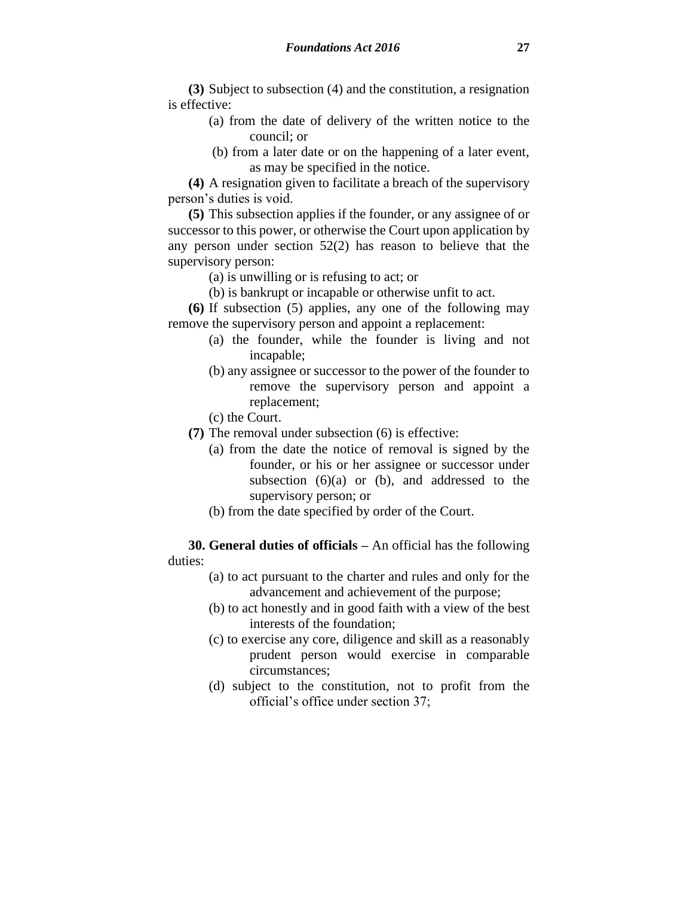**(3)** Subject to subsection (4) and the constitution, a resignation is effective:

(a) from the date of delivery of the written notice to the council; or

(b) from a later date or on the happening of a later event, as may be specified in the notice.

**(4)** A resignation given to facilitate a breach of the supervisory person's duties is void.

**(5)** This subsection applies if the founder, or any assignee of or successor to this power, or otherwise the Court upon application by any person under section 52(2) has reason to believe that the supervisory person:

(a) is unwilling or is refusing to act; or

(b) is bankrupt or incapable or otherwise unfit to act.

**(6)** If subsection (5) applies, any one of the following may remove the supervisory person and appoint a replacement:

(a) the founder, while the founder is living and not incapable;

(b) any assignee or successor to the power of the founder to remove the supervisory person and appoint a replacement;

(c) the Court.

**(7)** The removal under subsection (6) is effective:

(a) from the date the notice of removal is signed by the founder, or his or her assignee or successor under subsection (6)(a) or (b), and addressed to the supervisory person; or

(b) from the date specified by order of the Court.

**30. General duties of officials –** An official has the following duties:

(a) to act pursuant to the charter and rules and only for the advancement and achievement of the purpose;

(b) to act honestly and in good faith with a view of the best interests of the foundation;

(c) to exercise any core, diligence and skill as a reasonably prudent person would exercise in comparable circumstances;

(d) subject to the constitution, not to profit from the official's office under section 37;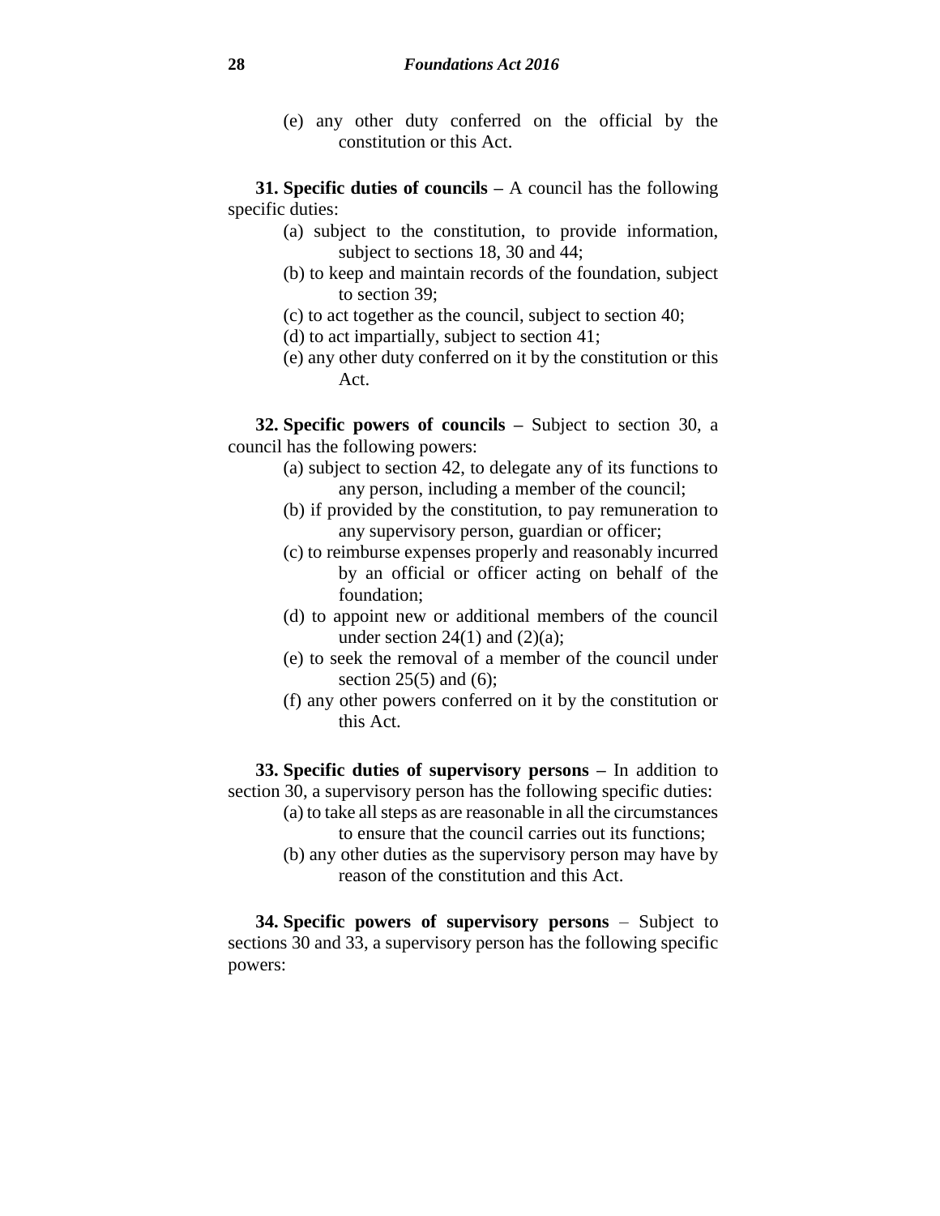(e) any other duty conferred on the official by the constitution or this Act.

**31. Specific duties of councils –** A council has the following specific duties:

(a) subject to the constitution, to provide information, subject to sections 18, 30 and 44;

(b) to keep and maintain records of the foundation, subject to section 39;

(c) to act together as the council, subject to section 40;

(d) to act impartially, subject to section 41;

(e) any other duty conferred on it by the constitution or this Act.

**32. Specific powers of councils –** Subject to section 30, a council has the following powers:

(a) subject to section 42, to delegate any of its functions to any person, including a member of the council;

(b) if provided by the constitution, to pay remuneration to any supervisory person, guardian or officer;

(c) to reimburse expenses properly and reasonably incurred by an official or officer acting on behalf of the foundation;

(d) to appoint new or additional members of the council under section 24(1) and (2)(a);

(e) to seek the removal of a member of the council under section 25(5) and (6);

(f) any other powers conferred on it by the constitution or this Act.

**33. Specific duties of supervisory persons –** In addition to section 30, a supervisory person has the following specific duties:

(a) to take all steps as are reasonable in all the circumstances to ensure that the council carries out its functions;

(b) any other duties as the supervisory person may have by reason of the constitution and this Act.

**34. Specific powers of supervisory persons** – Subject to sections 30 and 33, a supervisory person has the following specific powers: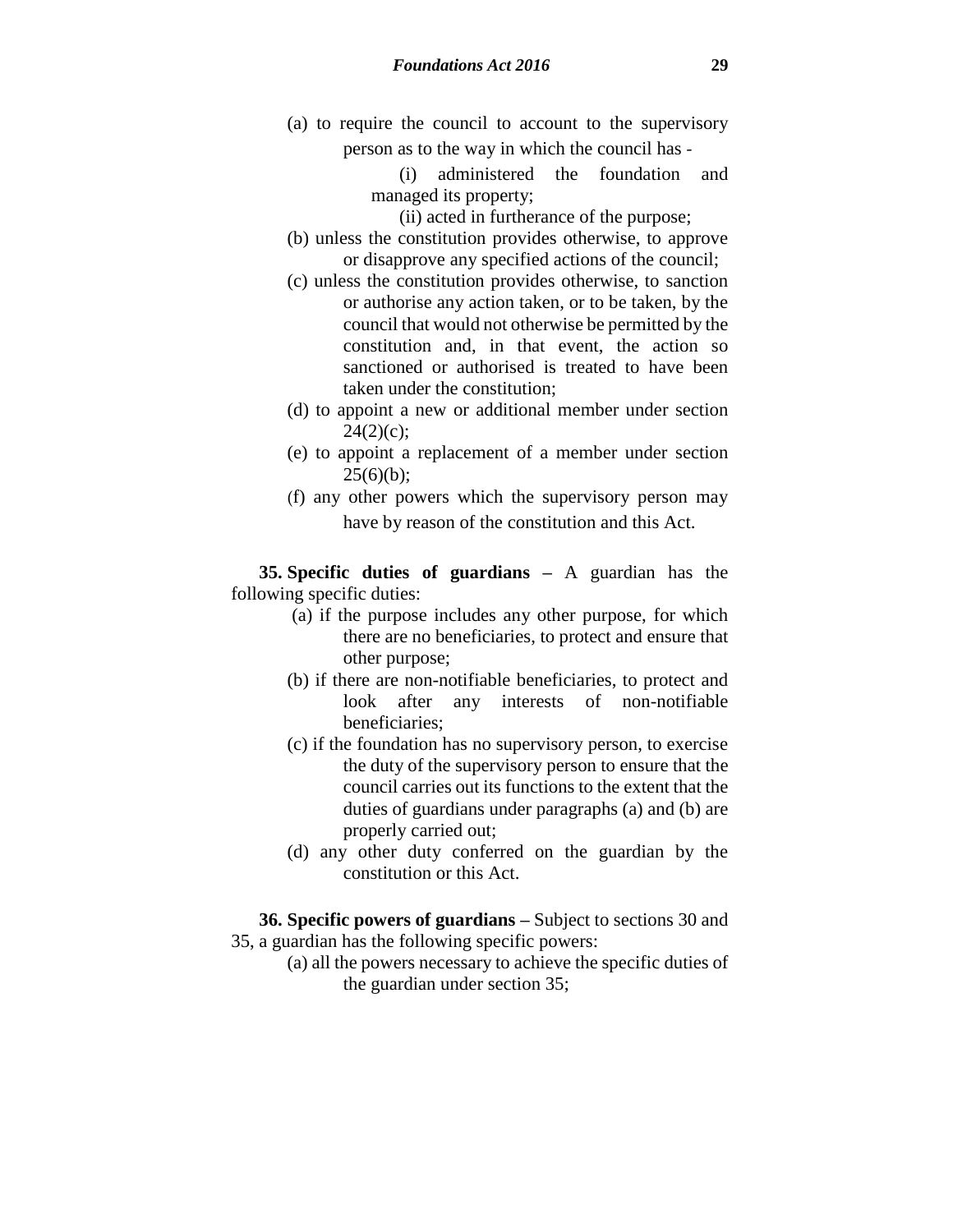(a) to require the council to account to the supervisory person as to the way in which the council has -

  (i) administered the foundation and managed its property;

  (ii) acted in furtherance of the purpose;

(b) unless the constitution provides otherwise, to approve or disapprove any specified actions of the council;

(c) unless the constitution provides otherwise, to sanction or authorise any action taken, or to be taken, by the council that would not otherwise be permitted by the constitution and, in that event, the action so sanctioned or authorised is treated to have been taken under the constitution;

(d) to appoint a new or additional member under section 24(2)(c);

(e) to appoint a replacement of a member under section 25(6)(b);

(f) any other powers which the supervisory person may have by reason of the constitution and this Act.

**35. Specific duties of guardians** – A guardian has the following specific duties:

(a) if the purpose includes any other purpose, for which there are no beneficiaries, to protect and ensure that other purpose;

(b) if there are non-notifiable beneficiaries, to protect and look after any interests of non-notifiable beneficiaries;

(c) if the foundation has no supervisory person, to exercise the duty of the supervisory person to ensure that the council carries out its functions to the extent that the duties of guardians under paragraphs (a) and (b) are properly carried out;

(d) any other duty conferred on the guardian by the constitution or this Act.

**36. Specific powers of guardians** – Subject to sections 30 and 35, a guardian has the following specific powers:

(a) all the powers necessary to achieve the specific duties of the guardian under section 35;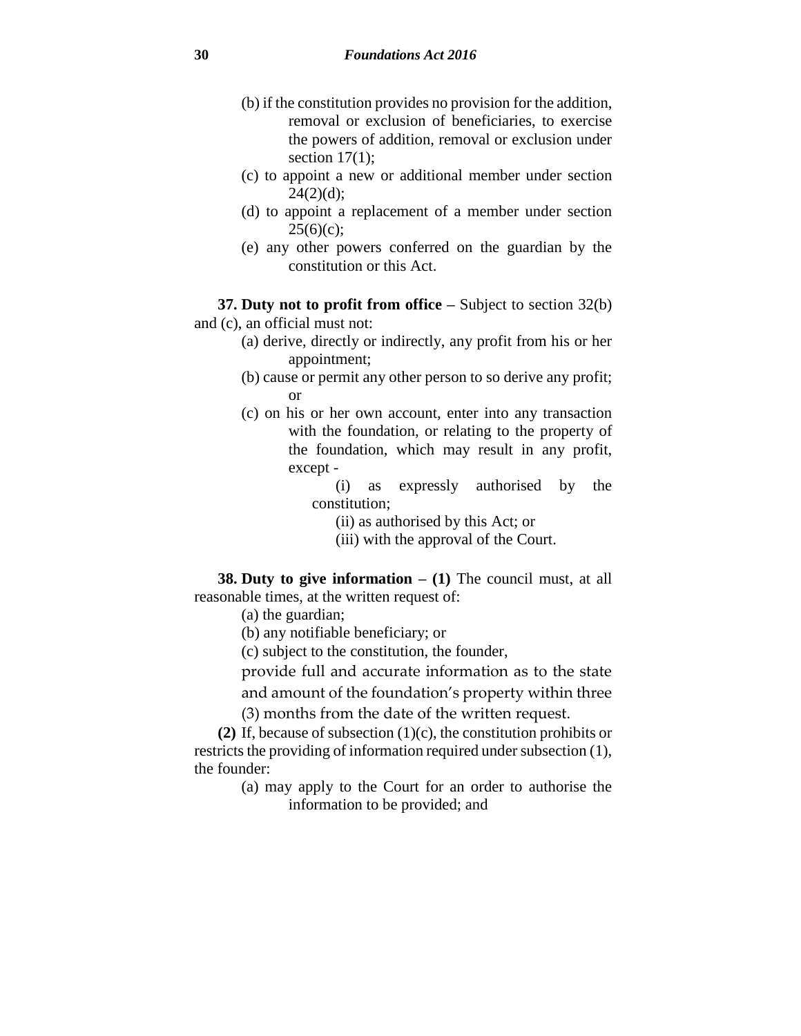(b) if the constitution provides no provision for the addition, removal or exclusion of beneficiaries, to exercise the powers of addition, removal or exclusion under section 17(1);

(c) to appoint a new or additional member under section 24(2)(d);

(d) to appoint a replacement of a member under section 25(6)(c);

(e) any other powers conferred on the guardian by the constitution or this Act.

**37. Duty not to profit from office –** Subject to section 32(b) and (c), an official must not:

(a) derive, directly or indirectly, any profit from his or her appointment;

(b) cause or permit any other person to so derive any profit; or

(c) on his or her own account, enter into any transaction with the foundation, or relating to the property of the foundation, which may result in any profit, except -

(i) as expressly authorised by the constitution;

(ii) as authorised by this Act; or

(iii) with the approval of the Court.

**38. Duty to give information – (1)** The council must, at all reasonable times, at the written request of:

(a) the guardian;

(b) any notifiable beneficiary; or

(c) subject to the constitution, the founder,

provide full and accurate information as to the state and amount of the foundation's property within three (3) months from the date of the written request.

**(2)** If, because of subsection (1)(c), the constitution prohibits or restricts the providing of information required under subsection (1), the founder:

(a) may apply to the Court for an order to authorise the information to be provided; and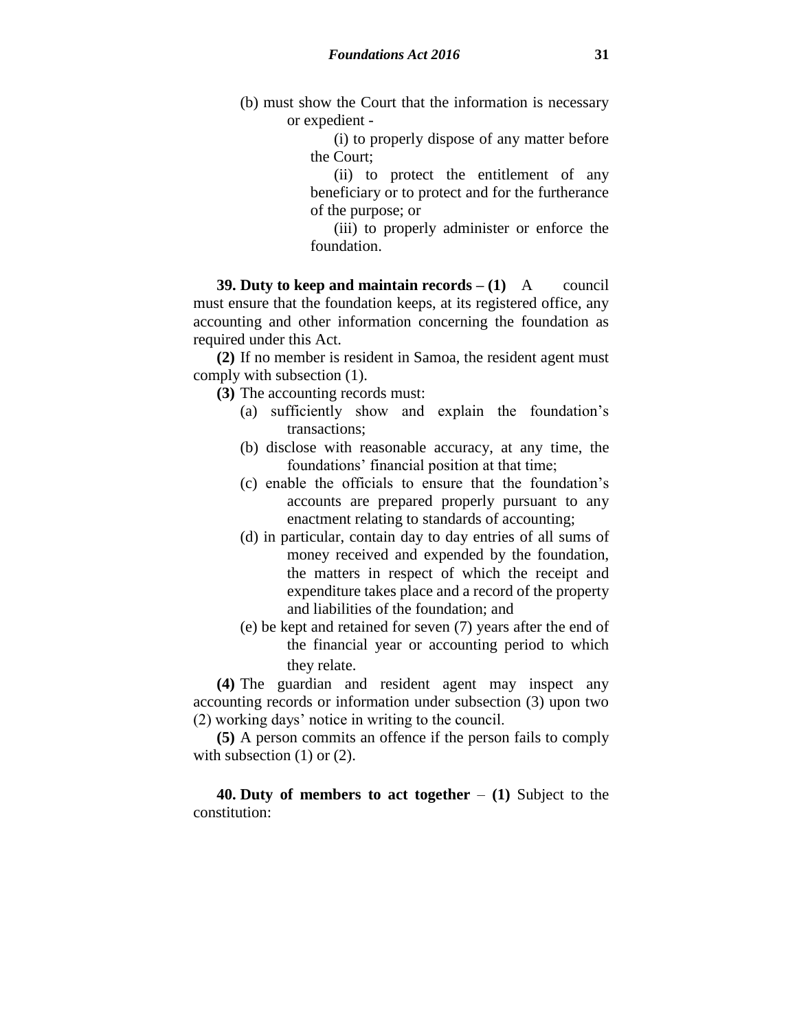(b) must show the Court that the information is necessary or expedient -

(i) to properly dispose of any matter before the Court;

(ii) to protect the entitlement of any beneficiary or to protect and for the furtherance of the purpose; or

(iii) to properly administer or enforce the foundation.

**39. Duty to keep and maintain records – (1)** A council must ensure that the foundation keeps, at its registered office, any accounting and other information concerning the foundation as required under this Act.

**(2)** If no member is resident in Samoa, the resident agent must comply with subsection (1).

**(3)** The accounting records must:

(a) sufficiently show and explain the foundation's transactions;

(b) disclose with reasonable accuracy, at any time, the foundations' financial position at that time;

(c) enable the officials to ensure that the foundation's accounts are prepared properly pursuant to any enactment relating to standards of accounting;

(d) in particular, contain day to day entries of all sums of money received and expended by the foundation, the matters in respect of which the receipt and expenditure takes place and a record of the property and liabilities of the foundation; and

(e) be kept and retained for seven (7) years after the end of the financial year or accounting period to which they relate.

**(4)** The guardian and resident agent may inspect any accounting records or information under subsection (3) upon two (2) working days' notice in writing to the council.

**(5)** A person commits an offence if the person fails to comply with subsection (1) or (2).

**40. Duty of members to act together – (1)** Subject to the constitution: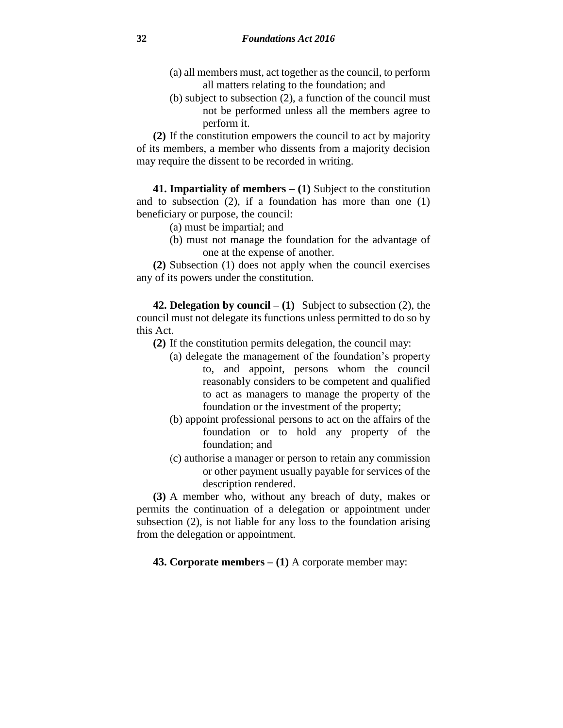(a) all members must, act together as the council, to perform all matters relating to the foundation; and

(b) subject to subsection (2), a function of the council must not be performed unless all the members agree to perform it.

**(2)** If the constitution empowers the council to act by majority of its members, a member who dissents from a majority decision may require the dissent to be recorded in writing.

**41. Impartiality of members – (1)** Subject to the constitution and to subsection (2), if a foundation has more than one (1) beneficiary or purpose, the council:

(a) must be impartial; and

(b) must not manage the foundation for the advantage of one at the expense of another.

**(2)** Subsection (1) does not apply when the council exercises any of its powers under the constitution.

**42. Delegation by council – (1)** Subject to subsection (2), the council must not delegate its functions unless permitted to do so by this Act.

**(2)** If the constitution permits delegation, the council may:

(a) delegate the management of the foundation's property to, and appoint, persons whom the council reasonably considers to be competent and qualified to act as managers to manage the property of the foundation or the investment of the property;

(b) appoint professional persons to act on the affairs of the foundation or to hold any property of the foundation; and

(c) authorise a manager or person to retain any commission or other payment usually payable for services of the description rendered.

**(3)** A member who, without any breach of duty, makes or permits the continuation of a delegation or appointment under subsection (2), is not liable for any loss to the foundation arising from the delegation or appointment.

**43. Corporate members – (1)** A corporate member may: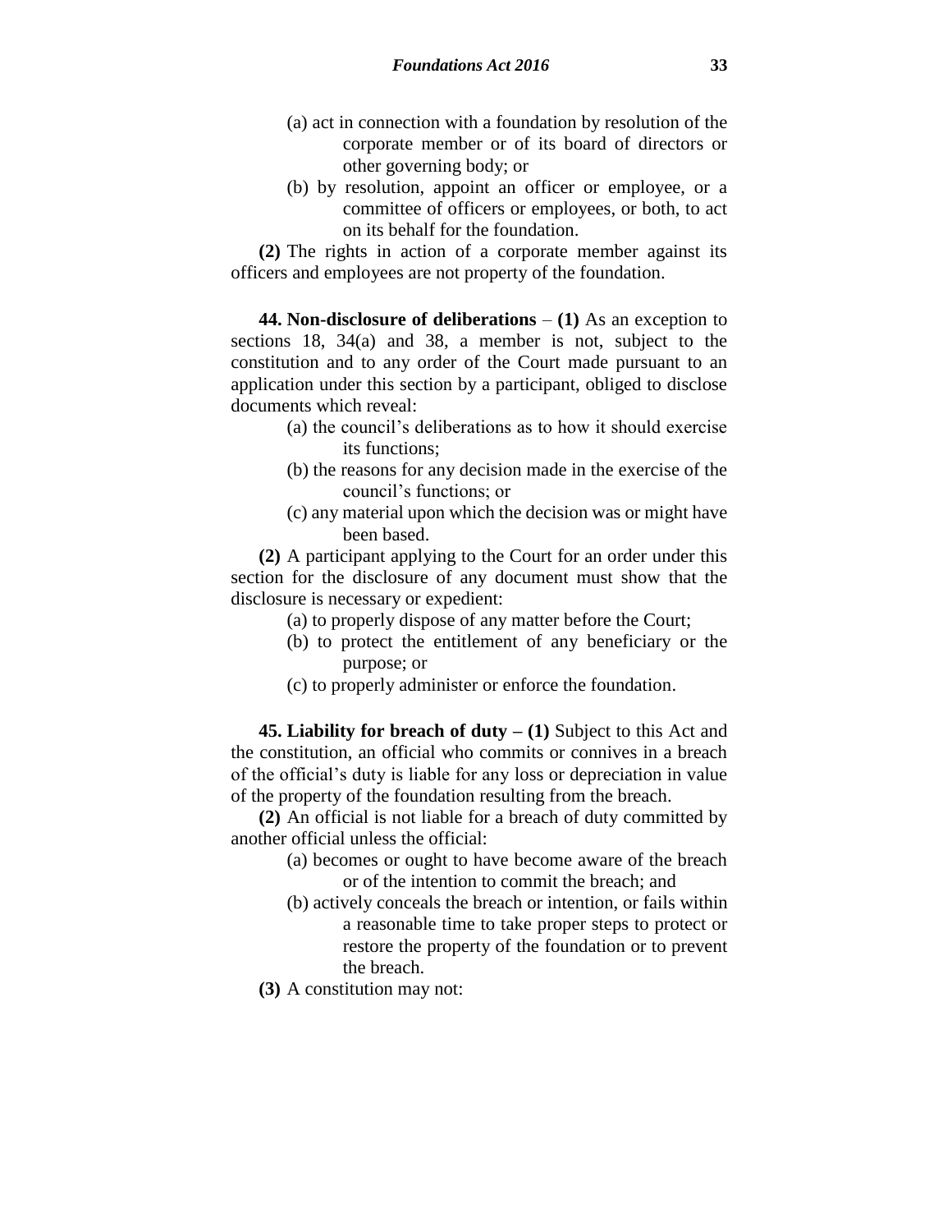(a) act in connection with a foundation by resolution of the corporate member or of its board of directors or other governing body; or

(b) by resolution, appoint an officer or employee, or a committee of officers or employees, or both, to act on its behalf for the foundation.

**(2)** The rights in action of a corporate member against its officers and employees are not property of the foundation.

**44. Non-disclosure of deliberations** – **(1)** As an exception to sections 18, 34(a) and 38, a member is not, subject to the constitution and to any order of the Court made pursuant to an application under this section by a participant, obliged to disclose documents which reveal:

(a) the council's deliberations as to how it should exercise its functions;

(b) the reasons for any decision made in the exercise of the council's functions; or

(c) any material upon which the decision was or might have been based.

**(2)** A participant applying to the Court for an order under this section for the disclosure of any document must show that the disclosure is necessary or expedient:

(a) to properly dispose of any matter before the Court;

(b) to protect the entitlement of any beneficiary or the purpose; or

(c) to properly administer or enforce the foundation.

**45. Liability for breach of duty – (1)** Subject to this Act and the constitution, an official who commits or connives in a breach of the official's duty is liable for any loss or depreciation in value of the property of the foundation resulting from the breach.

**(2)** An official is not liable for a breach of duty committed by another official unless the official:

(a) becomes or ought to have become aware of the breach or of the intention to commit the breach; and

(b) actively conceals the breach or intention, or fails within a reasonable time to take proper steps to protect or restore the property of the foundation or to prevent the breach.

**(3)** A constitution may not: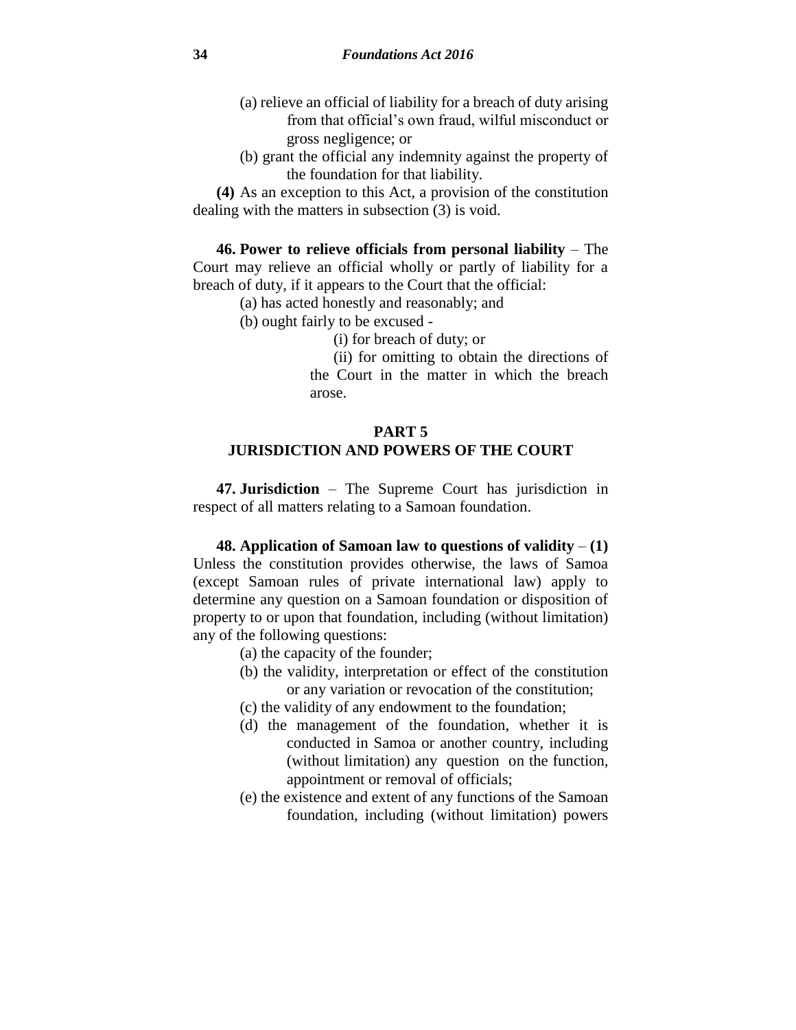(a) relieve an official of liability for a breach of duty arising from that official's own fraud, wilful misconduct or gross negligence; or

(b) grant the official any indemnity against the property of the foundation for that liability.

**(4)** As an exception to this Act, a provision of the constitution dealing with the matters in subsection (3) is void.

**46. Power to relieve officials from personal liability** – The Court may relieve an official wholly or partly of liability for a breach of duty, if it appears to the Court that the official:

(a) has acted honestly and reasonably; and

(b) ought fairly to be excused -

(i) for breach of duty; or

(ii) for omitting to obtain the directions of the Court in the matter in which the breach arose.

## PART 5
## JURISDICTION AND POWERS OF THE COURT

**47. Jurisdiction** – The Supreme Court has jurisdiction in respect of all matters relating to a Samoan foundation.

**48. Application of Samoan law to questions of validity** – **(1)** Unless the constitution provides otherwise, the laws of Samoa (except Samoan rules of private international law) apply to determine any question on a Samoan foundation or disposition of property to or upon that foundation, including (without limitation) any of the following questions:

(a) the capacity of the founder;

(b) the validity, interpretation or effect of the constitution or any variation or revocation of the constitution;

(c) the validity of any endowment to the foundation;

(d) the management of the foundation, whether it is conducted in Samoa or another country, including (without limitation) any question on the function, appointment or removal of officials;

(e) the existence and extent of any functions of the Samoan foundation, including (without limitation) powers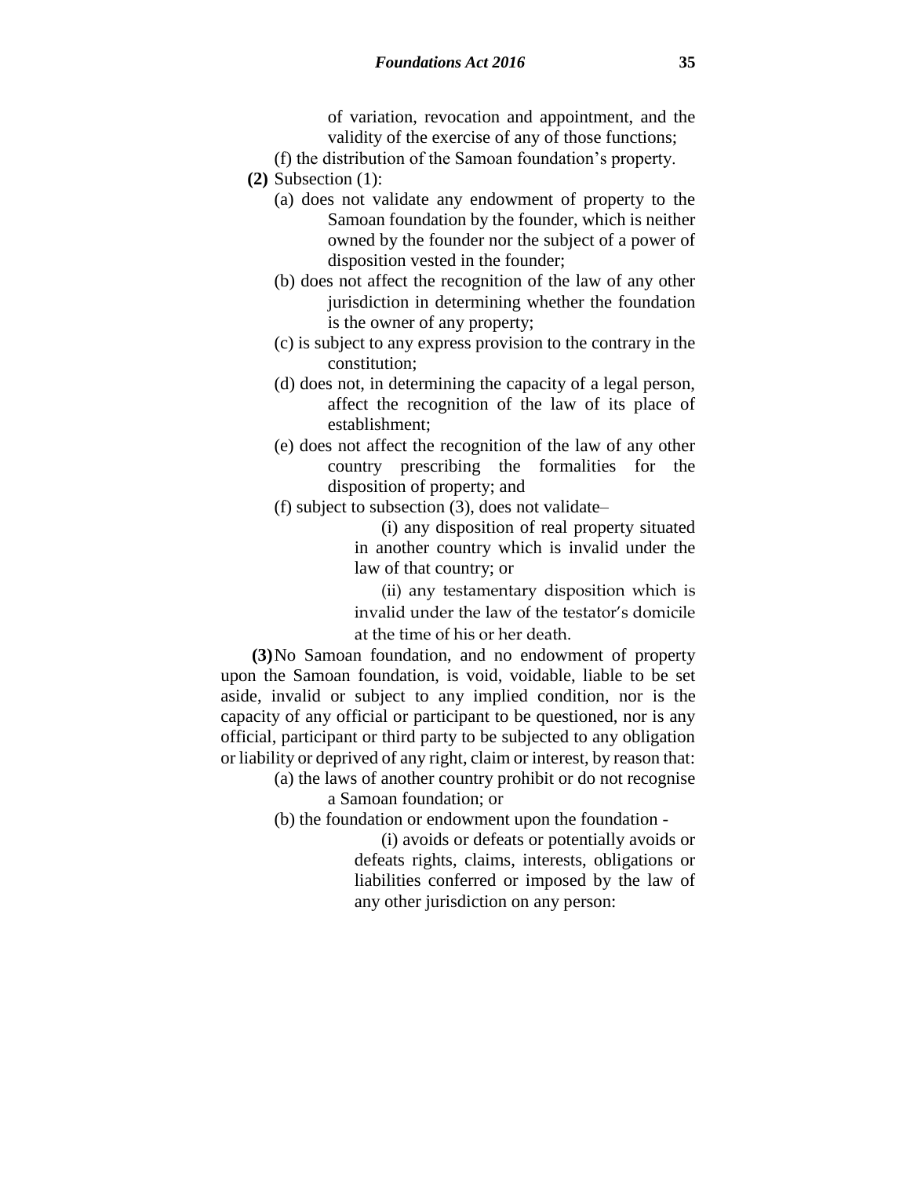of variation, revocation and appointment, and the validity of the exercise of any of those functions;

(f) the distribution of the Samoan foundation's property.

**(2)** Subsection (1):

(a) does not validate any endowment of property to the Samoan foundation by the founder, which is neither owned by the founder nor the subject of a power of disposition vested in the founder;

(b) does not affect the recognition of the law of any other jurisdiction in determining whether the foundation is the owner of any property;

(c) is subject to any express provision to the contrary in the constitution;

(d) does not, in determining the capacity of a legal person, affect the recognition of the law of its place of establishment;

(e) does not affect the recognition of the law of any other country prescribing the formalities for the disposition of property; and

(f) subject to subsection (3), does not validate–

(i) any disposition of real property situated in another country which is invalid under the law of that country; or

(ii) any testamentary disposition which is invalid under the law of the testator's domicile at the time of his or her death.

**(3)** No Samoan foundation, and no endowment of property upon the Samoan foundation, is void, voidable, liable to be set aside, invalid or subject to any implied condition, nor is the capacity of any official or participant to be questioned, nor is any official, participant or third party to be subjected to any obligation or liability or deprived of any right, claim or interest, by reason that:

(a) the laws of another country prohibit or do not recognise a Samoan foundation; or

(b) the foundation or endowment upon the foundation -

(i) avoids or defeats or potentially avoids or defeats rights, claims, interests, obligations or liabilities conferred or imposed by the law of any other jurisdiction on any person: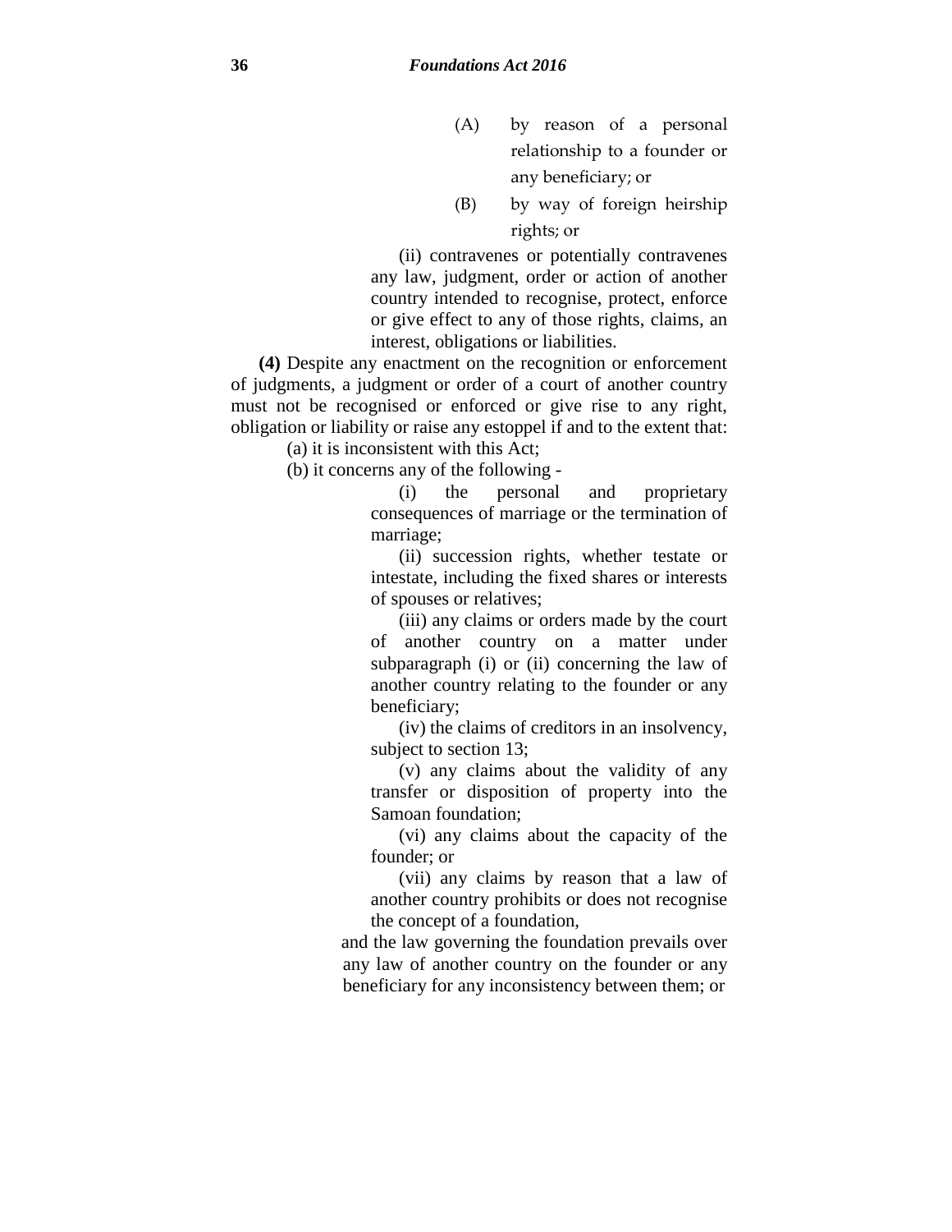(A) by reason of a personal relationship to a founder or any beneficiary; or

(B) by way of foreign heirship rights; or

(ii) contravenes or potentially contravenes any law, judgment, order or action of another country intended to recognise, protect, enforce or give effect to any of those rights, claims, an interest, obligations or liabilities.

**(4)** Despite any enactment on the recognition or enforcement of judgments, a judgment or order of a court of another country must not be recognised or enforced or give rise to any right, obligation or liability or raise any estoppel if and to the extent that:

(a) it is inconsistent with this Act;

(b) it concerns any of the following -

(i) the personal and proprietary consequences of marriage or the termination of marriage;

(ii) succession rights, whether testate or intestate, including the fixed shares or interests of spouses or relatives;

(iii) any claims or orders made by the court of another country on a matter under subparagraph (i) or (ii) concerning the law of another country relating to the founder or any beneficiary;

(iv) the claims of creditors in an insolvency, subject to section 13;

(v) any claims about the validity of any transfer or disposition of property into the Samoan foundation;

(vi) any claims about the capacity of the founder; or

(vii) any claims by reason that a law of another country prohibits or does not recognise the concept of a foundation,

and the law governing the foundation prevails over any law of another country on the founder or any beneficiary for any inconsistency between them; or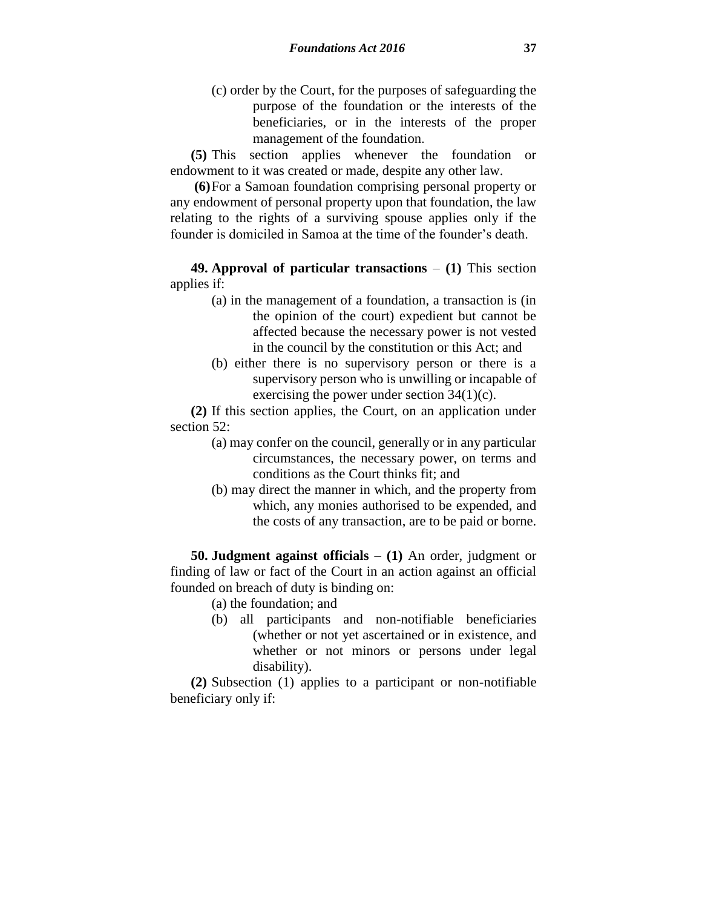(c) order by the Court, for the purposes of safeguarding the purpose of the foundation or the interests of the beneficiaries, or in the interests of the proper management of the foundation.

**(5)** This section applies whenever the foundation or endowment to it was created or made, despite any other law.

**(6)** For a Samoan foundation comprising personal property or any endowment of personal property upon that foundation, the law relating to the rights of a surviving spouse applies only if the founder is domiciled in Samoa at the time of the founder's death.

**49. Approval of particular transactions** – **(1)** This section applies if:

(a) in the management of a foundation, a transaction is (in the opinion of the court) expedient but cannot be affected because the necessary power is not vested in the council by the constitution or this Act; and

(b) either there is no supervisory person or there is a supervisory person who is unwilling or incapable of exercising the power under section 34(1)(c).

**(2)** If this section applies, the Court, on an application under section 52:

(a) may confer on the council, generally or in any particular circumstances, the necessary power, on terms and conditions as the Court thinks fit; and

(b) may direct the manner in which, and the property from which, any monies authorised to be expended, and the costs of any transaction, are to be paid or borne.

**50. Judgment against officials** – **(1)** An order, judgment or finding of law or fact of the Court in an action against an official founded on breach of duty is binding on:

(a) the foundation; and

(b) all participants and non-notifiable beneficiaries (whether or not yet ascertained or in existence, and whether or not minors or persons under legal disability).

**(2)** Subsection (1) applies to a participant or non-notifiable beneficiary only if: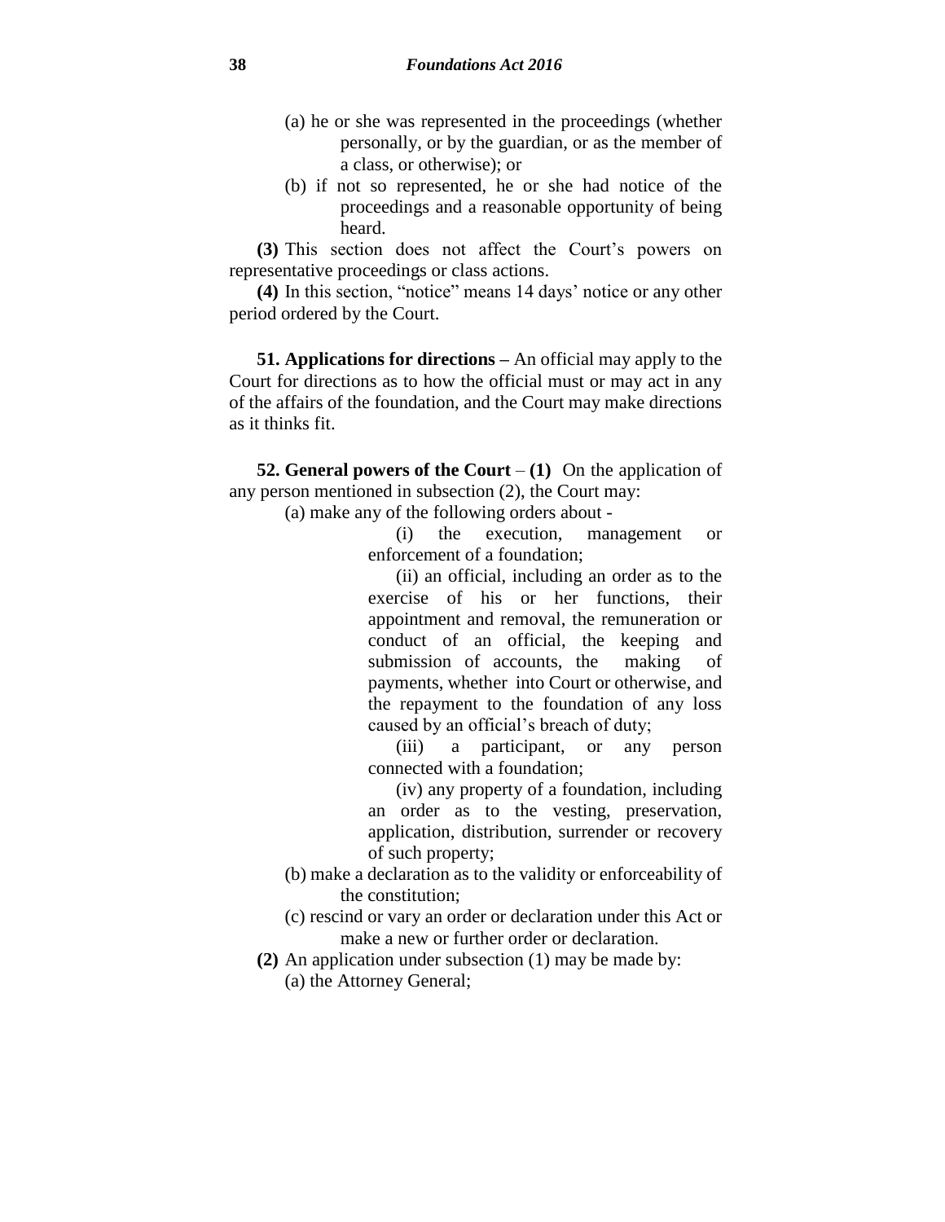(a) he or she was represented in the proceedings (whether personally, or by the guardian, or as the member of a class, or otherwise); or

(b) if not so represented, he or she had notice of the proceedings and a reasonable opportunity of being heard.

**(3)** This section does not affect the Court's powers on representative proceedings or class actions.

**(4)** In this section, "notice" means 14 days' notice or any other period ordered by the Court.

**51. Applications for directions –** An official may apply to the Court for directions as to how the official must or may act in any of the affairs of the foundation, and the Court may make directions as it thinks fit.

**52. General powers of the Court** – **(1)** On the application of any person mentioned in subsection (2), the Court may:

(a) make any of the following orders about -

(i) the execution, management or enforcement of a foundation;

(ii) an official, including an order as to the exercise of his or her functions, their appointment and removal, the remuneration or conduct of an official, the keeping and submission of accounts, the making of payments, whether into Court or otherwise, and the repayment to the foundation of any loss caused by an official's breach of duty;

(iii) a participant, or any person connected with a foundation;

(iv) any property of a foundation, including an order as to the vesting, preservation, application, distribution, surrender or recovery of such property;

(b) make a declaration as to the validity or enforceability of the constitution;

(c) rescind or vary an order or declaration under this Act or make a new or further order or declaration.

**(2)** An application under subsection (1) may be made by:

(a) the Attorney General;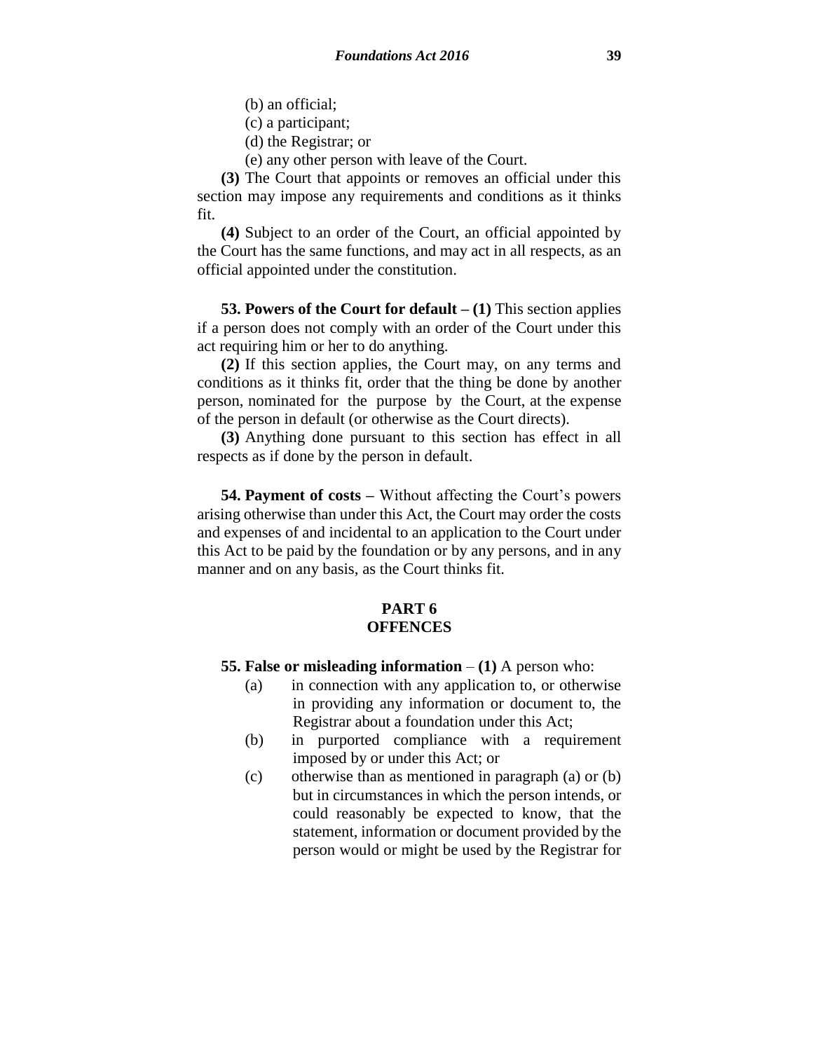(b) an official;

(c) a participant;

(d) the Registrar; or

(e) any other person with leave of the Court.

**(3)** The Court that appoints or removes an official under this section may impose any requirements and conditions as it thinks fit.

**(4)** Subject to an order of the Court, an official appointed by the Court has the same functions, and may act in all respects, as an official appointed under the constitution.

**53. Powers of the Court for default – (1)** This section applies if a person does not comply with an order of the Court under this act requiring him or her to do anything.

**(2)** If this section applies, the Court may, on any terms and conditions as it thinks fit, order that the thing be done by another person, nominated for the purpose by the Court, at the expense of the person in default (or otherwise as the Court directs).

**(3)** Anything done pursuant to this section has effect in all respects as if done by the person in default.

**54. Payment of costs –** Without affecting the Court's powers arising otherwise than under this Act, the Court may order the costs and expenses of and incidental to an application to the Court under this Act to be paid by the foundation or by any persons, and in any manner and on any basis, as the Court thinks fit.

## PART 6
## OFFENCES

**55. False or misleading information** – **(1)** A person who:

(a) in connection with any application to, or otherwise in providing any information or document to, the Registrar about a foundation under this Act;

(b) in purported compliance with a requirement imposed by or under this Act; or

(c) otherwise than as mentioned in paragraph (a) or (b) but in circumstances in which the person intends, or could reasonably be expected to know, that the statement, information or document provided by the person would or might be used by the Registrar for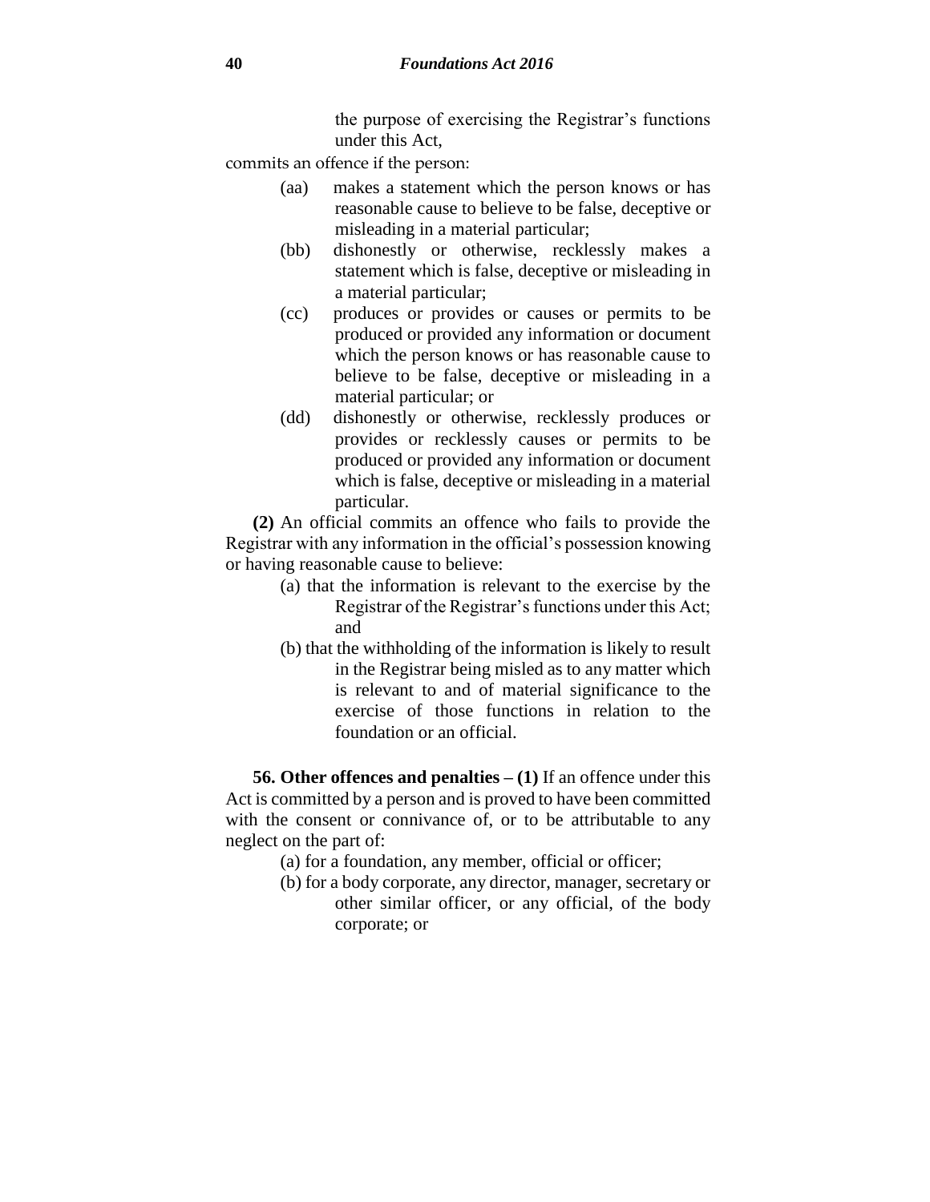the purpose of exercising the Registrar's functions under this Act,

commits an offence if the person:

- (aa) makes a statement which the person knows or has reasonable cause to believe to be false, deceptive or misleading in a material particular;
- (bb) dishonestly or otherwise, recklessly makes a statement which is false, deceptive or misleading in a material particular;
- (cc) produces or provides or causes or permits to be produced or provided any information or document which the person knows or has reasonable cause to believe to be false, deceptive or misleading in a material particular; or
- (dd) dishonestly or otherwise, recklessly produces or provides or recklessly causes or permits to be produced or provided any information or document which is false, deceptive or misleading in a material particular.

**(2)** An official commits an offence who fails to provide the Registrar with any information in the official's possession knowing or having reasonable cause to believe:

- (a) that the information is relevant to the exercise by the Registrar of the Registrar's functions under this Act; and
- (b) that the withholding of the information is likely to result in the Registrar being misled as to any matter which is relevant to and of material significance to the exercise of those functions in relation to the foundation or an official.

**56. Other offences and penalties – (1)** If an offence under this Act is committed by a person and is proved to have been committed with the consent or connivance of, or to be attributable to any neglect on the part of:

- (a) for a foundation, any member, official or officer;
- (b) for a body corporate, any director, manager, secretary or other similar officer, or any official, of the body corporate; or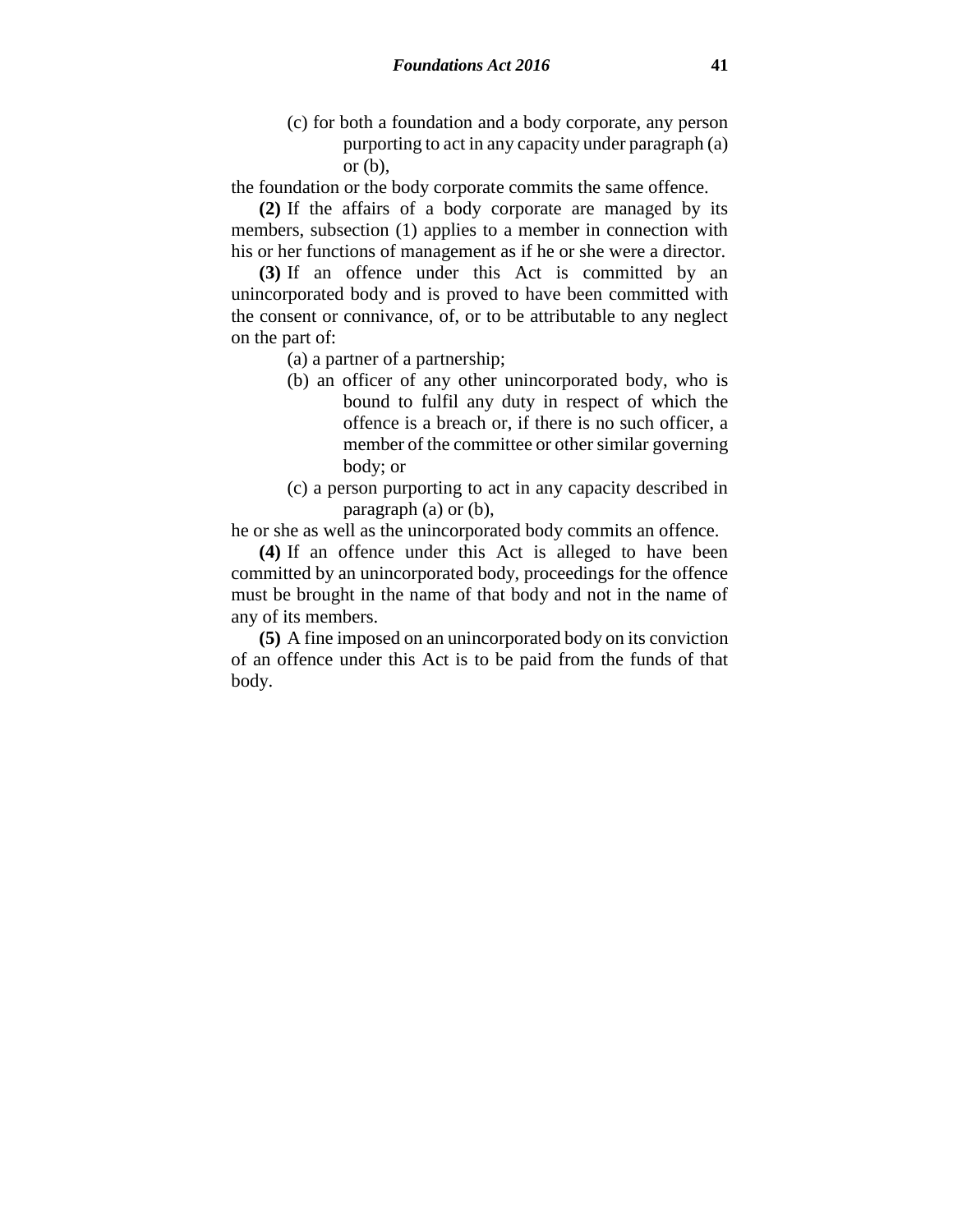(c) for both a foundation and a body corporate, any person purporting to act in any capacity under paragraph (a) or (b),

the foundation or the body corporate commits the same offence.

**(2)** If the affairs of a body corporate are managed by its members, subsection (1) applies to a member in connection with his or her functions of management as if he or she were a director.

**(3)** If an offence under this Act is committed by an unincorporated body and is proved to have been committed with the consent or connivance, of, or to be attributable to any neglect on the part of:

(a) a partner of a partnership;

(b) an officer of any other unincorporated body, who is bound to fulfil any duty in respect of which the offence is a breach or, if there is no such officer, a member of the committee or other similar governing body; or

(c) a person purporting to act in any capacity described in paragraph (a) or (b),

he or she as well as the unincorporated body commits an offence.

**(4)** If an offence under this Act is alleged to have been committed by an unincorporated body, proceedings for the offence must be brought in the name of that body and not in the name of any of its members.

**(5)** A fine imposed on an unincorporated body on its conviction of an offence under this Act is to be paid from the funds of that body.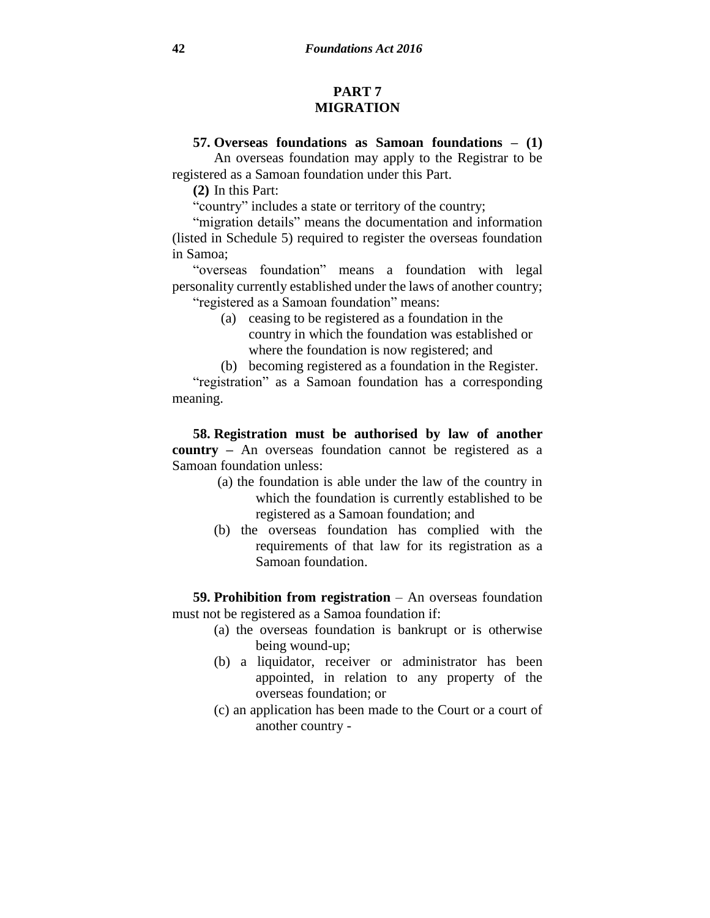## PART 7
## MIGRATION

**57. Overseas foundations as Samoan foundations – (1)** An overseas foundation may apply to the Registrar to be registered as a Samoan foundation under this Part.

**(2)** In this Part:

"country" includes a state or territory of the country;

"migration details" means the documentation and information (listed in Schedule 5) required to register the overseas foundation in Samoa;

"overseas foundation" means a foundation with legal personality currently established under the laws of another country;

"registered as a Samoan foundation" means:

- (a) ceasing to be registered as a foundation in the country in which the foundation was established or where the foundation is now registered; and
- (b) becoming registered as a foundation in the Register.

"registration" as a Samoan foundation has a corresponding meaning.

**58. Registration must be authorised by law of another country –** An overseas foundation cannot be registered as a Samoan foundation unless:

- (a) the foundation is able under the law of the country in which the foundation is currently established to be registered as a Samoan foundation; and
- (b) the overseas foundation has complied with the requirements of that law for its registration as a Samoan foundation.

**59. Prohibition from registration** – An overseas foundation must not be registered as a Samoa foundation if:

- (a) the overseas foundation is bankrupt or is otherwise being wound-up;
- (b) a liquidator, receiver or administrator has been appointed, in relation to any property of the overseas foundation; or
- (c) an application has been made to the Court or a court of another country -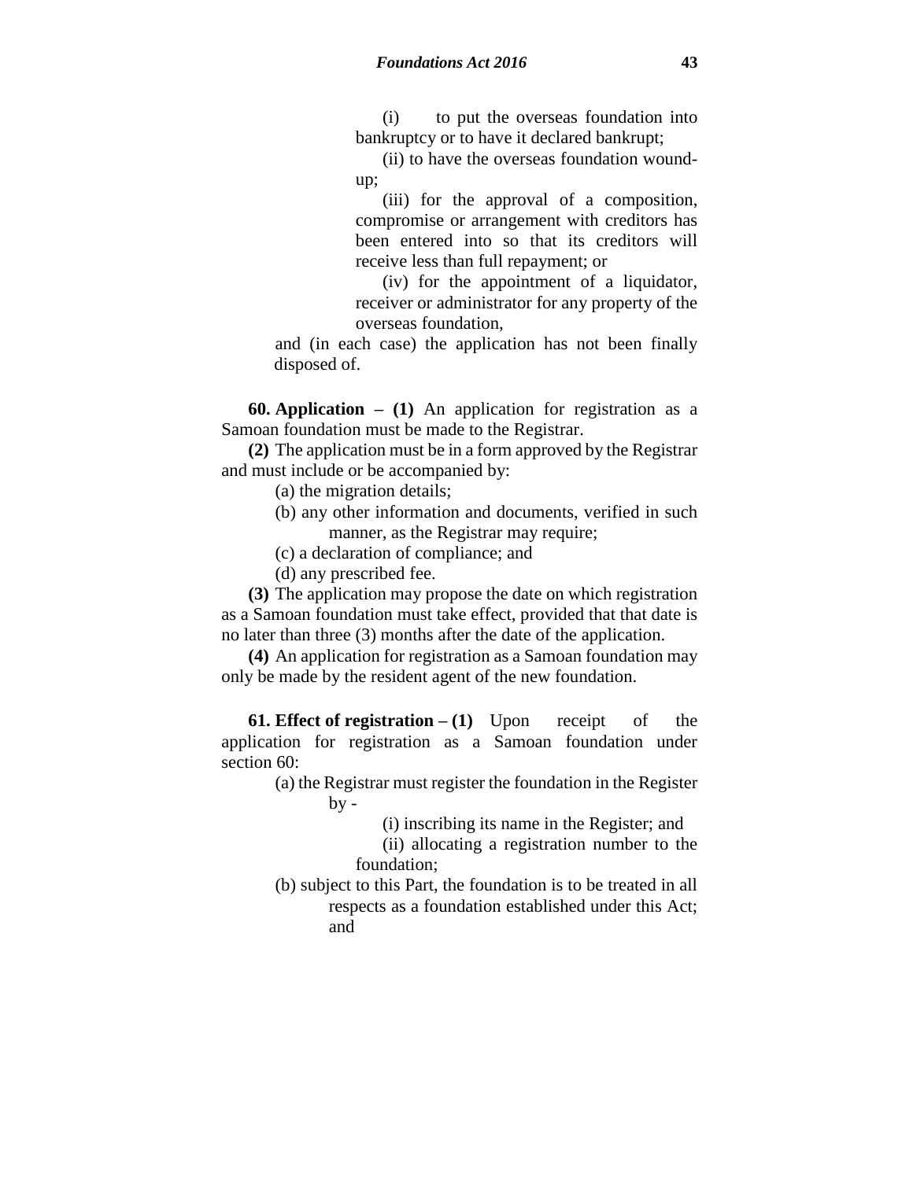(i) to put the overseas foundation into bankruptcy or to have it declared bankrupt;

(ii) to have the overseas foundation wound-up;

(iii) for the approval of a composition, compromise or arrangement with creditors has been entered into so that its creditors will receive less than full repayment; or

(iv) for the appointment of a liquidator, receiver or administrator for any property of the overseas foundation,

and (in each case) the application has not been finally disposed of.

**60. Application – (1)** An application for registration as a Samoan foundation must be made to the Registrar.

**(2)** The application must be in a form approved by the Registrar and must include or be accompanied by:

(a) the migration details;

(b) any other information and documents, verified in such manner, as the Registrar may require;

(c) a declaration of compliance; and

(d) any prescribed fee.

**(3)** The application may propose the date on which registration as a Samoan foundation must take effect, provided that that date is no later than three (3) months after the date of the application.

**(4)** An application for registration as a Samoan foundation may only be made by the resident agent of the new foundation.

**61. Effect of registration – (1)** Upon receipt of the application for registration as a Samoan foundation under section 60:

(a) the Registrar must register the foundation in the Register by -

(i) inscribing its name in the Register; and

(ii) allocating a registration number to the foundation;

(b) subject to this Part, the foundation is to be treated in all respects as a foundation established under this Act; and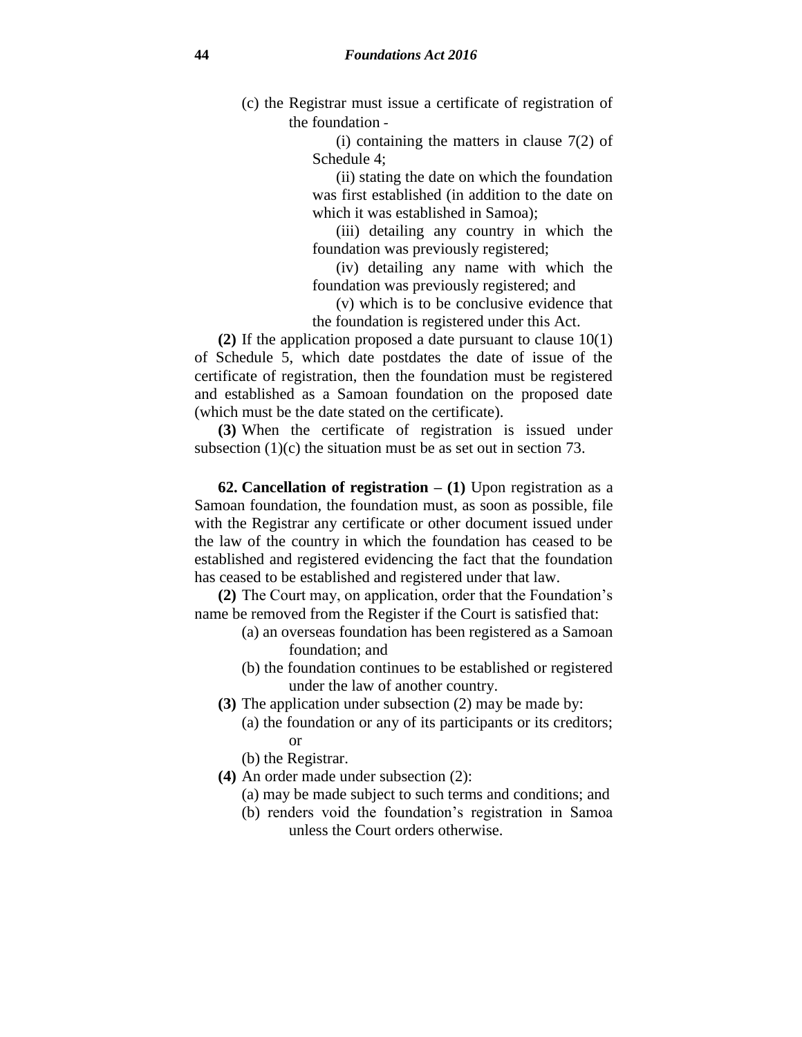(c) the Registrar must issue a certificate of registration of the foundation -

(i) containing the matters in clause 7(2) of Schedule 4;

(ii) stating the date on which the foundation was first established (in addition to the date on which it was established in Samoa);

(iii) detailing any country in which the foundation was previously registered;

(iv) detailing any name with which the foundation was previously registered; and

(v) which is to be conclusive evidence that the foundation is registered under this Act.

**(2)** If the application proposed a date pursuant to clause 10(1) of Schedule 5, which date postdates the date of issue of the certificate of registration, then the foundation must be registered and established as a Samoan foundation on the proposed date (which must be the date stated on the certificate).

**(3)** When the certificate of registration is issued under subsection (1)(c) the situation must be as set out in section 73.

**62. Cancellation of registration – (1)** Upon registration as a Samoan foundation, the foundation must, as soon as possible, file with the Registrar any certificate or other document issued under the law of the country in which the foundation has ceased to be established and registered evidencing the fact that the foundation has ceased to be established and registered under that law.

**(2)** The Court may, on application, order that the Foundation's name be removed from the Register if the Court is satisfied that:

(a) an overseas foundation has been registered as a Samoan foundation; and

(b) the foundation continues to be established or registered under the law of another country.

**(3)** The application under subsection (2) may be made by:

(a) the foundation or any of its participants or its creditors; or

(b) the Registrar.

**(4)** An order made under subsection (2):

(a) may be made subject to such terms and conditions; and

(b) renders void the foundation's registration in Samoa unless the Court orders otherwise.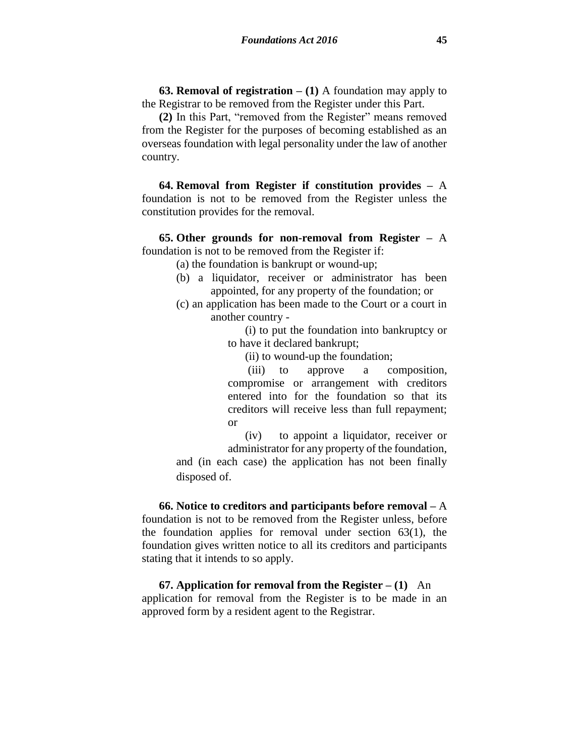**63. Removal of registration – (1)** A foundation may apply to the Registrar to be removed from the Register under this Part.

**(2)** In this Part, "removed from the Register" means removed from the Register for the purposes of becoming established as an overseas foundation with legal personality under the law of another country.

**64. Removal from Register if constitution provides –** A foundation is not to be removed from the Register unless the constitution provides for the removal.

**65. Other grounds for non-removal from Register –** A foundation is not to be removed from the Register if:

(a) the foundation is bankrupt or wound-up;

(b) a liquidator, receiver or administrator has been appointed, for any property of the foundation; or

(c) an application has been made to the Court or a court in another country -

(i) to put the foundation into bankruptcy or to have it declared bankrupt;

(ii) to wound-up the foundation;

(iii) to approve a composition, compromise or arrangement with creditors entered into for the foundation so that its creditors will receive less than full repayment; or

(iv) to appoint a liquidator, receiver or administrator for any property of the foundation,

and (in each case) the application has not been finally disposed of.

**66. Notice to creditors and participants before removal –** A foundation is not to be removed from the Register unless, before the foundation applies for removal under section 63(1), the foundation gives written notice to all its creditors and participants stating that it intends to so apply.

**67. Application for removal from the Register – (1)** An application for removal from the Register is to be made in an approved form by a resident agent to the Registrar.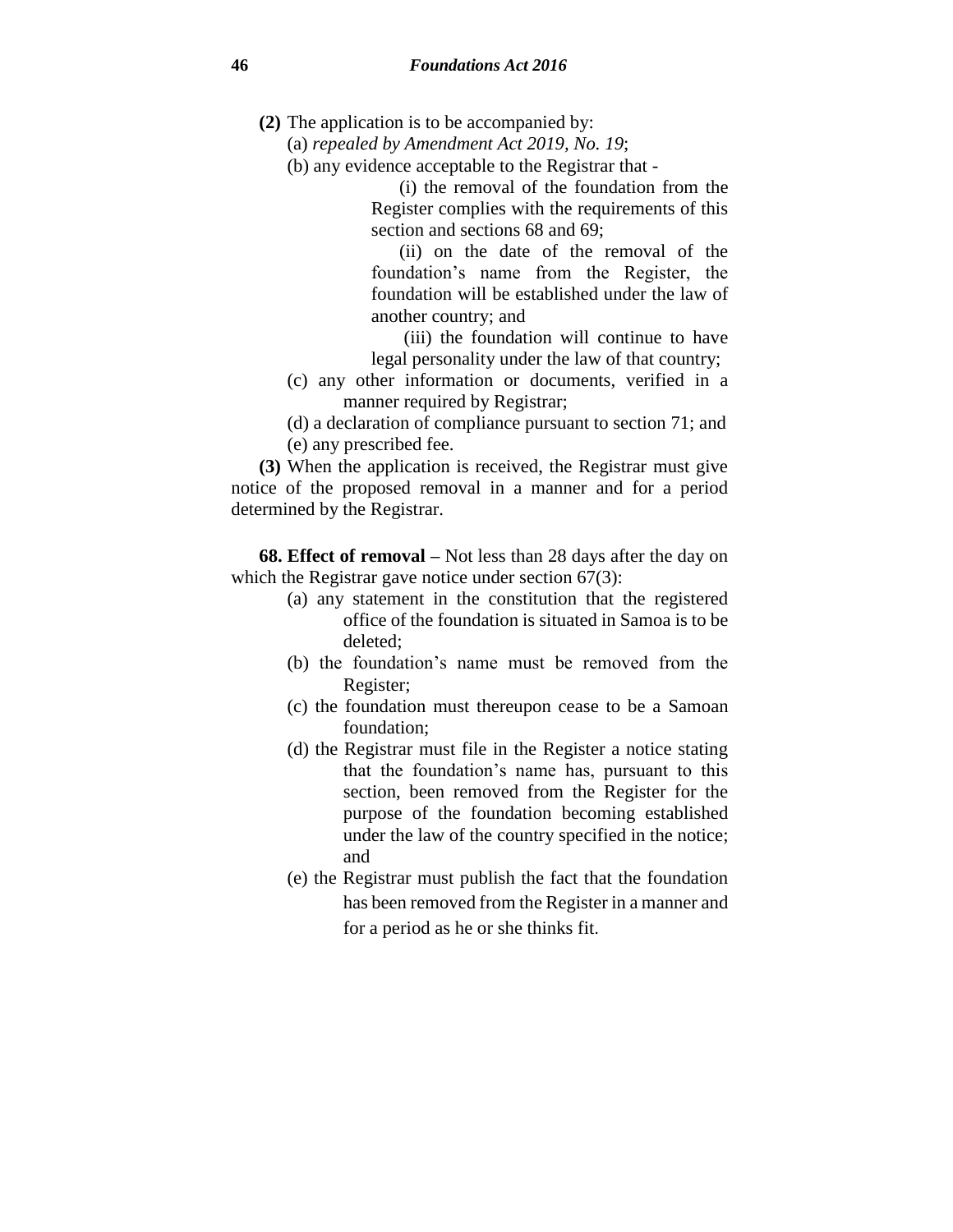**(2)** The application is to be accompanied by:

(a) *repealed by Amendment Act 2019, No. 19*;

(b) any evidence acceptable to the Registrar that -

(i) the removal of the foundation from the Register complies with the requirements of this section and sections 68 and 69;

(ii) on the date of the removal of the foundation's name from the Register, the foundation will be established under the law of another country; and

(iii) the foundation will continue to have legal personality under the law of that country;

(c) any other information or documents, verified in a manner required by Registrar;

(d) a declaration of compliance pursuant to section 71; and

(e) any prescribed fee.

**(3)** When the application is received, the Registrar must give notice of the proposed removal in a manner and for a period determined by the Registrar.

**68. Effect of removal –** Not less than 28 days after the day on which the Registrar gave notice under section 67(3):

(a) any statement in the constitution that the registered office of the foundation is situated in Samoa is to be deleted;

(b) the foundation's name must be removed from the Register;

(c) the foundation must thereupon cease to be a Samoan foundation;

(d) the Registrar must file in the Register a notice stating that the foundation's name has, pursuant to this section, been removed from the Register for the purpose of the foundation becoming established under the law of the country specified in the notice; and

(e) the Registrar must publish the fact that the foundation has been removed from the Register in a manner and for a period as he or she thinks fit.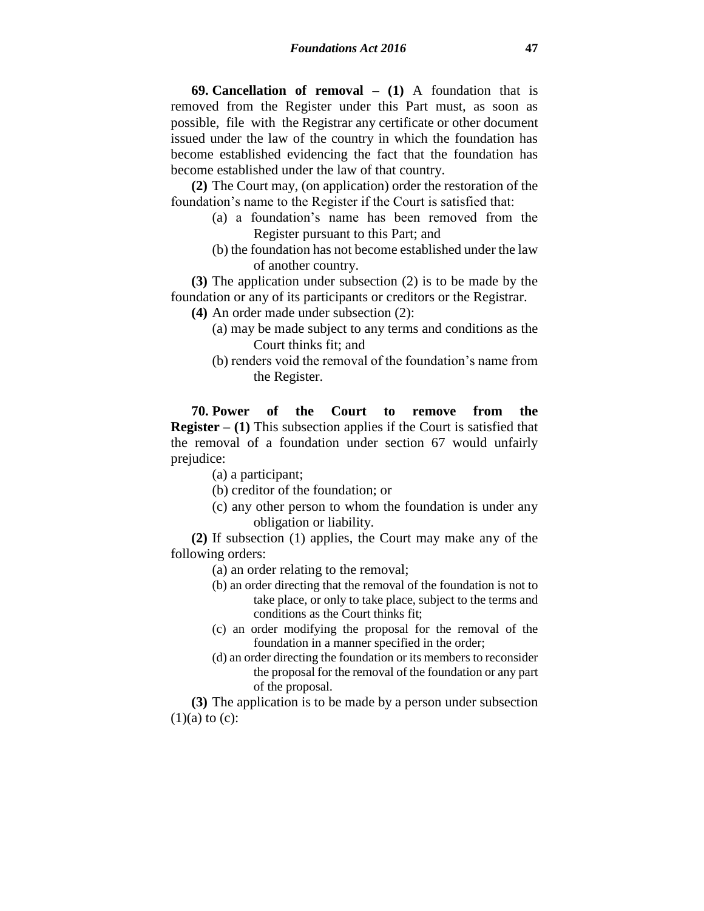**69. Cancellation of removal – (1)** A foundation that is removed from the Register under this Part must, as soon as possible, file with the Registrar any certificate or other document issued under the law of the country in which the foundation has become established evidencing the fact that the foundation has become established under the law of that country.

**(2)** The Court may, (on application) order the restoration of the foundation's name to the Register if the Court is satisfied that:

(a) a foundation's name has been removed from the Register pursuant to this Part; and

(b) the foundation has not become established under the law of another country.

**(3)** The application under subsection (2) is to be made by the foundation or any of its participants or creditors or the Registrar.

**(4)** An order made under subsection (2):

(a) may be made subject to any terms and conditions as the Court thinks fit; and

(b) renders void the removal of the foundation's name from the Register.

**70. Power of the Court to remove from the Register – (1)** This subsection applies if the Court is satisfied that the removal of a foundation under section 67 would unfairly prejudice:

(a) a participant;

(b) creditor of the foundation; or

(c) any other person to whom the foundation is under any obligation or liability.

**(2)** If subsection (1) applies, the Court may make any of the following orders:

(a) an order relating to the removal;

(b) an order directing that the removal of the foundation is not to take place, or only to take place, subject to the terms and conditions as the Court thinks fit;

(c) an order modifying the proposal for the removal of the foundation in a manner specified in the order;

(d) an order directing the foundation or its members to reconsider the proposal for the removal of the foundation or any part of the proposal.

**(3)** The application is to be made by a person under subsection (1)(a) to (c):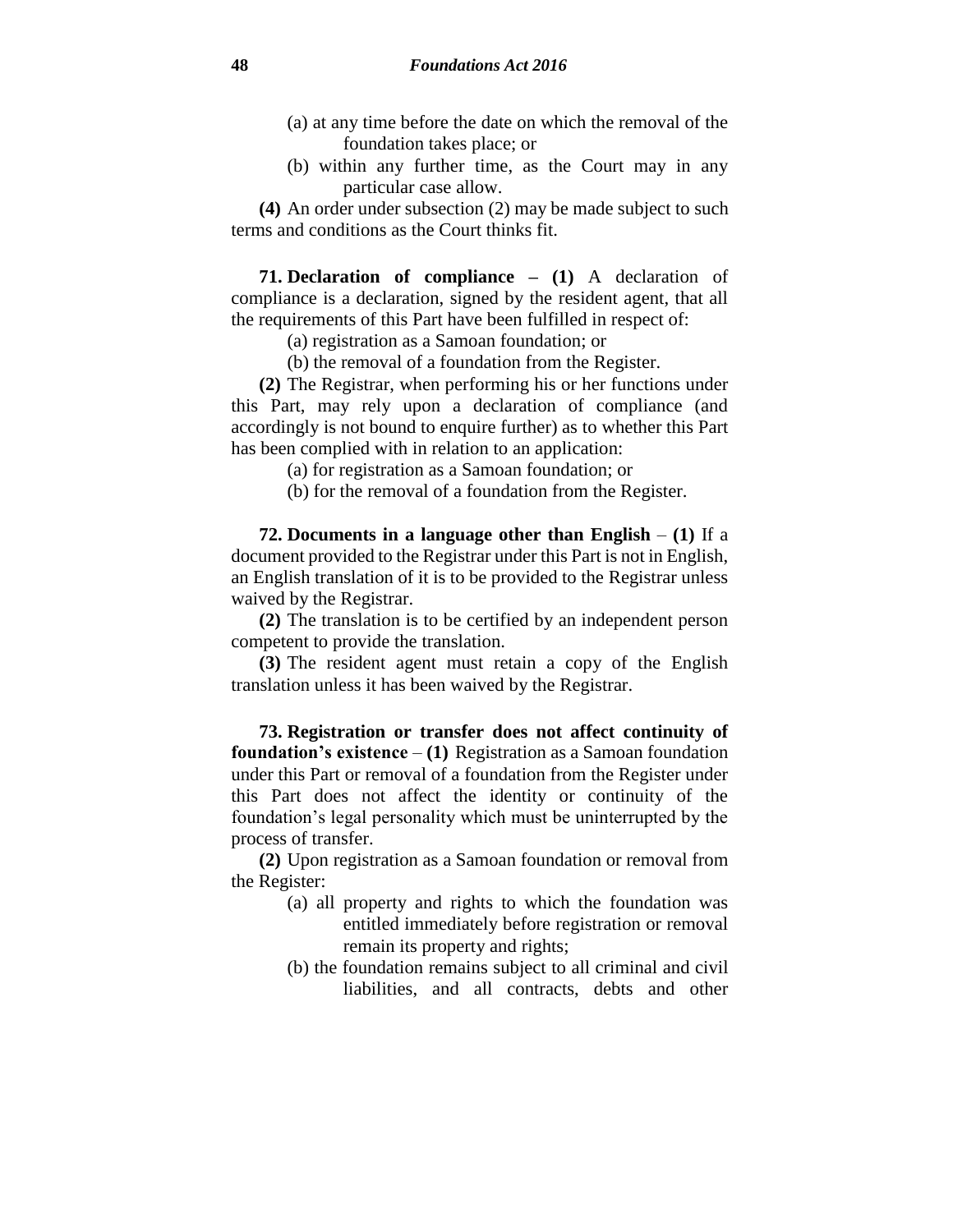(a) at any time before the date on which the removal of the foundation takes place; or

(b) within any further time, as the Court may in any particular case allow.

**(4)** An order under subsection (2) may be made subject to such terms and conditions as the Court thinks fit.

**71. Declaration of compliance – (1)** A declaration of compliance is a declaration, signed by the resident agent, that all the requirements of this Part have been fulfilled in respect of:

(a) registration as a Samoan foundation; or

(b) the removal of a foundation from the Register.

**(2)** The Registrar, when performing his or her functions under this Part, may rely upon a declaration of compliance (and accordingly is not bound to enquire further) as to whether this Part has been complied with in relation to an application:

(a) for registration as a Samoan foundation; or

(b) for the removal of a foundation from the Register.

**72. Documents in a language other than English** – **(1)** If a document provided to the Registrar under this Part is not in English, an English translation of it is to be provided to the Registrar unless waived by the Registrar.

**(2)** The translation is to be certified by an independent person competent to provide the translation.

**(3)** The resident agent must retain a copy of the English translation unless it has been waived by the Registrar.

**73. Registration or transfer does not affect continuity of foundation's existence** – **(1)** Registration as a Samoan foundation under this Part or removal of a foundation from the Register under this Part does not affect the identity or continuity of the foundation's legal personality which must be uninterrupted by the process of transfer.

**(2)** Upon registration as a Samoan foundation or removal from the Register:

(a) all property and rights to which the foundation was entitled immediately before registration or removal remain its property and rights;

(b) the foundation remains subject to all criminal and civil liabilities, and all contracts, debts and other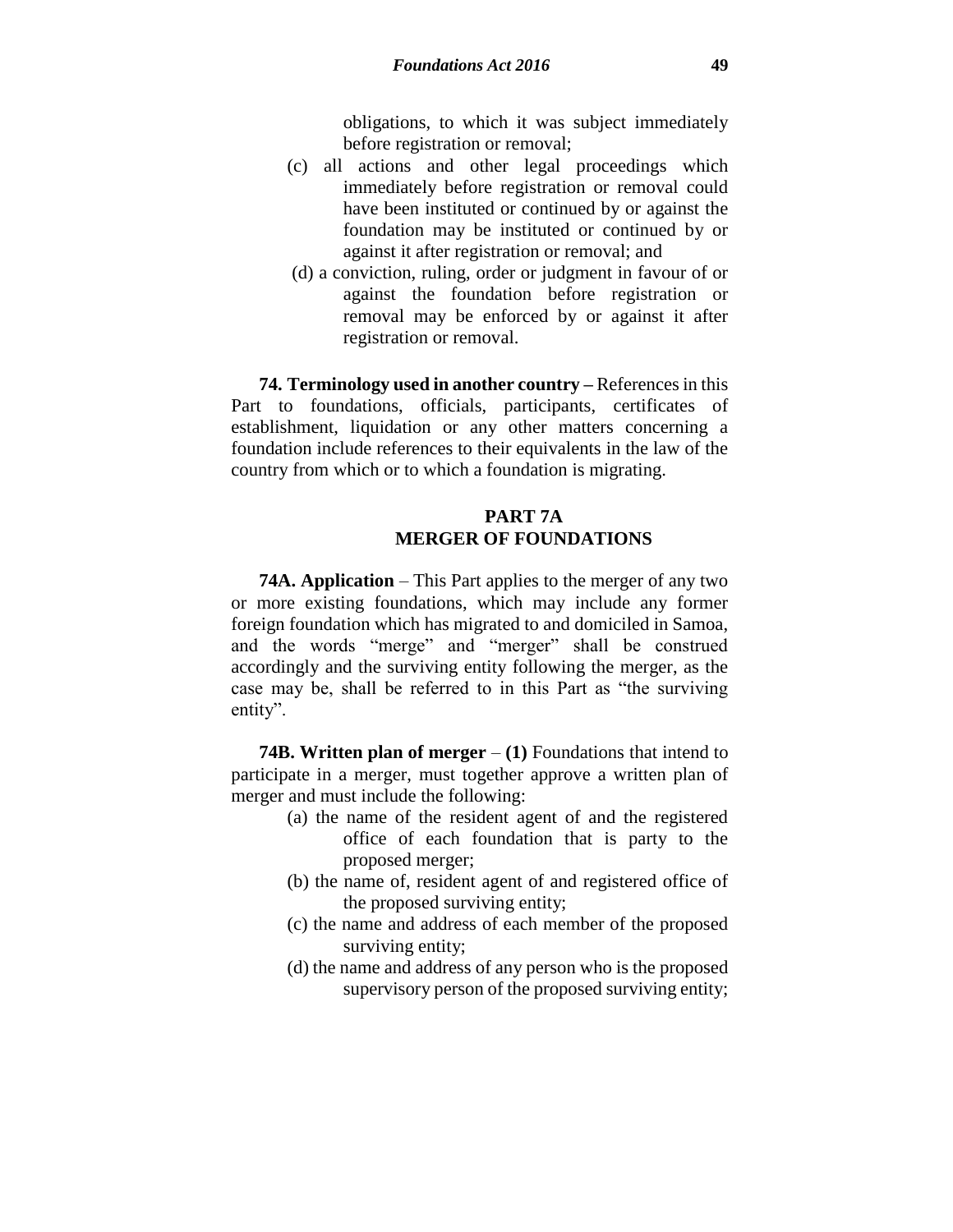obligations, to which it was subject immediately before registration or removal;

(c) all actions and other legal proceedings which immediately before registration or removal could have been instituted or continued by or against the foundation may be instituted or continued by or against it after registration or removal; and

(d) a conviction, ruling, order or judgment in favour of or against the foundation before registration or removal may be enforced by or against it after registration or removal.

**74. Terminology used in another country –** References in this Part to foundations, officials, participants, certificates of establishment, liquidation or any other matters concerning a foundation include references to their equivalents in the law of the country from which or to which a foundation is migrating.

## PART 7A
## MERGER OF FOUNDATIONS

**74A. Application** – This Part applies to the merger of any two or more existing foundations, which may include any former foreign foundation which has migrated to and domiciled in Samoa, and the words "merge" and "merger" shall be construed accordingly and the surviving entity following the merger, as the case may be, shall be referred to in this Part as "the surviving entity".

**74B. Written plan of merger** – **(1)** Foundations that intend to participate in a merger, must together approve a written plan of merger and must include the following:

(a) the name of the resident agent of and the registered office of each foundation that is party to the proposed merger;

(b) the name of, resident agent of and registered office of the proposed surviving entity;

(c) the name and address of each member of the proposed surviving entity;

(d) the name and address of any person who is the proposed supervisory person of the proposed surviving entity;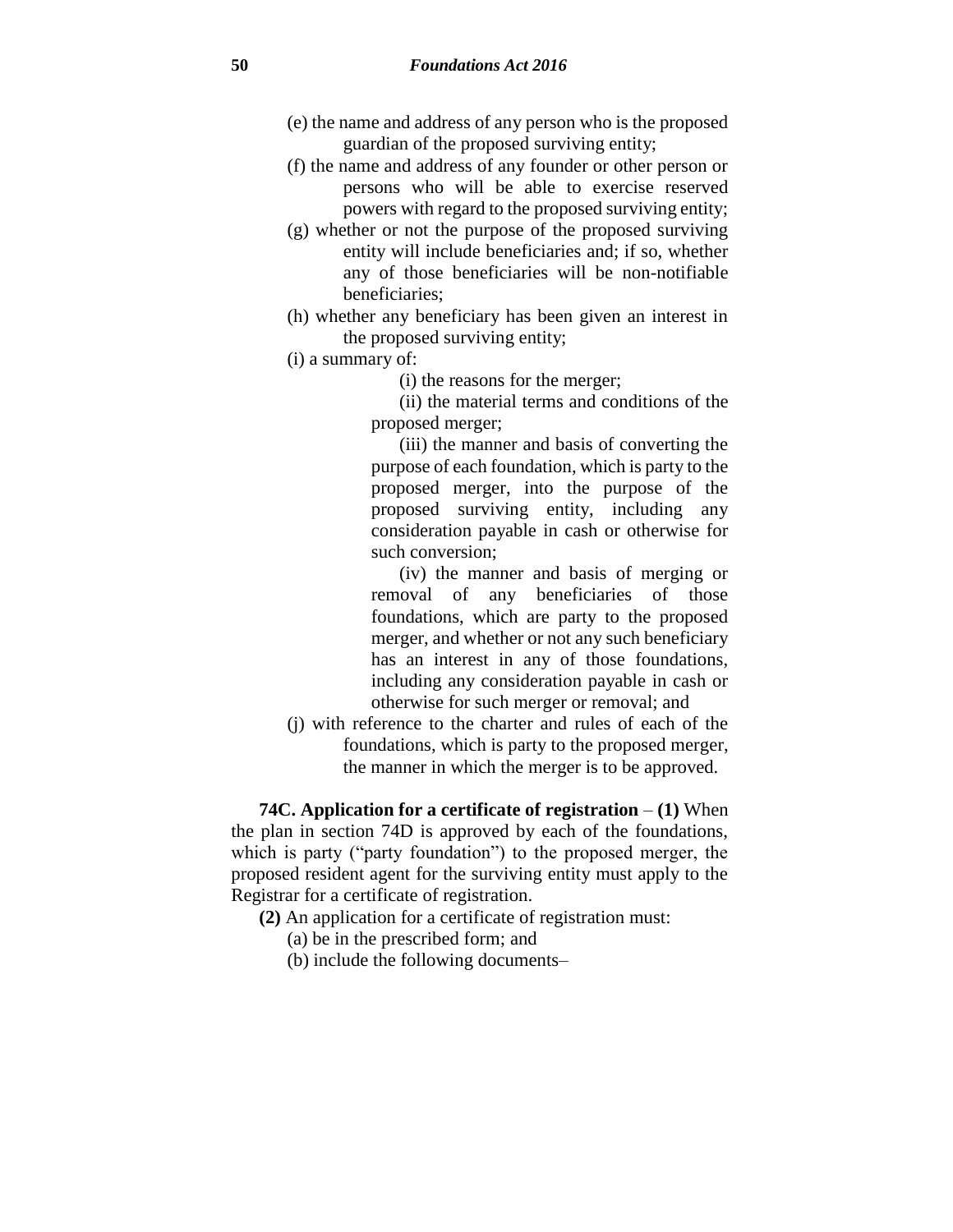(e) the name and address of any person who is the proposed guardian of the proposed surviving entity;

(f) the name and address of any founder or other person or persons who will be able to exercise reserved powers with regard to the proposed surviving entity;

(g) whether or not the purpose of the proposed surviving entity will include beneficiaries and; if so, whether any of those beneficiaries will be non-notifiable beneficiaries;

(h) whether any beneficiary has been given an interest in the proposed surviving entity;

(i) a summary of:

(i) the reasons for the merger;

(ii) the material terms and conditions of the proposed merger;

(iii) the manner and basis of converting the purpose of each foundation, which is party to the proposed merger, into the purpose of the proposed surviving entity, including any consideration payable in cash or otherwise for such conversion;

(iv) the manner and basis of merging or removal of any beneficiaries of those foundations, which are party to the proposed merger, and whether or not any such beneficiary has an interest in any of those foundations, including any consideration payable in cash or otherwise for such merger or removal; and

(j) with reference to the charter and rules of each of the foundations, which is party to the proposed merger, the manner in which the merger is to be approved.

**74C. Application for a certificate of registration** – **(1)** When the plan in section 74D is approved by each of the foundations, which is party ("party foundation") to the proposed merger, the proposed resident agent for the surviving entity must apply to the Registrar for a certificate of registration.

**(2)** An application for a certificate of registration must:

(a) be in the prescribed form; and

(b) include the following documents–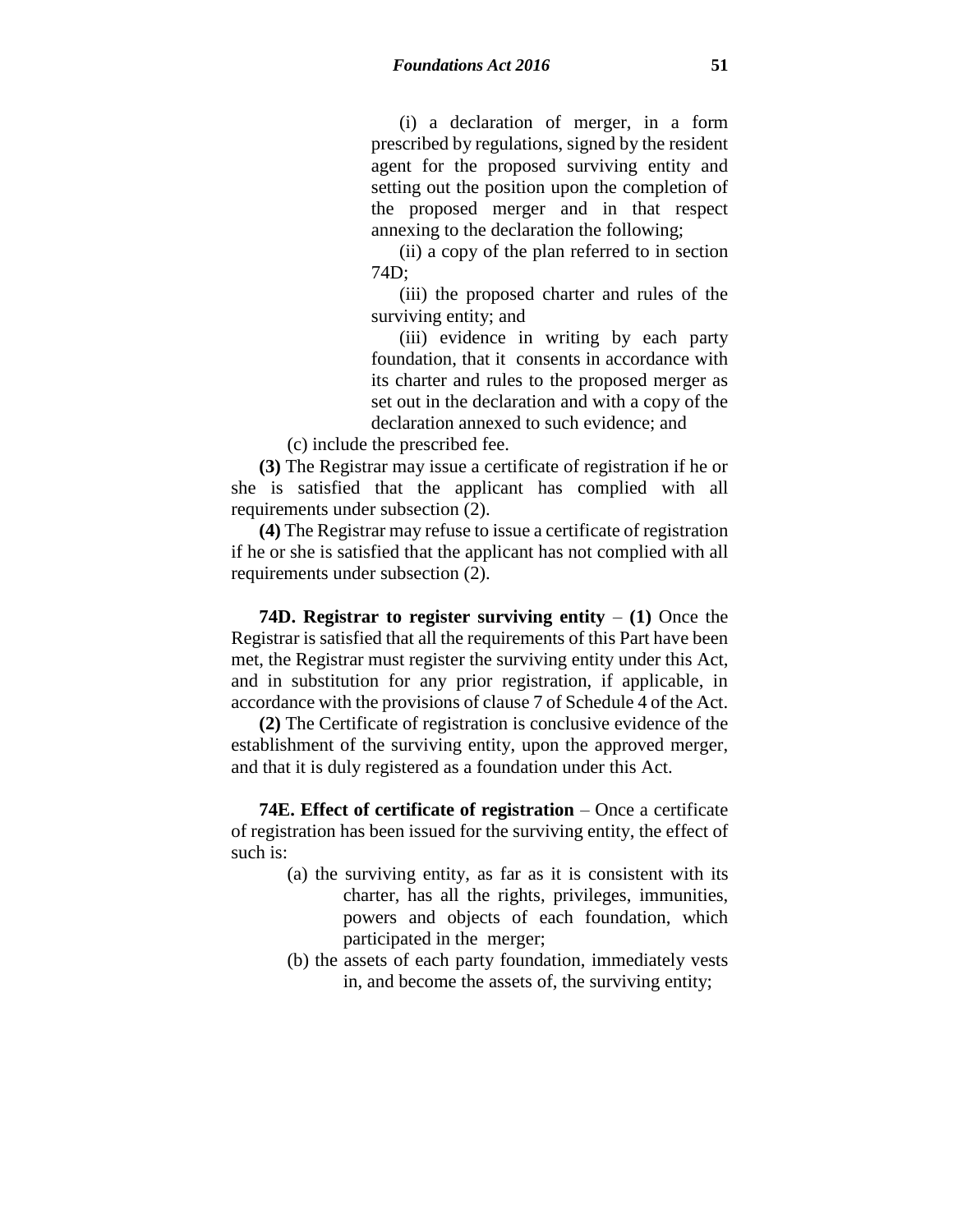(i) a declaration of merger, in a form prescribed by regulations, signed by the resident agent for the proposed surviving entity and setting out the position upon the completion of the proposed merger and in that respect annexing to the declaration the following;

(ii) a copy of the plan referred to in section 74D;

(iii) the proposed charter and rules of the surviving entity; and

(iii) evidence in writing by each party foundation, that it consents in accordance with its charter and rules to the proposed merger as set out in the declaration and with a copy of the declaration annexed to such evidence; and

(c) include the prescribed fee.

**(3)** The Registrar may issue a certificate of registration if he or she is satisfied that the applicant has complied with all requirements under subsection (2).

**(4)** The Registrar may refuse to issue a certificate of registration if he or she is satisfied that the applicant has not complied with all requirements under subsection (2).

**74D. Registrar to register surviving entity** – **(1)** Once the Registrar is satisfied that all the requirements of this Part have been met, the Registrar must register the surviving entity under this Act, and in substitution for any prior registration, if applicable, in accordance with the provisions of clause 7 of Schedule 4 of the Act.

**(2)** The Certificate of registration is conclusive evidence of the establishment of the surviving entity, upon the approved merger, and that it is duly registered as a foundation under this Act.

**74E. Effect of certificate of registration** – Once a certificate of registration has been issued for the surviving entity, the effect of such is:

(a) the surviving entity, as far as it is consistent with its charter, has all the rights, privileges, immunities, powers and objects of each foundation, which participated in the merger;

(b) the assets of each party foundation, immediately vests in, and become the assets of, the surviving entity;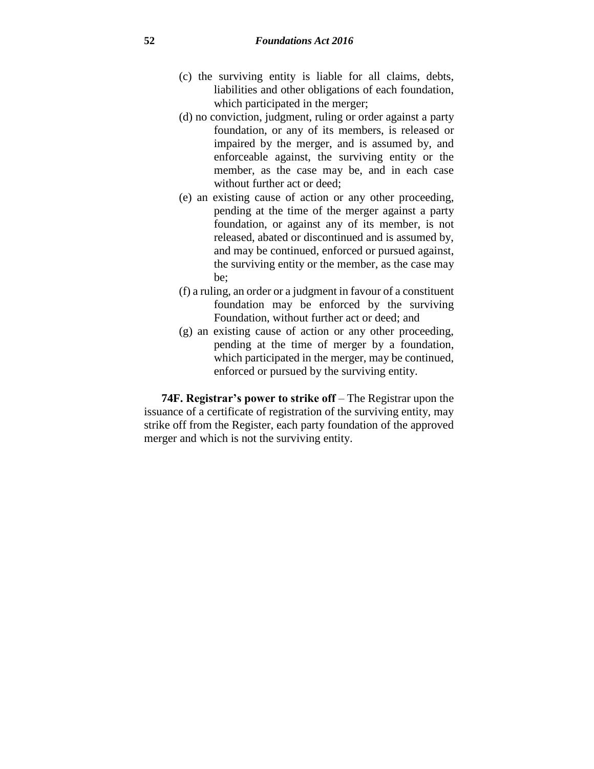(c) the surviving entity is liable for all claims, debts, liabilities and other obligations of each foundation, which participated in the merger;

(d) no conviction, judgment, ruling or order against a party foundation, or any of its members, is released or impaired by the merger, and is assumed by, and enforceable against, the surviving entity or the member, as the case may be, and in each case without further act or deed;

(e) an existing cause of action or any other proceeding, pending at the time of the merger against a party foundation, or against any of its member, is not released, abated or discontinued and is assumed by, and may be continued, enforced or pursued against, the surviving entity or the member, as the case may be;

(f) a ruling, an order or a judgment in favour of a constituent foundation may be enforced by the surviving Foundation, without further act or deed; and

(g) an existing cause of action or any other proceeding, pending at the time of merger by a foundation, which participated in the merger, may be continued, enforced or pursued by the surviving entity.

**74F. Registrar's power to strike off** – The Registrar upon the issuance of a certificate of registration of the surviving entity, may strike off from the Register, each party foundation of the approved merger and which is not the surviving entity.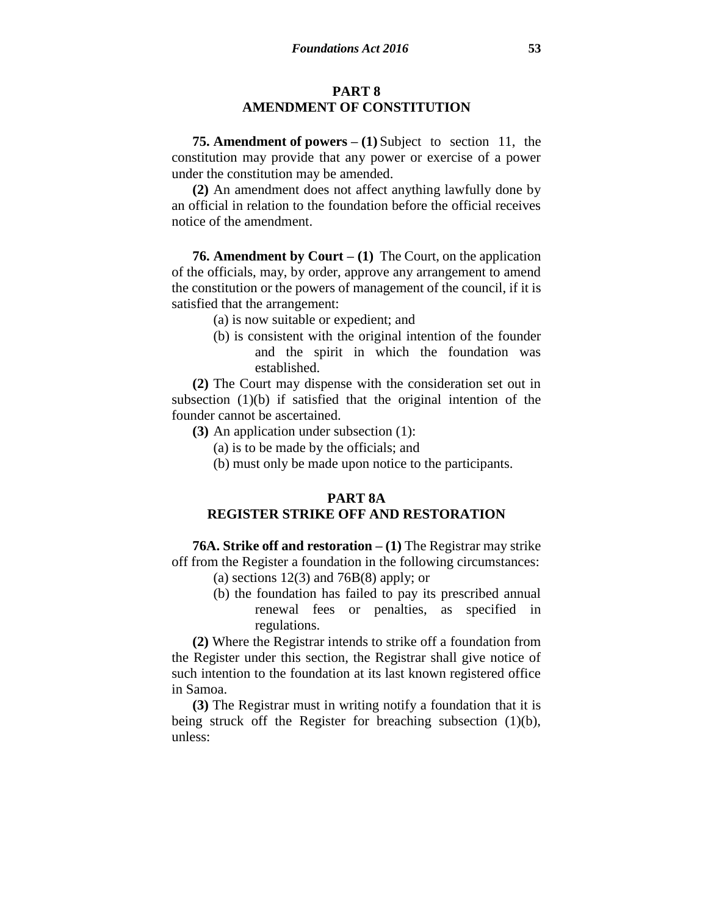## PART 8
## AMENDMENT OF CONSTITUTION

**75. Amendment of powers – (1)** Subject to section 11, the constitution may provide that any power or exercise of a power under the constitution may be amended.

**(2)** An amendment does not affect anything lawfully done by an official in relation to the foundation before the official receives notice of the amendment.

**76. Amendment by Court – (1)** The Court, on the application of the officials, may, by order, approve any arrangement to amend the constitution or the powers of management of the council, if it is satisfied that the arrangement:

(a) is now suitable or expedient; and

(b) is consistent with the original intention of the founder and the spirit in which the foundation was established.

**(2)** The Court may dispense with the consideration set out in subsection (1)(b) if satisfied that the original intention of the founder cannot be ascertained.

**(3)** An application under subsection (1):

(a) is to be made by the officials; and

(b) must only be made upon notice to the participants.

## PART 8A
## REGISTER STRIKE OFF AND RESTORATION

**76A. Strike off and restoration – (1)** The Registrar may strike off from the Register a foundation in the following circumstances:

(a) sections 12(3) and 76B(8) apply; or

(b) the foundation has failed to pay its prescribed annual renewal fees or penalties, as specified in regulations.

**(2)** Where the Registrar intends to strike off a foundation from the Register under this section, the Registrar shall give notice of such intention to the foundation at its last known registered office in Samoa.

**(3)** The Registrar must in writing notify a foundation that it is being struck off the Register for breaching subsection (1)(b), unless: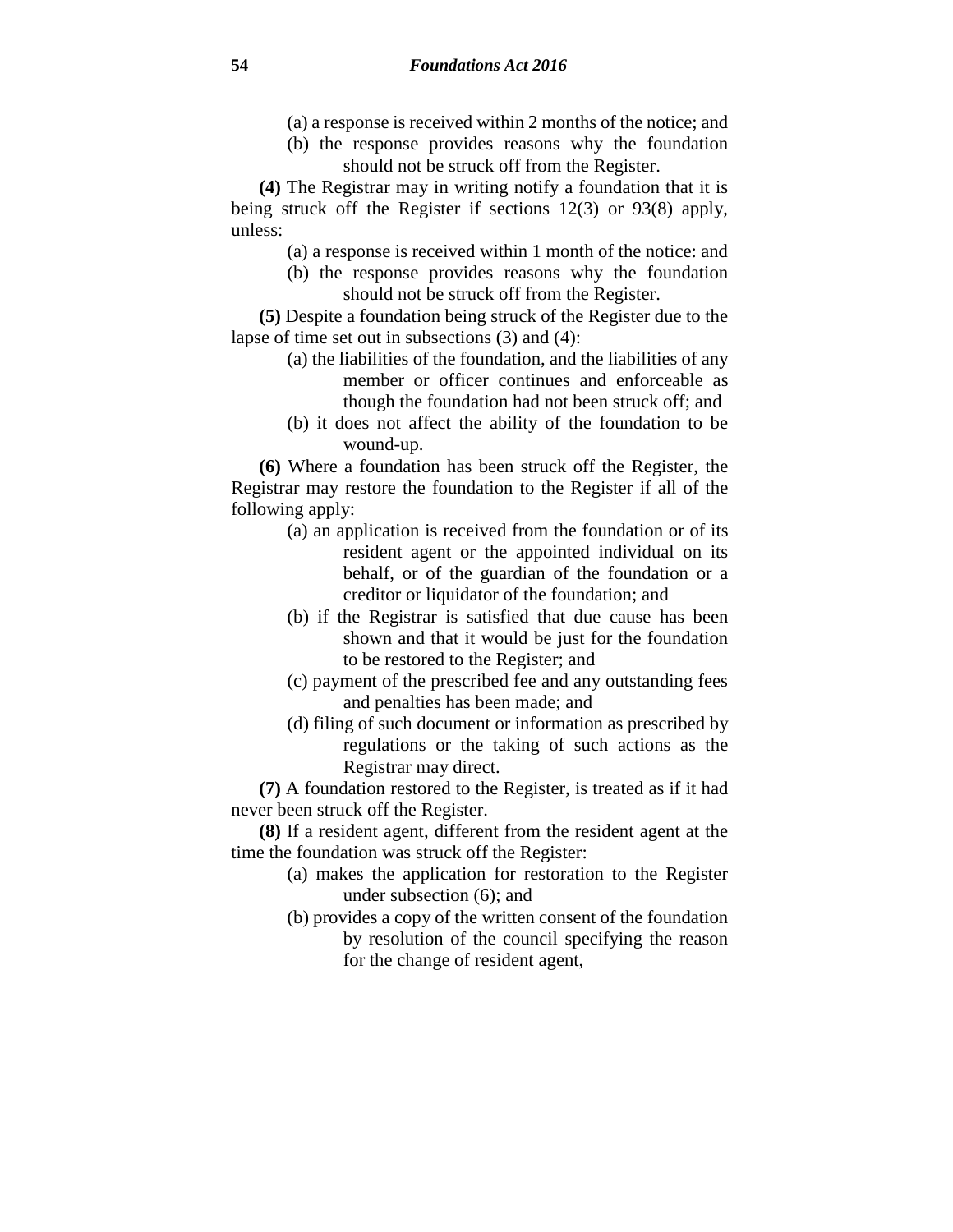(a) a response is received within 2 months of the notice; and

(b) the response provides reasons why the foundation should not be struck off from the Register.

**(4)** The Registrar may in writing notify a foundation that it is being struck off the Register if sections 12(3) or 93(8) apply, unless:

(a) a response is received within 1 month of the notice: and

(b) the response provides reasons why the foundation should not be struck off from the Register.

**(5)** Despite a foundation being struck of the Register due to the lapse of time set out in subsections (3) and (4):

(a) the liabilities of the foundation, and the liabilities of any member or officer continues and enforceable as though the foundation had not been struck off; and

(b) it does not affect the ability of the foundation to be wound-up.

**(6)** Where a foundation has been struck off the Register, the Registrar may restore the foundation to the Register if all of the following apply:

(a) an application is received from the foundation or of its resident agent or the appointed individual on its behalf, or of the guardian of the foundation or a creditor or liquidator of the foundation; and

(b) if the Registrar is satisfied that due cause has been shown and that it would be just for the foundation to be restored to the Register; and

(c) payment of the prescribed fee and any outstanding fees and penalties has been made; and

(d) filing of such document or information as prescribed by regulations or the taking of such actions as the Registrar may direct.

**(7)** A foundation restored to the Register, is treated as if it had never been struck off the Register.

**(8)** If a resident agent, different from the resident agent at the time the foundation was struck off the Register:

(a) makes the application for restoration to the Register under subsection (6); and

(b) provides a copy of the written consent of the foundation by resolution of the council specifying the reason for the change of resident agent,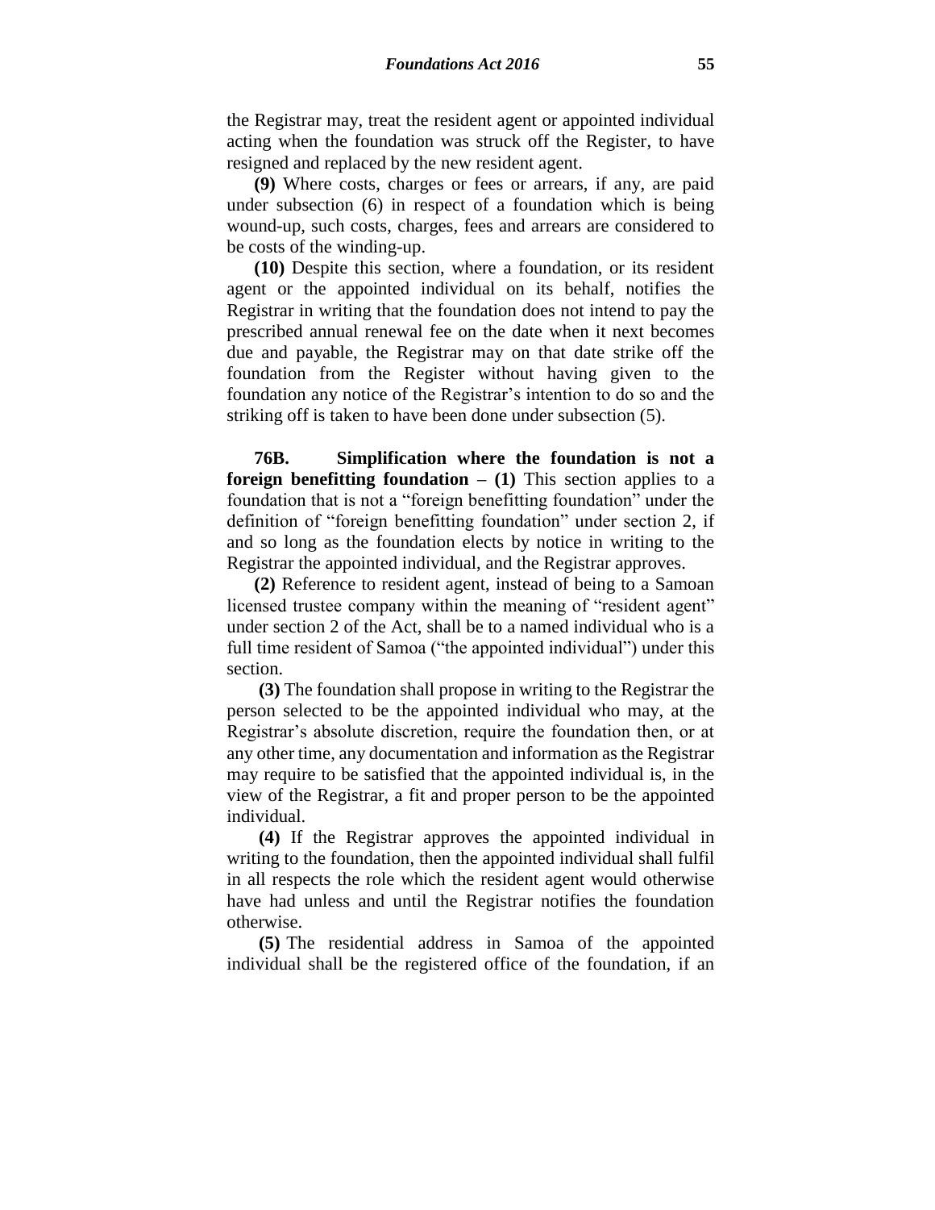the Registrar may, treat the resident agent or appointed individual acting when the foundation was struck off the Register, to have resigned and replaced by the new resident agent.

**(9)** Where costs, charges or fees or arrears, if any, are paid under subsection (6) in respect of a foundation which is being wound-up, such costs, charges, fees and arrears are considered to be costs of the winding-up.

**(10)** Despite this section, where a foundation, or its resident agent or the appointed individual on its behalf, notifies the Registrar in writing that the foundation does not intend to pay the prescribed annual renewal fee on the date when it next becomes due and payable, the Registrar may on that date strike off the foundation from the Register without having given to the foundation any notice of the Registrar's intention to do so and the striking off is taken to have been done under subsection (5).

**76B. Simplification where the foundation is not a foreign benefitting foundation – (1)** This section applies to a foundation that is not a "foreign benefitting foundation" under the definition of "foreign benefitting foundation" under section 2, if and so long as the foundation elects by notice in writing to the Registrar the appointed individual, and the Registrar approves.

**(2)** Reference to resident agent, instead of being to a Samoan licensed trustee company within the meaning of "resident agent" under section 2 of the Act, shall be to a named individual who is a full time resident of Samoa ("the appointed individual") under this section.

**(3)** The foundation shall propose in writing to the Registrar the person selected to be the appointed individual who may, at the Registrar's absolute discretion, require the foundation then, or at any other time, any documentation and information as the Registrar may require to be satisfied that the appointed individual is, in the view of the Registrar, a fit and proper person to be the appointed individual.

**(4)** If the Registrar approves the appointed individual in writing to the foundation, then the appointed individual shall fulfil in all respects the role which the resident agent would otherwise have had unless and until the Registrar notifies the foundation otherwise.

**(5)** The residential address in Samoa of the appointed individual shall be the registered office of the foundation, if an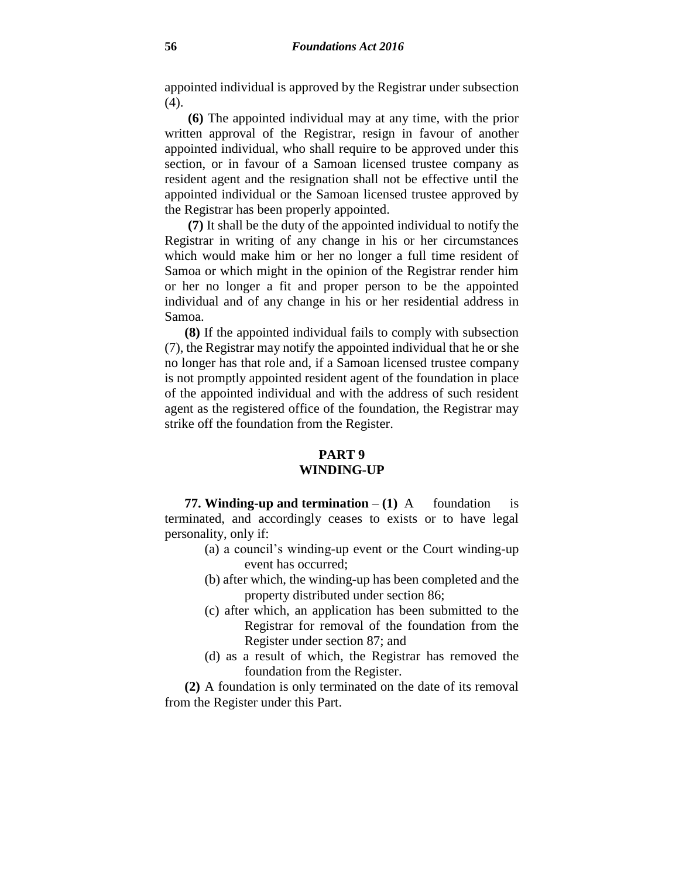appointed individual is approved by the Registrar under subsection (4).

**(6)** The appointed individual may at any time, with the prior written approval of the Registrar, resign in favour of another appointed individual, who shall require to be approved under this section, or in favour of a Samoan licensed trustee company as resident agent and the resignation shall not be effective until the appointed individual or the Samoan licensed trustee approved by the Registrar has been properly appointed.

**(7)** It shall be the duty of the appointed individual to notify the Registrar in writing of any change in his or her circumstances which would make him or her no longer a full time resident of Samoa or which might in the opinion of the Registrar render him or her no longer a fit and proper person to be the appointed individual and of any change in his or her residential address in Samoa.

**(8)** If the appointed individual fails to comply with subsection (7), the Registrar may notify the appointed individual that he or she no longer has that role and, if a Samoan licensed trustee company is not promptly appointed resident agent of the foundation in place of the appointed individual and with the address of such resident agent as the registered office of the foundation, the Registrar may strike off the foundation from the Register.

## PART 9
## WINDING-UP

**77. Winding-up and termination** – **(1)** A foundation is terminated, and accordingly ceases to exists or to have legal personality, only if:

(a) a council's winding-up event or the Court winding-up event has occurred;

(b) after which, the winding-up has been completed and the property distributed under section 86;

(c) after which, an application has been submitted to the Registrar for removal of the foundation from the Register under section 87; and

(d) as a result of which, the Registrar has removed the foundation from the Register.

**(2)** A foundation is only terminated on the date of its removal from the Register under this Part.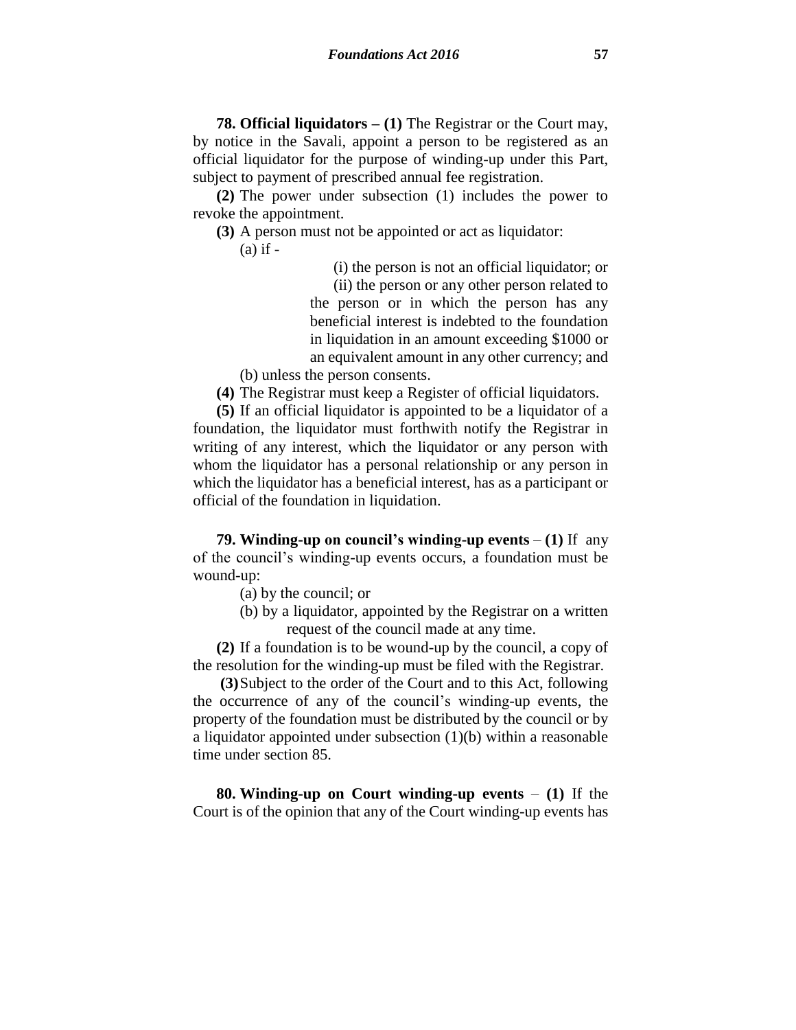**78. Official liquidators – (1)** The Registrar or the Court may, by notice in the Savali, appoint a person to be registered as an official liquidator for the purpose of winding-up under this Part, subject to payment of prescribed annual fee registration.

**(2)** The power under subsection (1) includes the power to revoke the appointment.

**(3)** A person must not be appointed or act as liquidator:

(a) if -

(i) the person is not an official liquidator; or

(ii) the person or any other person related to the person or in which the person has any beneficial interest is indebted to the foundation in liquidation in an amount exceeding $1000 or an equivalent amount in any other currency; and

(b) unless the person consents.

**(4)** The Registrar must keep a Register of official liquidators.

**(5)** If an official liquidator is appointed to be a liquidator of a foundation, the liquidator must forthwith notify the Registrar in writing of any interest, which the liquidator or any person with whom the liquidator has a personal relationship or any person in which the liquidator has a beneficial interest, has as a participant or official of the foundation in liquidation.

**79. Winding-up on council's winding-up events** – **(1)** If any of the council's winding-up events occurs, a foundation must be wound-up:

(a) by the council; or

(b) by a liquidator, appointed by the Registrar on a written request of the council made at any time.

**(2)** If a foundation is to be wound-up by the council, a copy of the resolution for the winding-up must be filed with the Registrar.

**(3)** Subject to the order of the Court and to this Act, following the occurrence of any of the council's winding-up events, the property of the foundation must be distributed by the council or by a liquidator appointed under subsection (1)(b) within a reasonable time under section 85.

**80. Winding-up on Court winding-up events** – **(1)** If the Court is of the opinion that any of the Court winding-up events has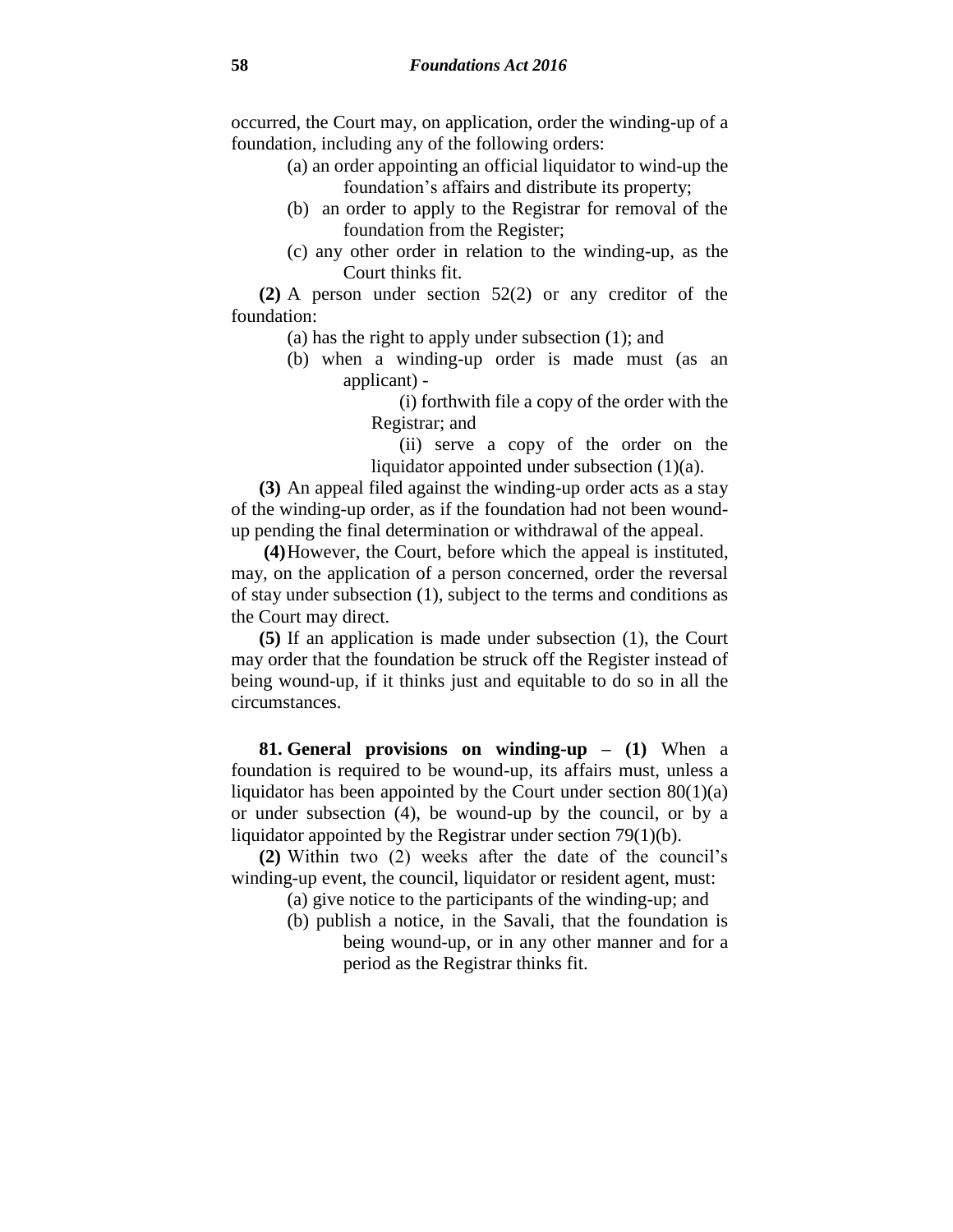occurred, the Court may, on application, order the winding-up of a foundation, including any of the following orders:

(a) an order appointing an official liquidator to wind-up the foundation's affairs and distribute its property;

(b) an order to apply to the Registrar for removal of the foundation from the Register;

(c) any other order in relation to the winding-up, as the Court thinks fit.

**(2)** A person under section 52(2) or any creditor of the foundation:

(a) has the right to apply under subsection (1); and

(b) when a winding-up order is made must (as an applicant) -

(i) forthwith file a copy of the order with the Registrar; and

(ii) serve a copy of the order on the liquidator appointed under subsection (1)(a).

**(3)** An appeal filed against the winding-up order acts as a stay of the winding-up order, as if the foundation had not been wound-up pending the final determination or withdrawal of the appeal.

**(4)** However, the Court, before which the appeal is instituted, may, on the application of a person concerned, order the reversal of stay under subsection (1), subject to the terms and conditions as the Court may direct.

**(5)** If an application is made under subsection (1), the Court may order that the foundation be struck off the Register instead of being wound-up, if it thinks just and equitable to do so in all the circumstances.

**81. General provisions on winding-up – (1)** When a foundation is required to be wound-up, its affairs must, unless a liquidator has been appointed by the Court under section 80(1)(a) or under subsection (4), be wound-up by the council, or by a liquidator appointed by the Registrar under section 79(1)(b).

**(2)** Within two (2) weeks after the date of the council's winding-up event, the council, liquidator or resident agent, must:

(a) give notice to the participants of the winding-up; and

(b) publish a notice, in the Savali, that the foundation is being wound-up, or in any other manner and for a period as the Registrar thinks fit.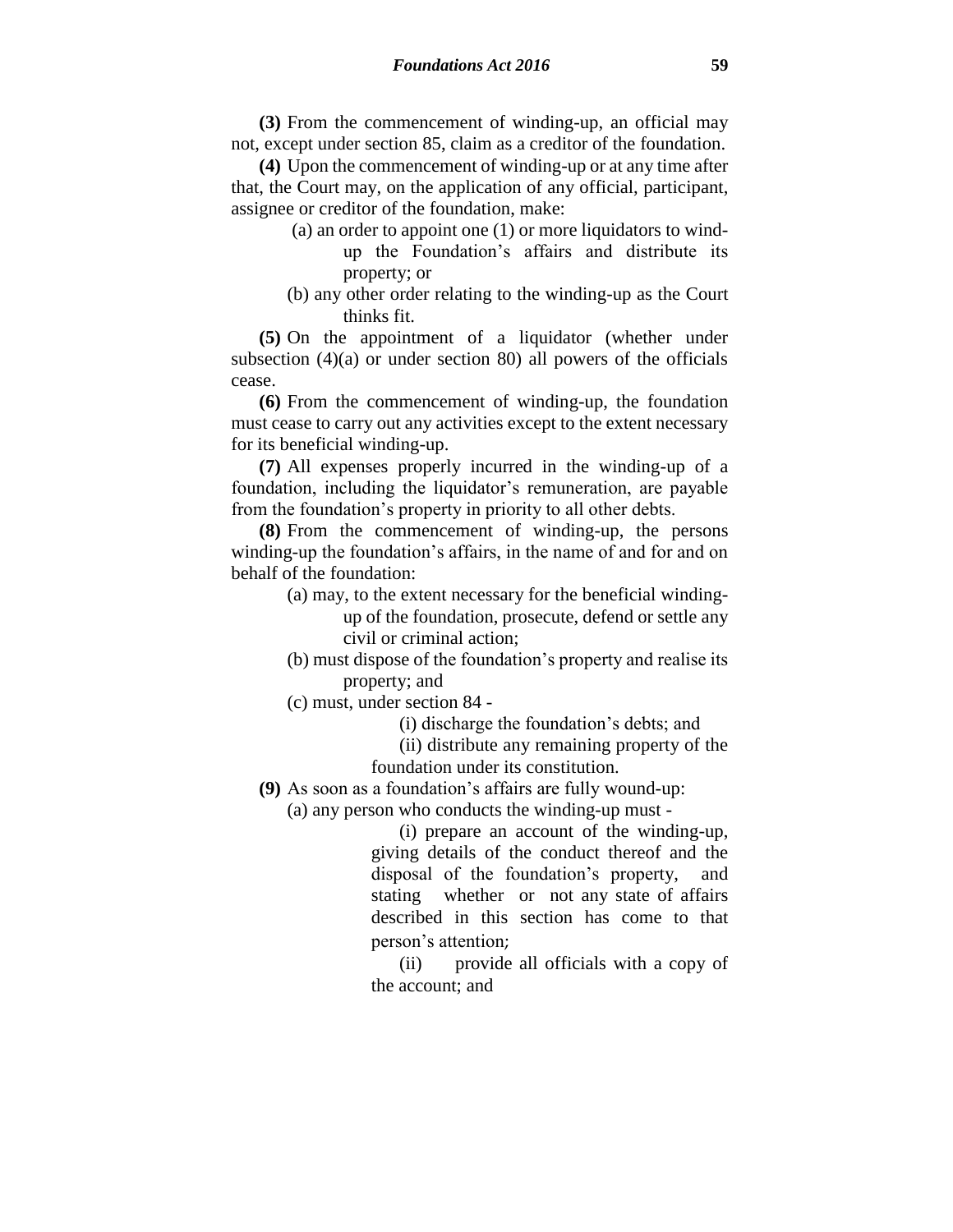**(3)** From the commencement of winding-up, an official may not, except under section 85, claim as a creditor of the foundation.

**(4)** Upon the commencement of winding-up or at any time after that, the Court may, on the application of any official, participant, assignee or creditor of the foundation, make:

(a) an order to appoint one (1) or more liquidators to wind-up the Foundation's affairs and distribute its property; or

(b) any other order relating to the winding-up as the Court thinks fit.

**(5)** On the appointment of a liquidator (whether under subsection (4)(a) or under section 80) all powers of the officials cease.

**(6)** From the commencement of winding-up, the foundation must cease to carry out any activities except to the extent necessary for its beneficial winding-up.

**(7)** All expenses properly incurred in the winding-up of a foundation, including the liquidator's remuneration, are payable from the foundation's property in priority to all other debts.

**(8)** From the commencement of winding-up, the persons winding-up the foundation's affairs, in the name of and for and on behalf of the foundation:

(a) may, to the extent necessary for the beneficial winding-up of the foundation, prosecute, defend or settle any civil or criminal action;

(b) must dispose of the foundation's property and realise its property; and

(c) must, under section 84 -

(i) discharge the foundation's debts; and

(ii) distribute any remaining property of the foundation under its constitution.

**(9)** As soon as a foundation's affairs are fully wound-up:

(a) any person who conducts the winding-up must -

(i) prepare an account of the winding-up, giving details of the conduct thereof and the disposal of the foundation's property, and stating whether or not any state of affairs described in this section has come to that person's attention;

(ii) provide all officials with a copy of the account; and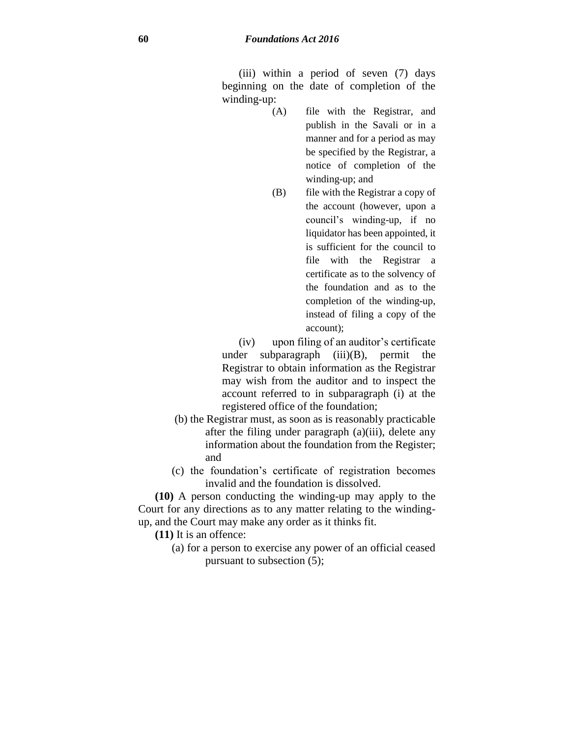(iii) within a period of seven (7) days beginning on the date of completion of the winding-up:

(A) file with the Registrar, and publish in the Savali or in a manner and for a period as may be specified by the Registrar, a notice of completion of the winding-up; and

(B) file with the Registrar a copy of the account (however, upon a council's winding-up, if no liquidator has been appointed, it is sufficient for the council to file with the Registrar a certificate as to the solvency of the foundation and as to the completion of the winding-up, instead of filing a copy of the account);

(iv) upon filing of an auditor's certificate under subparagraph (iii)(B), permit the Registrar to obtain information as the Registrar may wish from the auditor and to inspect the account referred to in subparagraph (i) at the registered office of the foundation;

(b) the Registrar must, as soon as is reasonably practicable after the filing under paragraph (a)(iii), delete any information about the foundation from the Register; and

(c) the foundation's certificate of registration becomes invalid and the foundation is dissolved.

**(10)** A person conducting the winding-up may apply to the Court for any directions as to any matter relating to the winding-up, and the Court may make any order as it thinks fit.

**(11)** It is an offence:

(a) for a person to exercise any power of an official ceased pursuant to subsection (5);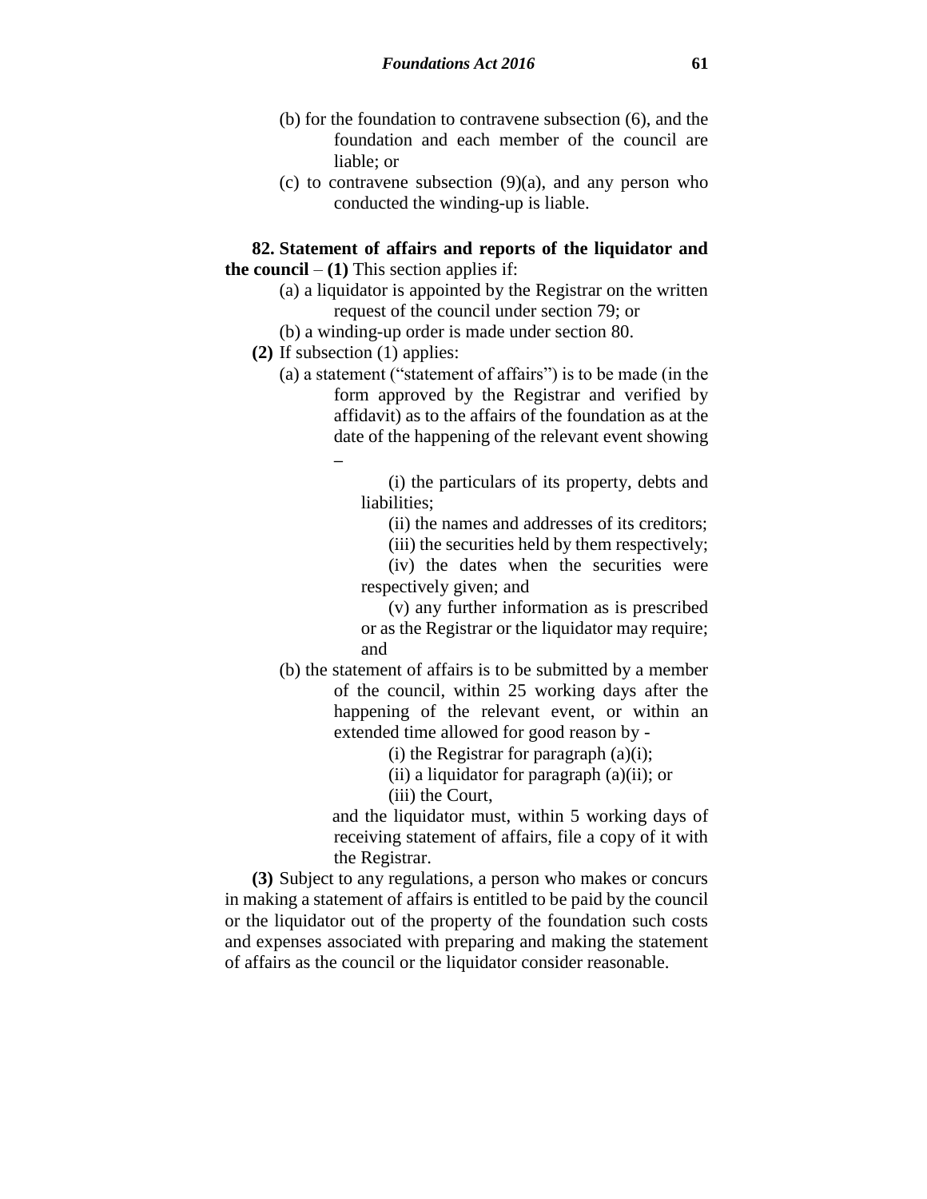(b) for the foundation to contravene subsection (6), and the foundation and each member of the council are liable; or

(c) to contravene subsection (9)(a), and any person who conducted the winding-up is liable.

**82. Statement of affairs and reports of the liquidator and the council** – **(1)** This section applies if:

(a) a liquidator is appointed by the Registrar on the written request of the council under section 79; or

(b) a winding-up order is made under section 80.

**(2)** If subsection (1) applies:

(a) a statement ("statement of affairs") is to be made (in the form approved by the Registrar and verified by affidavit) as to the affairs of the foundation as at the date of the happening of the relevant event showing –

(i) the particulars of its property, debts and liabilities;

(ii) the names and addresses of its creditors;

(iii) the securities held by them respectively;

(iv) the dates when the securities were respectively given; and

(v) any further information as is prescribed or as the Registrar or the liquidator may require; and

(b) the statement of affairs is to be submitted by a member of the council, within 25 working days after the happening of the relevant event, or within an extended time allowed for good reason by -

(i) the Registrar for paragraph (a)(i);

(ii) a liquidator for paragraph (a)(ii); or

(iii) the Court,

and the liquidator must, within 5 working days of receiving statement of affairs, file a copy of it with the Registrar.

**(3)** Subject to any regulations, a person who makes or concurs in making a statement of affairs is entitled to be paid by the council or the liquidator out of the property of the foundation such costs and expenses associated with preparing and making the statement of affairs as the council or the liquidator consider reasonable.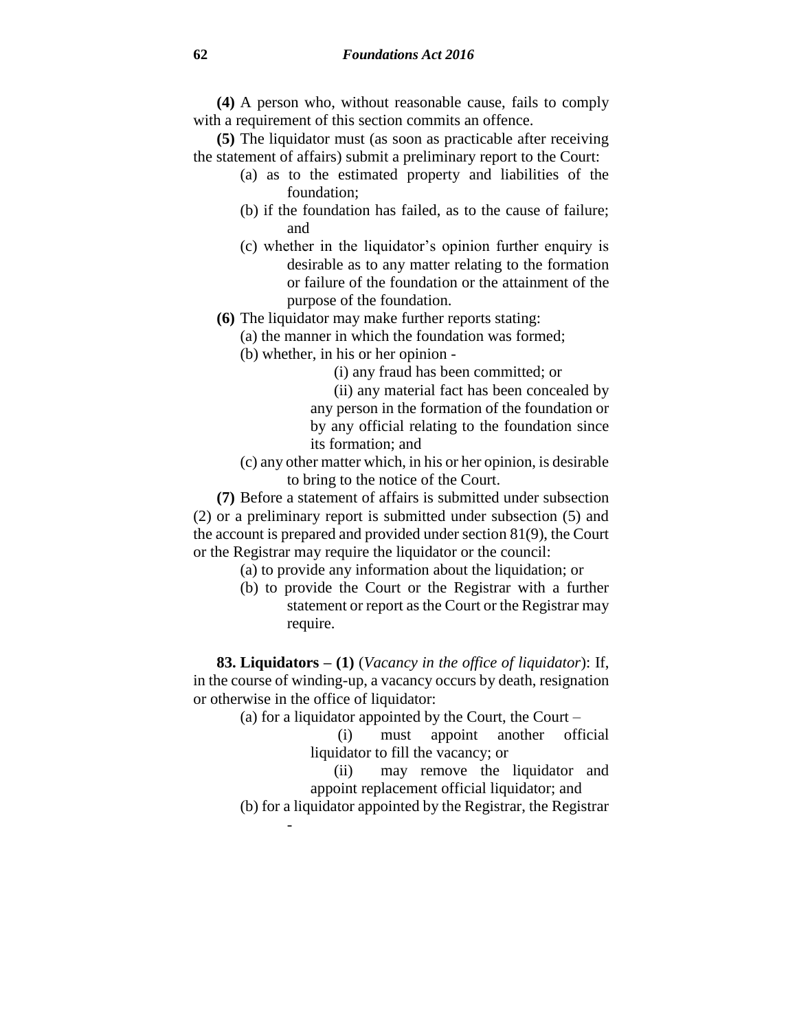**(4)** A person who, without reasonable cause, fails to comply with a requirement of this section commits an offence.

**(5)** The liquidator must (as soon as practicable after receiving the statement of affairs) submit a preliminary report to the Court:

(a) as to the estimated property and liabilities of the foundation;

(b) if the foundation has failed, as to the cause of failure; and

(c) whether in the liquidator's opinion further enquiry is desirable as to any matter relating to the formation or failure of the foundation or the attainment of the purpose of the foundation.

**(6)** The liquidator may make further reports stating:

(a) the manner in which the foundation was formed;

(b) whether, in his or her opinion -

(i) any fraud has been committed; or

(ii) any material fact has been concealed by any person in the formation of the foundation or by any official relating to the foundation since its formation; and

(c) any other matter which, in his or her opinion, is desirable to bring to the notice of the Court.

**(7)** Before a statement of affairs is submitted under subsection (2) or a preliminary report is submitted under subsection (5) and the account is prepared and provided under section 81(9), the Court or the Registrar may require the liquidator or the council:

(a) to provide any information about the liquidation; or

(b) to provide the Court or the Registrar with a further statement or report as the Court or the Registrar may require.

**83. Liquidators – (1)** (*Vacancy in the office of liquidator*): If, in the course of winding-up, a vacancy occurs by death, resignation or otherwise in the office of liquidator:

(a) for a liquidator appointed by the Court, the Court –

(i) must appoint another official liquidator to fill the vacancy; or

(ii) may remove the liquidator and appoint replacement official liquidator; and

(b) for a liquidator appointed by the Registrar, the Registrar -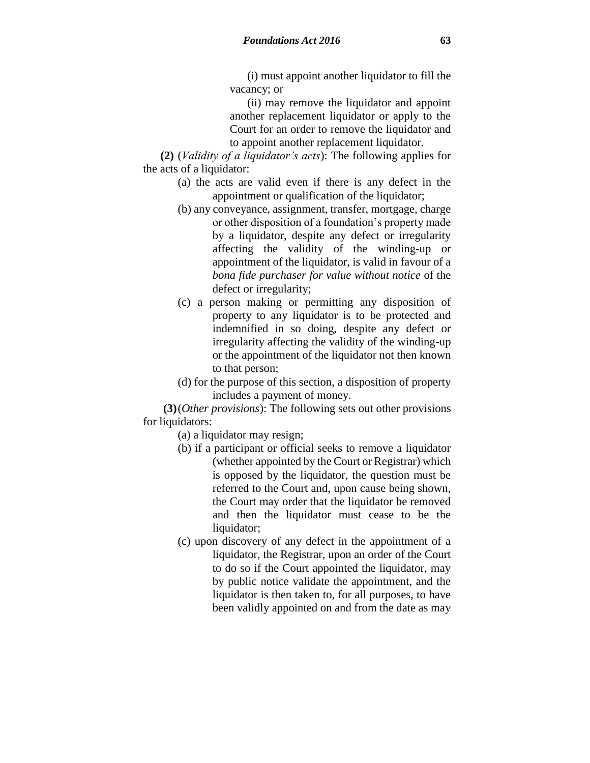(i) must appoint another liquidator to fill the vacancy; or

(ii) may remove the liquidator and appoint another replacement liquidator or apply to the Court for an order to remove the liquidator and to appoint another replacement liquidator.

**(2)** (*Validity of a liquidator's acts*): The following applies for the acts of a liquidator:

(a) the acts are valid even if there is any defect in the appointment or qualification of the liquidator;

(b) any conveyance, assignment, transfer, mortgage, charge or other disposition of a foundation's property made by a liquidator, despite any defect or irregularity affecting the validity of the winding-up or appointment of the liquidator, is valid in favour of a *bona fide purchaser for value without notice* of the defect or irregularity;

(c) a person making or permitting any disposition of property to any liquidator is to be protected and indemnified in so doing, despite any defect or irregularity affecting the validity of the winding-up or the appointment of the liquidator not then known to that person;

(d) for the purpose of this section, a disposition of property includes a payment of money.

**(3)** (*Other provisions*): The following sets out other provisions for liquidators:

(a) a liquidator may resign;

(b) if a participant or official seeks to remove a liquidator (whether appointed by the Court or Registrar) which is opposed by the liquidator, the question must be referred to the Court and, upon cause being shown, the Court may order that the liquidator be removed and then the liquidator must cease to be the liquidator;

(c) upon discovery of any defect in the appointment of a liquidator, the Registrar, upon an order of the Court to do so if the Court appointed the liquidator, may by public notice validate the appointment, and the liquidator is then taken to, for all purposes, to have been validly appointed on and from the date as may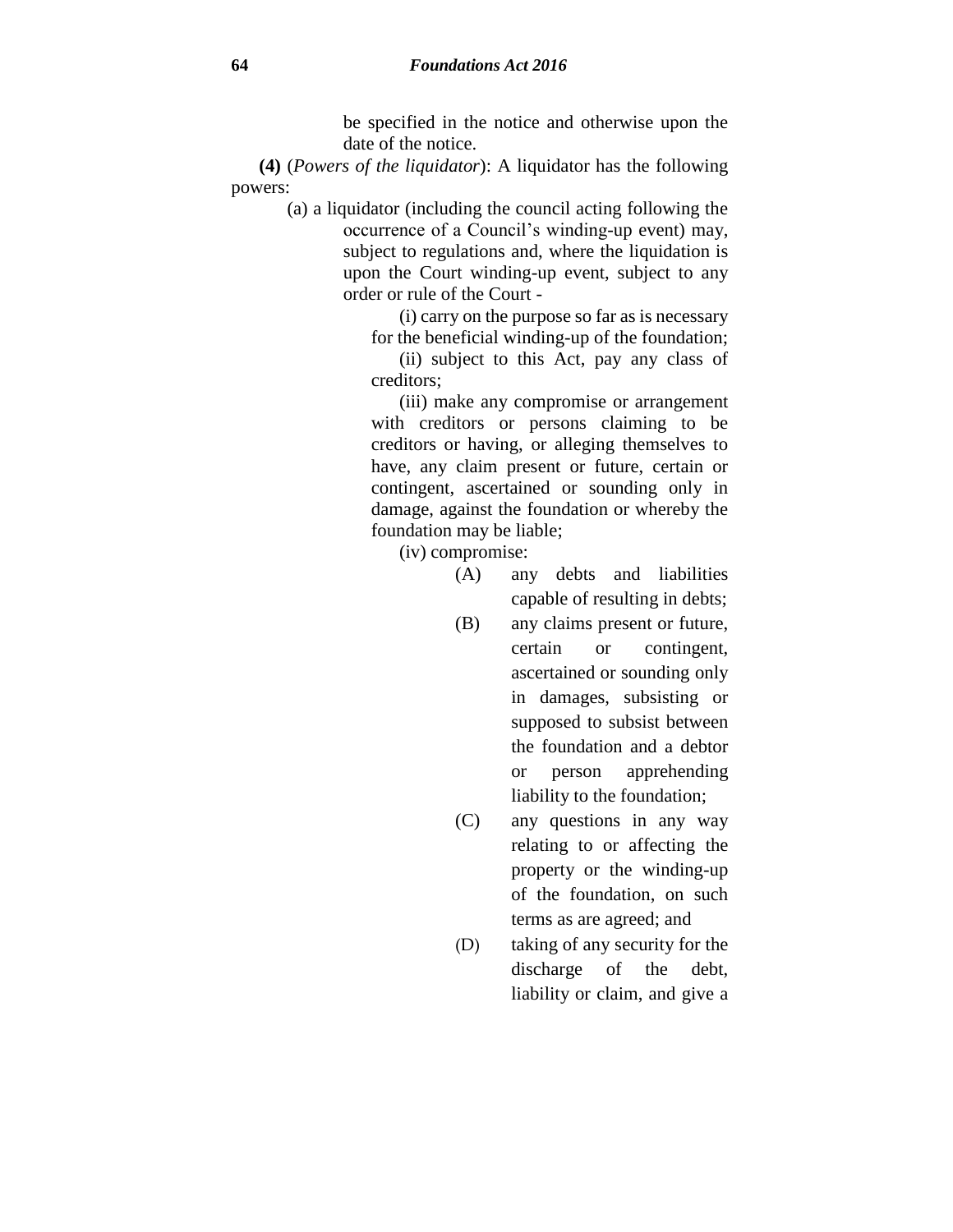be specified in the notice and otherwise upon the date of the notice.

**(4)** (*Powers of the liquidator*): A liquidator has the following powers:

(a) a liquidator (including the council acting following the occurrence of a Council's winding-up event) may, subject to regulations and, where the liquidation is upon the Court winding-up event, subject to any order or rule of the Court -

(i) carry on the purpose so far as is necessary for the beneficial winding-up of the foundation;

(ii) subject to this Act, pay any class of creditors;

(iii) make any compromise or arrangement with creditors or persons claiming to be creditors or having, or alleging themselves to have, any claim present or future, certain or contingent, ascertained or sounding only in damage, against the foundation or whereby the foundation may be liable;

(iv) compromise:

(A) any debts and liabilities capable of resulting in debts;

(B) any claims present or future, certain or contingent, ascertained or sounding only in damages, subsisting or supposed to subsist between the foundation and a debtor or person apprehending liability to the foundation;

(C) any questions in any way relating to or affecting the property or the winding-up of the foundation, on such terms as are agreed; and

(D) taking of any security for the discharge of the debt, liability or claim, and give a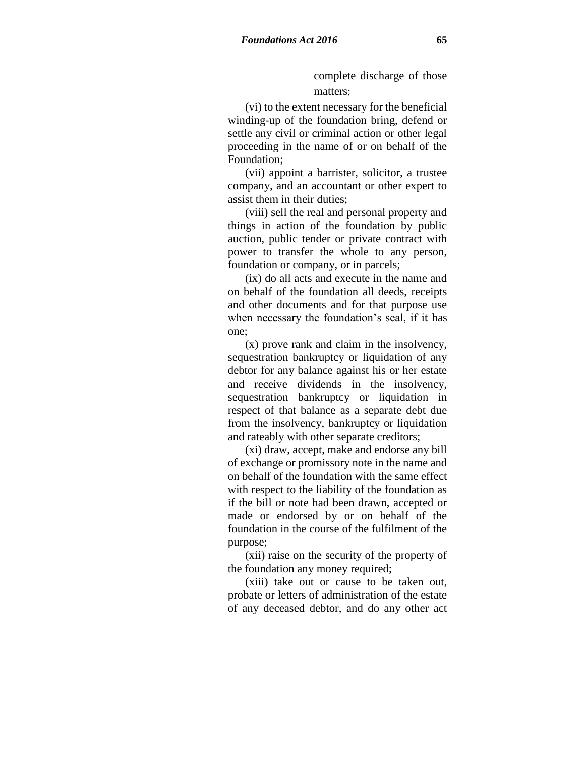complete discharge of those matters;

(vi) to the extent necessary for the beneficial winding-up of the foundation bring, defend or settle any civil or criminal action or other legal proceeding in the name of or on behalf of the Foundation;

(vii) appoint a barrister, solicitor, a trustee company, and an accountant or other expert to assist them in their duties;

(viii) sell the real and personal property and things in action of the foundation by public auction, public tender or private contract with power to transfer the whole to any person, foundation or company, or in parcels;

(ix) do all acts and execute in the name and on behalf of the foundation all deeds, receipts and other documents and for that purpose use when necessary the foundation's seal, if it has one;

(x) prove rank and claim in the insolvency, sequestration bankruptcy or liquidation of any debtor for any balance against his or her estate and receive dividends in the insolvency, sequestration bankruptcy or liquidation in respect of that balance as a separate debt due from the insolvency, bankruptcy or liquidation and rateably with other separate creditors;

(xi) draw, accept, make and endorse any bill of exchange or promissory note in the name and on behalf of the foundation with the same effect with respect to the liability of the foundation as if the bill or note had been drawn, accepted or made or endorsed by or on behalf of the foundation in the course of the fulfilment of the purpose;

(xii) raise on the security of the property of the foundation any money required;

(xiii) take out or cause to be taken out, probate or letters of administration of the estate of any deceased debtor, and do any other act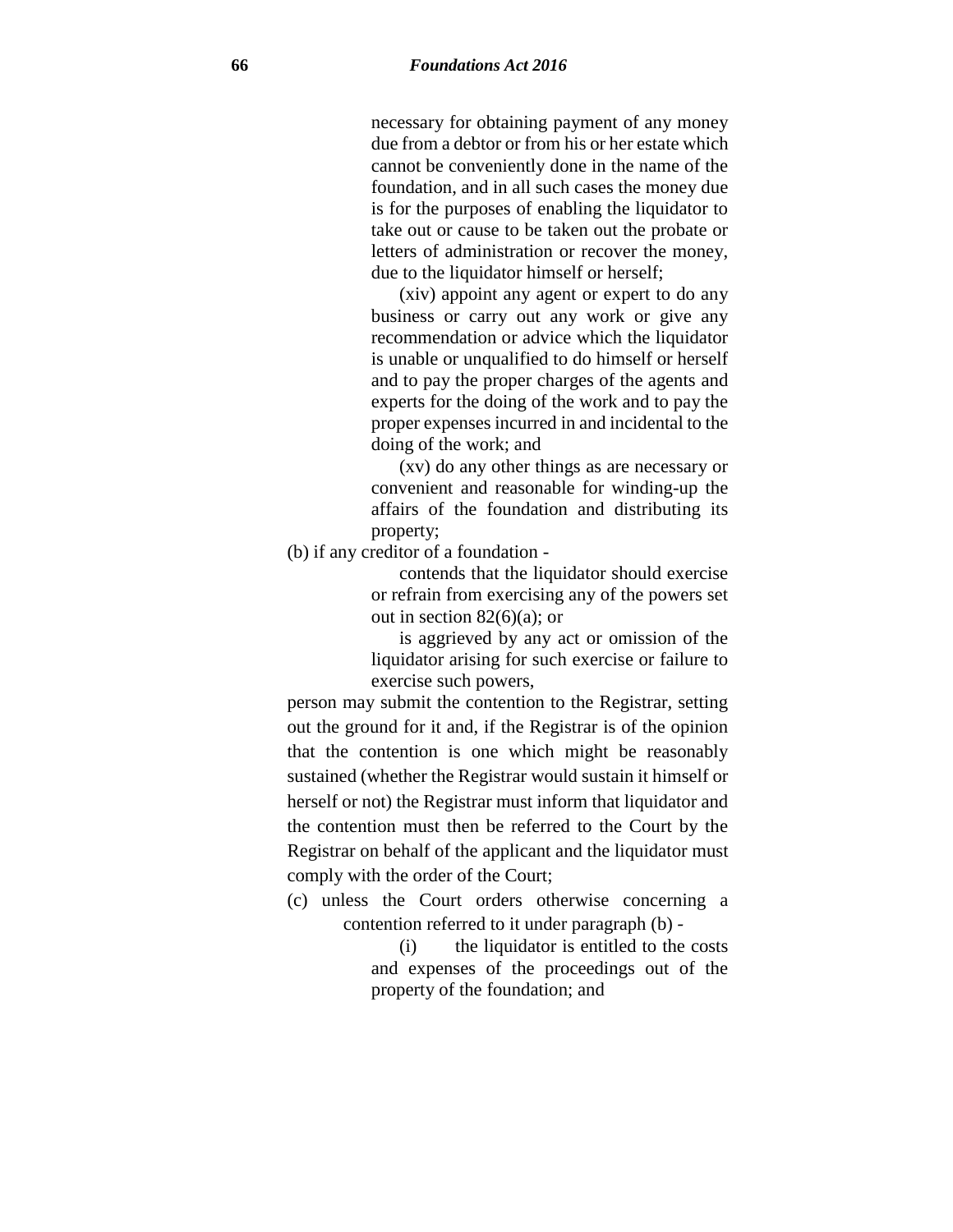necessary for obtaining payment of any money due from a debtor or from his or her estate which cannot be conveniently done in the name of the foundation, and in all such cases the money due is for the purposes of enabling the liquidator to take out or cause to be taken out the probate or letters of administration or recover the money, due to the liquidator himself or herself;

(xiv) appoint any agent or expert to do any business or carry out any work or give any recommendation or advice which the liquidator is unable or unqualified to do himself or herself and to pay the proper charges of the agents and experts for the doing of the work and to pay the proper expenses incurred in and incidental to the doing of the work; and

(xv) do any other things as are necessary or convenient and reasonable for winding-up the affairs of the foundation and distributing its property;

(b) if any creditor of a foundation -

contends that the liquidator should exercise or refrain from exercising any of the powers set out in section 82(6)(a); or

is aggrieved by any act or omission of the liquidator arising for such exercise or failure to exercise such powers,

person may submit the contention to the Registrar, setting out the ground for it and, if the Registrar is of the opinion that the contention is one which might be reasonably sustained (whether the Registrar would sustain it himself or herself or not) the Registrar must inform that liquidator and the contention must then be referred to the Court by the Registrar on behalf of the applicant and the liquidator must comply with the order of the Court;

(c) unless the Court orders otherwise concerning a contention referred to it under paragraph (b) -

(i) the liquidator is entitled to the costs and expenses of the proceedings out of the property of the foundation; and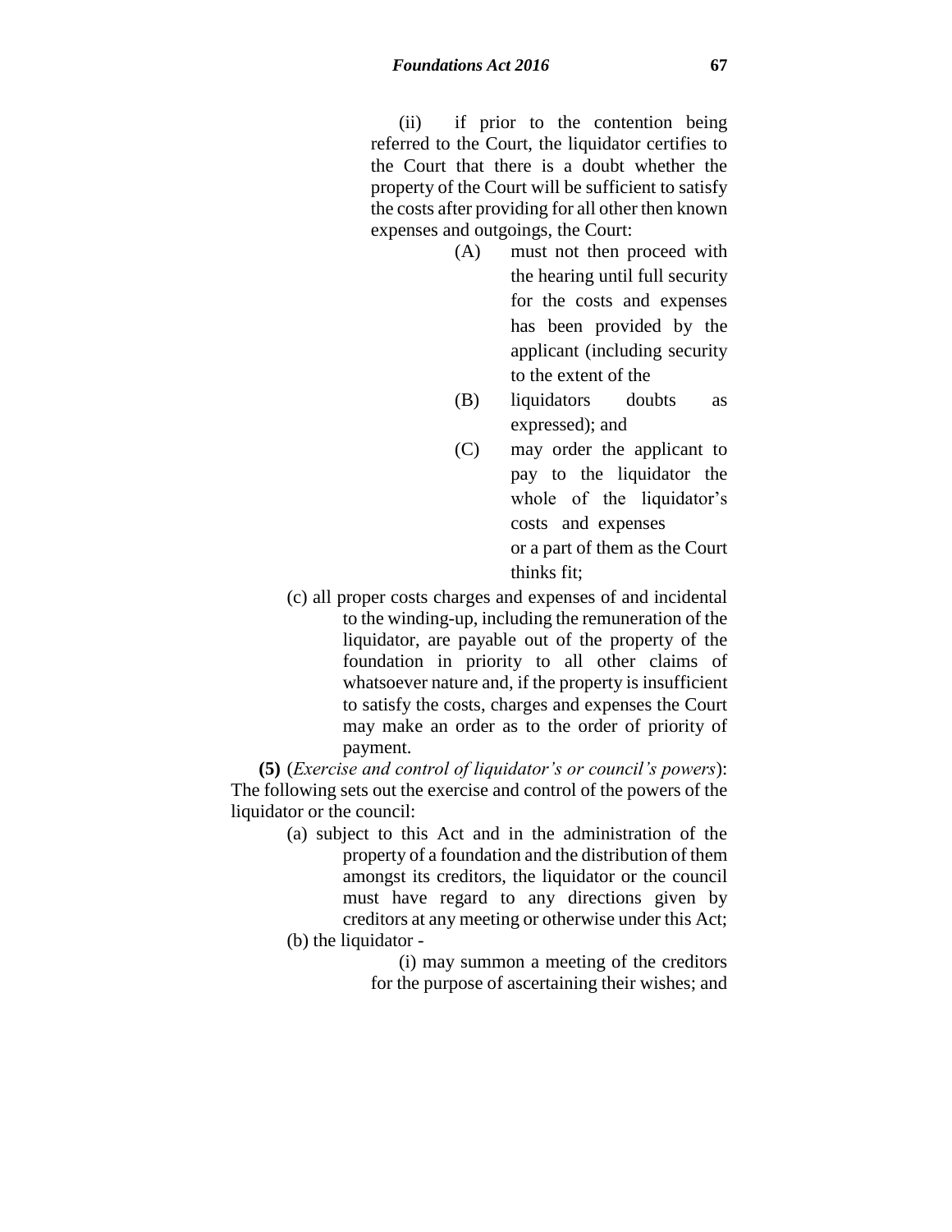(ii) if prior to the contention being referred to the Court, the liquidator certifies to the Court that there is a doubt whether the property of the Court will be sufficient to satisfy the costs after providing for all other then known expenses and outgoings, the Court:

(A) must not then proceed with the hearing until full security for the costs and expenses has been provided by the applicant (including security to the extent of the

(B) liquidators doubts as expressed); and

(C) may order the applicant to pay to the liquidator the whole of the liquidator's costs and expenses or a part of them as the Court thinks fit;

(c) all proper costs charges and expenses of and incidental to the winding-up, including the remuneration of the liquidator, are payable out of the property of the foundation in priority to all other claims of whatsoever nature and, if the property is insufficient to satisfy the costs, charges and expenses the Court may make an order as to the order of priority of payment.

**(5)** (*Exercise and control of liquidator's or council's powers*): The following sets out the exercise and control of the powers of the liquidator or the council:

(a) subject to this Act and in the administration of the property of a foundation and the distribution of them amongst its creditors, the liquidator or the council must have regard to any directions given by creditors at any meeting or otherwise under this Act;

(b) the liquidator -

(i) may summon a meeting of the creditors for the purpose of ascertaining their wishes; and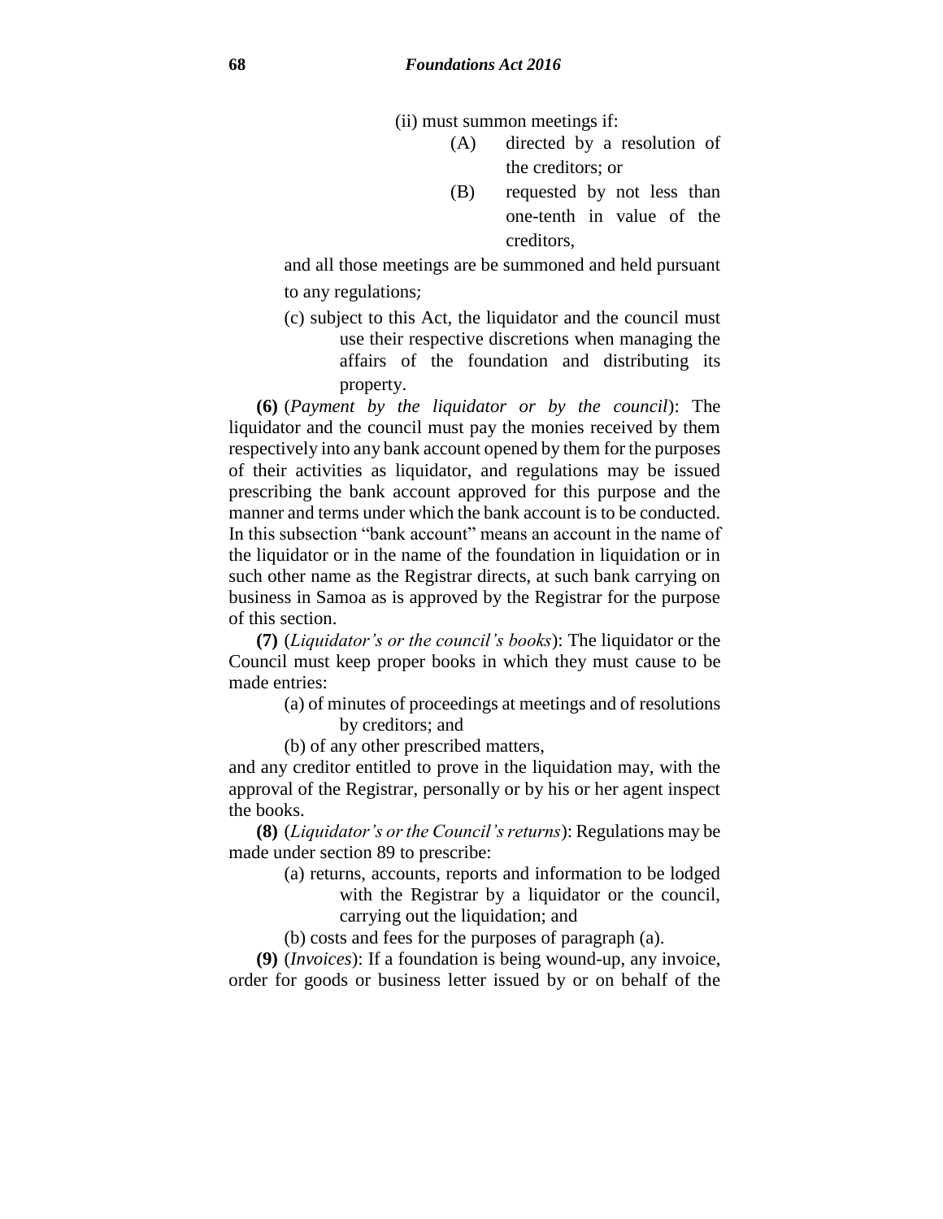(ii) must summon meetings if:

(A) directed by a resolution of the creditors; or

(B) requested by not less than one-tenth in value of the creditors,

and all those meetings are be summoned and held pursuant to any regulations;

(c) subject to this Act, the liquidator and the council must use their respective discretions when managing the affairs of the foundation and distributing its property.

**(6)** (*Payment by the liquidator or by the council*): The liquidator and the council must pay the monies received by them respectively into any bank account opened by them for the purposes of their activities as liquidator, and regulations may be issued prescribing the bank account approved for this purpose and the manner and terms under which the bank account is to be conducted. In this subsection "bank account" means an account in the name of the liquidator or in the name of the foundation in liquidation or in such other name as the Registrar directs, at such bank carrying on business in Samoa as is approved by the Registrar for the purpose of this section.

**(7)** (*Liquidator's or the council's books*): The liquidator or the Council must keep proper books in which they must cause to be made entries:

(a) of minutes of proceedings at meetings and of resolutions by creditors; and

(b) of any other prescribed matters,

and any creditor entitled to prove in the liquidation may, with the approval of the Registrar, personally or by his or her agent inspect the books.

**(8)** (*Liquidator's or the Council's returns*): Regulations may be made under section 89 to prescribe:

(a) returns, accounts, reports and information to be lodged with the Registrar by a liquidator or the council, carrying out the liquidation; and

(b) costs and fees for the purposes of paragraph (a).

**(9)** (*Invoices*): If a foundation is being wound-up, any invoice, order for goods or business letter issued by or on behalf of the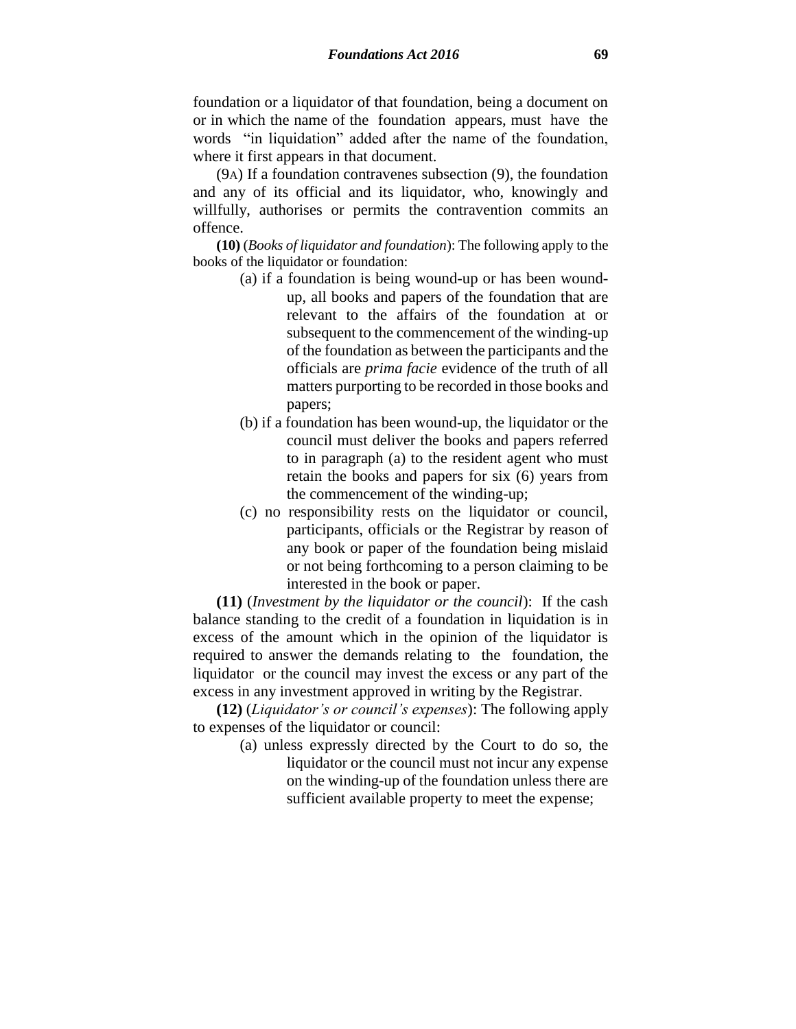foundation or a liquidator of that foundation, being a document on or in which the name of the foundation appears, must have the words "in liquidation" added after the name of the foundation, where it first appears in that document.

(9A) If a foundation contravenes subsection (9), the foundation and any of its official and its liquidator, who, knowingly and willfully, authorises or permits the contravention commits an offence.

**(10)** (*Books of liquidator and foundation*): The following apply to the books of the liquidator or foundation:

(a) if a foundation is being wound-up or has been wound-up, all books and papers of the foundation that are relevant to the affairs of the foundation at or subsequent to the commencement of the winding-up of the foundation as between the participants and the officials are *prima facie* evidence of the truth of all matters purporting to be recorded in those books and papers;

(b) if a foundation has been wound-up, the liquidator or the council must deliver the books and papers referred to in paragraph (a) to the resident agent who must retain the books and papers for six (6) years from the commencement of the winding-up;

(c) no responsibility rests on the liquidator or council, participants, officials or the Registrar by reason of any book or paper of the foundation being mislaid or not being forthcoming to a person claiming to be interested in the book or paper.

**(11)** (*Investment by the liquidator or the council*): If the cash balance standing to the credit of a foundation in liquidation is in excess of the amount which in the opinion of the liquidator is required to answer the demands relating to the foundation, the liquidator or the council may invest the excess or any part of the excess in any investment approved in writing by the Registrar.

**(12)** (*Liquidator's or council's expenses*): The following apply to expenses of the liquidator or council:

(a) unless expressly directed by the Court to do so, the liquidator or the council must not incur any expense on the winding-up of the foundation unless there are sufficient available property to meet the expense;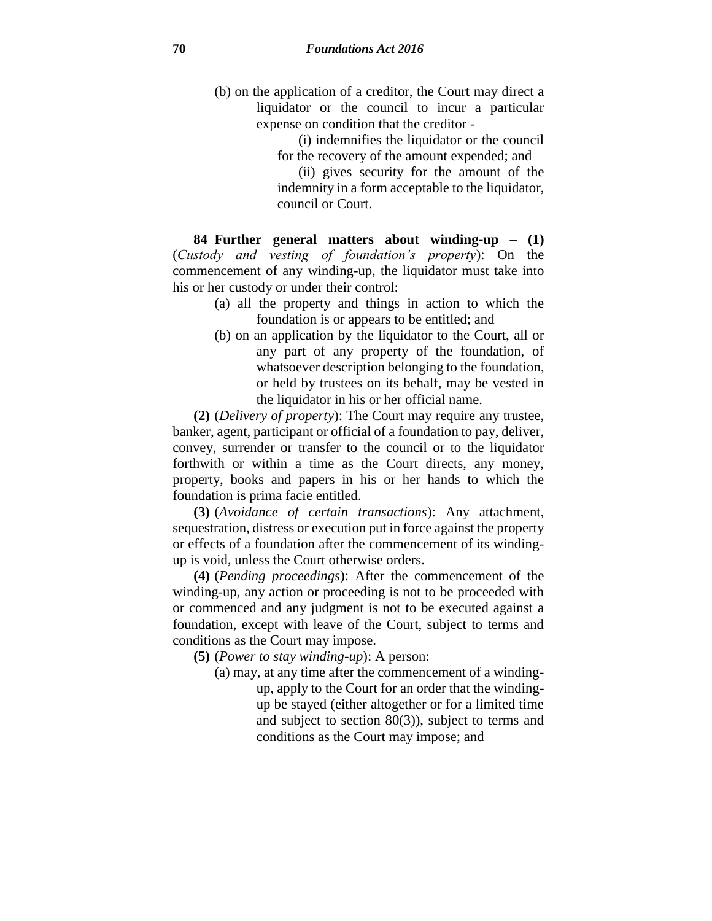(b) on the application of a creditor, the Court may direct a liquidator or the council to incur a particular expense on condition that the creditor -

(i) indemnifies the liquidator or the council for the recovery of the amount expended; and

(ii) gives security for the amount of the indemnity in a form acceptable to the liquidator, council or Court.

**84 Further general matters about winding-up – (1)** (*Custody and vesting of foundation's property*): On the commencement of any winding-up, the liquidator must take into his or her custody or under their control:

(a) all the property and things in action to which the foundation is or appears to be entitled; and

(b) on an application by the liquidator to the Court, all or any part of any property of the foundation, of whatsoever description belonging to the foundation, or held by trustees on its behalf, may be vested in the liquidator in his or her official name.

**(2)** (*Delivery of property*): The Court may require any trustee, banker, agent, participant or official of a foundation to pay, deliver, convey, surrender or transfer to the council or to the liquidator forthwith or within a time as the Court directs, any money, property, books and papers in his or her hands to which the foundation is prima facie entitled.

**(3)** (*Avoidance of certain transactions*): Any attachment, sequestration, distress or execution put in force against the property or effects of a foundation after the commencement of its winding-up is void, unless the Court otherwise orders.

**(4)** (*Pending proceedings*): After the commencement of the winding-up, any action or proceeding is not to be proceeded with or commenced and any judgment is not to be executed against a foundation, except with leave of the Court, subject to terms and conditions as the Court may impose.

**(5)** (*Power to stay winding-up*): A person:

(a) may, at any time after the commencement of a winding-up, apply to the Court for an order that the winding-up be stayed (either altogether or for a limited time and subject to section 80(3)), subject to terms and conditions as the Court may impose; and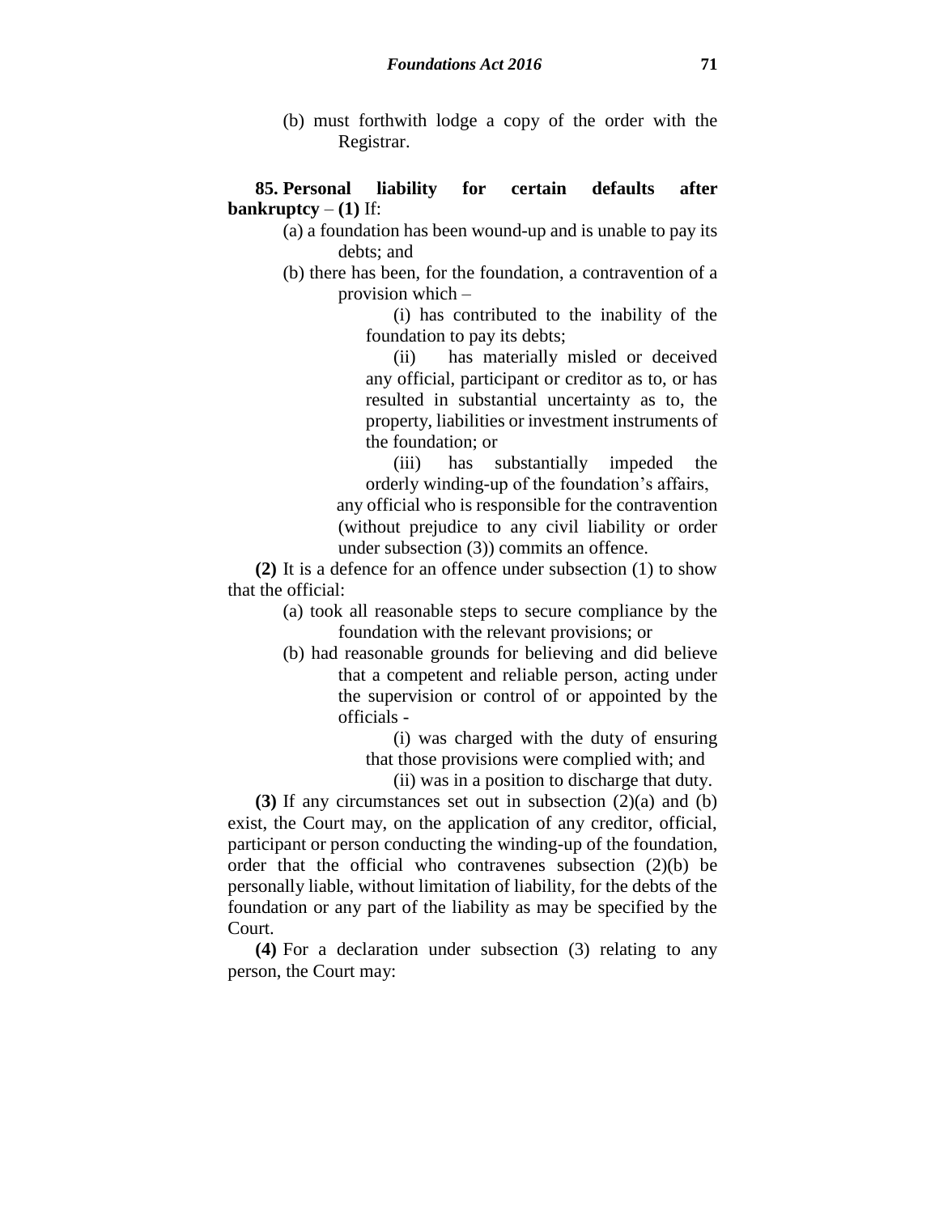(b) must forthwith lodge a copy of the order with the Registrar.

**85. Personal liability for certain defaults after bankruptcy** – **(1)** If:

(a) a foundation has been wound-up and is unable to pay its debts; and

(b) there has been, for the foundation, a contravention of a provision which –

(i) has contributed to the inability of the foundation to pay its debts;

(ii) has materially misled or deceived any official, participant or creditor as to, or has resulted in substantial uncertainty as to, the property, liabilities or investment instruments of the foundation; or

(iii) has substantially impeded the orderly winding-up of the foundation's affairs,

any official who is responsible for the contravention (without prejudice to any civil liability or order under subsection (3)) commits an offence.

**(2)** It is a defence for an offence under subsection (1) to show that the official:

(a) took all reasonable steps to secure compliance by the foundation with the relevant provisions; or

(b) had reasonable grounds for believing and did believe that a competent and reliable person, acting under the supervision or control of or appointed by the officials -

(i) was charged with the duty of ensuring that those provisions were complied with; and

(ii) was in a position to discharge that duty.

**(3)** If any circumstances set out in subsection (2)(a) and (b) exist, the Court may, on the application of any creditor, official, participant or person conducting the winding-up of the foundation, order that the official who contravenes subsection (2)(b) be personally liable, without limitation of liability, for the debts of the foundation or any part of the liability as may be specified by the Court.

**(4)** For a declaration under subsection (3) relating to any person, the Court may: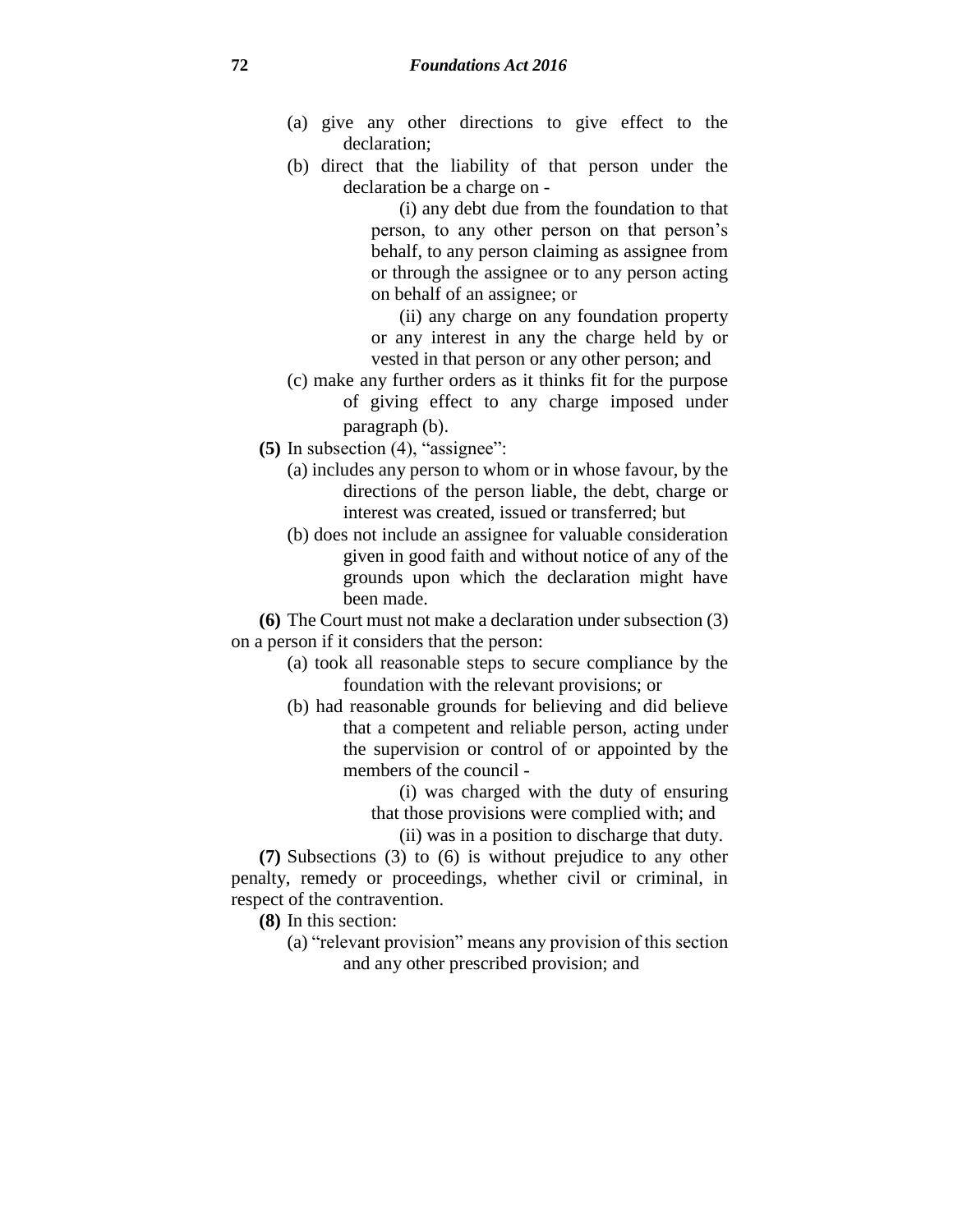(a) give any other directions to give effect to the declaration;

(b) direct that the liability of that person under the declaration be a charge on -

(i) any debt due from the foundation to that person, to any other person on that person's behalf, to any person claiming as assignee from or through the assignee or to any person acting on behalf of an assignee; or

(ii) any charge on any foundation property or any interest in any the charge held by or vested in that person or any other person; and

(c) make any further orders as it thinks fit for the purpose of giving effect to any charge imposed under paragraph (b).

**(5)** In subsection (4), "assignee":

(a) includes any person to whom or in whose favour, by the directions of the person liable, the debt, charge or interest was created, issued or transferred; but

(b) does not include an assignee for valuable consideration given in good faith and without notice of any of the grounds upon which the declaration might have been made.

**(6)** The Court must not make a declaration under subsection (3) on a person if it considers that the person:

(a) took all reasonable steps to secure compliance by the foundation with the relevant provisions; or

(b) had reasonable grounds for believing and did believe that a competent and reliable person, acting under the supervision or control of or appointed by the members of the council -

(i) was charged with the duty of ensuring that those provisions were complied with; and

(ii) was in a position to discharge that duty.

**(7)** Subsections (3) to (6) is without prejudice to any other penalty, remedy or proceedings, whether civil or criminal, in respect of the contravention.

**(8)** In this section:

(a) "relevant provision" means any provision of this section and any other prescribed provision; and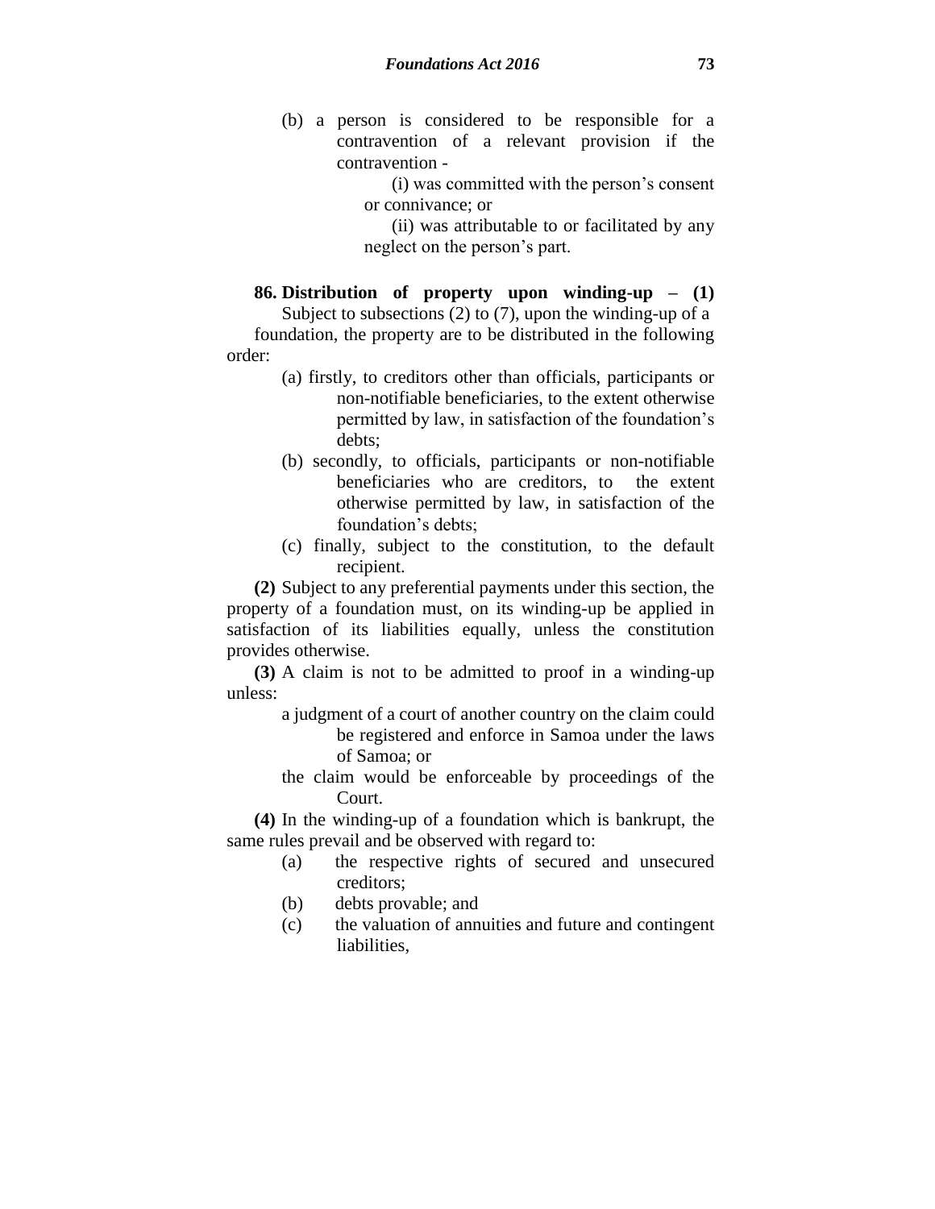(b) a person is considered to be responsible for a contravention of a relevant provision if the contravention -

(i) was committed with the person's consent or connivance; or

(ii) was attributable to or facilitated by any neglect on the person's part.

**86. Distribution of property upon winding-up – (1)** Subject to subsections (2) to (7), upon the winding-up of a foundation, the property are to be distributed in the following order:

(a) firstly, to creditors other than officials, participants or non-notifiable beneficiaries, to the extent otherwise permitted by law, in satisfaction of the foundation's debts;

(b) secondly, to officials, participants or non-notifiable beneficiaries who are creditors, to the extent otherwise permitted by law, in satisfaction of the foundation's debts;

(c) finally, subject to the constitution, to the default recipient.

**(2)** Subject to any preferential payments under this section, the property of a foundation must, on its winding-up be applied in satisfaction of its liabilities equally, unless the constitution provides otherwise.

**(3)** A claim is not to be admitted to proof in a winding-up unless:

a judgment of a court of another country on the claim could be registered and enforce in Samoa under the laws of Samoa; or

the claim would be enforceable by proceedings of the Court.

**(4)** In the winding-up of a foundation which is bankrupt, the same rules prevail and be observed with regard to:

(a) the respective rights of secured and unsecured creditors;

(b) debts provable; and

(c) the valuation of annuities and future and contingent liabilities,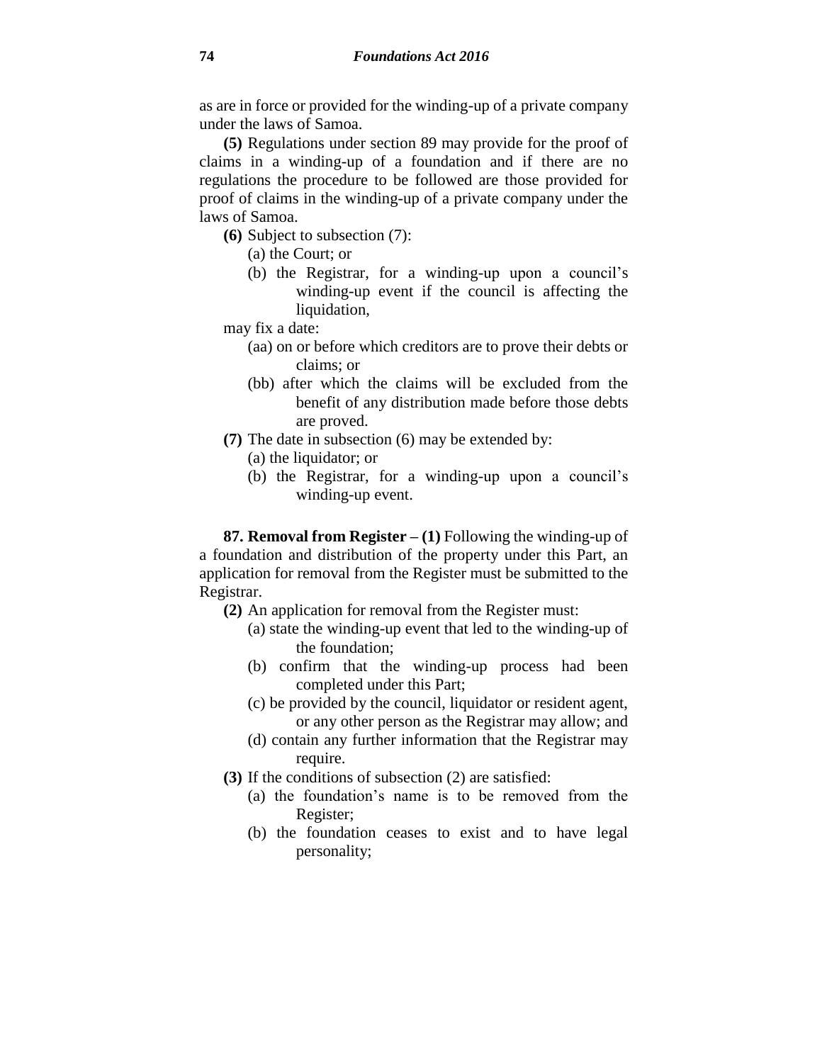as are in force or provided for the winding-up of a private company under the laws of Samoa.

**(5)** Regulations under section 89 may provide for the proof of claims in a winding-up of a foundation and if there are no regulations the procedure to be followed are those provided for proof of claims in the winding-up of a private company under the laws of Samoa.

**(6)** Subject to subsection (7):

(a) the Court; or

(b) the Registrar, for a winding-up upon a council's winding-up event if the council is affecting the liquidation,

may fix a date:

(aa) on or before which creditors are to prove their debts or claims; or

(bb) after which the claims will be excluded from the benefit of any distribution made before those debts are proved.

**(7)** The date in subsection (6) may be extended by:

(a) the liquidator; or

(b) the Registrar, for a winding-up upon a council's winding-up event.

**87. Removal from Register – (1)** Following the winding-up of a foundation and distribution of the property under this Part, an application for removal from the Register must be submitted to the Registrar.

**(2)** An application for removal from the Register must:

(a) state the winding-up event that led to the winding-up of the foundation;

(b) confirm that the winding-up process had been completed under this Part;

(c) be provided by the council, liquidator or resident agent, or any other person as the Registrar may allow; and

(d) contain any further information that the Registrar may require.

**(3)** If the conditions of subsection (2) are satisfied:

(a) the foundation's name is to be removed from the Register;

(b) the foundation ceases to exist and to have legal personality;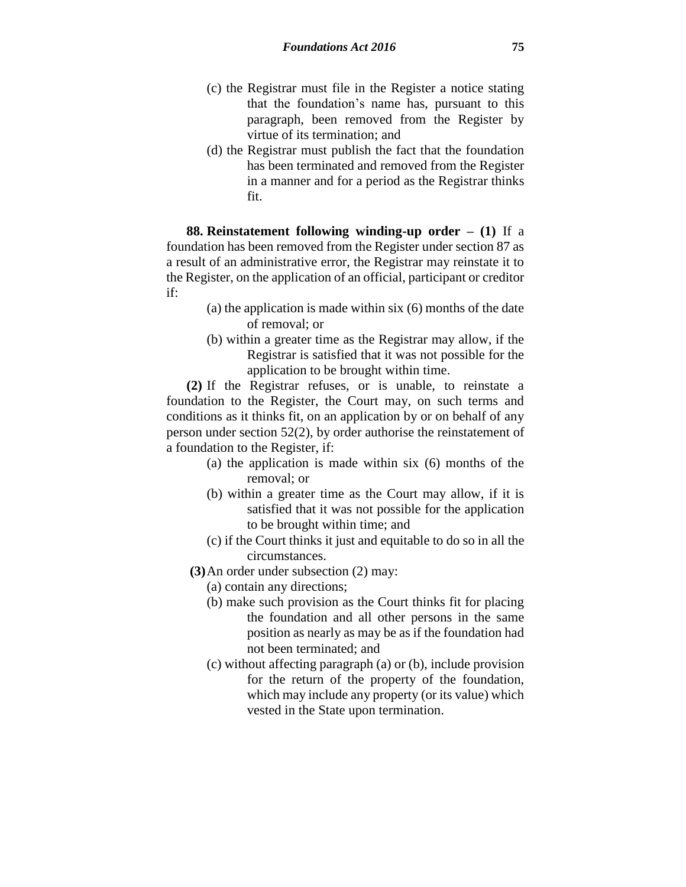(c) the Registrar must file in the Register a notice stating that the foundation's name has, pursuant to this paragraph, been removed from the Register by virtue of its termination; and

(d) the Registrar must publish the fact that the foundation has been terminated and removed from the Register in a manner and for a period as the Registrar thinks fit.

**88. Reinstatement following winding-up order – (1)** If a foundation has been removed from the Register under section 87 as a result of an administrative error, the Registrar may reinstate it to the Register, on the application of an official, participant or creditor if:

(a) the application is made within six (6) months of the date of removal; or

(b) within a greater time as the Registrar may allow, if the Registrar is satisfied that it was not possible for the application to be brought within time.

**(2)** If the Registrar refuses, or is unable, to reinstate a foundation to the Register, the Court may, on such terms and conditions as it thinks fit, on an application by or on behalf of any person under section 52(2), by order authorise the reinstatement of a foundation to the Register, if:

(a) the application is made within six (6) months of the removal; or

(b) within a greater time as the Court may allow, if it is satisfied that it was not possible for the application to be brought within time; and

(c) if the Court thinks it just and equitable to do so in all the circumstances.

**(3)** An order under subsection (2) may:

(a) contain any directions;

(b) make such provision as the Court thinks fit for placing the foundation and all other persons in the same position as nearly as may be as if the foundation had not been terminated; and

(c) without affecting paragraph (a) or (b), include provision for the return of the property of the foundation, which may include any property (or its value) which vested in the State upon termination.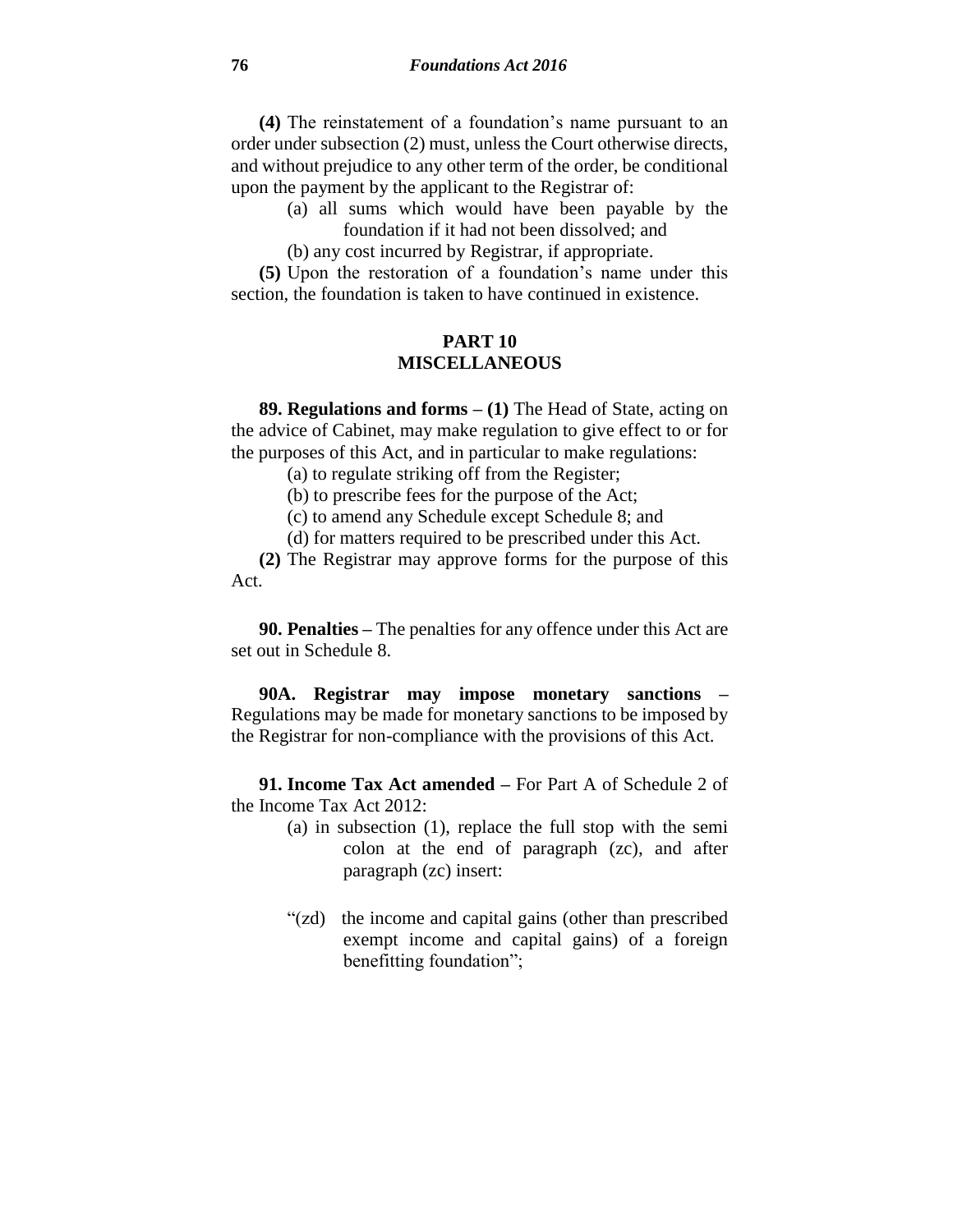**(4)** The reinstatement of a foundation's name pursuant to an order under subsection (2) must, unless the Court otherwise directs, and without prejudice to any other term of the order, be conditional upon the payment by the applicant to the Registrar of:

(a) all sums which would have been payable by the foundation if it had not been dissolved; and

(b) any cost incurred by Registrar, if appropriate.

**(5)** Upon the restoration of a foundation's name under this section, the foundation is taken to have continued in existence.

## PART 10
## MISCELLANEOUS

**89. Regulations and forms – (1)** The Head of State, acting on the advice of Cabinet, may make regulation to give effect to or for the purposes of this Act, and in particular to make regulations:

(a) to regulate striking off from the Register;

(b) to prescribe fees for the purpose of the Act;

(c) to amend any Schedule except Schedule 8; and

(d) for matters required to be prescribed under this Act.

**(2)** The Registrar may approve forms for the purpose of this Act.

**90. Penalties –** The penalties for any offence under this Act are set out in Schedule 8.

**90A. Registrar may impose monetary sanctions –** Regulations may be made for monetary sanctions to be imposed by the Registrar for non-compliance with the provisions of this Act.

**91. Income Tax Act amended –** For Part A of Schedule 2 of the Income Tax Act 2012:

(a) in subsection (1), replace the full stop with the semi colon at the end of paragraph (zc), and after paragraph (zc) insert:

"(zd) the income and capital gains (other than prescribed exempt income and capital gains) of a foreign benefitting foundation";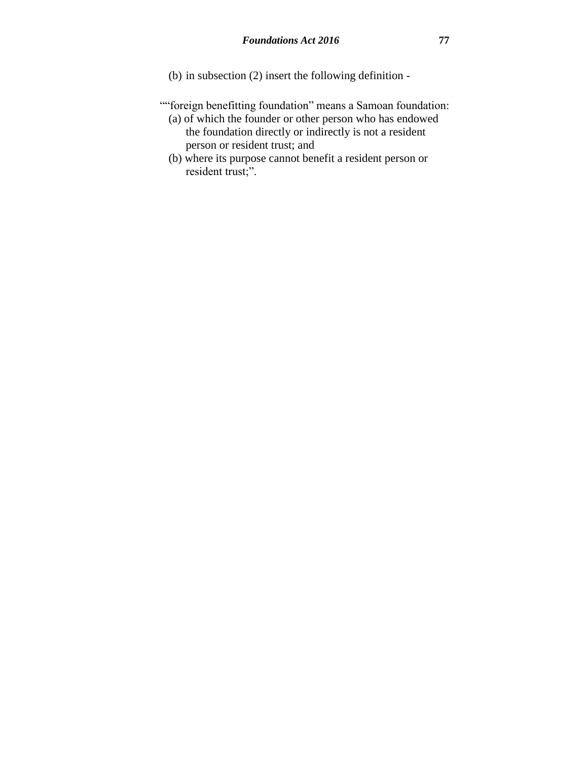(b) in subsection (2) insert the following definition -

""foreign benefitting foundation" means a Samoan foundation:

(a) of which the founder or other person who has endowed the foundation directly or indirectly is not a resident person or resident trust; and

(b) where its purpose cannot benefit a resident person or resident trust;".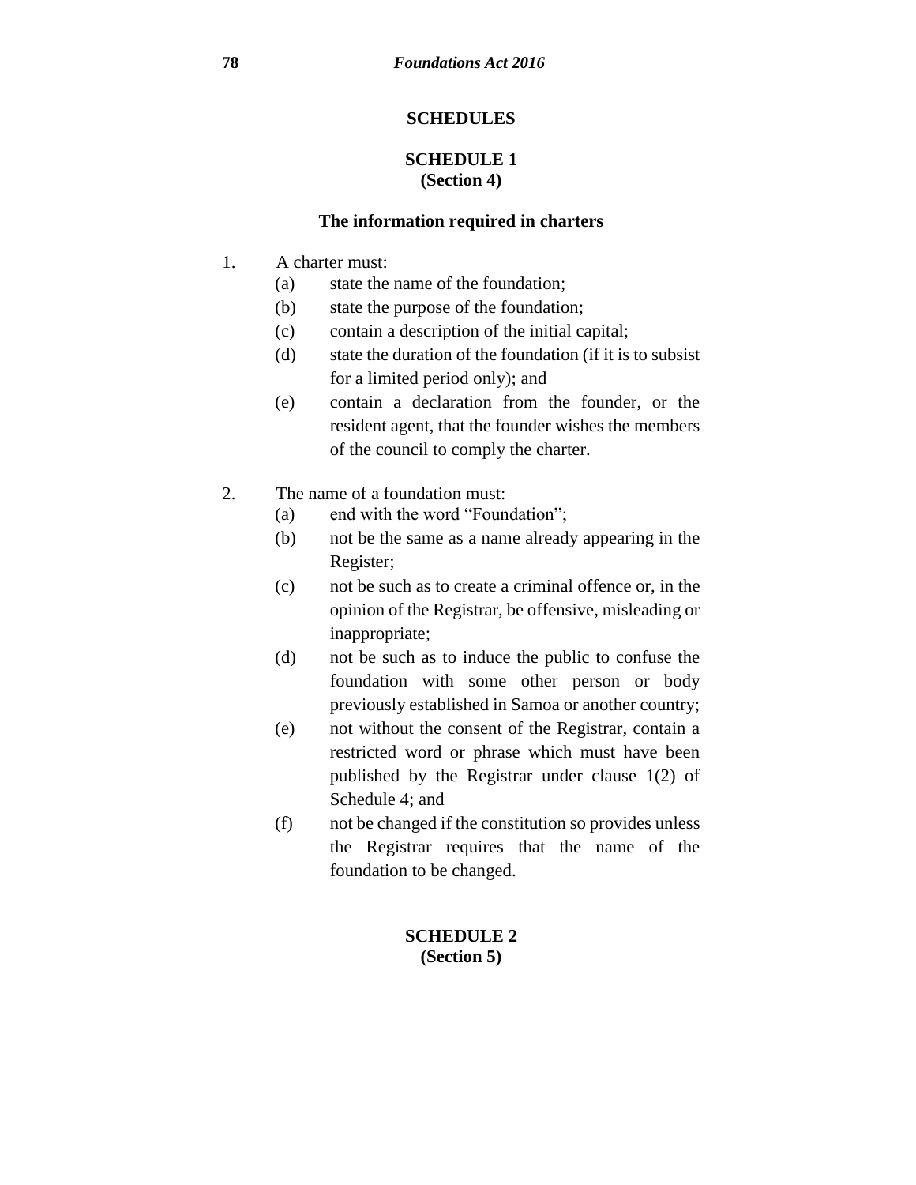# SCHEDULES

## SCHEDULE 1
**(Section 4)**

### The information required in charters

1. A charter must:
   - (a) state the name of the foundation;
   - (b) state the purpose of the foundation;
   - (c) contain a description of the initial capital;
   - (d) state the duration of the foundation (if it is to subsist for a limited period only); and
   - (e) contain a declaration from the founder, or the resident agent, that the founder wishes the members of the council to comply the charter.

2. The name of a foundation must:
   - (a) end with the word "Foundation";
   - (b) not be the same as a name already appearing in the Register;
   - (c) not be such as to create a criminal offence or, in the opinion of the Registrar, be offensive, misleading or inappropriate;
   - (d) not be such as to induce the public to confuse the foundation with some other person or body previously established in Samoa or another country;
   - (e) not without the consent of the Registrar, contain a restricted word or phrase which must have been published by the Registrar under clause 1(2) of Schedule 4; and
   - (f) not be changed if the constitution so provides unless the Registrar requires that the name of the foundation to be changed.

## SCHEDULE 2
**(Section 5)**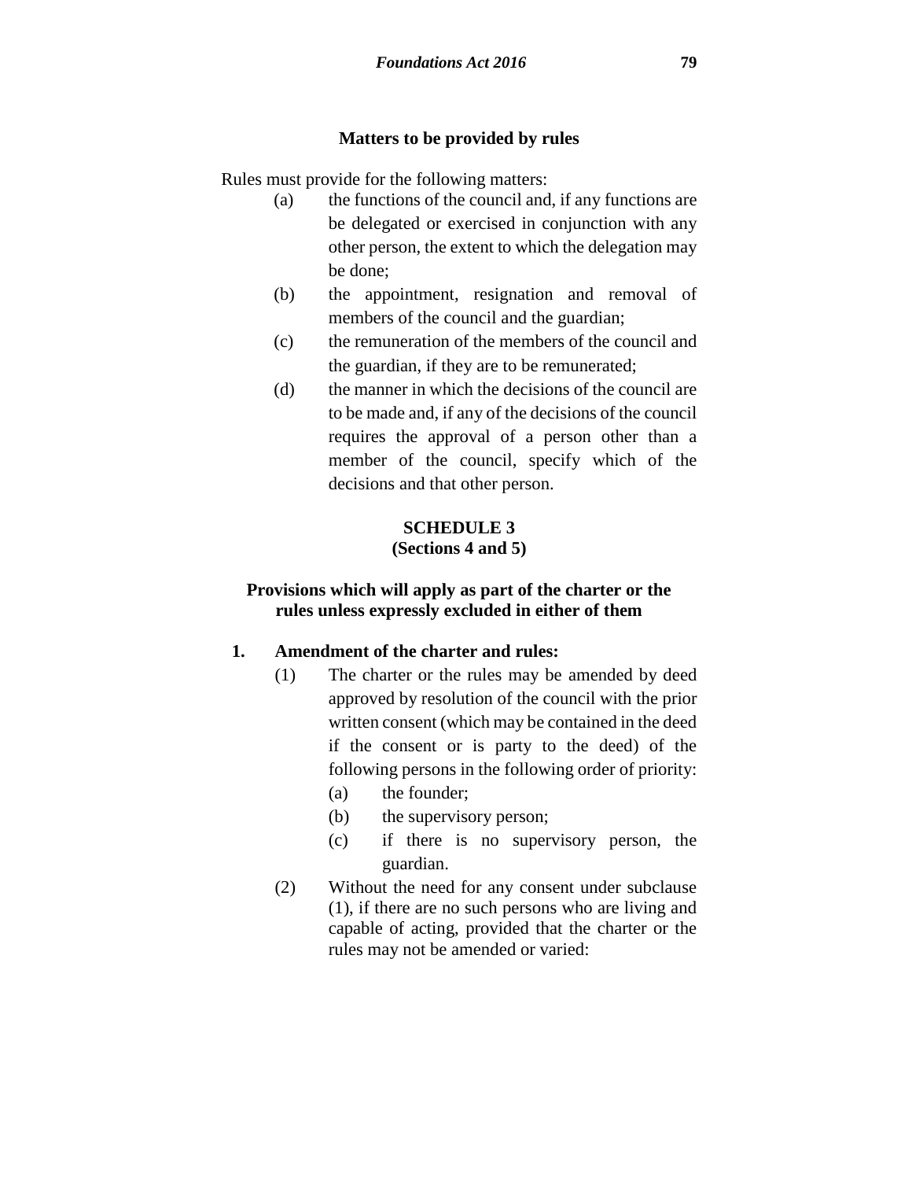### Matters to be provided by rules

Rules must provide for the following matters:

(a) the functions of the council and, if any functions are be delegated or exercised in conjunction with any other person, the extent to which the delegation may be done;

(b) the appointment, resignation and removal of members of the council and the guardian;

(c) the remuneration of the members of the council and the guardian, if they are to be remunerated;

(d) the manner in which the decisions of the council are to be made and, if any of the decisions of the council requires the approval of a person other than a member of the council, specify which of the decisions and that other person.

## SCHEDULE 3
**(Sections 4 and 5)**

### Provisions which will apply as part of the charter or the rules unless expressly excluded in either of them

**1. Amendment of the charter and rules:**

(1) The charter or the rules may be amended by deed approved by resolution of the council with the prior written consent (which may be contained in the deed if the consent or is party to the deed) of the following persons in the following order of priority:

(a) the founder;

(b) the supervisory person;

(c) if there is no supervisory person, the guardian.

(2) Without the need for any consent under subclause (1), if there are no such persons who are living and capable of acting, provided that the charter or the rules may not be amended or varied: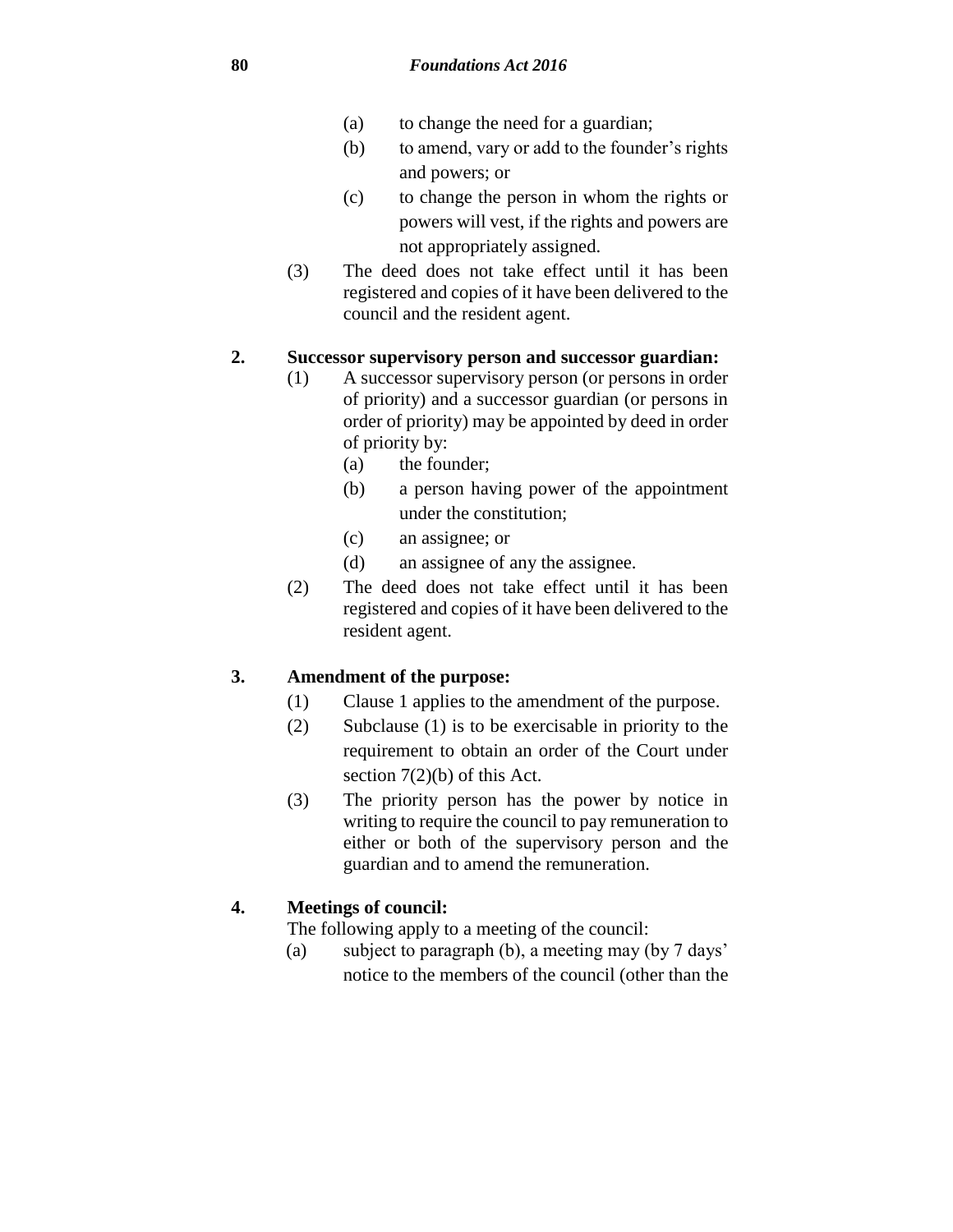(a) to change the need for a guardian;

(b) to amend, vary or add to the founder's rights and powers; or

(c) to change the person in whom the rights or powers will vest, if the rights and powers are not appropriately assigned.

(3) The deed does not take effect until it has been registered and copies of it have been delivered to the council and the resident agent.

**2. Successor supervisory person and successor guardian:**

(1) A successor supervisory person (or persons in order of priority) and a successor guardian (or persons in order of priority) may be appointed by deed in order of priority by:

(a) the founder;

(b) a person having power of the appointment under the constitution;

(c) an assignee; or

(d) an assignee of any the assignee.

(2) The deed does not take effect until it has been registered and copies of it have been delivered to the resident agent.

**3. Amendment of the purpose:**

(1) Clause 1 applies to the amendment of the purpose.

(2) Subclause (1) is to be exercisable in priority to the requirement to obtain an order of the Court under section 7(2)(b) of this Act.

(3) The priority person has the power by notice in writing to require the council to pay remuneration to either or both of the supervisory person and the guardian and to amend the remuneration.

**4. Meetings of council:**

The following apply to a meeting of the council:

(a) subject to paragraph (b), a meeting may (by 7 days' notice to the members of the council (other than the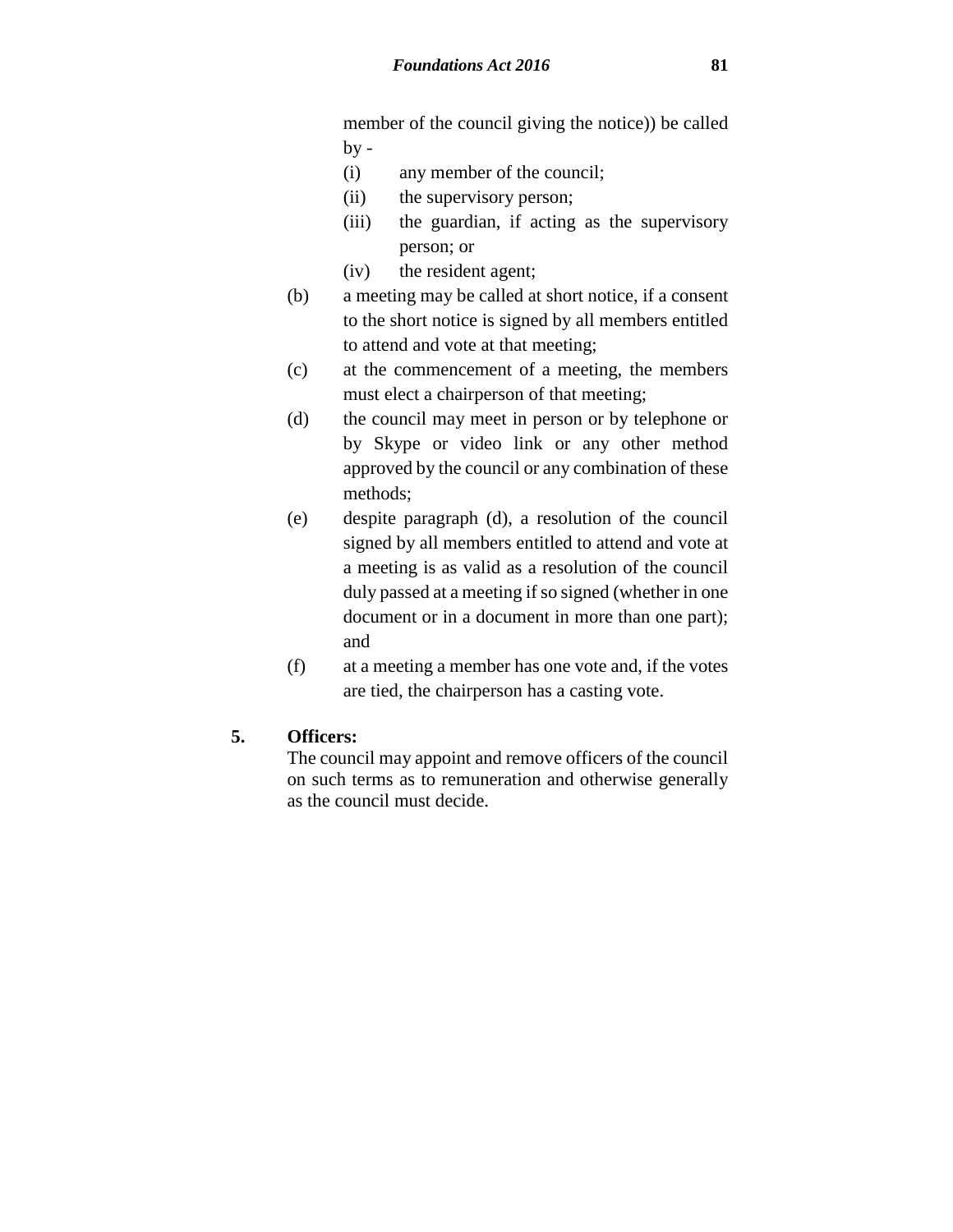member of the council giving the notice)) be called by -

   (i) any member of the council;
   (ii) the supervisory person;
   (iii) the guardian, if acting as the supervisory person; or
   (iv) the resident agent;

(b) a meeting may be called at short notice, if a consent to the short notice is signed by all members entitled to attend and vote at that meeting;

(c) at the commencement of a meeting, the members must elect a chairperson of that meeting;

(d) the council may meet in person or by telephone or by Skype or video link or any other method approved by the council or any combination of these methods;

(e) despite paragraph (d), a resolution of the council signed by all members entitled to attend and vote at a meeting is as valid as a resolution of the council duly passed at a meeting if so signed (whether in one document or in a document in more than one part); and

(f) at a meeting a member has one vote and, if the votes are tied, the chairperson has a casting vote.

**5. Officers:**

The council may appoint and remove officers of the council on such terms as to remuneration and otherwise generally as the council must decide.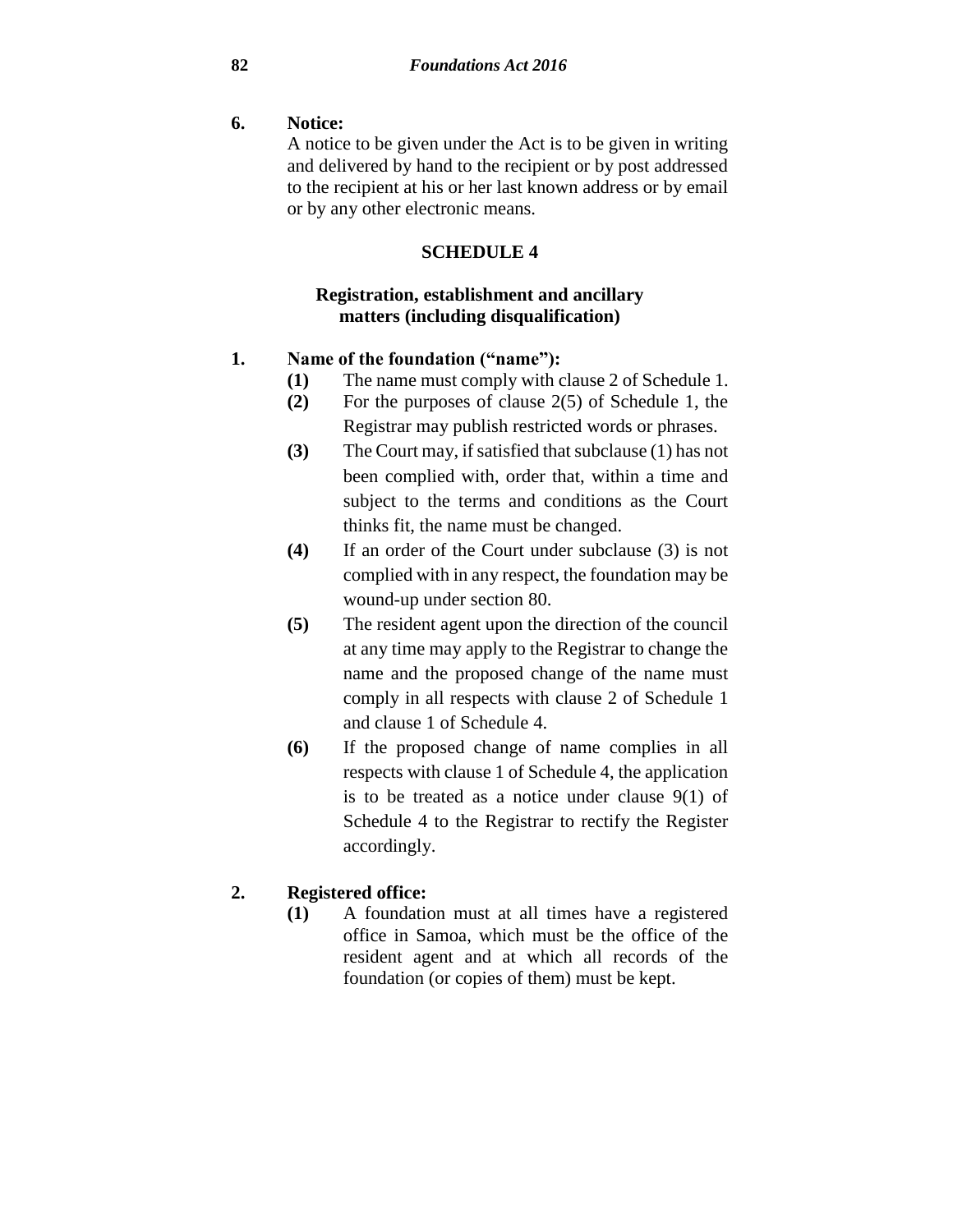**6. Notice:**

A notice to be given under the Act is to be given in writing and delivered by hand to the recipient or by post addressed to the recipient at his or her last known address or by email or by any other electronic means.

## SCHEDULE 4

### Registration, establishment and ancillary matters (including disqualification)

**1. Name of the foundation ("name"):**

**(1)** The name must comply with clause 2 of Schedule 1.

**(2)** For the purposes of clause 2(5) of Schedule 1, the Registrar may publish restricted words or phrases.

**(3)** The Court may, if satisfied that subclause (1) has not been complied with, order that, within a time and subject to the terms and conditions as the Court thinks fit, the name must be changed.

**(4)** If an order of the Court under subclause (3) is not complied with in any respect, the foundation may be wound-up under section 80.

**(5)** The resident agent upon the direction of the council at any time may apply to the Registrar to change the name and the proposed change of the name must comply in all respects with clause 2 of Schedule 1 and clause 1 of Schedule 4.

**(6)** If the proposed change of name complies in all respects with clause 1 of Schedule 4, the application is to be treated as a notice under clause 9(1) of Schedule 4 to the Registrar to rectify the Register accordingly.

**2. Registered office:**

**(1)** A foundation must at all times have a registered office in Samoa, which must be the office of the resident agent and at which all records of the foundation (or copies of them) must be kept.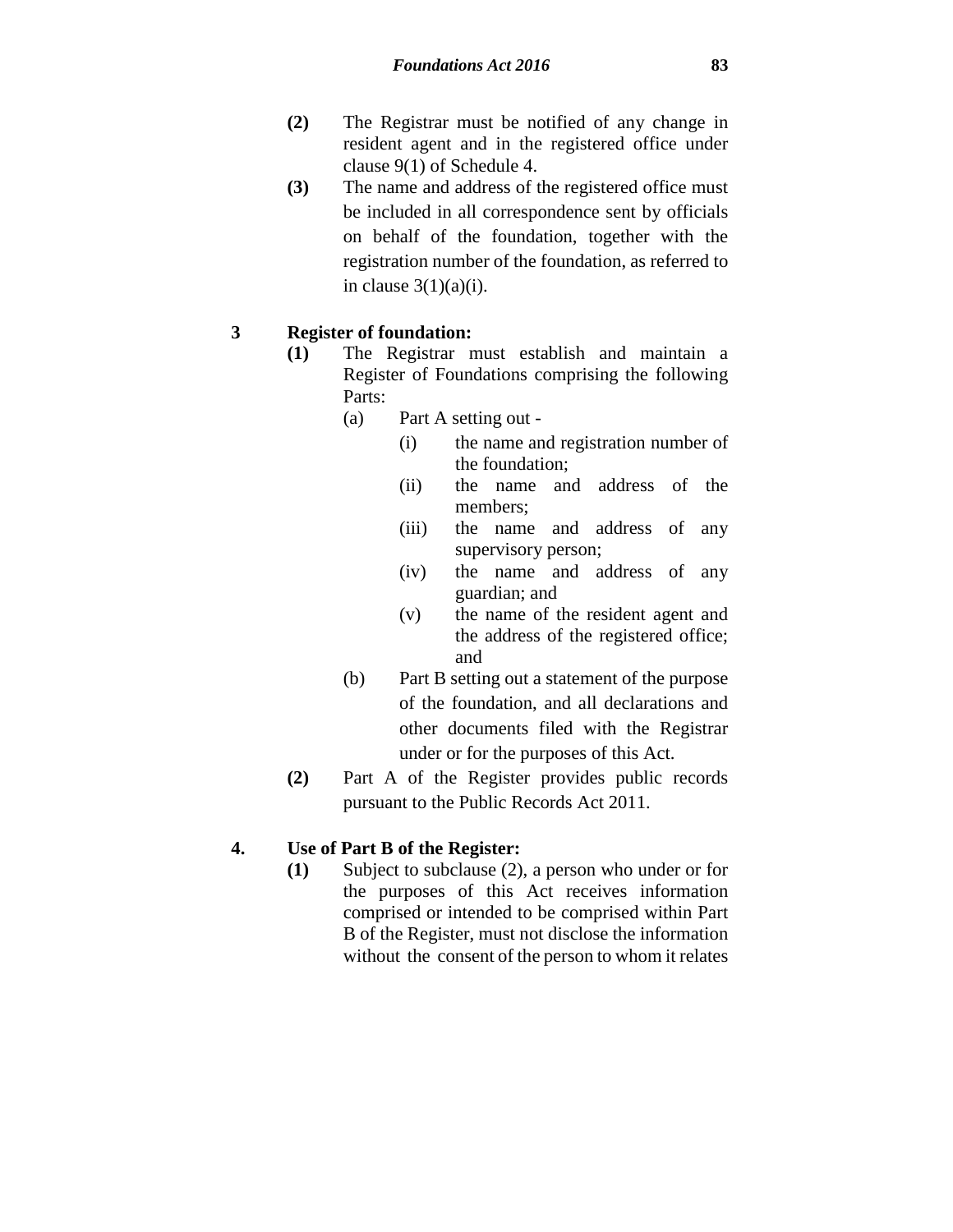**(2)** The Registrar must be notified of any change in resident agent and in the registered office under clause 9(1) of Schedule 4.

**(3)** The name and address of the registered office must be included in all correspondence sent by officials on behalf of the foundation, together with the registration number of the foundation, as referred to in clause 3(1)(a)(i).

### 3 Register of foundation:

**(1)** The Registrar must establish and maintain a Register of Foundations comprising the following Parts:

(a) Part A setting out -

(i) the name and registration number of the foundation;

(ii) the name and address of the members;

(iii) the name and address of any supervisory person;

(iv) the name and address of any guardian; and

(v) the name of the resident agent and the address of the registered office; and

(b) Part B setting out a statement of the purpose of the foundation, and all declarations and other documents filed with the Registrar under or for the purposes of this Act.

**(2)** Part A of the Register provides public records pursuant to the Public Records Act 2011.

### 4. Use of Part B of the Register:

**(1)** Subject to subclause (2), a person who under or for the purposes of this Act receives information comprised or intended to be comprised within Part B of the Register, must not disclose the information without the consent of the person to whom it relates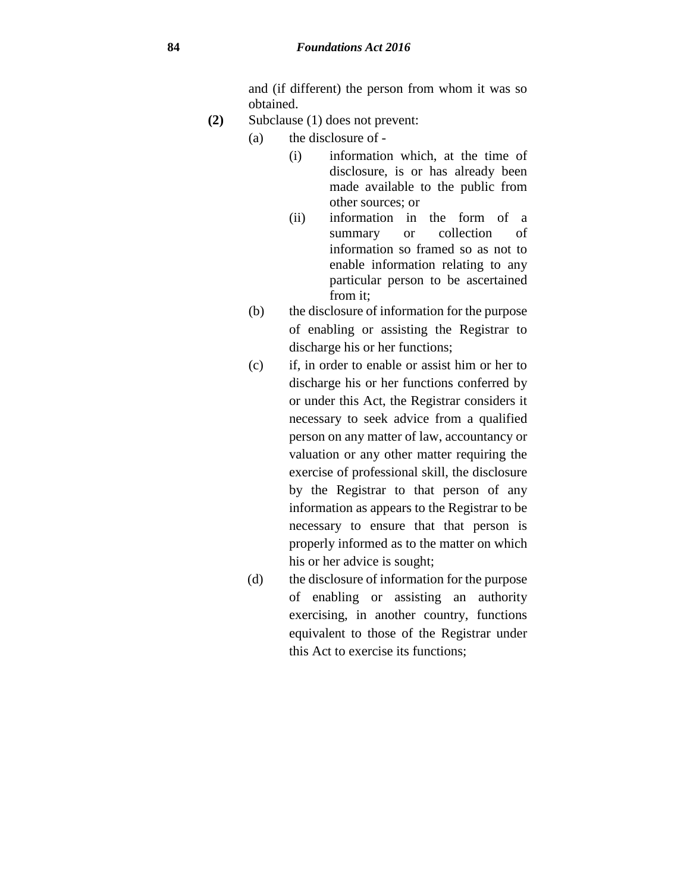and (if different) the person from whom it was so obtained.

**(2)** Subclause (1) does not prevent:

(a) the disclosure of -

(i) information which, at the time of disclosure, is or has already been made available to the public from other sources; or

(ii) information in the form of a summary or collection of information so framed so as not to enable information relating to any particular person to be ascertained from it;

(b) the disclosure of information for the purpose of enabling or assisting the Registrar to discharge his or her functions;

(c) if, in order to enable or assist him or her to discharge his or her functions conferred by or under this Act, the Registrar considers it necessary to seek advice from a qualified person on any matter of law, accountancy or valuation or any other matter requiring the exercise of professional skill, the disclosure by the Registrar to that person of any information as appears to the Registrar to be necessary to ensure that that person is properly informed as to the matter on which his or her advice is sought;

(d) the disclosure of information for the purpose of enabling or assisting an authority exercising, in another country, functions equivalent to those of the Registrar under this Act to exercise its functions;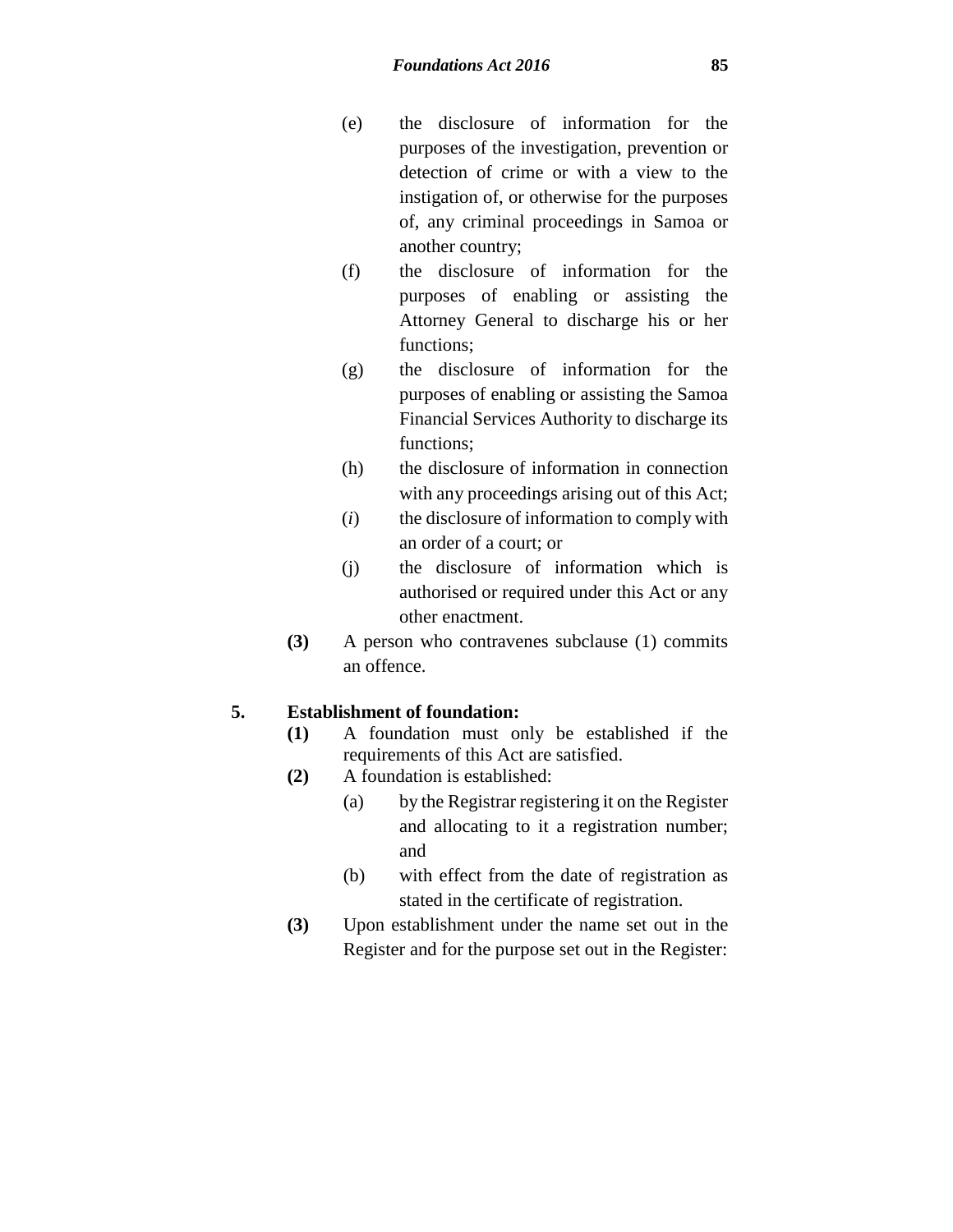(e) the disclosure of information for the purposes of the investigation, prevention or detection of crime or with a view to the instigation of, or otherwise for the purposes of, any criminal proceedings in Samoa or another country;

(f) the disclosure of information for the purposes of enabling or assisting the Attorney General to discharge his or her functions;

(g) the disclosure of information for the purposes of enabling or assisting the Samoa Financial Services Authority to discharge its functions;

(h) the disclosure of information in connection with any proceedings arising out of this Act;

(*i*) the disclosure of information to comply with an order of a court; or

(j) the disclosure of information which is authorised or required under this Act or any other enactment.

**(3)** A person who contravenes subclause (1) commits an offence.

**5. Establishment of foundation:**

**(1)** A foundation must only be established if the requirements of this Act are satisfied.

**(2)** A foundation is established:

(a) by the Registrar registering it on the Register and allocating to it a registration number; and

(b) with effect from the date of registration as stated in the certificate of registration.

**(3)** Upon establishment under the name set out in the Register and for the purpose set out in the Register: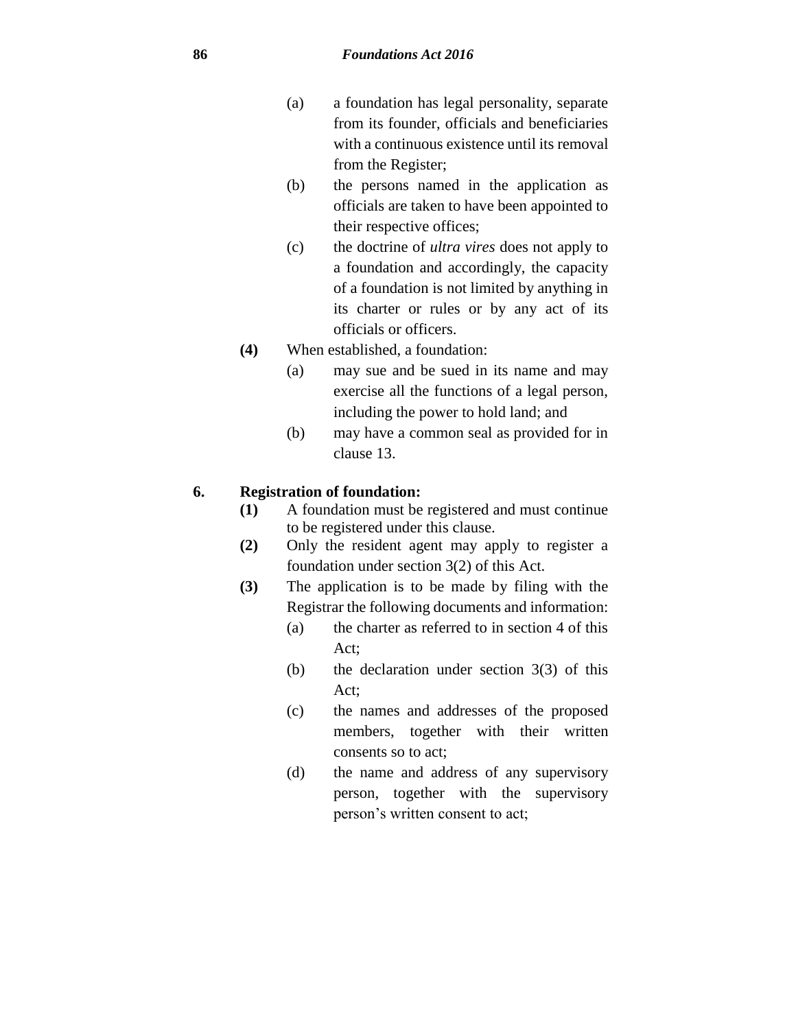(a) a foundation has legal personality, separate from its founder, officials and beneficiaries with a continuous existence until its removal from the Register;

(b) the persons named in the application as officials are taken to have been appointed to their respective offices;

(c) the doctrine of *ultra vires* does not apply to a foundation and accordingly, the capacity of a foundation is not limited by anything in its charter or rules or by any act of its officials or officers.

**(4)** When established, a foundation:

(a) may sue and be sued in its name and may exercise all the functions of a legal person, including the power to hold land; and

(b) may have a common seal as provided for in clause 13.

**6. Registration of foundation:**

**(1)** A foundation must be registered and must continue to be registered under this clause.

**(2)** Only the resident agent may apply to register a foundation under section 3(2) of this Act.

**(3)** The application is to be made by filing with the Registrar the following documents and information:

(a) the charter as referred to in section 4 of this Act;

(b) the declaration under section 3(3) of this Act;

(c) the names and addresses of the proposed members, together with their written consents so to act;

(d) the name and address of any supervisory person, together with the supervisory person's written consent to act;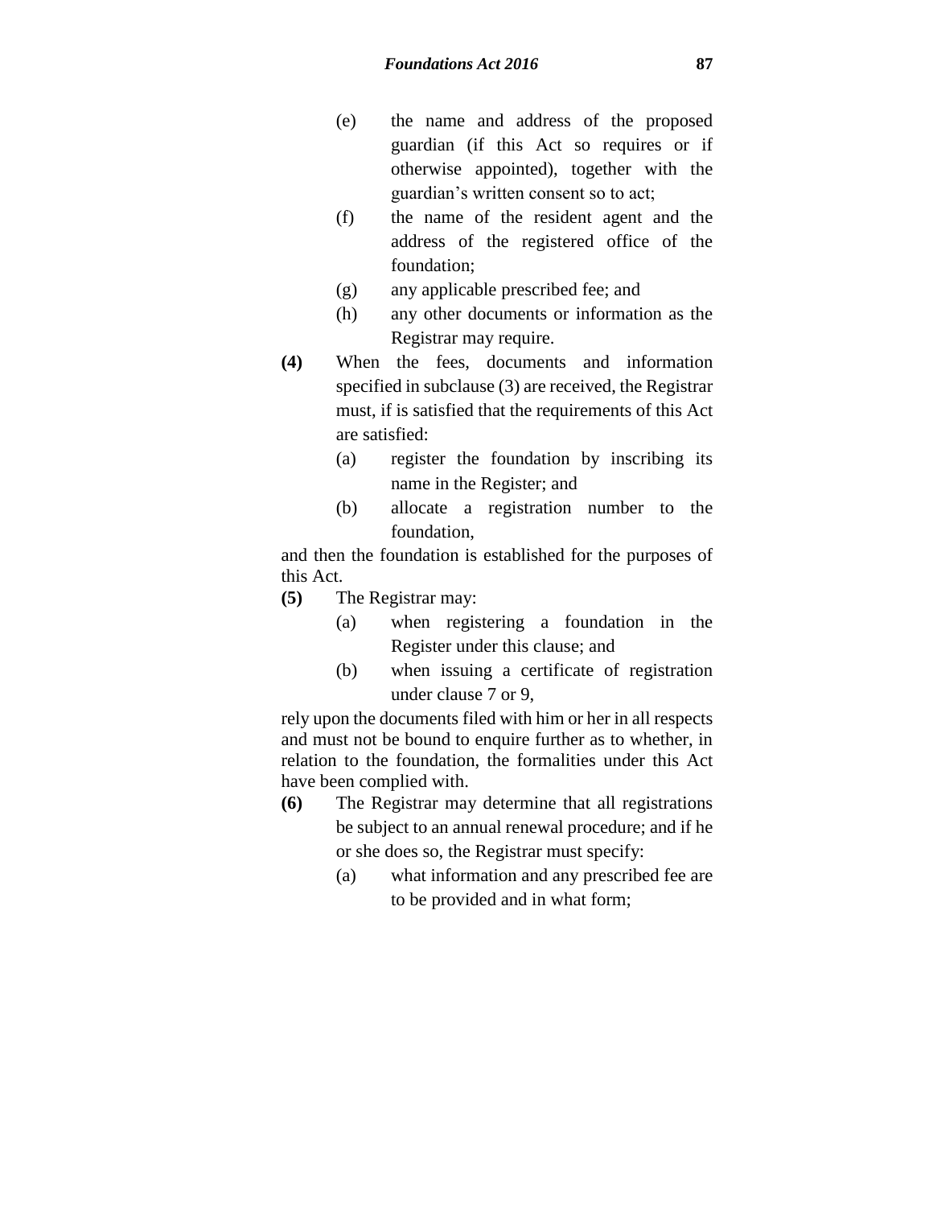(e) the name and address of the proposed guardian (if this Act so requires or if otherwise appointed), together with the guardian's written consent so to act;

(f) the name of the resident agent and the address of the registered office of the foundation;

(g) any applicable prescribed fee; and

(h) any other documents or information as the Registrar may require.

**(4)** When the fees, documents and information specified in subclause (3) are received, the Registrar must, if is satisfied that the requirements of this Act are satisfied:

(a) register the foundation by inscribing its name in the Register; and

(b) allocate a registration number to the foundation,

and then the foundation is established for the purposes of this Act.

**(5)** The Registrar may:

(a) when registering a foundation in the Register under this clause; and

(b) when issuing a certificate of registration under clause 7 or 9,

rely upon the documents filed with him or her in all respects and must not be bound to enquire further as to whether, in relation to the foundation, the formalities under this Act have been complied with.

**(6)** The Registrar may determine that all registrations be subject to an annual renewal procedure; and if he or she does so, the Registrar must specify:

(a) what information and any prescribed fee are to be provided and in what form;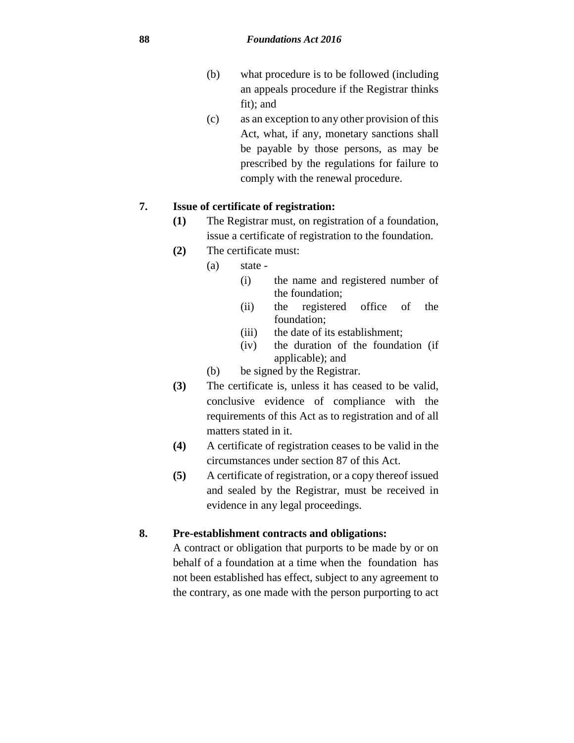(b) what procedure is to be followed (including an appeals procedure if the Registrar thinks fit); and

(c) as an exception to any other provision of this Act, what, if any, monetary sanctions shall be payable by those persons, as may be prescribed by the regulations for failure to comply with the renewal procedure.

**7. Issue of certificate of registration:**

**(1)** The Registrar must, on registration of a foundation, issue a certificate of registration to the foundation.

**(2)** The certificate must:

(a) state -

(i) the name and registered number of the foundation;

(ii) the registered office of the foundation;

(iii) the date of its establishment;

(iv) the duration of the foundation (if applicable); and

(b) be signed by the Registrar.

**(3)** The certificate is, unless it has ceased to be valid, conclusive evidence of compliance with the requirements of this Act as to registration and of all matters stated in it.

**(4)** A certificate of registration ceases to be valid in the circumstances under section 87 of this Act.

**(5)** A certificate of registration, or a copy thereof issued and sealed by the Registrar, must be received in evidence in any legal proceedings.

**8. Pre-establishment contracts and obligations:**

A contract or obligation that purports to be made by or on behalf of a foundation at a time when the foundation has not been established has effect, subject to any agreement to the contrary, as one made with the person purporting to act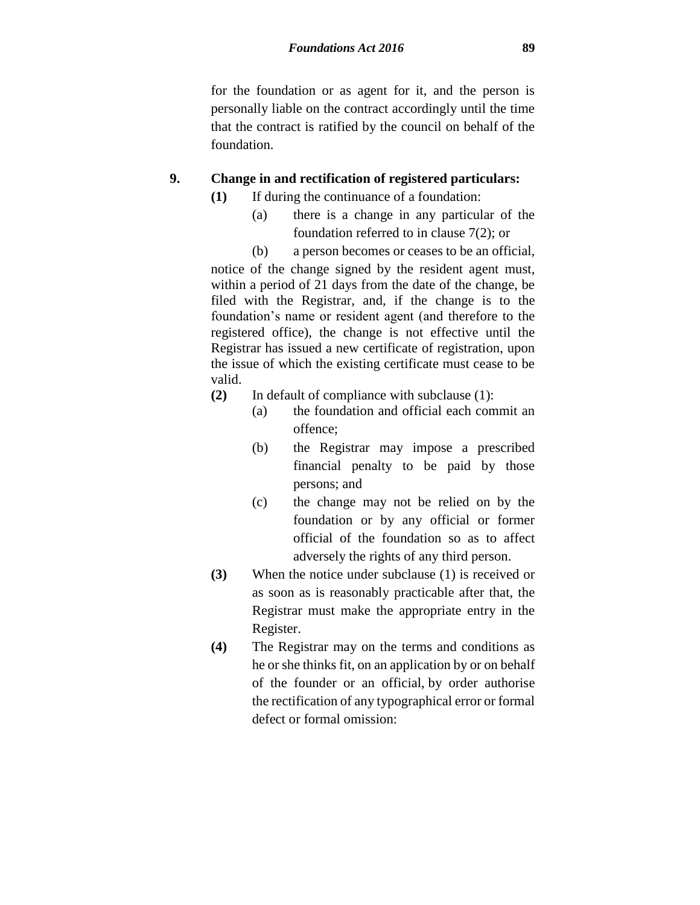for the foundation or as agent for it, and the person is personally liable on the contract accordingly until the time that the contract is ratified by the council on behalf of the foundation.

**9. Change in and rectification of registered particulars:**

**(1)** If during the continuance of a foundation:

(a) there is a change in any particular of the foundation referred to in clause 7(2); or

(b) a person becomes or ceases to be an official,

notice of the change signed by the resident agent must, within a period of 21 days from the date of the change, be filed with the Registrar, and, if the change is to the foundation's name or resident agent (and therefore to the registered office), the change is not effective until the Registrar has issued a new certificate of registration, upon the issue of which the existing certificate must cease to be valid.

**(2)** In default of compliance with subclause (1):

(a) the foundation and official each commit an offence;

(b) the Registrar may impose a prescribed financial penalty to be paid by those persons; and

(c) the change may not be relied on by the foundation or by any official or former official of the foundation so as to affect adversely the rights of any third person.

**(3)** When the notice under subclause (1) is received or as soon as is reasonably practicable after that, the Registrar must make the appropriate entry in the Register.

**(4)** The Registrar may on the terms and conditions as he or she thinks fit, on an application by or on behalf of the founder or an official, by order authorise the rectification of any typographical error or formal defect or formal omission: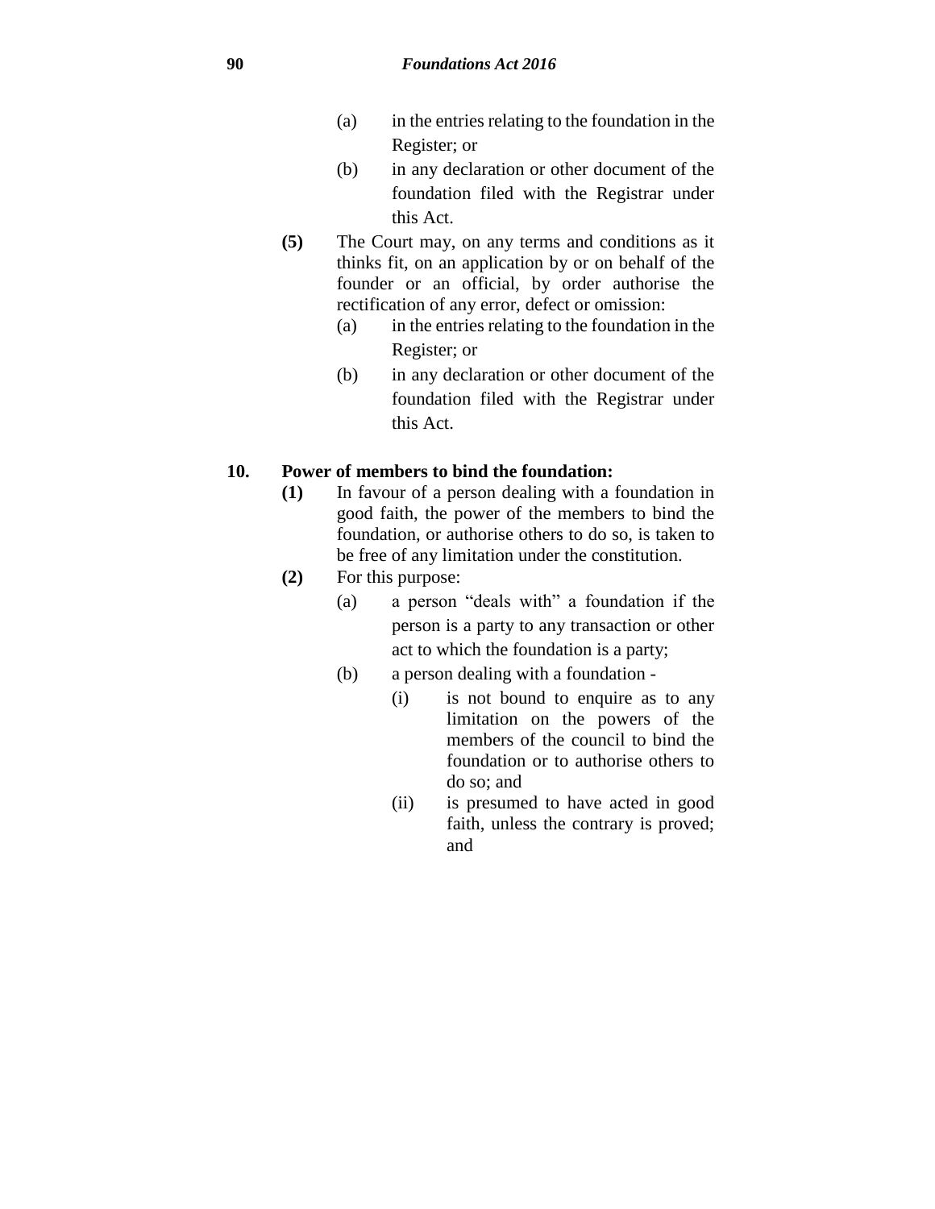(a) in the entries relating to the foundation in the Register; or

(b) in any declaration or other document of the foundation filed with the Registrar under this Act.

**(5)** The Court may, on any terms and conditions as it thinks fit, on an application by or on behalf of the founder or an official, by order authorise the rectification of any error, defect or omission:

(a) in the entries relating to the foundation in the Register; or

(b) in any declaration or other document of the foundation filed with the Registrar under this Act.

### 10. Power of members to bind the foundation:

**(1)** In favour of a person dealing with a foundation in good faith, the power of the members to bind the foundation, or authorise others to do so, is taken to be free of any limitation under the constitution.

**(2)** For this purpose:

(a) a person "deals with" a foundation if the person is a party to any transaction or other act to which the foundation is a party;

(b) a person dealing with a foundation -

(i) is not bound to enquire as to any limitation on the powers of the members of the council to bind the foundation or to authorise others to do so; and

(ii) is presumed to have acted in good faith, unless the contrary is proved; and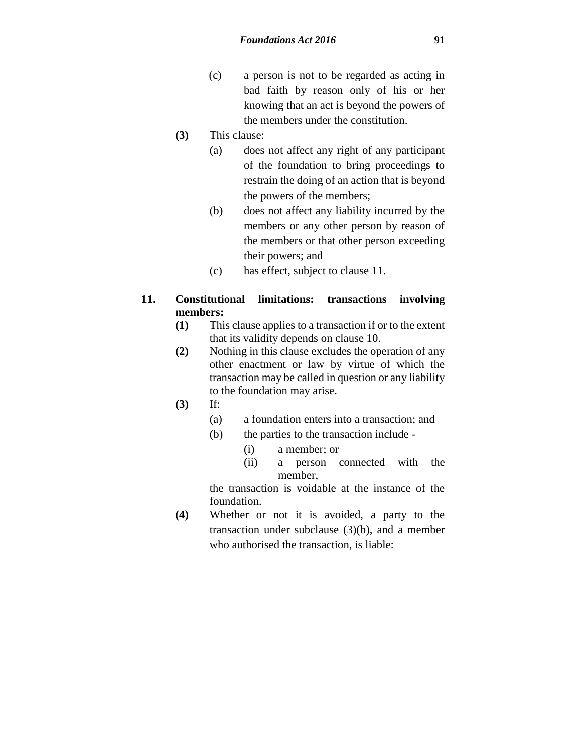(c) a person is not to be regarded as acting in bad faith by reason only of his or her knowing that an act is beyond the powers of the members under the constitution.

**(3)** This clause:

(a) does not affect any right of any participant of the foundation to bring proceedings to restrain the doing of an action that is beyond the powers of the members;

(b) does not affect any liability incurred by the members or any other person by reason of the members or that other person exceeding their powers; and

(c) has effect, subject to clause 11.

**11. Constitutional limitations: transactions involving members:**

**(1)** This clause applies to a transaction if or to the extent that its validity depends on clause 10.

**(2)** Nothing in this clause excludes the operation of any other enactment or law by virtue of which the transaction may be called in question or any liability to the foundation may arise.

**(3)** If:

(a) a foundation enters into a transaction; and

(b) the parties to the transaction include -

(i) a member; or

(ii) a person connected with the member,

the transaction is voidable at the instance of the foundation.

**(4)** Whether or not it is avoided, a party to the transaction under subclause (3)(b), and a member who authorised the transaction, is liable: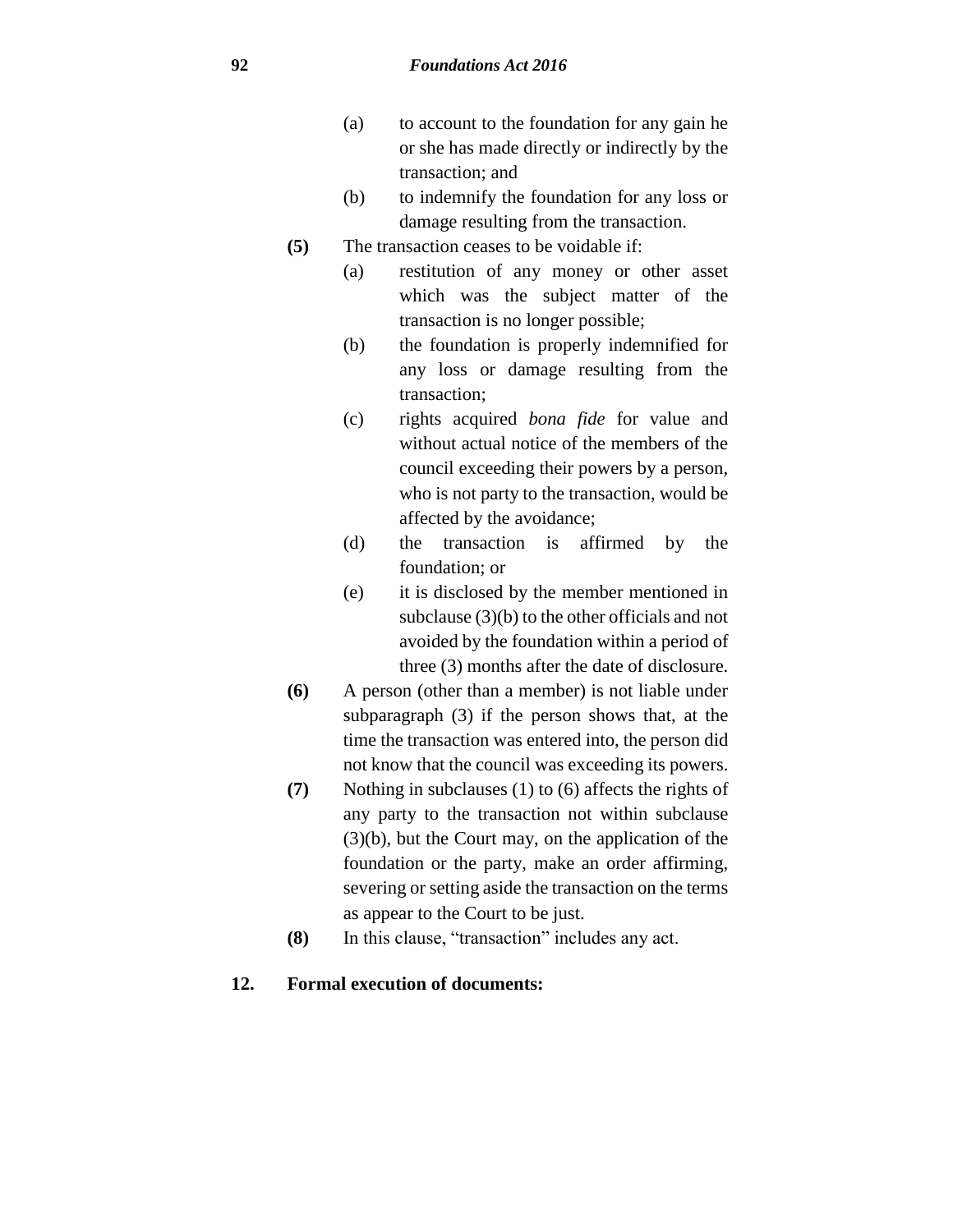(a) to account to the foundation for any gain he or she has made directly or indirectly by the transaction; and

(b) to indemnify the foundation for any loss or damage resulting from the transaction.

**(5)** The transaction ceases to be voidable if:

(a) restitution of any money or other asset which was the subject matter of the transaction is no longer possible;

(b) the foundation is properly indemnified for any loss or damage resulting from the transaction;

(c) rights acquired *bona fide* for value and without actual notice of the members of the council exceeding their powers by a person, who is not party to the transaction, would be affected by the avoidance;

(d) the transaction is affirmed by the foundation; or

(e) it is disclosed by the member mentioned in subclause (3)(b) to the other officials and not avoided by the foundation within a period of three (3) months after the date of disclosure.

**(6)** A person (other than a member) is not liable under subparagraph (3) if the person shows that, at the time the transaction was entered into, the person did not know that the council was exceeding its powers.

**(7)** Nothing in subclauses (1) to (6) affects the rights of any party to the transaction not within subclause (3)(b), but the Court may, on the application of the foundation or the party, make an order affirming, severing or setting aside the transaction on the terms as appear to the Court to be just.

**(8)** In this clause, "transaction" includes any act.

**12. Formal execution of documents:**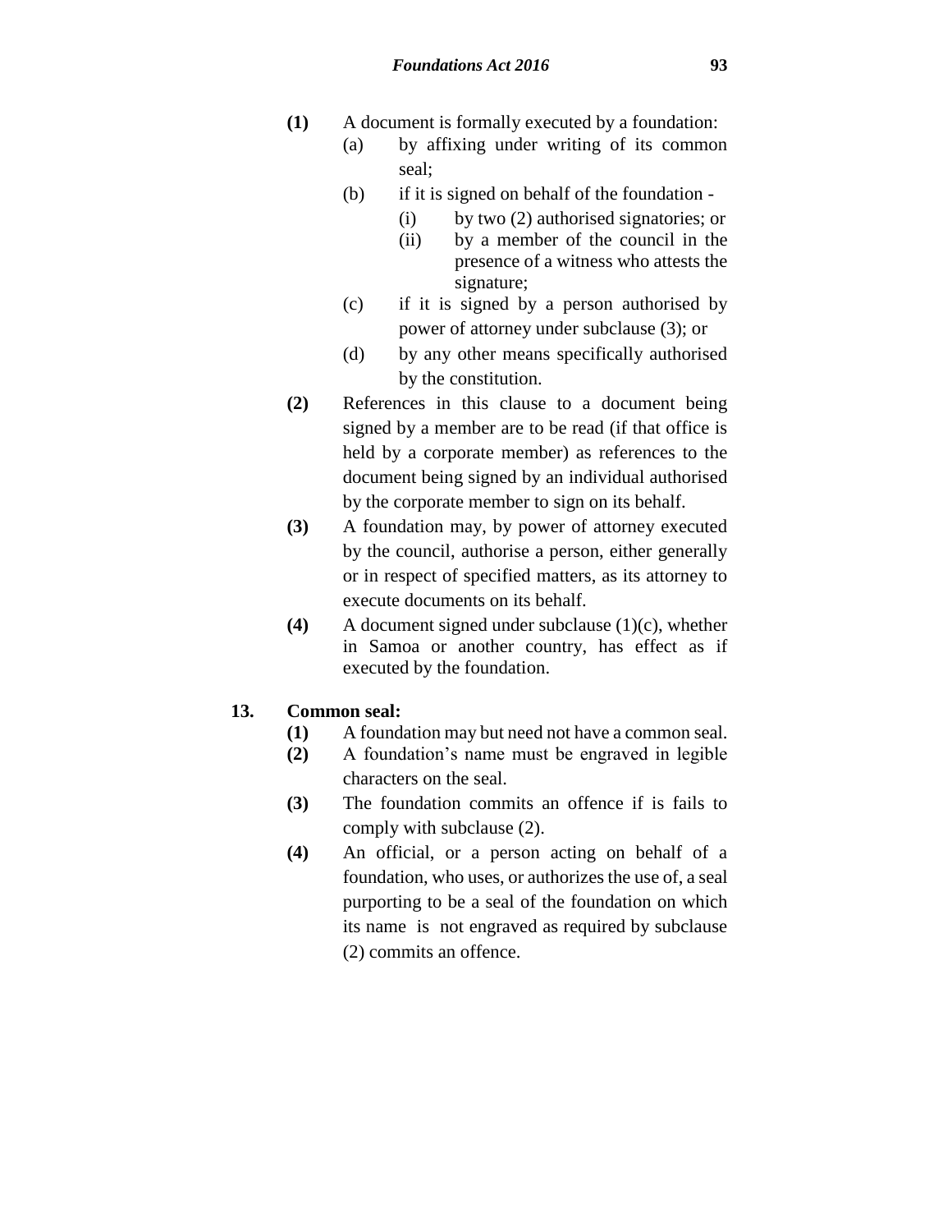**(1)** A document is formally executed by a foundation:

- (a) by affixing under writing of its common seal;
- (b) if it is signed on behalf of the foundation -
  - (i) by two (2) authorised signatories; or
  - (ii) by a member of the council in the presence of a witness who attests the signature;
- (c) if it is signed by a person authorised by power of attorney under subclause (3); or
- (d) by any other means specifically authorised by the constitution.

**(2)** References in this clause to a document being signed by a member are to be read (if that office is held by a corporate member) as references to the document being signed by an individual authorised by the corporate member to sign on its behalf.

**(3)** A foundation may, by power of attorney executed by the council, authorise a person, either generally or in respect of specified matters, as its attorney to execute documents on its behalf.

**(4)** A document signed under subclause (1)(c), whether in Samoa or another country, has effect as if executed by the foundation.

**13. Common seal:**

**(1)** A foundation may but need not have a common seal.

**(2)** A foundation's name must be engraved in legible characters on the seal.

**(3)** The foundation commits an offence if is fails to comply with subclause (2).

**(4)** An official, or a person acting on behalf of a foundation, who uses, or authorizes the use of, a seal purporting to be a seal of the foundation on which its name is not engraved as required by subclause (2) commits an offence.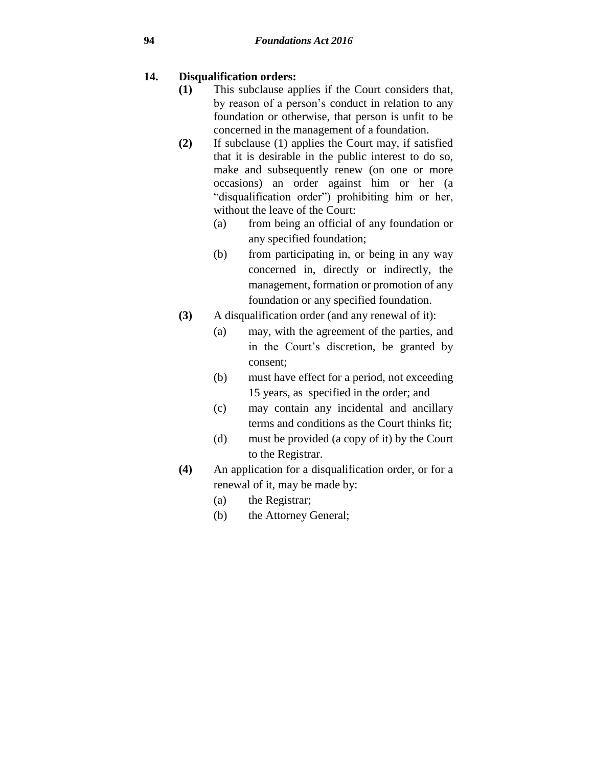**14. Disqualification orders:**

**(1)** This subclause applies if the Court considers that, by reason of a person's conduct in relation to any foundation or otherwise, that person is unfit to be concerned in the management of a foundation.

**(2)** If subclause (1) applies the Court may, if satisfied that it is desirable in the public interest to do so, make and subsequently renew (on one or more occasions) an order against him or her (a "disqualification order") prohibiting him or her, without the leave of the Court:

- (a) from being an official of any foundation or any specified foundation;
- (b) from participating in, or being in any way concerned in, directly or indirectly, the management, formation or promotion of any foundation or any specified foundation.

**(3)** A disqualification order (and any renewal of it):

- (a) may, with the agreement of the parties, and in the Court's discretion, be granted by consent;
- (b) must have effect for a period, not exceeding 15 years, as specified in the order; and
- (c) may contain any incidental and ancillary terms and conditions as the Court thinks fit;
- (d) must be provided (a copy of it) by the Court to the Registrar.

**(4)** An application for a disqualification order, or for a renewal of it, may be made by:

- (a) the Registrar;
- (b) the Attorney General;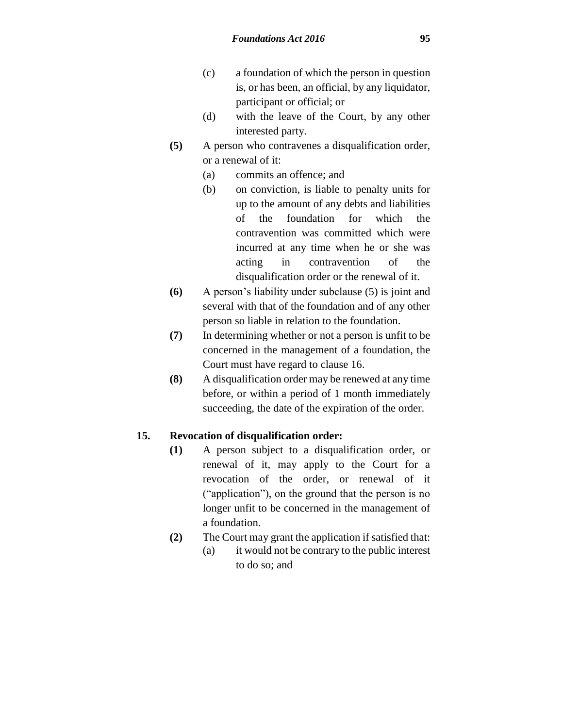(c) a foundation of which the person in question is, or has been, an official, by any liquidator, participant or official; or

(d) with the leave of the Court, by any other interested party.

**(5)** A person who contravenes a disqualification order, or a renewal of it:

(a) commits an offence; and

(b) on conviction, is liable to penalty units for up to the amount of any debts and liabilities of the foundation for which the contravention was committed which were incurred at any time when he or she was acting in contravention of the disqualification order or the renewal of it.

**(6)** A person's liability under subclause (5) is joint and several with that of the foundation and of any other person so liable in relation to the foundation.

**(7)** In determining whether or not a person is unfit to be concerned in the management of a foundation, the Court must have regard to clause 16.

**(8)** A disqualification order may be renewed at any time before, or within a period of 1 month immediately succeeding, the date of the expiration of the order.

## 15. Revocation of disqualification order:

**(1)** A person subject to a disqualification order, or renewal of it, may apply to the Court for a revocation of the order, or renewal of it ("application"), on the ground that the person is no longer unfit to be concerned in the management of a foundation.

**(2)** The Court may grant the application if satisfied that:

(a) it would not be contrary to the public interest to do so; and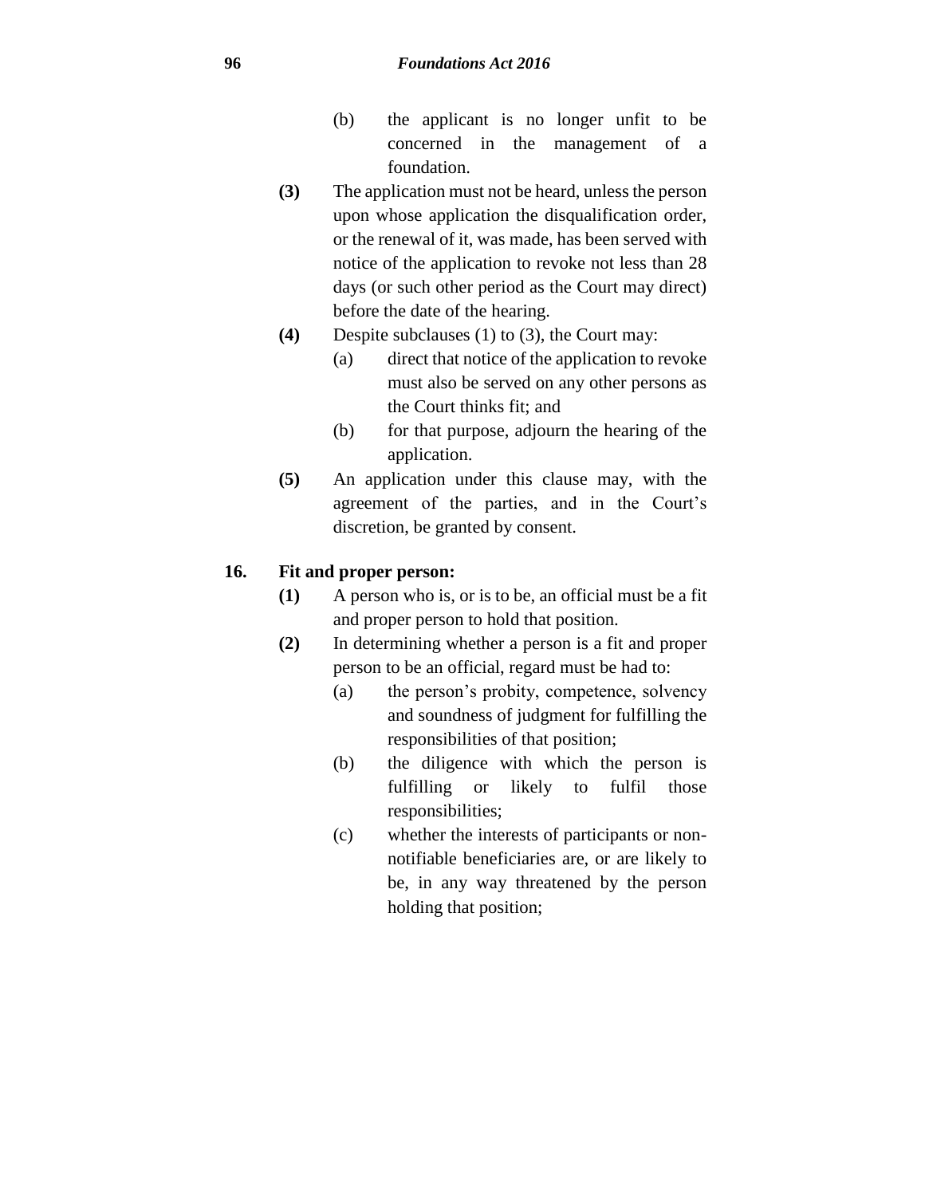(b) the applicant is no longer unfit to be concerned in the management of a foundation.

**(3)** The application must not be heard, unless the person upon whose application the disqualification order, or the renewal of it, was made, has been served with notice of the application to revoke not less than 28 days (or such other period as the Court may direct) before the date of the hearing.

**(4)** Despite subclauses (1) to (3), the Court may:

(a) direct that notice of the application to revoke must also be served on any other persons as the Court thinks fit; and

(b) for that purpose, adjourn the hearing of the application.

**(5)** An application under this clause may, with the agreement of the parties, and in the Court's discretion, be granted by consent.

### 16. Fit and proper person:

**(1)** A person who is, or is to be, an official must be a fit and proper person to hold that position.

**(2)** In determining whether a person is a fit and proper person to be an official, regard must be had to:

(a) the person's probity, competence, solvency and soundness of judgment for fulfilling the responsibilities of that position;

(b) the diligence with which the person is fulfilling or likely to fulfil those responsibilities;

(c) whether the interests of participants or non-notifiable beneficiaries are, or are likely to be, in any way threatened by the person holding that position;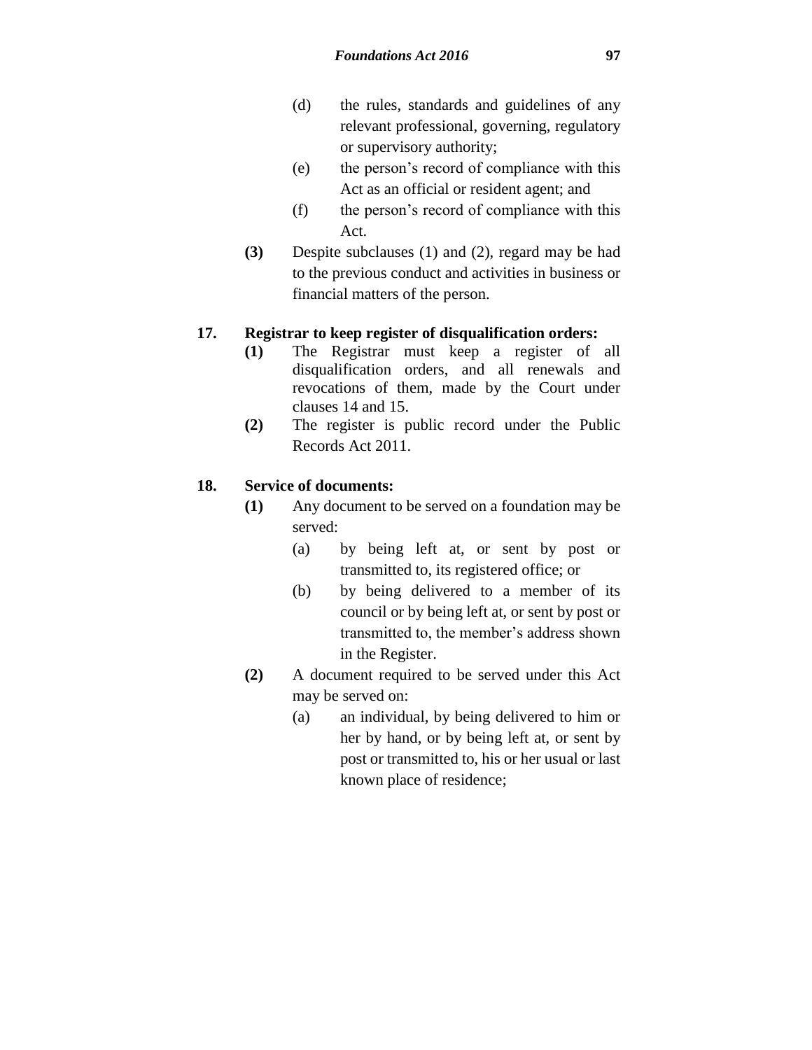(d) the rules, standards and guidelines of any relevant professional, governing, regulatory or supervisory authority;

(e) the person's record of compliance with this Act as an official or resident agent; and

(f) the person's record of compliance with this Act.

**(3)** Despite subclauses (1) and (2), regard may be had to the previous conduct and activities in business or financial matters of the person.

**17. Registrar to keep register of disqualification orders:**

**(1)** The Registrar must keep a register of all disqualification orders, and all renewals and revocations of them, made by the Court under clauses 14 and 15.

**(2)** The register is public record under the Public Records Act 2011.

**18. Service of documents:**

**(1)** Any document to be served on a foundation may be served:

(a) by being left at, or sent by post or transmitted to, its registered office; or

(b) by being delivered to a member of its council or by being left at, or sent by post or transmitted to, the member's address shown in the Register.

**(2)** A document required to be served under this Act may be served on:

(a) an individual, by being delivered to him or her by hand, or by being left at, or sent by post or transmitted to, his or her usual or last known place of residence;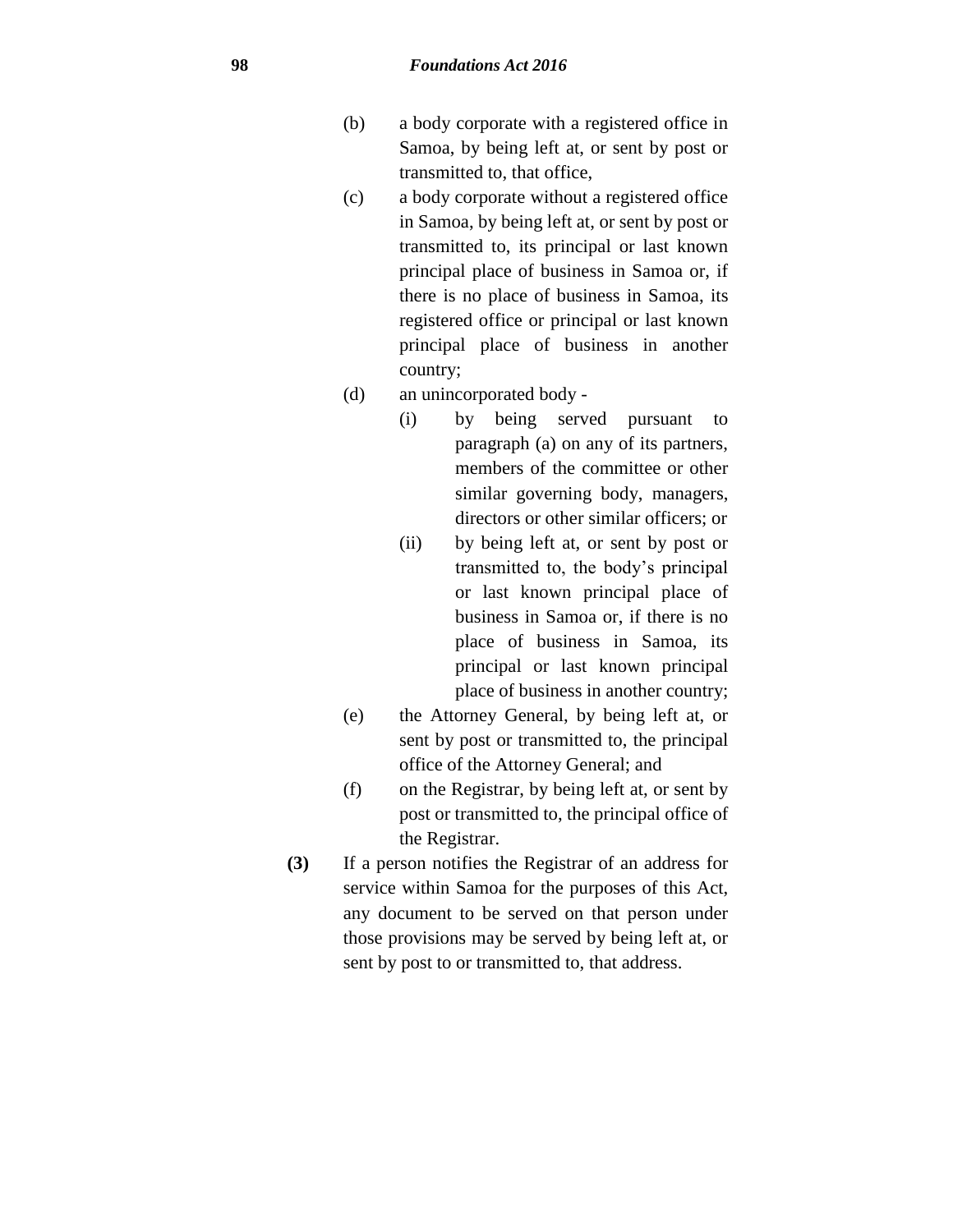(b) a body corporate with a registered office in Samoa, by being left at, or sent by post or transmitted to, that office,

(c) a body corporate without a registered office in Samoa, by being left at, or sent by post or transmitted to, its principal or last known principal place of business in Samoa or, if there is no place of business in Samoa, its registered office or principal or last known principal place of business in another country;

(d) an unincorporated body -

  (i) by being served pursuant to paragraph (a) on any of its partners, members of the committee or other similar governing body, managers, directors or other similar officers; or

  (ii) by being left at, or sent by post or transmitted to, the body's principal or last known principal place of business in Samoa or, if there is no place of business in Samoa, its principal or last known principal place of business in another country;

(e) the Attorney General, by being left at, or sent by post or transmitted to, the principal office of the Attorney General; and

(f) on the Registrar, by being left at, or sent by post or transmitted to, the principal office of the Registrar.

**(3)** If a person notifies the Registrar of an address for service within Samoa for the purposes of this Act, any document to be served on that person under those provisions may be served by being left at, or sent by post to or transmitted to, that address.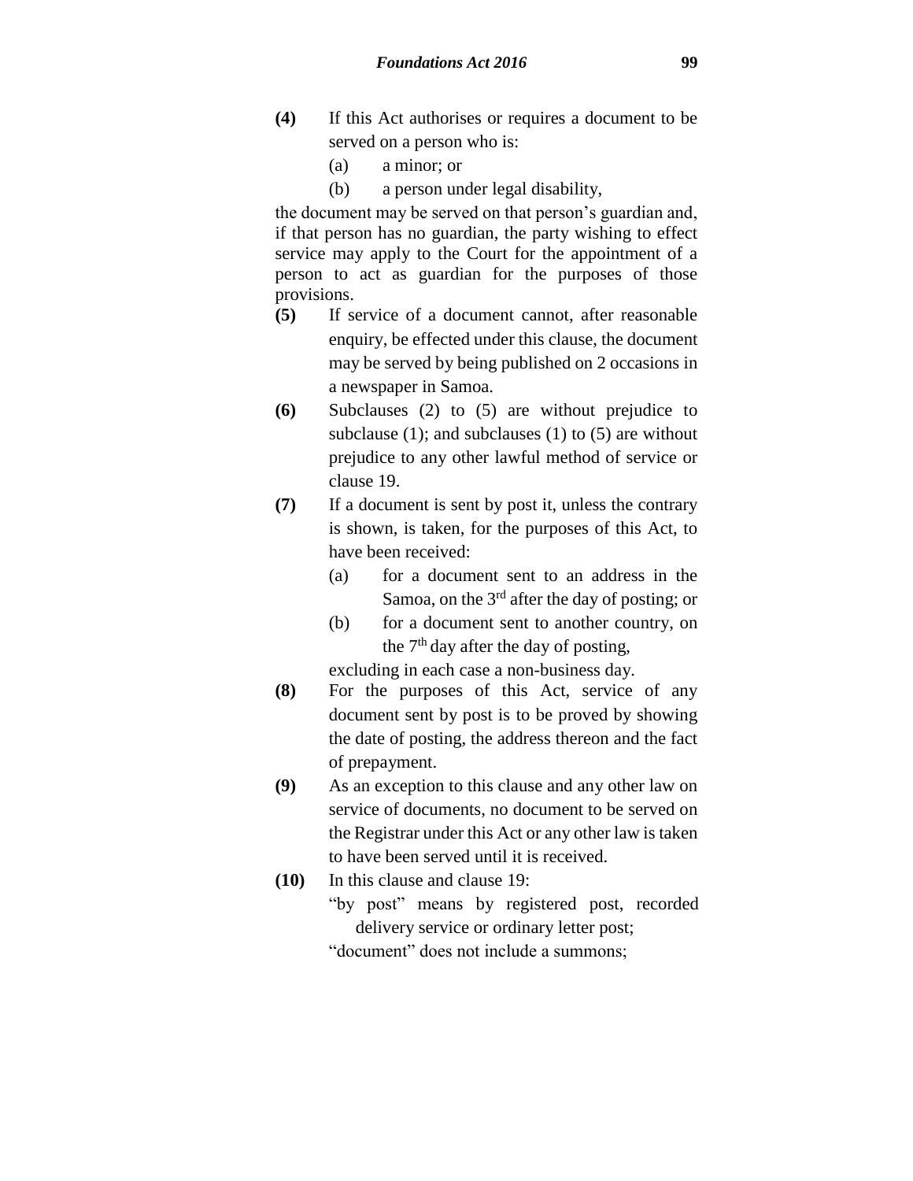**(4)** If this Act authorises or requires a document to be served on a person who is:

(a) a minor; or

(b) a person under legal disability,

the document may be served on that person's guardian and, if that person has no guardian, the party wishing to effect service may apply to the Court for the appointment of a person to act as guardian for the purposes of those provisions.

**(5)** If service of a document cannot, after reasonable enquiry, be effected under this clause, the document may be served by being published on 2 occasions in a newspaper in Samoa.

**(6)** Subclauses (2) to (5) are without prejudice to subclause (1); and subclauses (1) to (5) are without prejudice to any other lawful method of service or clause 19.

**(7)** If a document is sent by post it, unless the contrary is shown, is taken, for the purposes of this Act, to have been received:

(a) for a document sent to an address in the Samoa, on the 3rd after the day of posting; or

(b) for a document sent to another country, on the 7th day after the day of posting,

excluding in each case a non-business day.

**(8)** For the purposes of this Act, service of any document sent by post is to be proved by showing the date of posting, the address thereon and the fact of prepayment.

**(9)** As an exception to this clause and any other law on service of documents, no document to be served on the Registrar under this Act or any other law is taken to have been served until it is received.

**(10)** In this clause and clause 19:

"by post" means by registered post, recorded delivery service or ordinary letter post;

"document" does not include a summons;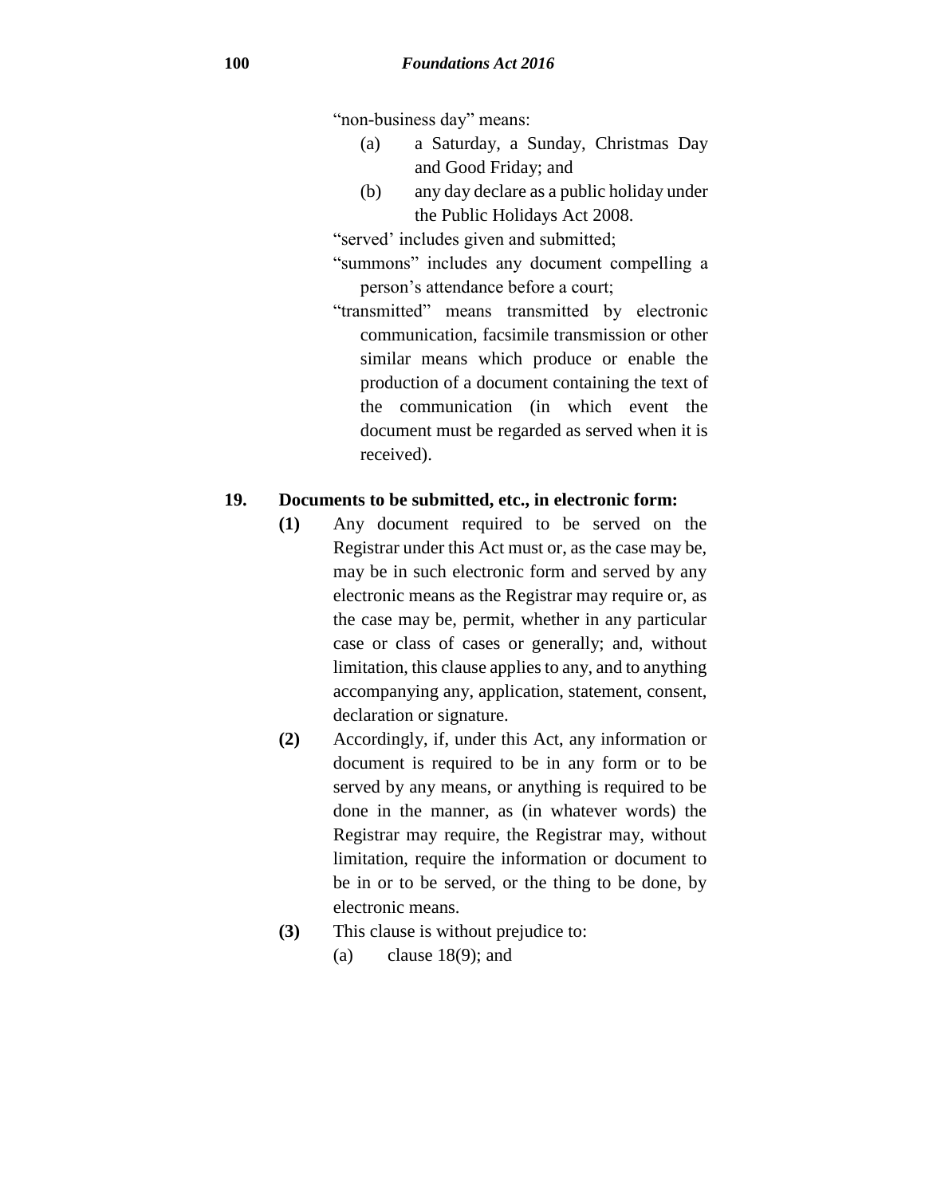"non-business day" means:

(a) a Saturday, a Sunday, Christmas Day and Good Friday; and

(b) any day declare as a public holiday under the Public Holidays Act 2008.

"served' includes given and submitted;

"summons" includes any document compelling a person's attendance before a court;

"transmitted" means transmitted by electronic communication, facsimile transmission or other similar means which produce or enable the production of a document containing the text of the communication (in which event the document must be regarded as served when it is received).

## 19. Documents to be submitted, etc., in electronic form:

**(1)** Any document required to be served on the Registrar under this Act must or, as the case may be, may be in such electronic form and served by any electronic means as the Registrar may require or, as the case may be, permit, whether in any particular case or class of cases or generally; and, without limitation, this clause applies to any, and to anything accompanying any, application, statement, consent, declaration or signature.

**(2)** Accordingly, if, under this Act, any information or document is required to be in any form or to be served by any means, or anything is required to be done in the manner, as (in whatever words) the Registrar may require, the Registrar may, without limitation, require the information or document to be in or to be served, or the thing to be done, by electronic means.

**(3)** This clause is without prejudice to:

(a) clause 18(9); and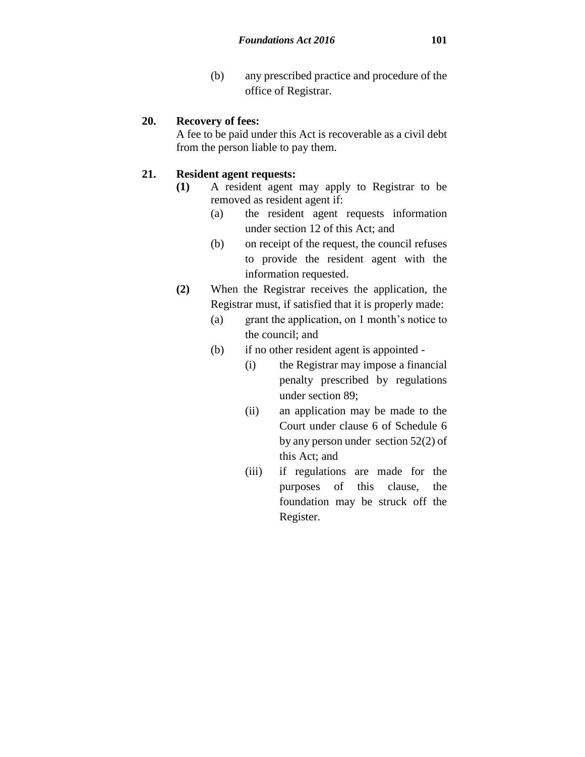(b) any prescribed practice and procedure of the office of Registrar.

**20. Recovery of fees:**

A fee to be paid under this Act is recoverable as a civil debt from the person liable to pay them.

**21. Resident agent requests:**

**(1)** A resident agent may apply to Registrar to be removed as resident agent if:

- (a) the resident agent requests information under section 12 of this Act; and
- (b) on receipt of the request, the council refuses to provide the resident agent with the information requested.

**(2)** When the Registrar receives the application, the Registrar must, if satisfied that it is properly made:

- (a) grant the application, on 1 month's notice to the council; and
- (b) if no other resident agent is appointed -
  - (i) the Registrar may impose a financial penalty prescribed by regulations under section 89;
  - (ii) an application may be made to the Court under clause 6 of Schedule 6 by any person under section 52(2) of this Act; and
  - (iii) if regulations are made for the purposes of this clause, the foundation may be struck off the Register.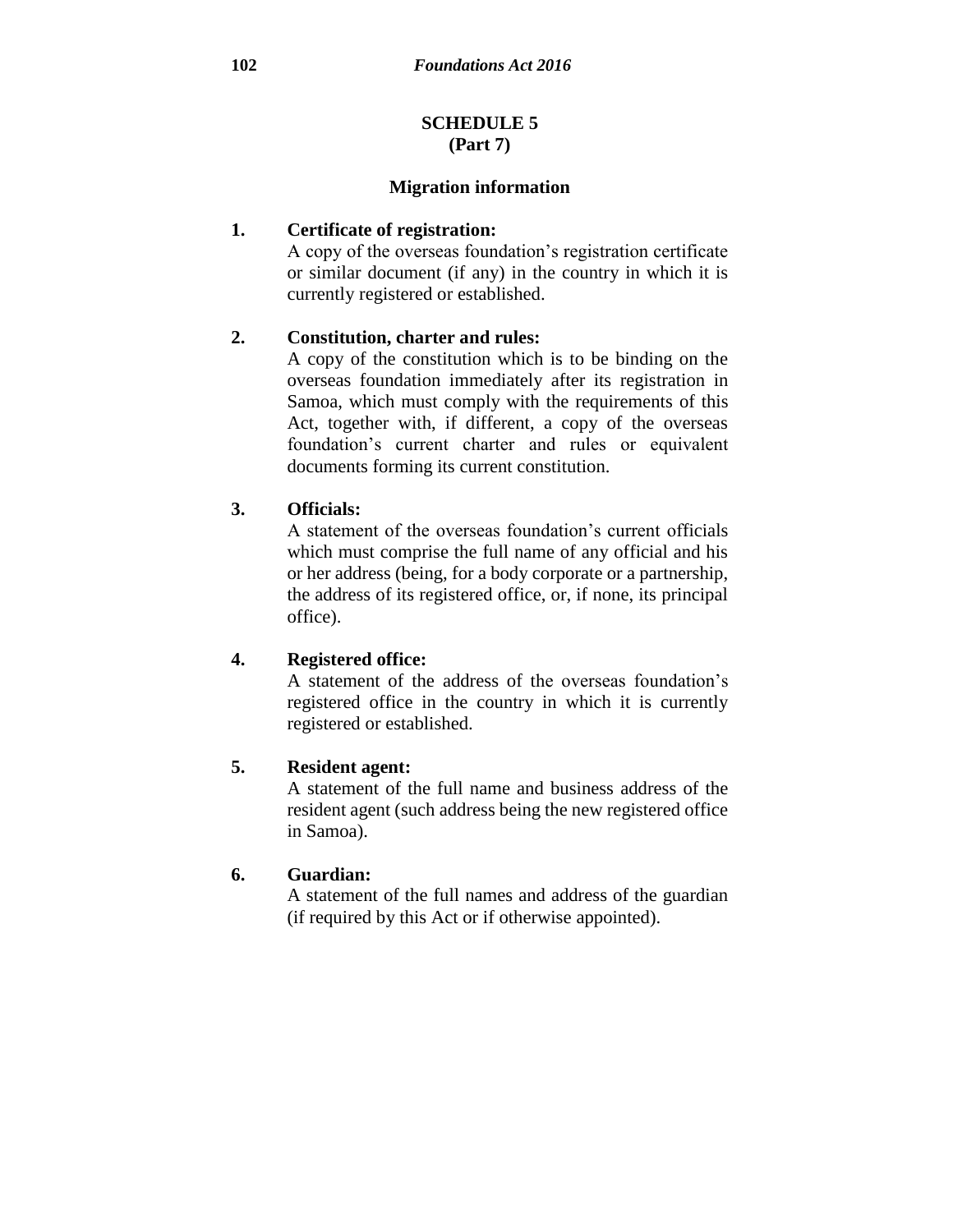# SCHEDULE 5
## (Part 7)

### Migration information

**1. Certificate of registration:**
A copy of the overseas foundation’s registration certificate or similar document (if any) in the country in which it is currently registered or established.

**2. Constitution, charter and rules:**
A copy of the constitution which is to be binding on the overseas foundation immediately after its registration in Samoa, which must comply with the requirements of this Act, together with, if different, a copy of the overseas foundation’s current charter and rules or equivalent documents forming its current constitution.

**3. Officials:**
A statement of the overseas foundation’s current officials which must comprise the full name of any official and his or her address (being, for a body corporate or a partnership, the address of its registered office, or, if none, its principal office).

**4. Registered office:**
A statement of the address of the overseas foundation’s registered office in the country in which it is currently registered or established.

**5. Resident agent:**
A statement of the full name and business address of the resident agent (such address being the new registered office in Samoa).

**6. Guardian:**
A statement of the full names and address of the guardian (if required by this Act or if otherwise appointed).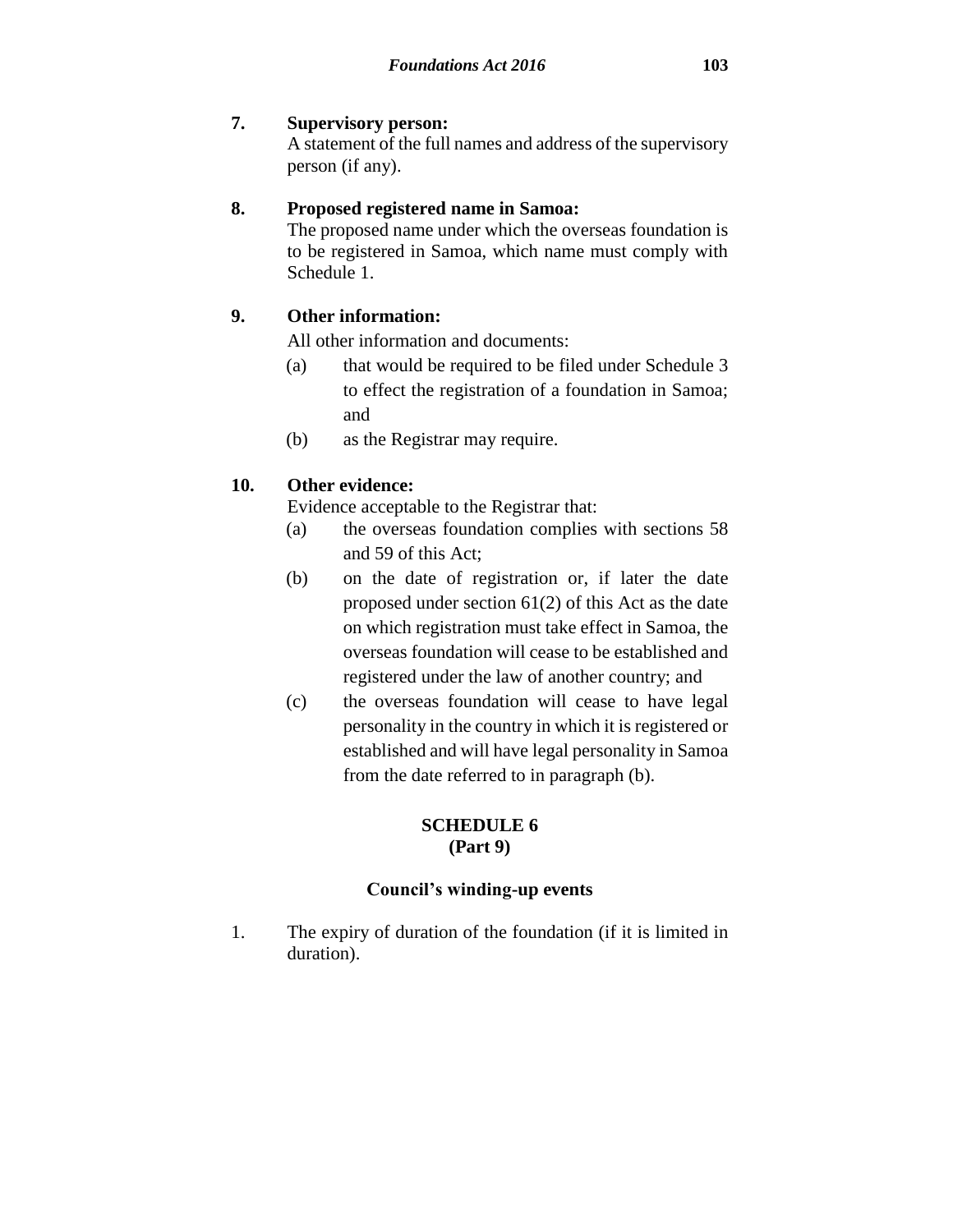**7. Supervisory person:**

A statement of the full names and address of the supervisory person (if any).

**8. Proposed registered name in Samoa:**

The proposed name under which the overseas foundation is to be registered in Samoa, which name must comply with Schedule 1.

**9. Other information:**

All other information and documents:

(a) that would be required to be filed under Schedule 3 to effect the registration of a foundation in Samoa; and

(b) as the Registrar may require.

**10. Other evidence:**

Evidence acceptable to the Registrar that:

(a) the overseas foundation complies with sections 58 and 59 of this Act;

(b) on the date of registration or, if later the date proposed under section 61(2) of this Act as the date on which registration must take effect in Samoa, the overseas foundation will cease to be established and registered under the law of another country; and

(c) the overseas foundation will cease to have legal personality in the country in which it is registered or established and will have legal personality in Samoa from the date referred to in paragraph (b).

## SCHEDULE 6
## (Part 9)

### Council's winding-up events

1. The expiry of duration of the foundation (if it is limited in duration).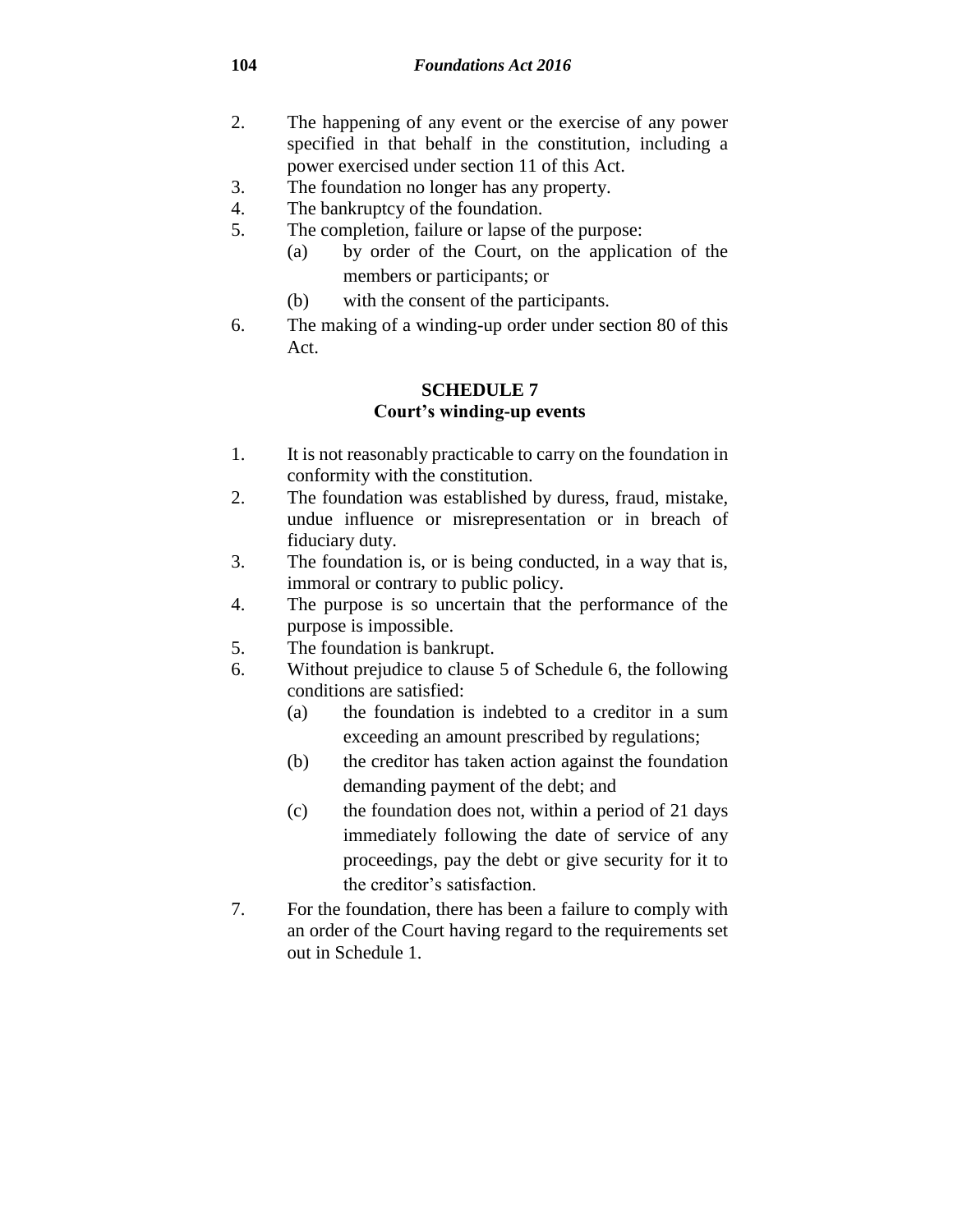2. The happening of any event or the exercise of any power specified in that behalf in the constitution, including a power exercised under section 11 of this Act.
3. The foundation no longer has any property.
4. The bankruptcy of the foundation.
5. The completion, failure or lapse of the purpose:
   - (a) by order of the Court, on the application of the members or participants; or
   - (b) with the consent of the participants.
6. The making of a winding-up order under section 80 of this Act.

## SCHEDULE 7
## Court's winding-up events

1. It is not reasonably practicable to carry on the foundation in conformity with the constitution.
2. The foundation was established by duress, fraud, mistake, undue influence or misrepresentation or in breach of fiduciary duty.
3. The foundation is, or is being conducted, in a way that is, immoral or contrary to public policy.
4. The purpose is so uncertain that the performance of the purpose is impossible.
5. The foundation is bankrupt.
6. Without prejudice to clause 5 of Schedule 6, the following conditions are satisfied:
   - (a) the foundation is indebted to a creditor in a sum exceeding an amount prescribed by regulations;
   - (b) the creditor has taken action against the foundation demanding payment of the debt; and
   - (c) the foundation does not, within a period of 21 days immediately following the date of service of any proceedings, pay the debt or give security for it to the creditor's satisfaction.
7. For the foundation, there has been a failure to comply with an order of the Court having regard to the requirements set out in Schedule 1.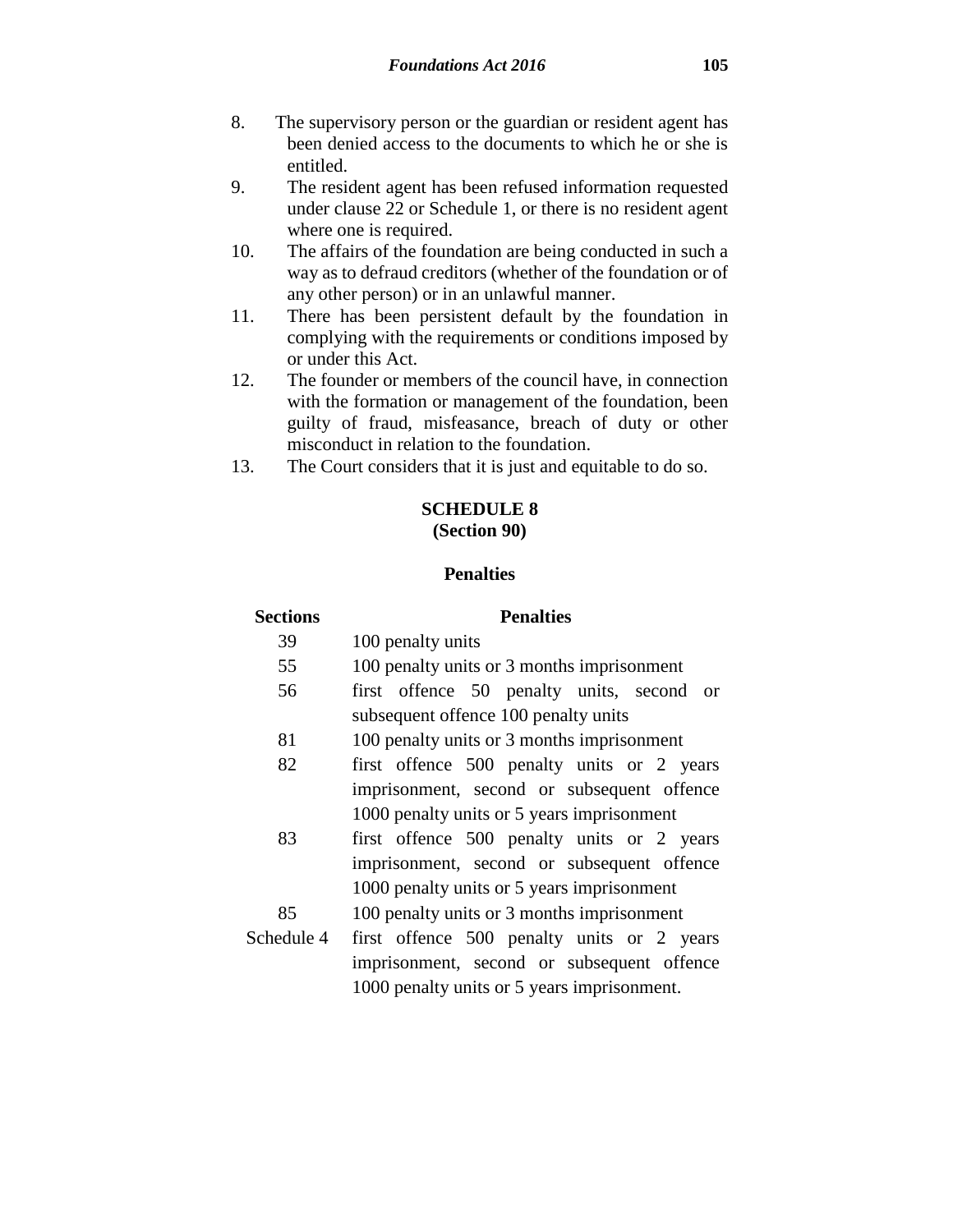8. The supervisory person or the guardian or resident agent has been denied access to the documents to which he or she is entitled.
9. The resident agent has been refused information requested under clause 22 or Schedule 1, or there is no resident agent where one is required.
10. The affairs of the foundation are being conducted in such a way as to defraud creditors (whether of the foundation or of any other person) or in an unlawful manner.
11. There has been persistent default by the foundation in complying with the requirements or conditions imposed by or under this Act.
12. The founder or members of the council have, in connection with the formation or management of the foundation, been guilty of fraud, misfeasance, breach of duty or other misconduct in relation to the foundation.
13. The Court considers that it is just and equitable to do so.

## SCHEDULE 8
### (Section 90)

### Penalties

| Sections | Penalties |
|---|---|
| 39 | 100 penalty units |
| 55 | 100 penalty units or 3 months imprisonment |
| 56 | first offence 50 penalty units, second or subsequent offence 100 penalty units |
| 81 | 100 penalty units or 3 months imprisonment |
| 82 | first offence 500 penalty units or 2 years imprisonment, second or subsequent offence 1000 penalty units or 5 years imprisonment |
| 83 | first offence 500 penalty units or 2 years imprisonment, second or subsequent offence 1000 penalty units or 5 years imprisonment |
| 85 | 100 penalty units or 3 months imprisonment |
| Schedule 4 | first offence 500 penalty units or 2 years imprisonment, second or subsequent offence 1000 penalty units or 5 years imprisonment. |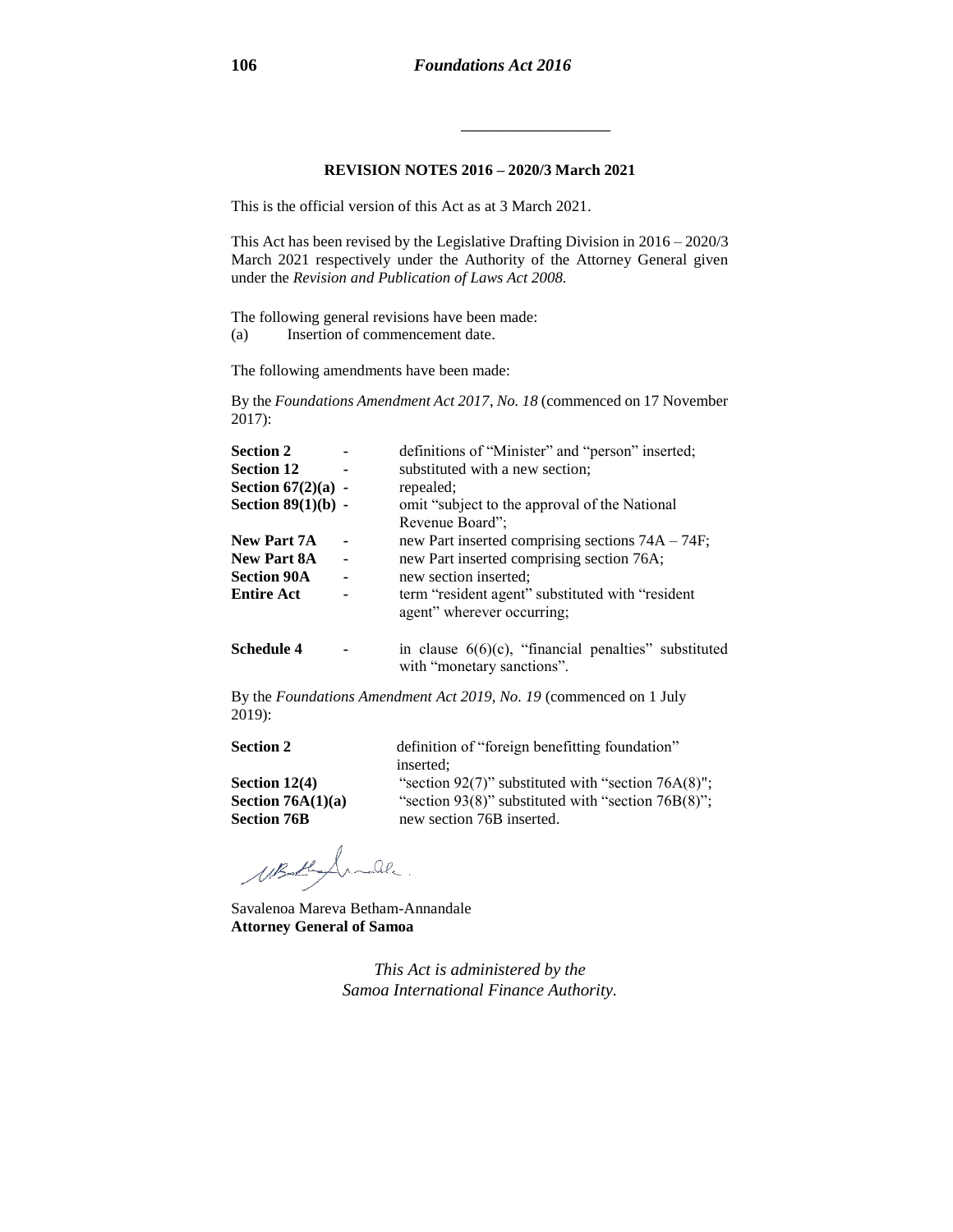---

**REVISION NOTES 2016 – 2020/3 March 2021**

This is the official version of this Act as at 3 March 2021.

This Act has been revised by the Legislative Drafting Division in 2016 – 2020/3 March 2021 respectively under the Authority of the Attorney General given under the *Revision and Publication of Laws Act 2008.*

The following general revisions have been made:
(a) Insertion of commencement date.

The following amendments have been made:

By the *Foundations Amendment Act 2017, No. 18* (commenced on 17 November 2017):

| | | |
|---|---|---|
| **Section 2** | - | definitions of "Minister" and "person" inserted; |
| **Section 12** | - | substituted with a new section; |
| **Section 67(2)(a)** | - | repealed; |
| **Section 89(1)(b)** | - | omit "subject to the approval of the National Revenue Board"; |
| **New Part 7A** | - | new Part inserted comprising sections 74A – 74F; |
| **New Part 8A** | - | new Part inserted comprising section 76A; |
| **Section 90A** | - | new section inserted; |
| **Entire Act** | - | term "resident agent" substituted with "resident agent" wherever occurring; |
| **Schedule 4** | - | in clause 6(6)(c), "financial penalties" substituted with "monetary sanctions". |

By the *Foundations Amendment Act 2019, No. 19* (commenced on 1 July 2019):

| | |
|---|---|
| **Section 2** | definition of "foreign benefitting foundation" inserted; |
| **Section 12(4)** | "section 92(7)" substituted with "section 76A(8)"; |
| **Section 76A(1)(a)** | "section 93(8)" substituted with "section 76B(8)"; |
| **Section 76B** | new section 76B inserted. |

Savalenoa Mareva Betham-Annandale
**Attorney General of Samoa**

*This Act is administered by the Samoa International Finance Authority.*